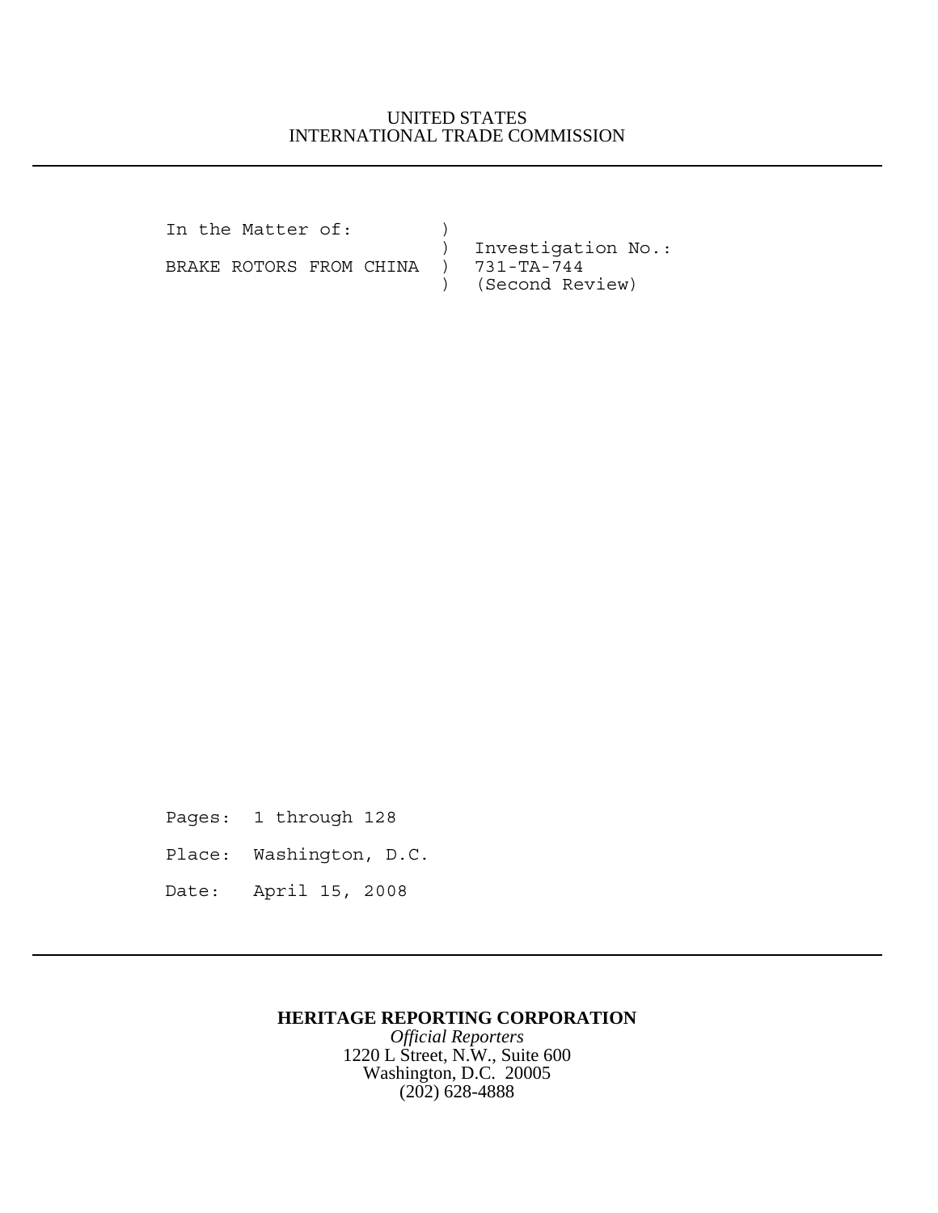UNITED STATES
INTERNATIONAL TRADE COMMISSION

---

```
In the Matter of:         )
                          )  Investigation No.:
BRAKE ROTORS FROM CHINA   )  731-TA-744
                          )  (Second Review)
```

Pages: 1 through 128

Place: Washington, D.C.

Date: April 15, 2008

---

**HERITAGE REPORTING CORPORATION**

*Official Reporters*

1220 L Street, N.W., Suite 600

Washington, D.C. 20005

(202) 628-4888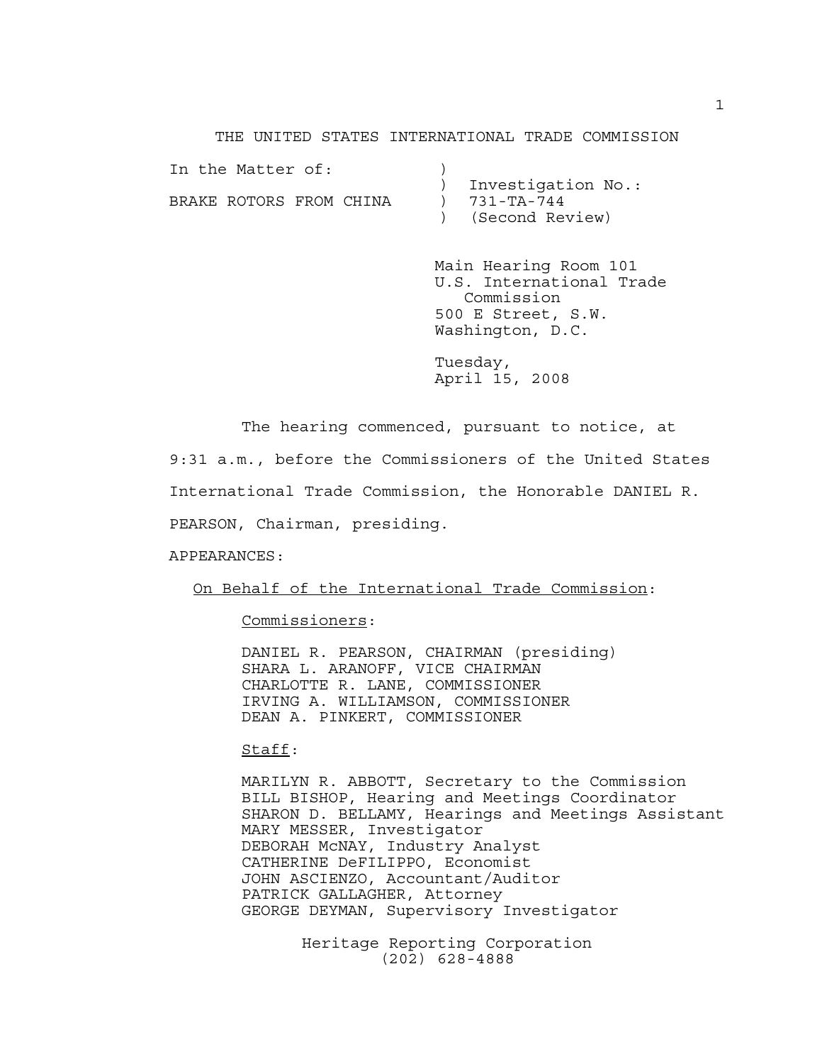THE UNITED STATES INTERNATIONAL TRADE COMMISSION

In the Matter of: ) Investigation No.:
BRAKE ROTORS FROM CHINA ) 731-TA-744
) (Second Review)

Main Hearing Room 101
U.S. International Trade Commission
500 E Street, S.W.
Washington, D.C.

Tuesday,
April 15, 2008

The hearing commenced, pursuant to notice, at 9:31 a.m., before the Commissioners of the United States International Trade Commission, the Honorable DANIEL R. PEARSON, Chairman, presiding.

APPEARANCES:

On Behalf of the International Trade Commission:

Commissioners:

DANIEL R. PEARSON, CHAIRMAN (presiding)
SHARA L. ARANOFF, VICE CHAIRMAN
CHARLOTTE R. LANE, COMMISSIONER
IRVING A. WILLIAMSON, COMMISSIONER
DEAN A. PINKERT, COMMISSIONER

Staff:

MARILYN R. ABBOTT, Secretary to the Commission
BILL BISHOP, Hearing and Meetings Coordinator
SHARON D. BELLAMY, Hearings and Meetings Assistant
MARY MESSER, Investigator
DEBORAH McNAY, Industry Analyst
CATHERINE DeFILIPPO, Economist
JOHN ASCIENZO, Accountant/Auditor
PATRICK GALLAGHER, Attorney
GEORGE DEYMAN, Supervisory Investigator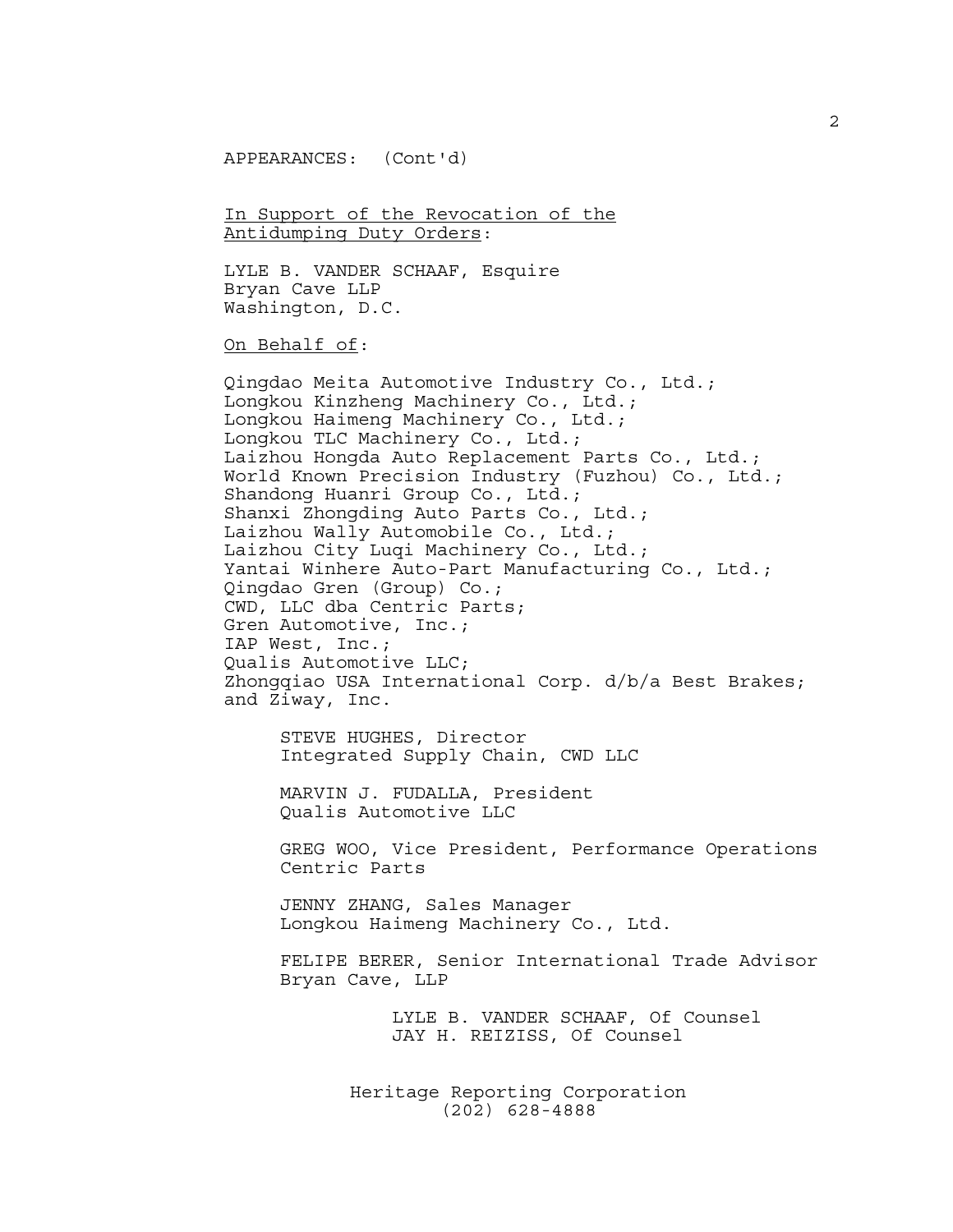APPEARANCES: (Cont'd)

<u>In Support of the Revocation of the Antidumping Duty Orders</u>:

LYLE B. VANDER SCHAAF, Esquire
Bryan Cave LLP
Washington, D.C.

<u>On Behalf of</u>:

Qingdao Meita Automotive Industry Co., Ltd.;
Longkou Kinzheng Machinery Co., Ltd.;
Longkou Haimeng Machinery Co., Ltd.;
Longkou TLC Machinery Co., Ltd.;
Laizhou Hongda Auto Replacement Parts Co., Ltd.;
World Known Precision Industry (Fuzhou) Co., Ltd.;
Shandong Huanri Group Co., Ltd.;
Shanxi Zhongding Auto Parts Co., Ltd.;
Laizhou Wally Automobile Co., Ltd.;
Laizhou City Luqi Machinery Co., Ltd.;
Yantai Winhere Auto-Part Manufacturing Co., Ltd.;
Qingdao Gren (Group) Co.;
CWD, LLC dba Centric Parts;
Gren Automotive, Inc.;
IAP West, Inc.;
Qualis Automotive LLC;
Zhongqiao USA International Corp. d/b/a Best Brakes;
and Ziway, Inc.

STEVE HUGHES, Director
Integrated Supply Chain, CWD LLC

MARVIN J. FUDALLA, President
Qualis Automotive LLC

GREG WOO, Vice President, Performance Operations
Centric Parts

JENNY ZHANG, Sales Manager
Longkou Haimeng Machinery Co., Ltd.

FELIPE BERER, Senior International Trade Advisor
Bryan Cave, LLP

LYLE B. VANDER SCHAAF, Of Counsel
JAY H. REIZISS, Of Counsel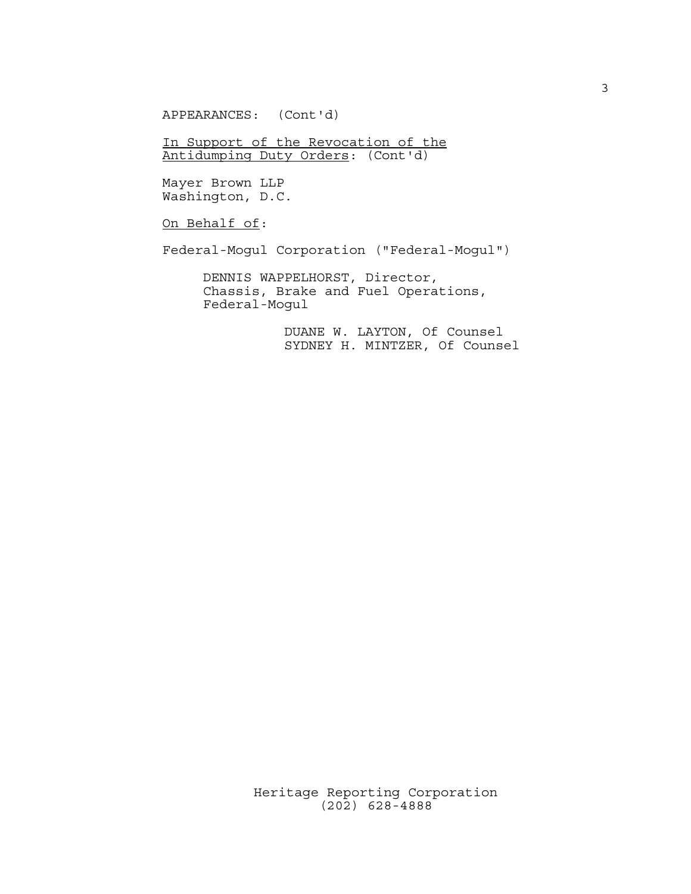APPEARANCES: (Cont'd)

In Support of the Revocation of the Antidumping Duty Orders: (Cont'd)

Mayer Brown LLP
Washington, D.C.

On Behalf of:

Federal-Mogul Corporation ("Federal-Mogul")

DENNIS WAPPELHORST, Director,
Chassis, Brake and Fuel Operations,
Federal-Mogul

DUANE W. LAYTON, Of Counsel
SYDNEY H. MINTZER, Of Counsel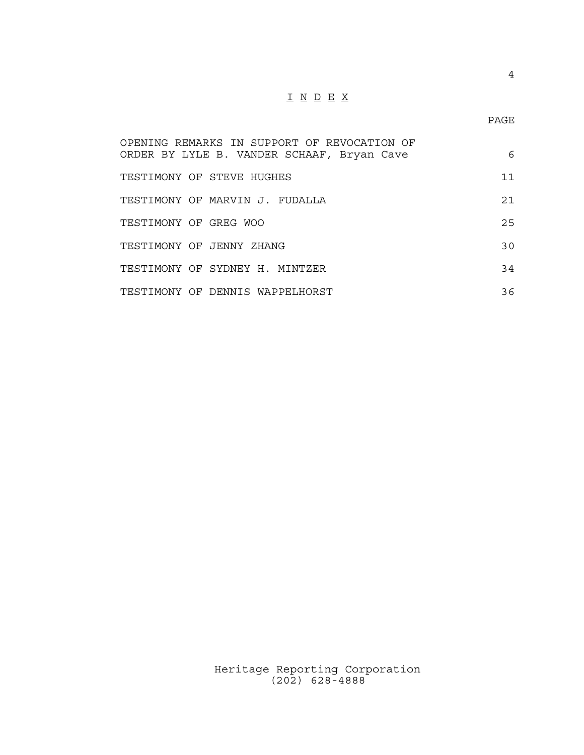# I N D E X

| | PAGE |
|---|---|
| OPENING REMARKS IN SUPPORT OF REVOCATION OF ORDER BY LYLE B. VANDER SCHAAF, Bryan Cave | 6 |
| TESTIMONY OF STEVE HUGHES | 11 |
| TESTIMONY OF MARVIN J. FUDALLA | 21 |
| TESTIMONY OF GREG WOO | 25 |
| TESTIMONY OF JENNY ZHANG | 30 |
| TESTIMONY OF SYDNEY H. MINTZER | 34 |
| TESTIMONY OF DENNIS WAPPELHORST | 36 |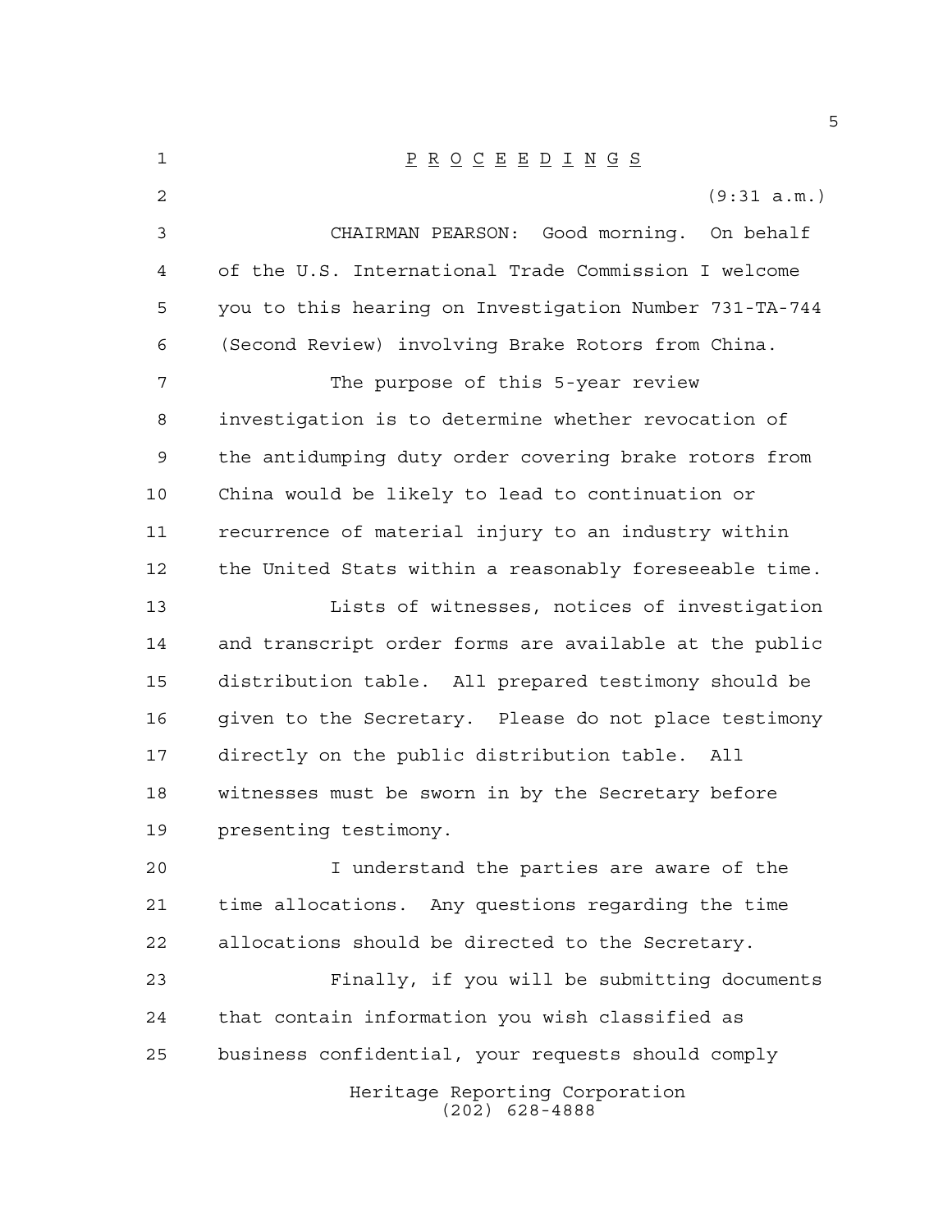# P R O C E E D I N G S

(9:31 a.m.)

CHAIRMAN PEARSON: Good morning. On behalf of the U.S. International Trade Commission I welcome you to this hearing on Investigation Number 731-TA-744 (Second Review) involving Brake Rotors from China.

The purpose of this 5-year review investigation is to determine whether revocation of the antidumping duty order covering brake rotors from China would be likely to lead to continuation or recurrence of material injury to an industry within the United Stats within a reasonably foreseeable time.

Lists of witnesses, notices of investigation and transcript order forms are available at the public distribution table. All prepared testimony should be given to the Secretary. Please do not place testimony directly on the public distribution table. All witnesses must be sworn in by the Secretary before presenting testimony.

I understand the parties are aware of the time allocations. Any questions regarding the time allocations should be directed to the Secretary.

Finally, if you will be submitting documents that contain information you wish classified as business confidential, your requests should comply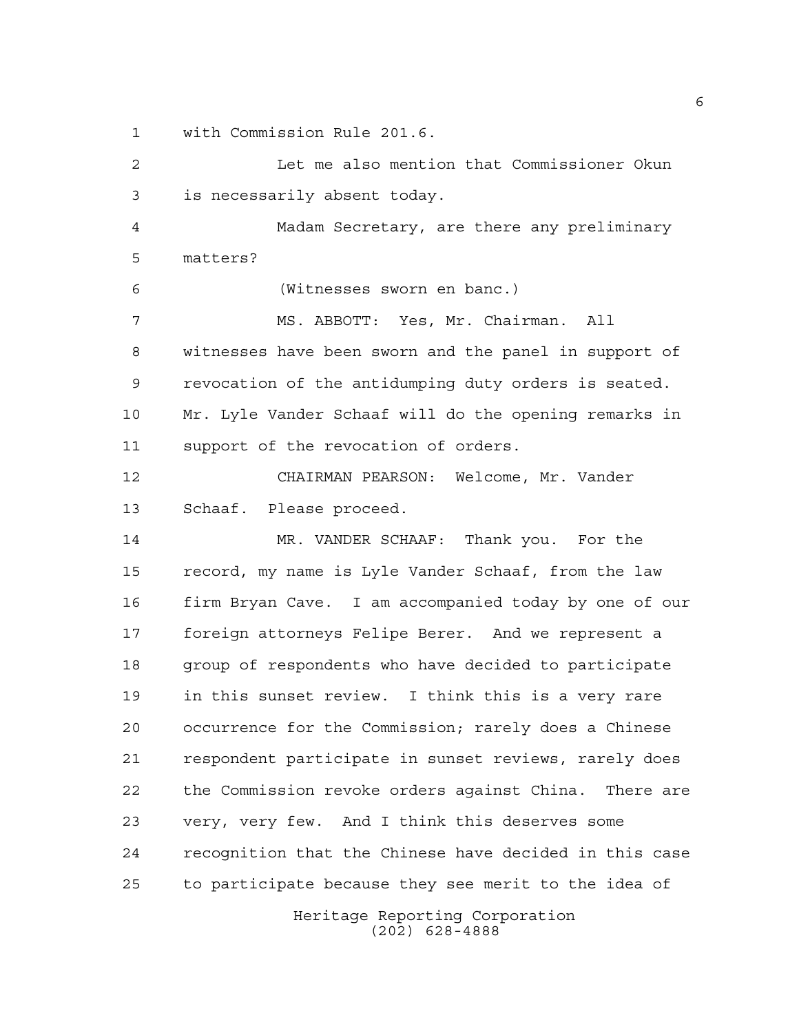with Commission Rule 201.6.

Let me also mention that Commissioner Okun is necessarily absent today.

Madam Secretary, are there any preliminary matters?

(Witnesses sworn en banc.)

MS. ABBOTT: Yes, Mr. Chairman. All witnesses have been sworn and the panel in support of revocation of the antidumping duty orders is seated. Mr. Lyle Vander Schaaf will do the opening remarks in support of the revocation of orders.

CHAIRMAN PEARSON: Welcome, Mr. Vander Schaaf. Please proceed.

MR. VANDER SCHAAF: Thank you. For the record, my name is Lyle Vander Schaaf, from the law firm Bryan Cave. I am accompanied today by one of our foreign attorneys Felipe Berer. And we represent a group of respondents who have decided to participate in this sunset review. I think this is a very rare occurrence for the Commission; rarely does a Chinese respondent participate in sunset reviews, rarely does the Commission revoke orders against China. There are very, very few. And I think this deserves some recognition that the Chinese have decided in this case to participate because they see merit to the idea of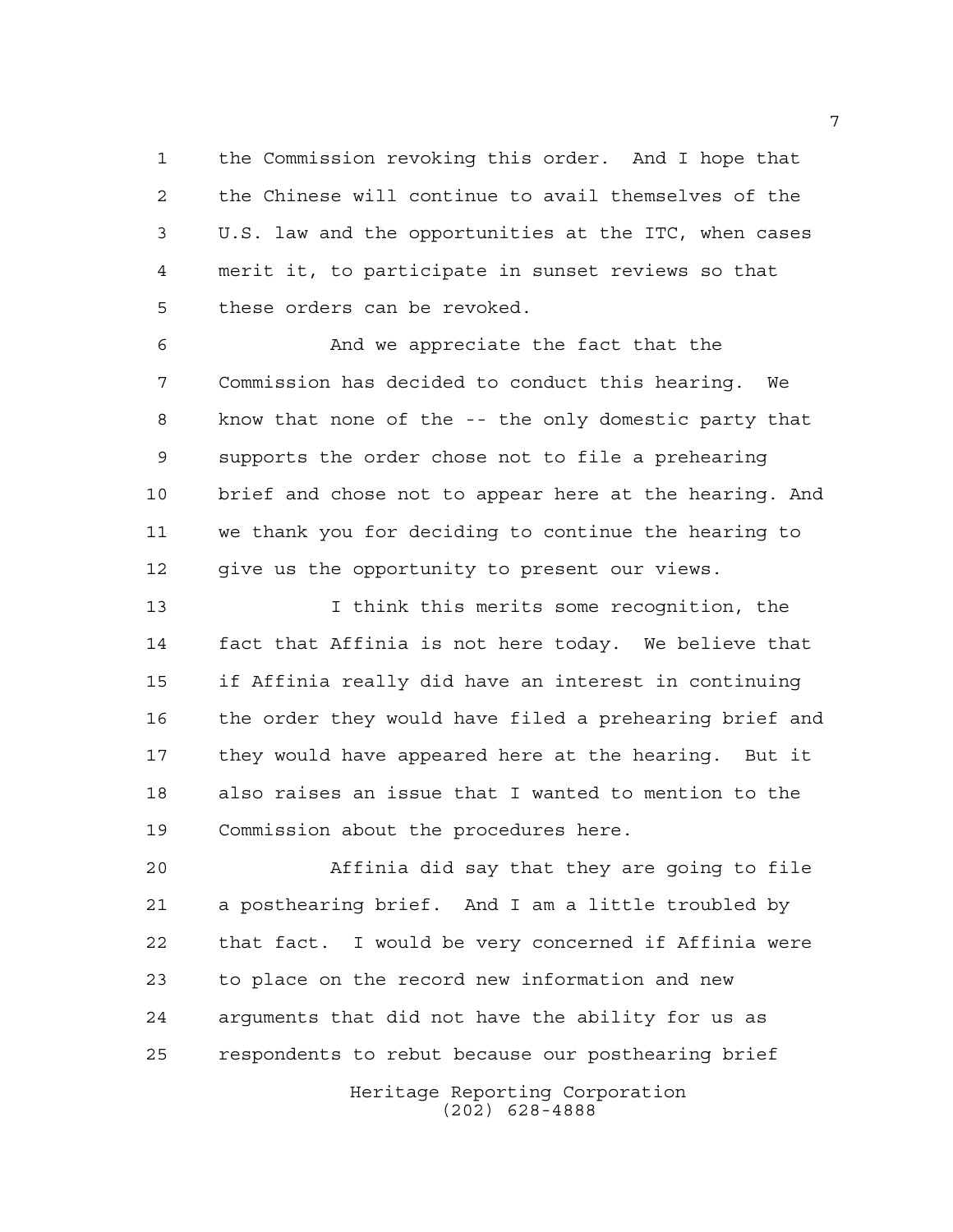the Commission revoking this order. And I hope that the Chinese will continue to avail themselves of the U.S. law and the opportunities at the ITC, when cases merit it, to participate in sunset reviews so that these orders can be revoked.

And we appreciate the fact that the Commission has decided to conduct this hearing. We know that none of the -- the only domestic party that supports the order chose not to file a prehearing brief and chose not to appear here at the hearing. And we thank you for deciding to continue the hearing to give us the opportunity to present our views.

I think this merits some recognition, the fact that Affinia is not here today. We believe that if Affinia really did have an interest in continuing the order they would have filed a prehearing brief and they would have appeared here at the hearing. But it also raises an issue that I wanted to mention to the Commission about the procedures here.

Affinia did say that they are going to file a posthearing brief. And I am a little troubled by that fact. I would be very concerned if Affinia were to place on the record new information and new arguments that did not have the ability for us as respondents to rebut because our posthearing brief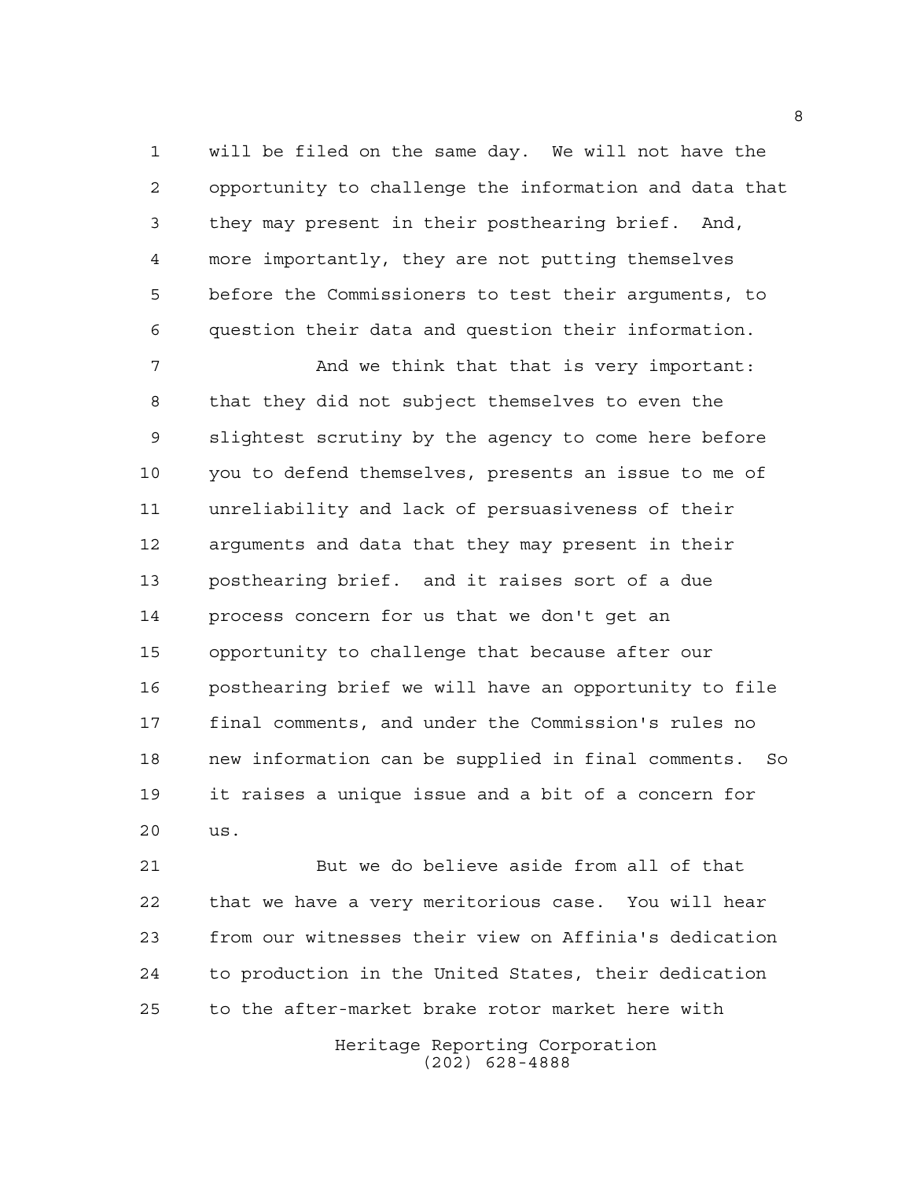will be filed on the same day. We will not have the opportunity to challenge the information and data that they may present in their posthearing brief. And, more importantly, they are not putting themselves before the Commissioners to test their arguments, to question their data and question their information.

And we think that that is very important: that they did not subject themselves to even the slightest scrutiny by the agency to come here before you to defend themselves, presents an issue to me of unreliability and lack of persuasiveness of their arguments and data that they may present in their posthearing brief. and it raises sort of a due process concern for us that we don't get an opportunity to challenge that because after our posthearing brief we will have an opportunity to file final comments, and under the Commission's rules no new information can be supplied in final comments. So it raises a unique issue and a bit of a concern for us.

But we do believe aside from all of that that we have a very meritorious case. You will hear from our witnesses their view on Affinia's dedication to production in the United States, their dedication to the after-market brake rotor market here with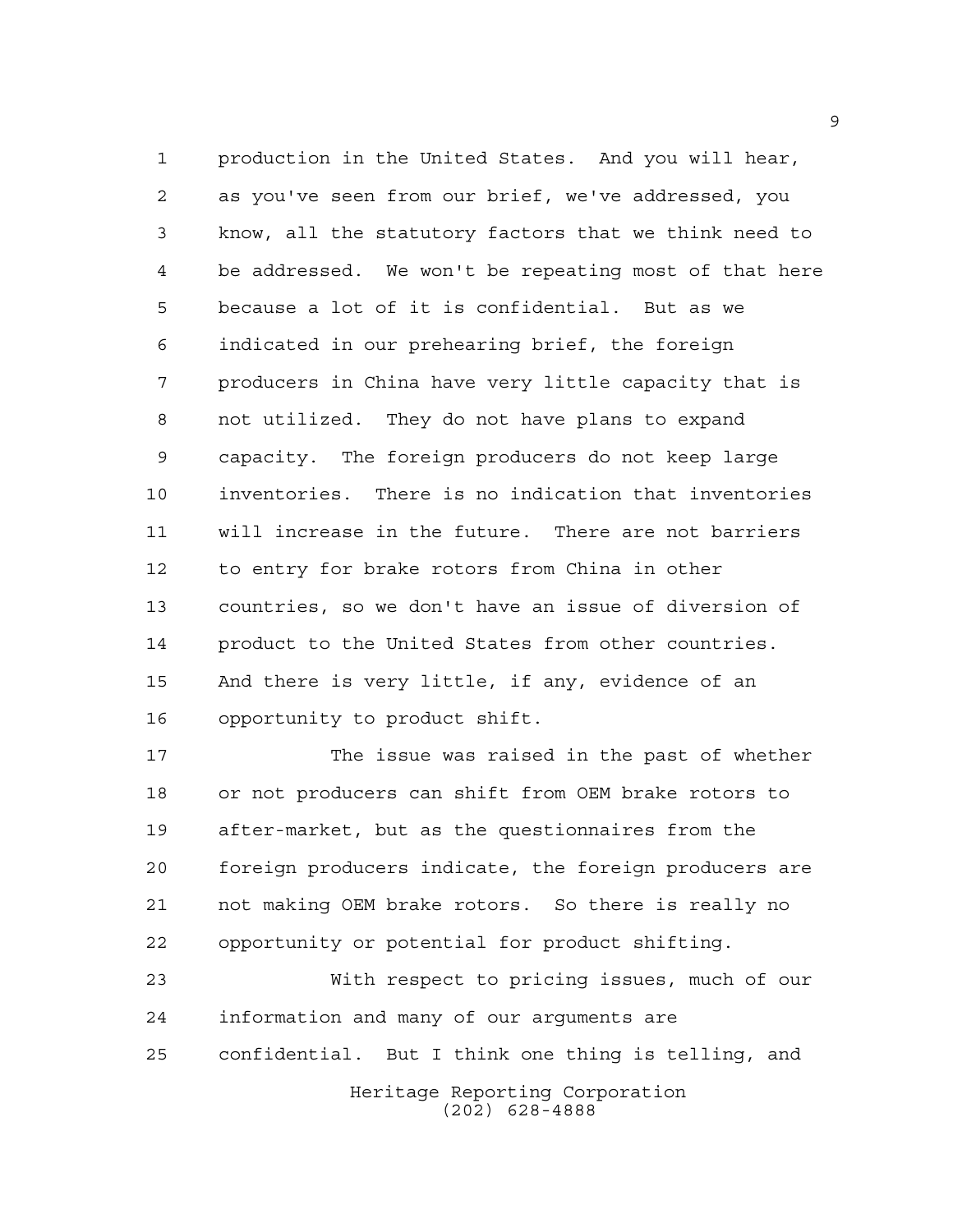production in the United States. And you will hear, as you've seen from our brief, we've addressed, you know, all the statutory factors that we think need to be addressed. We won't be repeating most of that here because a lot of it is confidential. But as we indicated in our prehearing brief, the foreign producers in China have very little capacity that is not utilized. They do not have plans to expand capacity. The foreign producers do not keep large inventories. There is no indication that inventories will increase in the future. There are not barriers to entry for brake rotors from China in other countries, so we don't have an issue of diversion of product to the United States from other countries. And there is very little, if any, evidence of an opportunity to product shift.

The issue was raised in the past of whether or not producers can shift from OEM brake rotors to after-market, but as the questionnaires from the foreign producers indicate, the foreign producers are not making OEM brake rotors. So there is really no opportunity or potential for product shifting.

With respect to pricing issues, much of our information and many of our arguments are confidential. But I think one thing is telling, and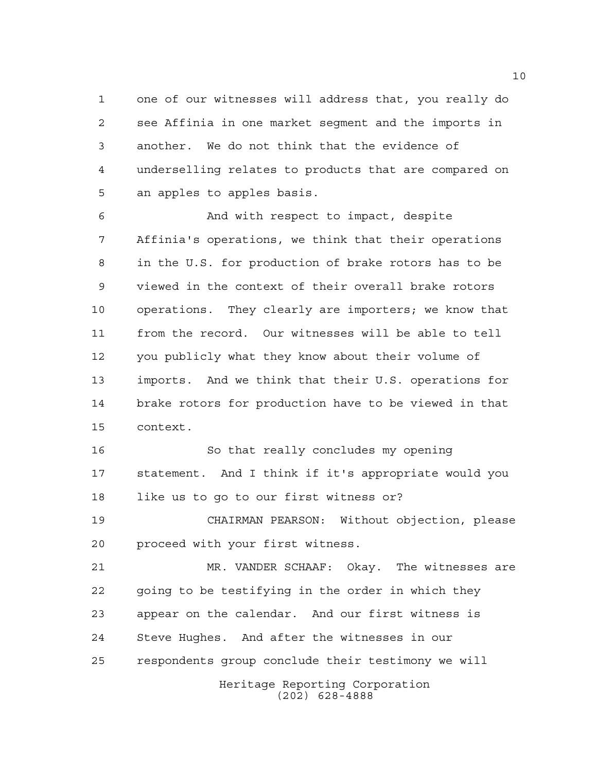one of our witnesses will address that, you really do see Affinia in one market segment and the imports in another. We do not think that the evidence of underselling relates to products that are compared on an apples to apples basis.

And with respect to impact, despite Affinia's operations, we think that their operations in the U.S. for production of brake rotors has to be viewed in the context of their overall brake rotors operations. They clearly are importers; we know that from the record. Our witnesses will be able to tell you publicly what they know about their volume of imports. And we think that their U.S. operations for brake rotors for production have to be viewed in that context.

So that really concludes my opening statement. And I think if it's appropriate would you like us to go to our first witness or?

CHAIRMAN PEARSON: Without objection, please proceed with your first witness.

MR. VANDER SCHAAF: Okay. The witnesses are going to be testifying in the order in which they appear on the calendar. And our first witness is Steve Hughes. And after the witnesses in our respondents group conclude their testimony we will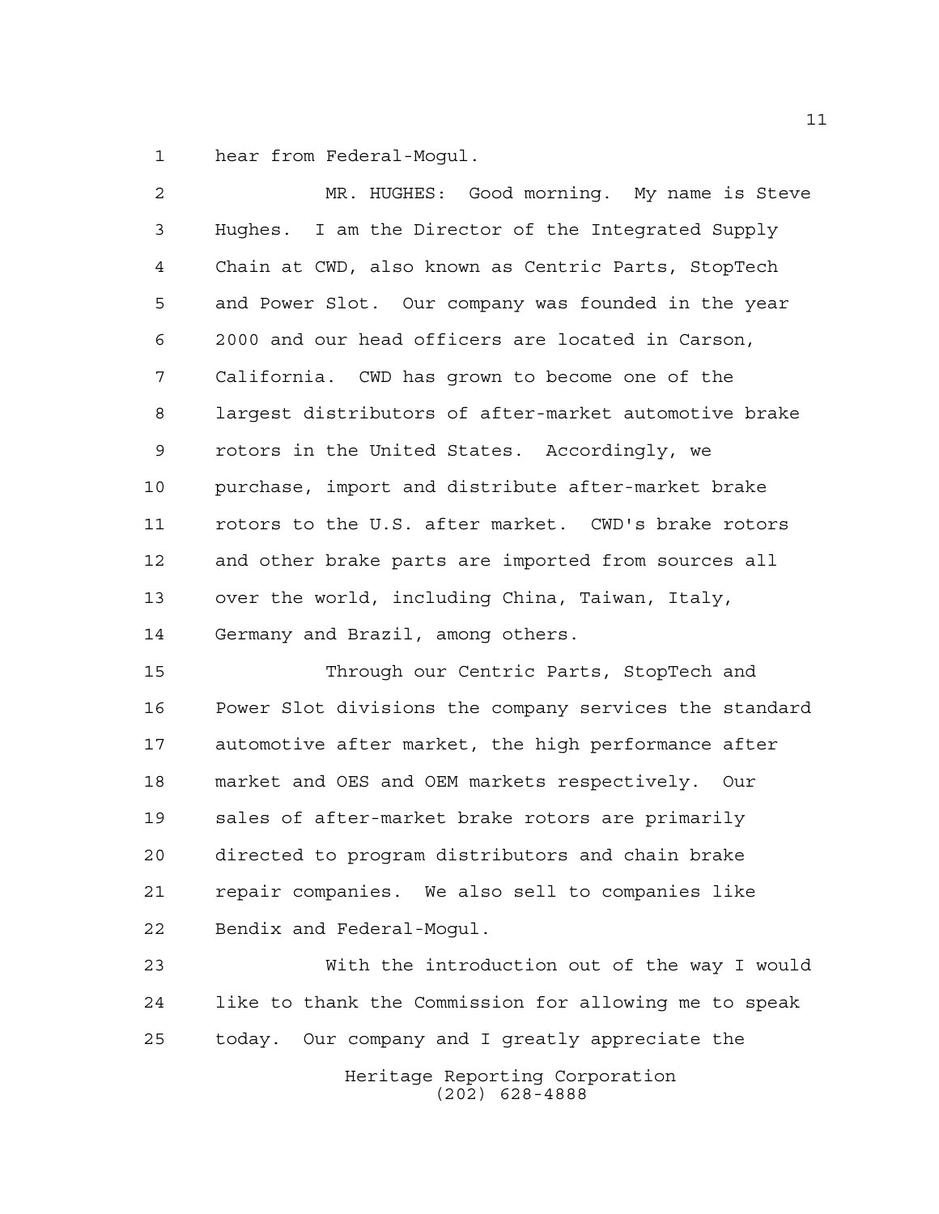hear from Federal-Mogul.

MR. HUGHES: Good morning. My name is Steve Hughes. I am the Director of the Integrated Supply Chain at CWD, also known as Centric Parts, StopTech and Power Slot. Our company was founded in the year 2000 and our head officers are located in Carson, California. CWD has grown to become one of the largest distributors of after-market automotive brake rotors in the United States. Accordingly, we purchase, import and distribute after-market brake rotors to the U.S. after market. CWD's brake rotors and other brake parts are imported from sources all over the world, including China, Taiwan, Italy, Germany and Brazil, among others.

Through our Centric Parts, StopTech and Power Slot divisions the company services the standard automotive after market, the high performance after market and OES and OEM markets respectively. Our sales of after-market brake rotors are primarily directed to program distributors and chain brake repair companies. We also sell to companies like Bendix and Federal-Mogul.

With the introduction out of the way I would like to thank the Commission for allowing me to speak today. Our company and I greatly appreciate the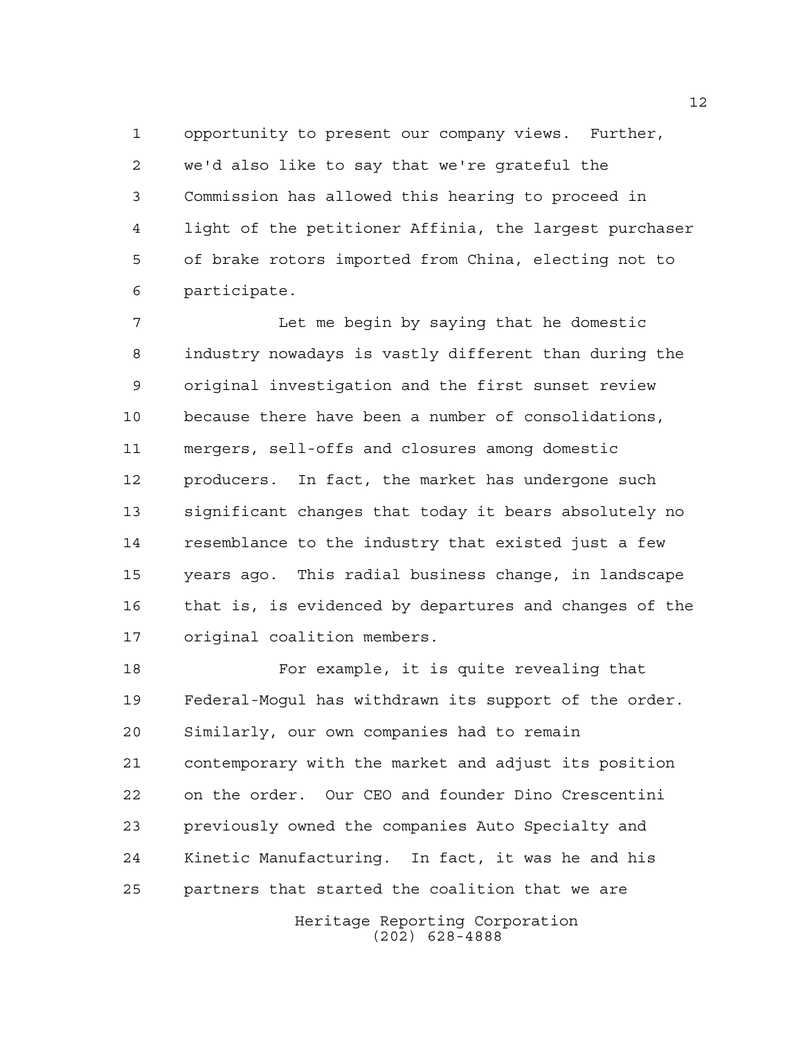opportunity to present our company views. Further, we'd also like to say that we're grateful the Commission has allowed this hearing to proceed in light of the petitioner Affinia, the largest purchaser of brake rotors imported from China, electing not to participate.

Let me begin by saying that he domestic industry nowadays is vastly different than during the original investigation and the first sunset review because there have been a number of consolidations, mergers, sell-offs and closures among domestic producers. In fact, the market has undergone such significant changes that today it bears absolutely no resemblance to the industry that existed just a few years ago. This radial business change, in landscape that is, is evidenced by departures and changes of the original coalition members.

For example, it is quite revealing that Federal-Mogul has withdrawn its support of the order. Similarly, our own companies had to remain contemporary with the market and adjust its position on the order. Our CEO and founder Dino Crescentini previously owned the companies Auto Specialty and Kinetic Manufacturing. In fact, it was he and his partners that started the coalition that we are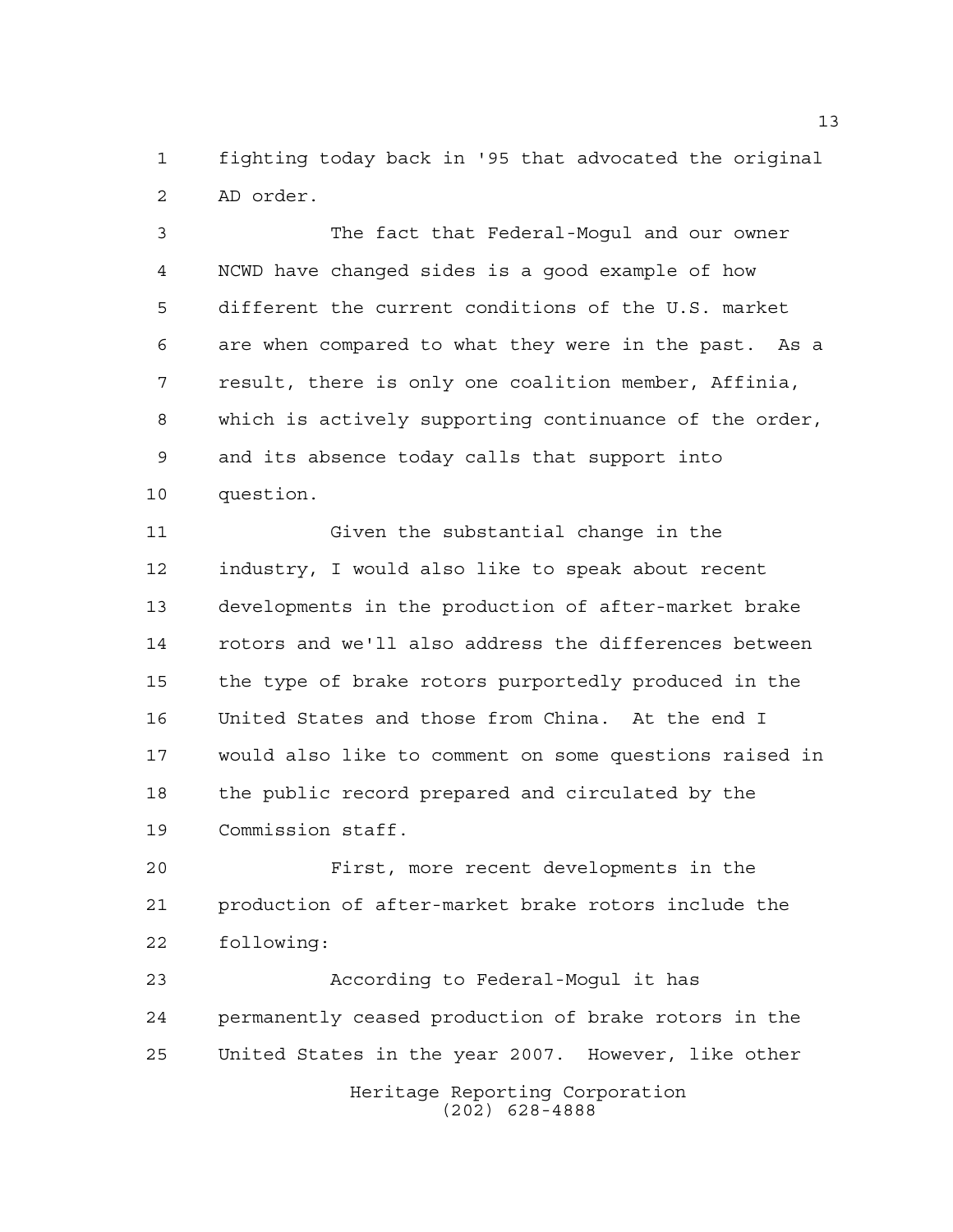fighting today back in '95 that advocated the original AD order.

The fact that Federal-Mogul and our owner NCWD have changed sides is a good example of how different the current conditions of the U.S. market are when compared to what they were in the past. As a result, there is only one coalition member, Affinia, which is actively supporting continuance of the order, and its absence today calls that support into question.

Given the substantial change in the industry, I would also like to speak about recent developments in the production of after-market brake rotors and we'll also address the differences between the type of brake rotors purportedly produced in the United States and those from China. At the end I would also like to comment on some questions raised in the public record prepared and circulated by the Commission staff.

First, more recent developments in the production of after-market brake rotors include the following:

According to Federal-Mogul it has permanently ceased production of brake rotors in the United States in the year 2007. However, like other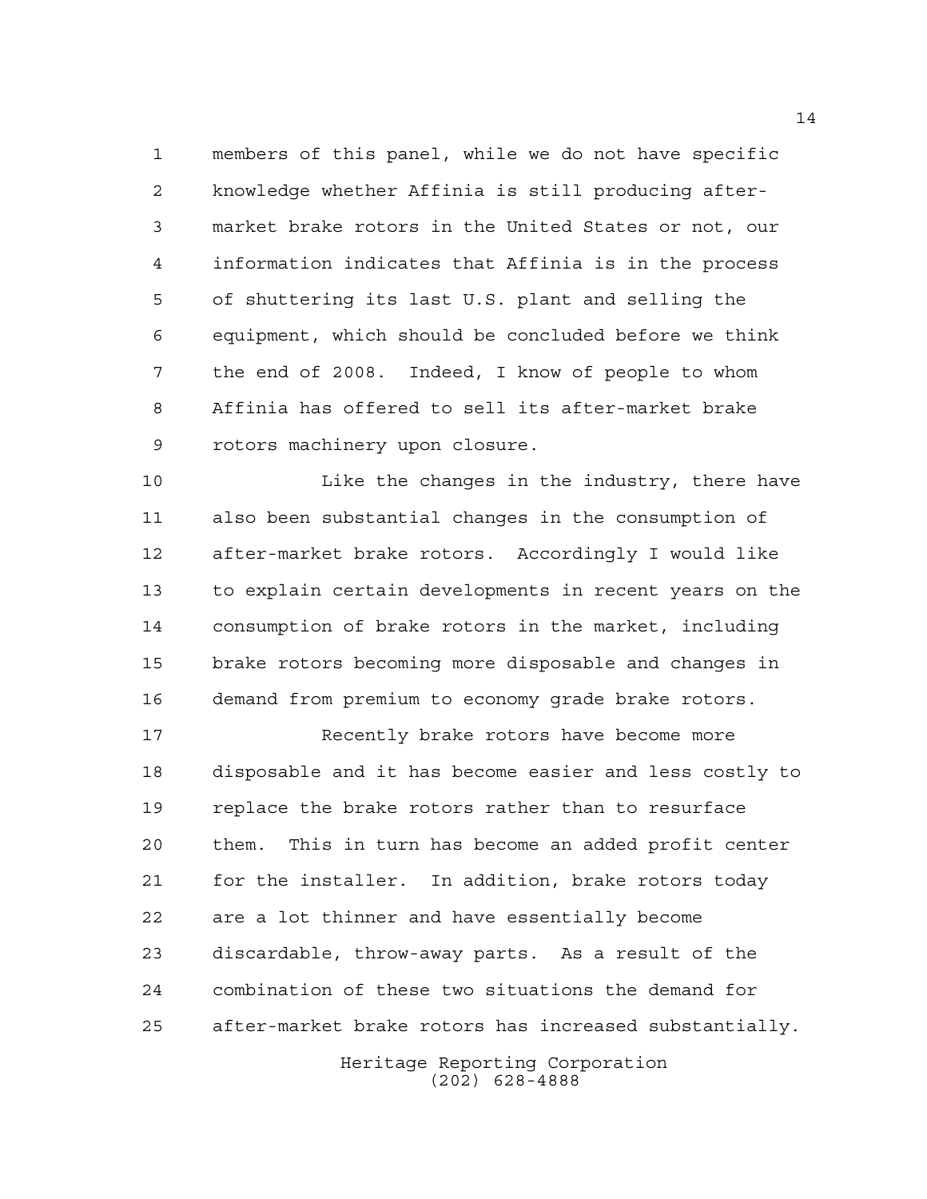members of this panel, while we do not have specific knowledge whether Affinia is still producing after-market brake rotors in the United States or not, our information indicates that Affinia is in the process of shuttering its last U.S. plant and selling the equipment, which should be concluded before we think the end of 2008. Indeed, I know of people to whom Affinia has offered to sell its after-market brake rotors machinery upon closure.

Like the changes in the industry, there have also been substantial changes in the consumption of after-market brake rotors. Accordingly I would like to explain certain developments in recent years on the consumption of brake rotors in the market, including brake rotors becoming more disposable and changes in demand from premium to economy grade brake rotors.

Recently brake rotors have become more disposable and it has become easier and less costly to replace the brake rotors rather than to resurface them. This in turn has become an added profit center for the installer. In addition, brake rotors today are a lot thinner and have essentially become discardable, throw-away parts. As a result of the combination of these two situations the demand for after-market brake rotors has increased substantially.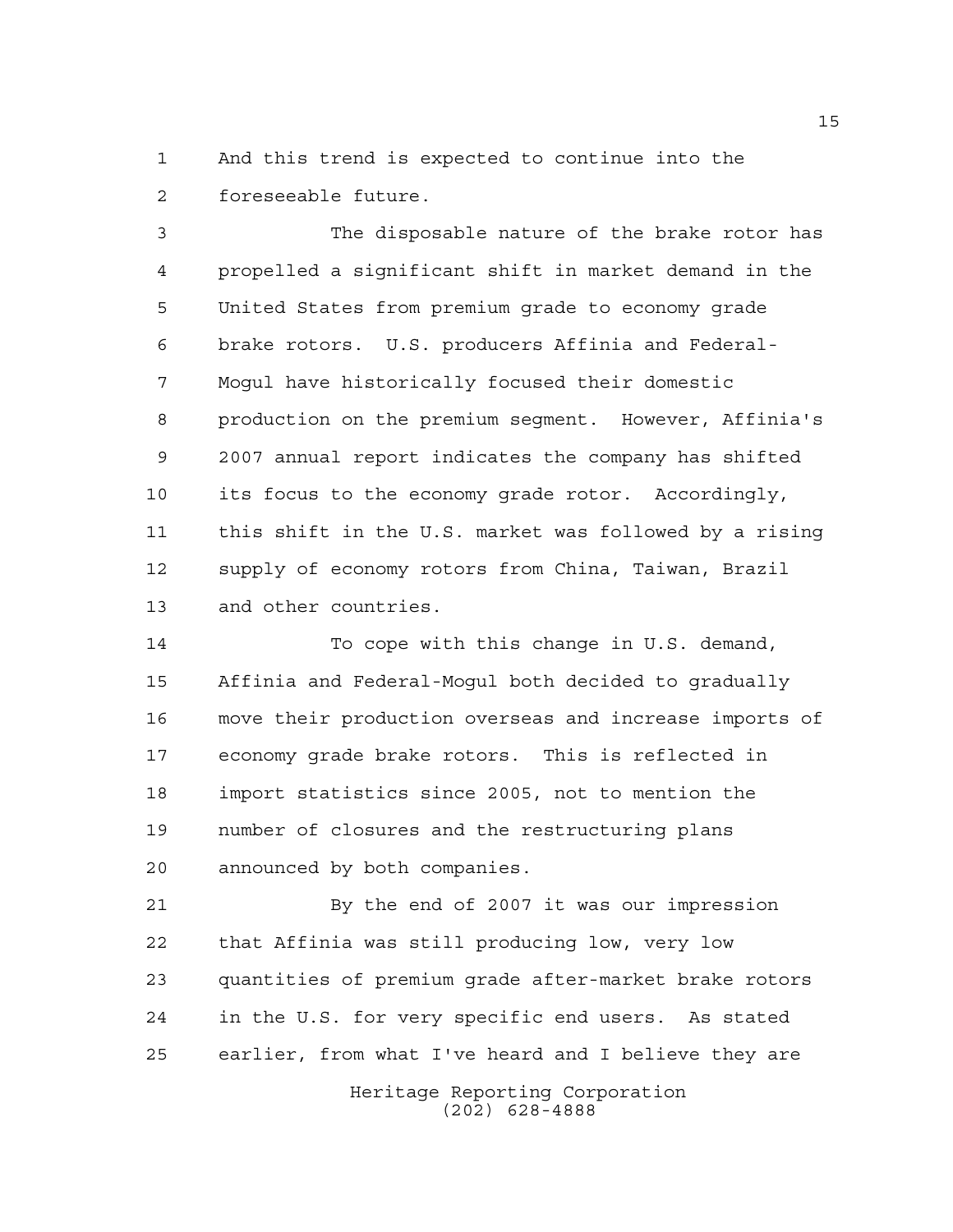And this trend is expected to continue into the foreseeable future.

The disposable nature of the brake rotor has propelled a significant shift in market demand in the United States from premium grade to economy grade brake rotors. U.S. producers Affinia and Federal-Mogul have historically focused their domestic production on the premium segment. However, Affinia's 2007 annual report indicates the company has shifted its focus to the economy grade rotor. Accordingly, this shift in the U.S. market was followed by a rising supply of economy rotors from China, Taiwan, Brazil and other countries.

To cope with this change in U.S. demand, Affinia and Federal-Mogul both decided to gradually move their production overseas and increase imports of economy grade brake rotors. This is reflected in import statistics since 2005, not to mention the number of closures and the restructuring plans announced by both companies.

By the end of 2007 it was our impression that Affinia was still producing low, very low quantities of premium grade after-market brake rotors in the U.S. for very specific end users. As stated earlier, from what I've heard and I believe they are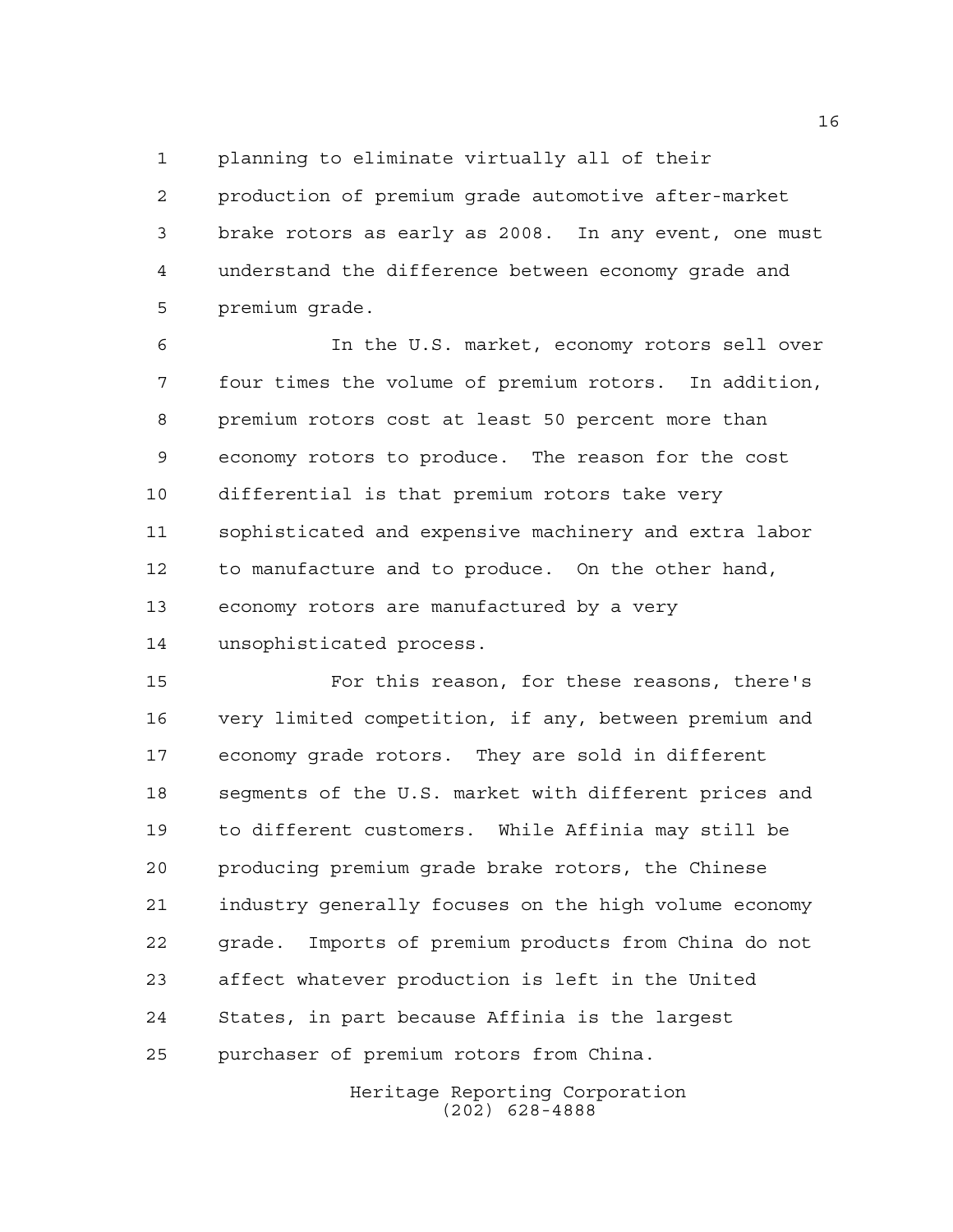planning to eliminate virtually all of their production of premium grade automotive after-market brake rotors as early as 2008. In any event, one must understand the difference between economy grade and premium grade.

In the U.S. market, economy rotors sell over four times the volume of premium rotors. In addition, premium rotors cost at least 50 percent more than economy rotors to produce. The reason for the cost differential is that premium rotors take very sophisticated and expensive machinery and extra labor to manufacture and to produce. On the other hand, economy rotors are manufactured by a very unsophisticated process.

For this reason, for these reasons, there's very limited competition, if any, between premium and economy grade rotors. They are sold in different segments of the U.S. market with different prices and to different customers. While Affinia may still be producing premium grade brake rotors, the Chinese industry generally focuses on the high volume economy grade. Imports of premium products from China do not affect whatever production is left in the United States, in part because Affinia is the largest purchaser of premium rotors from China.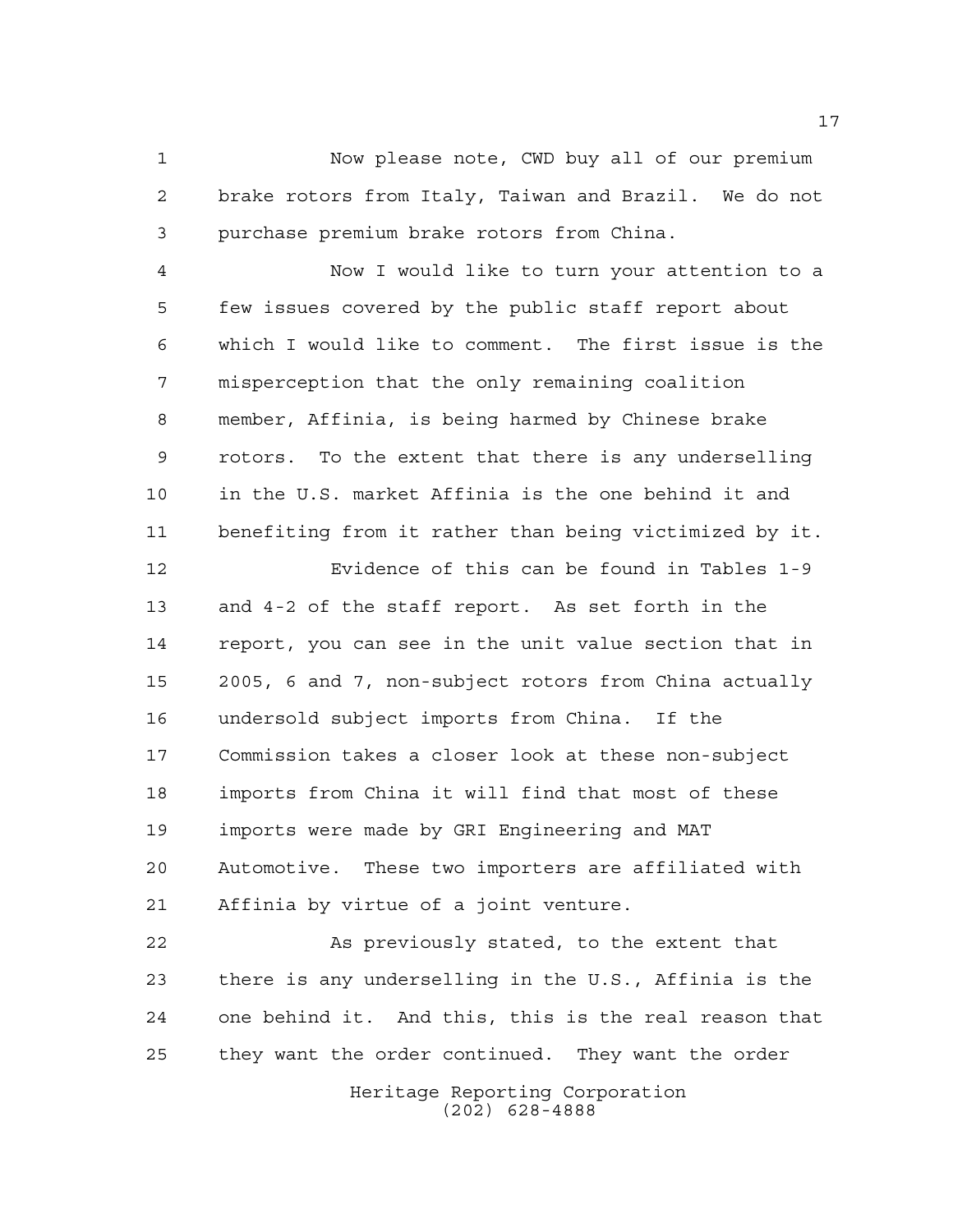Now please note, CWD buy all of our premium brake rotors from Italy, Taiwan and Brazil. We do not purchase premium brake rotors from China.

Now I would like to turn your attention to a few issues covered by the public staff report about which I would like to comment. The first issue is the misperception that the only remaining coalition member, Affinia, is being harmed by Chinese brake rotors. To the extent that there is any underselling in the U.S. market Affinia is the one behind it and benefiting from it rather than being victimized by it.

Evidence of this can be found in Tables 1-9 and 4-2 of the staff report. As set forth in the report, you can see in the unit value section that in 2005, 6 and 7, non-subject rotors from China actually undersold subject imports from China. If the Commission takes a closer look at these non-subject imports from China it will find that most of these imports were made by GRI Engineering and MAT Automotive. These two importers are affiliated with Affinia by virtue of a joint venture.

As previously stated, to the extent that there is any underselling in the U.S., Affinia is the one behind it. And this, this is the real reason that they want the order continued. They want the order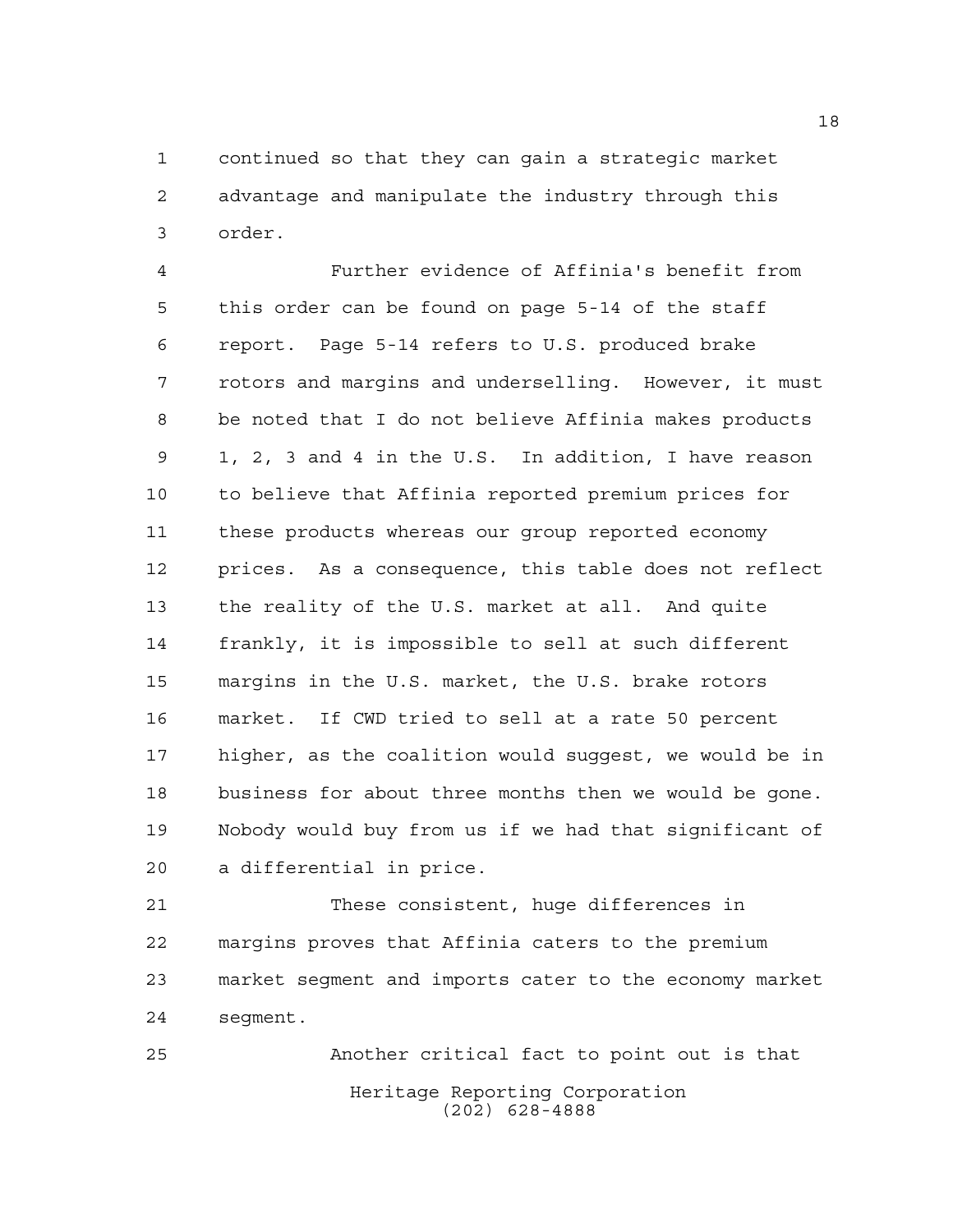continued so that they can gain a strategic market advantage and manipulate the industry through this order.

Further evidence of Affinia's benefit from this order can be found on page 5-14 of the staff report. Page 5-14 refers to U.S. produced brake rotors and margins and underselling. However, it must be noted that I do not believe Affinia makes products 1, 2, 3 and 4 in the U.S. In addition, I have reason to believe that Affinia reported premium prices for these products whereas our group reported economy prices. As a consequence, this table does not reflect the reality of the U.S. market at all. And quite frankly, it is impossible to sell at such different margins in the U.S. market, the U.S. brake rotors market. If CWD tried to sell at a rate 50 percent higher, as the coalition would suggest, we would be in business for about three months then we would be gone. Nobody would buy from us if we had that significant of a differential in price.

These consistent, huge differences in margins proves that Affinia caters to the premium market segment and imports cater to the economy market segment.

Another critical fact to point out is that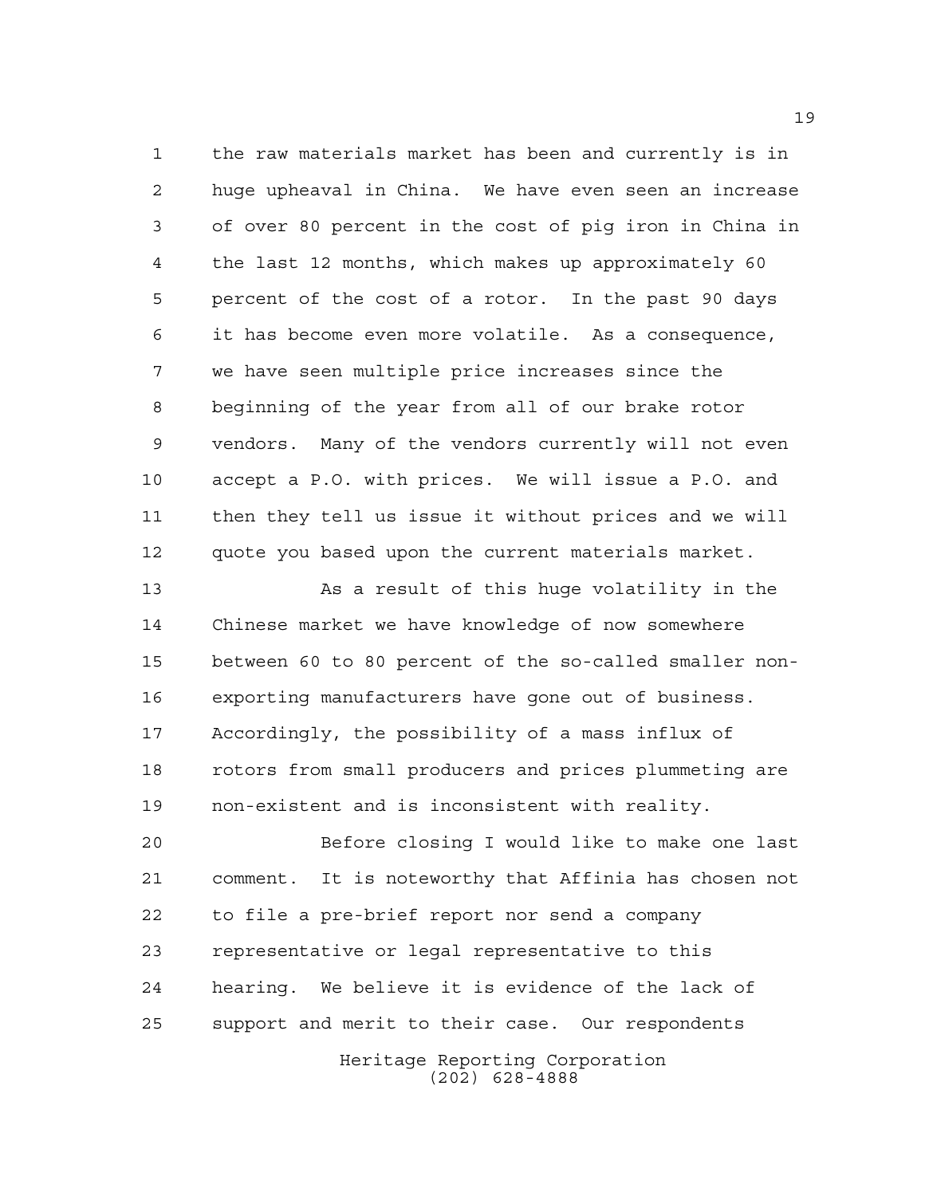the raw materials market has been and currently is in huge upheaval in China. We have even seen an increase of over 80 percent in the cost of pig iron in China in the last 12 months, which makes up approximately 60 percent of the cost of a rotor. In the past 90 days it has become even more volatile. As a consequence, we have seen multiple price increases since the beginning of the year from all of our brake rotor vendors. Many of the vendors currently will not even accept a P.O. with prices. We will issue a P.O. and then they tell us issue it without prices and we will quote you based upon the current materials market.

As a result of this huge volatility in the Chinese market we have knowledge of now somewhere between 60 to 80 percent of the so-called smaller non-exporting manufacturers have gone out of business. Accordingly, the possibility of a mass influx of rotors from small producers and prices plummeting are non-existent and is inconsistent with reality.

Before closing I would like to make one last comment. It is noteworthy that Affinia has chosen not to file a pre-brief report nor send a company representative or legal representative to this hearing. We believe it is evidence of the lack of support and merit to their case. Our respondents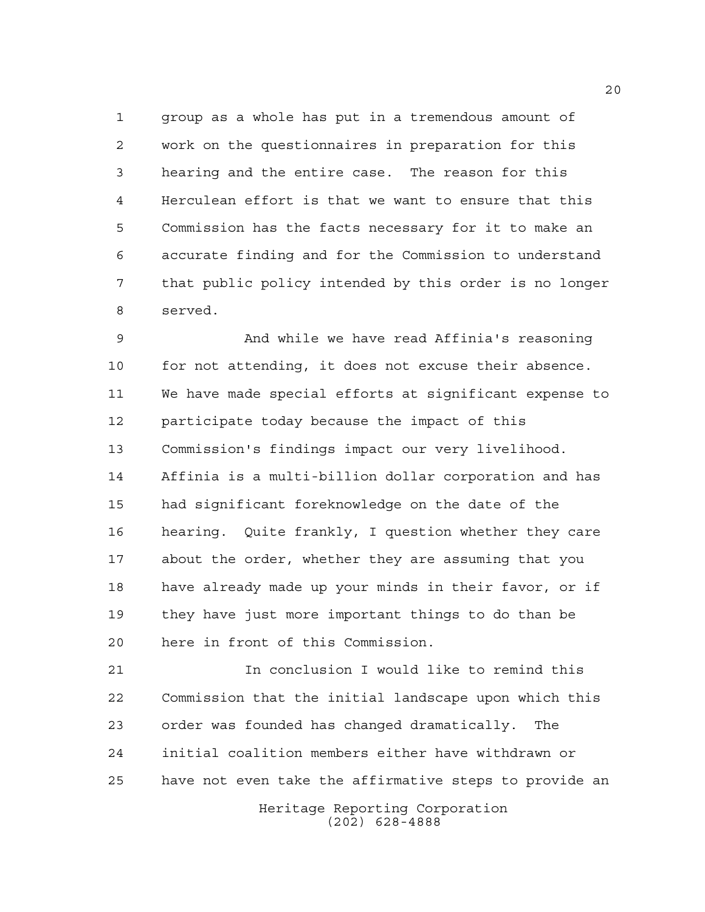group as a whole has put in a tremendous amount of work on the questionnaires in preparation for this hearing and the entire case. The reason for this Herculean effort is that we want to ensure that this Commission has the facts necessary for it to make an accurate finding and for the Commission to understand that public policy intended by this order is no longer served.

And while we have read Affinia's reasoning for not attending, it does not excuse their absence. We have made special efforts at significant expense to participate today because the impact of this Commission's findings impact our very livelihood. Affinia is a multi-billion dollar corporation and has had significant foreknowledge on the date of the hearing. Quite frankly, I question whether they care about the order, whether they are assuming that you have already made up your minds in their favor, or if they have just more important things to do than be here in front of this Commission.

In conclusion I would like to remind this Commission that the initial landscape upon which this order was founded has changed dramatically. The initial coalition members either have withdrawn or have not even take the affirmative steps to provide an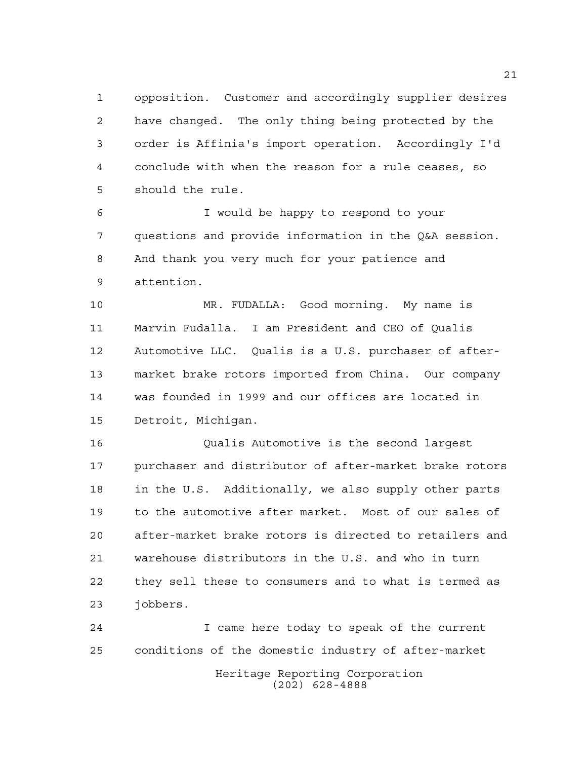opposition. Customer and accordingly supplier desires have changed. The only thing being protected by the order is Affinia's import operation. Accordingly I'd conclude with when the reason for a rule ceases, so should the rule.

I would be happy to respond to your questions and provide information in the Q&A session. And thank you very much for your patience and attention.

MR. FUDALLA: Good morning. My name is Marvin Fudalla. I am President and CEO of Qualis Automotive LLC. Qualis is a U.S. purchaser of after-market brake rotors imported from China. Our company was founded in 1999 and our offices are located in Detroit, Michigan.

Qualis Automotive is the second largest purchaser and distributor of after-market brake rotors in the U.S. Additionally, we also supply other parts to the automotive after market. Most of our sales of after-market brake rotors is directed to retailers and warehouse distributors in the U.S. and who in turn they sell these to consumers and to what is termed as jobbers.

I came here today to speak of the current conditions of the domestic industry of after-market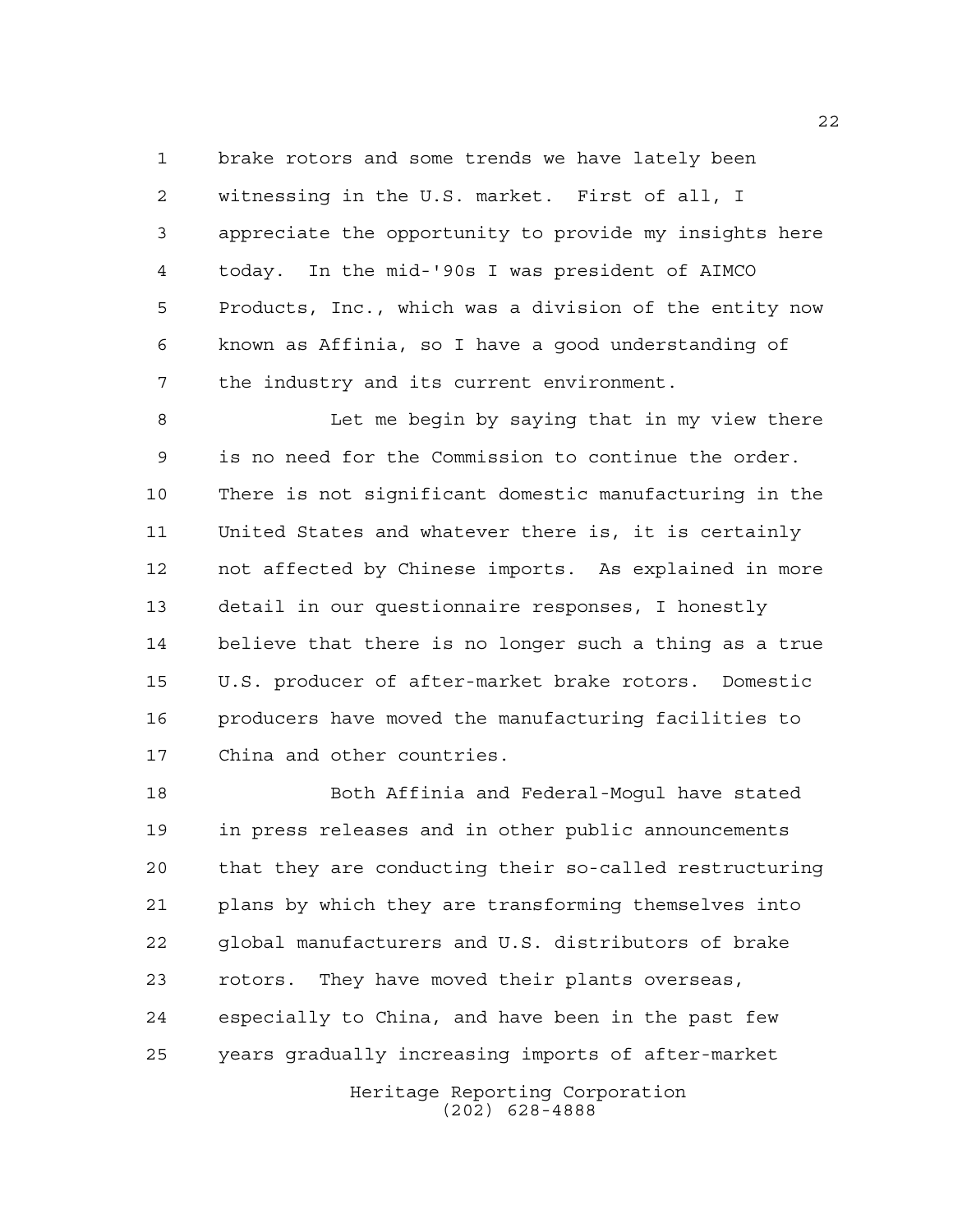brake rotors and some trends we have lately been witnessing in the U.S. market. First of all, I appreciate the opportunity to provide my insights here today. In the mid-'90s I was president of AIMCO Products, Inc., which was a division of the entity now known as Affinia, so I have a good understanding of the industry and its current environment.

Let me begin by saying that in my view there is no need for the Commission to continue the order. There is not significant domestic manufacturing in the United States and whatever there is, it is certainly not affected by Chinese imports. As explained in more detail in our questionnaire responses, I honestly believe that there is no longer such a thing as a true U.S. producer of after-market brake rotors. Domestic producers have moved the manufacturing facilities to China and other countries.

Both Affinia and Federal-Mogul have stated in press releases and in other public announcements that they are conducting their so-called restructuring plans by which they are transforming themselves into global manufacturers and U.S. distributors of brake rotors. They have moved their plants overseas, especially to China, and have been in the past few years gradually increasing imports of after-market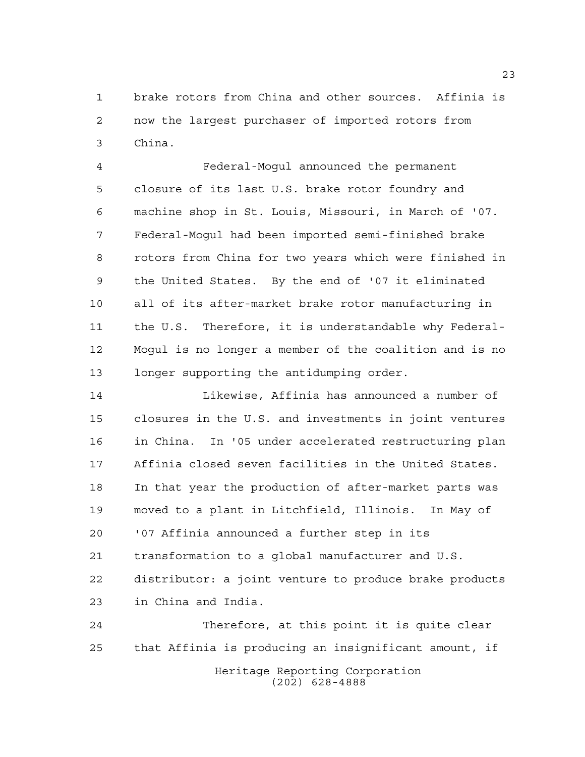brake rotors from China and other sources. Affinia is now the largest purchaser of imported rotors from China.

Federal-Mogul announced the permanent closure of its last U.S. brake rotor foundry and machine shop in St. Louis, Missouri, in March of '07. Federal-Mogul had been imported semi-finished brake rotors from China for two years which were finished in the United States. By the end of '07 it eliminated all of its after-market brake rotor manufacturing in the U.S. Therefore, it is understandable why Federal-Mogul is no longer a member of the coalition and is no longer supporting the antidumping order.

Likewise, Affinia has announced a number of closures in the U.S. and investments in joint ventures in China. In '05 under accelerated restructuring plan Affinia closed seven facilities in the United States. In that year the production of after-market parts was moved to a plant in Litchfield, Illinois. In May of '07 Affinia announced a further step in its transformation to a global manufacturer and U.S. distributor: a joint venture to produce brake products in China and India.

Therefore, at this point it is quite clear that Affinia is producing an insignificant amount, if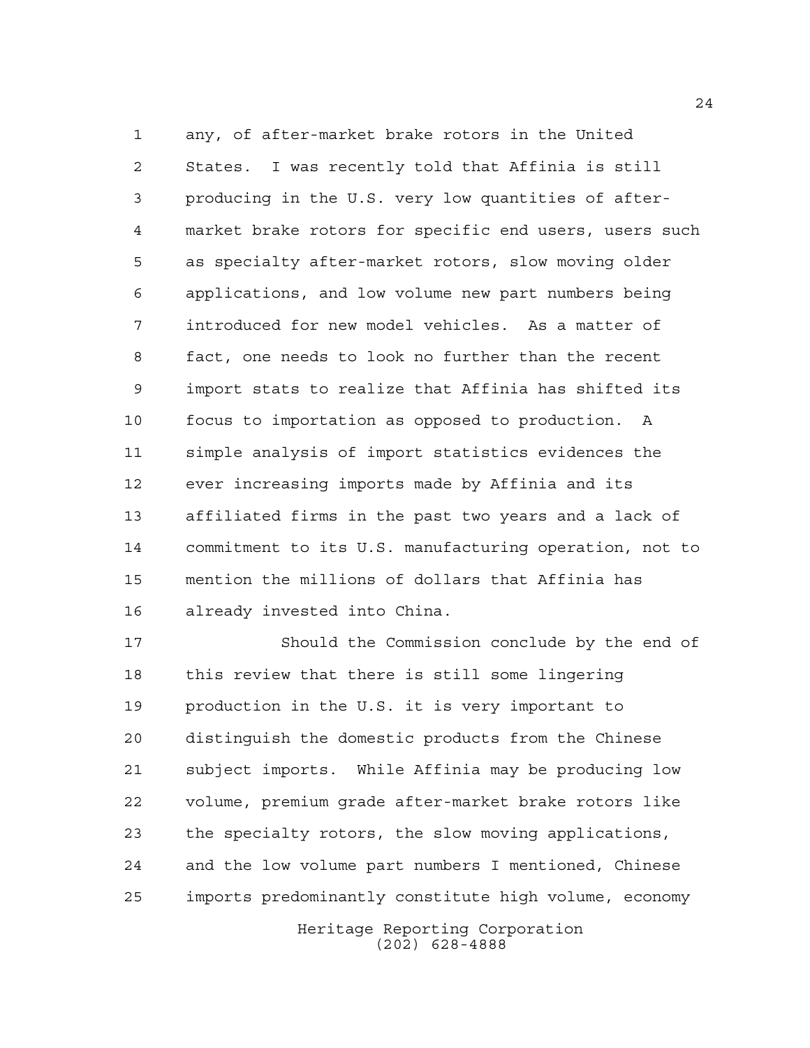any, of after-market brake rotors in the United States. I was recently told that Affinia is still producing in the U.S. very low quantities of after-market brake rotors for specific end users, users such as specialty after-market rotors, slow moving older applications, and low volume new part numbers being introduced for new model vehicles. As a matter of fact, one needs to look no further than the recent import stats to realize that Affinia has shifted its focus to importation as opposed to production. A simple analysis of import statistics evidences the ever increasing imports made by Affinia and its affiliated firms in the past two years and a lack of commitment to its U.S. manufacturing operation, not to mention the millions of dollars that Affinia has already invested into China.

Should the Commission conclude by the end of this review that there is still some lingering production in the U.S. it is very important to distinguish the domestic products from the Chinese subject imports. While Affinia may be producing low volume, premium grade after-market brake rotors like the specialty rotors, the slow moving applications, and the low volume part numbers I mentioned, Chinese imports predominantly constitute high volume, economy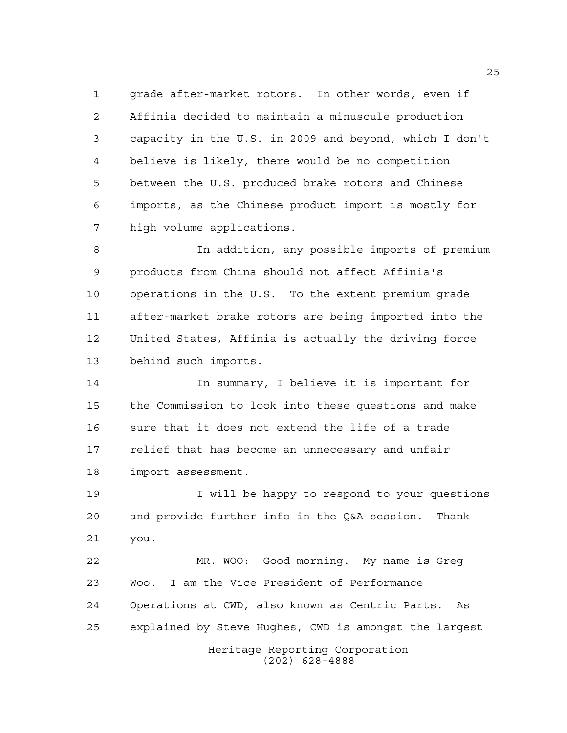grade after-market rotors. In other words, even if Affinia decided to maintain a minuscule production capacity in the U.S. in 2009 and beyond, which I don't believe is likely, there would be no competition between the U.S. produced brake rotors and Chinese imports, as the Chinese product import is mostly for high volume applications.

In addition, any possible imports of premium products from China should not affect Affinia's operations in the U.S. To the extent premium grade after-market brake rotors are being imported into the United States, Affinia is actually the driving force behind such imports.

In summary, I believe it is important for the Commission to look into these questions and make sure that it does not extend the life of a trade relief that has become an unnecessary and unfair import assessment.

I will be happy to respond to your questions and provide further info in the Q&A session. Thank you.

MR. WOO: Good morning. My name is Greg Woo. I am the Vice President of Performance Operations at CWD, also known as Centric Parts. As explained by Steve Hughes, CWD is amongst the largest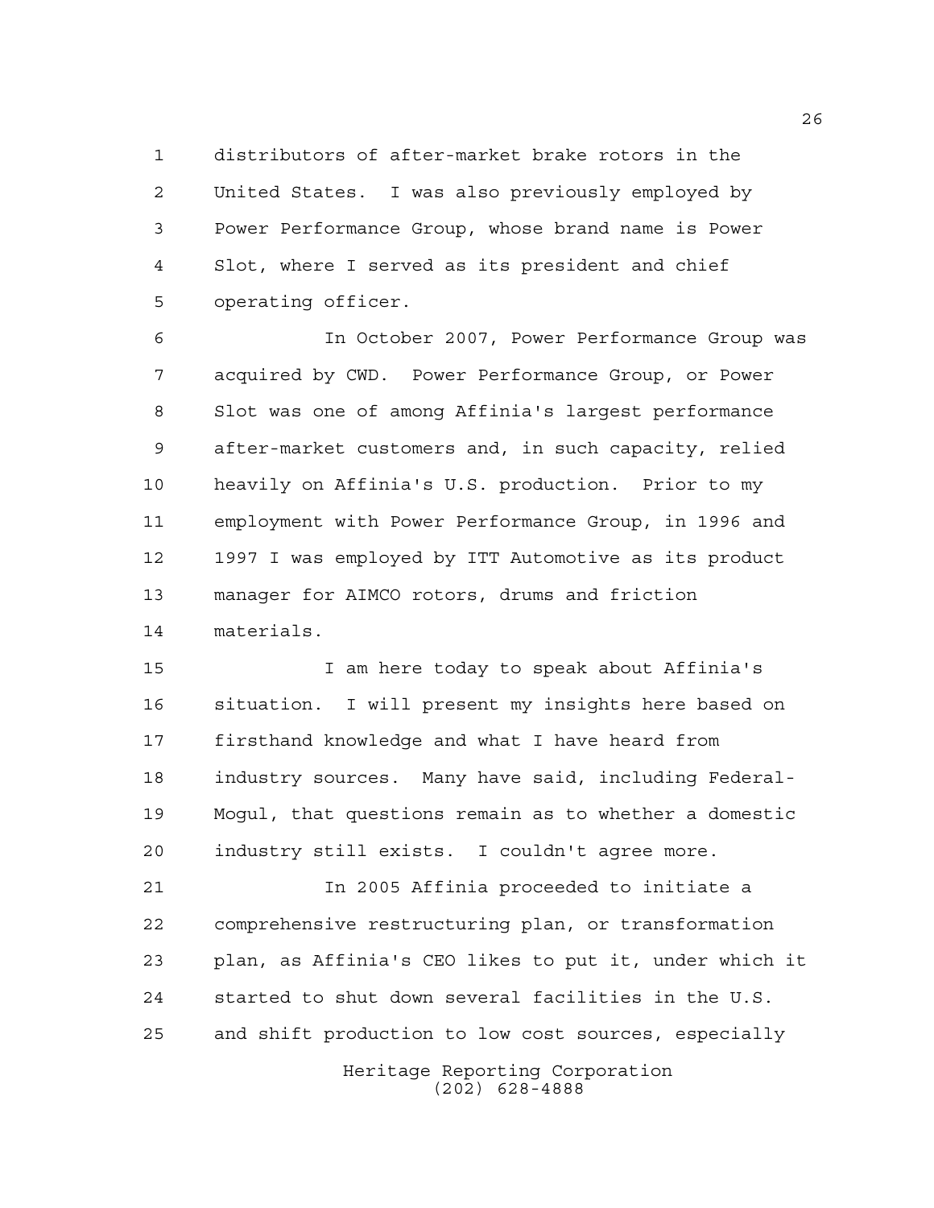distributors of after-market brake rotors in the United States. I was also previously employed by Power Performance Group, whose brand name is Power Slot, where I served as its president and chief operating officer.

In October 2007, Power Performance Group was acquired by CWD. Power Performance Group, or Power Slot was one of among Affinia's largest performance after-market customers and, in such capacity, relied heavily on Affinia's U.S. production. Prior to my employment with Power Performance Group, in 1996 and 1997 I was employed by ITT Automotive as its product manager for AIMCO rotors, drums and friction materials.

I am here today to speak about Affinia's situation. I will present my insights here based on firsthand knowledge and what I have heard from industry sources. Many have said, including Federal-Mogul, that questions remain as to whether a domestic industry still exists. I couldn't agree more.

In 2005 Affinia proceeded to initiate a comprehensive restructuring plan, or transformation plan, as Affinia's CEO likes to put it, under which it started to shut down several facilities in the U.S. and shift production to low cost sources, especially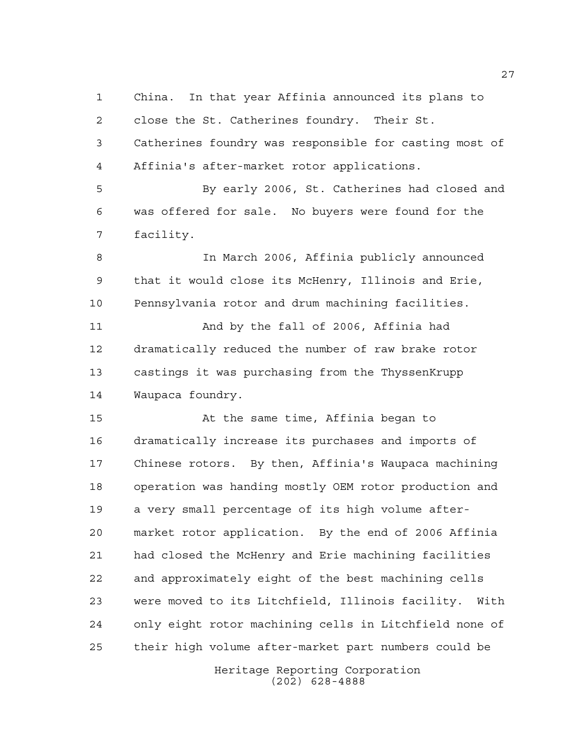China. In that year Affinia announced its plans to close the St. Catherines foundry. Their St. Catherines foundry was responsible for casting most of Affinia's after-market rotor applications.

By early 2006, St. Catherines had closed and was offered for sale. No buyers were found for the facility.

In March 2006, Affinia publicly announced that it would close its McHenry, Illinois and Erie, Pennsylvania rotor and drum machining facilities.

And by the fall of 2006, Affinia had dramatically reduced the number of raw brake rotor castings it was purchasing from the ThyssenKrupp Waupaca foundry.

At the same time, Affinia began to dramatically increase its purchases and imports of Chinese rotors. By then, Affinia's Waupaca machining operation was handing mostly OEM rotor production and a very small percentage of its high volume after-market rotor application. By the end of 2006 Affinia had closed the McHenry and Erie machining facilities and approximately eight of the best machining cells were moved to its Litchfield, Illinois facility. With only eight rotor machining cells in Litchfield none of their high volume after-market part numbers could be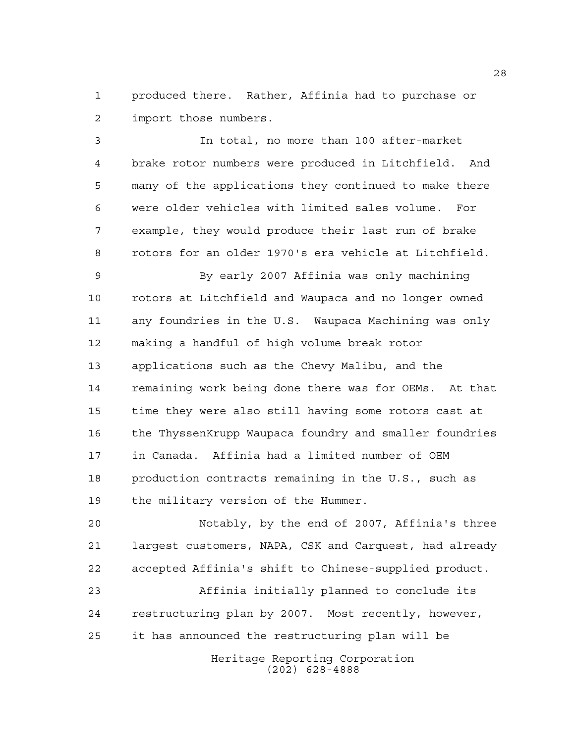produced there. Rather, Affinia had to purchase or import those numbers.

In total, no more than 100 after-market brake rotor numbers were produced in Litchfield. And many of the applications they continued to make there were older vehicles with limited sales volume. For example, they would produce their last run of brake rotors for an older 1970's era vehicle at Litchfield.

By early 2007 Affinia was only machining rotors at Litchfield and Waupaca and no longer owned any foundries in the U.S. Waupaca Machining was only making a handful of high volume break rotor applications such as the Chevy Malibu, and the remaining work being done there was for OEMs. At that time they were also still having some rotors cast at the ThyssenKrupp Waupaca foundry and smaller foundries in Canada. Affinia had a limited number of OEM production contracts remaining in the U.S., such as the military version of the Hummer.

Notably, by the end of 2007, Affinia's three largest customers, NAPA, CSK and Carquest, had already accepted Affinia's shift to Chinese-supplied product.

Affinia initially planned to conclude its restructuring plan by 2007. Most recently, however, it has announced the restructuring plan will be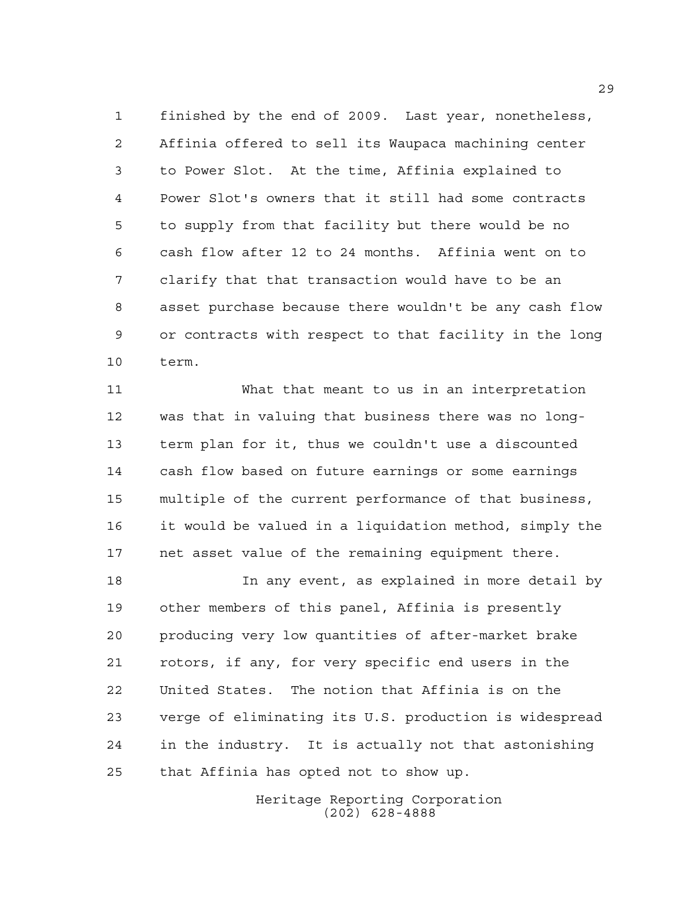finished by the end of 2009. Last year, nonetheless, Affinia offered to sell its Waupaca machining center to Power Slot. At the time, Affinia explained to Power Slot's owners that it still had some contracts to supply from that facility but there would be no cash flow after 12 to 24 months. Affinia went on to clarify that that transaction would have to be an asset purchase because there wouldn't be any cash flow or contracts with respect to that facility in the long term.

What that meant to us in an interpretation was that in valuing that business there was no long-term plan for it, thus we couldn't use a discounted cash flow based on future earnings or some earnings multiple of the current performance of that business, it would be valued in a liquidation method, simply the net asset value of the remaining equipment there.

In any event, as explained in more detail by other members of this panel, Affinia is presently producing very low quantities of after-market brake rotors, if any, for very specific end users in the United States. The notion that Affinia is on the verge of eliminating its U.S. production is widespread in the industry. It is actually not that astonishing that Affinia has opted not to show up.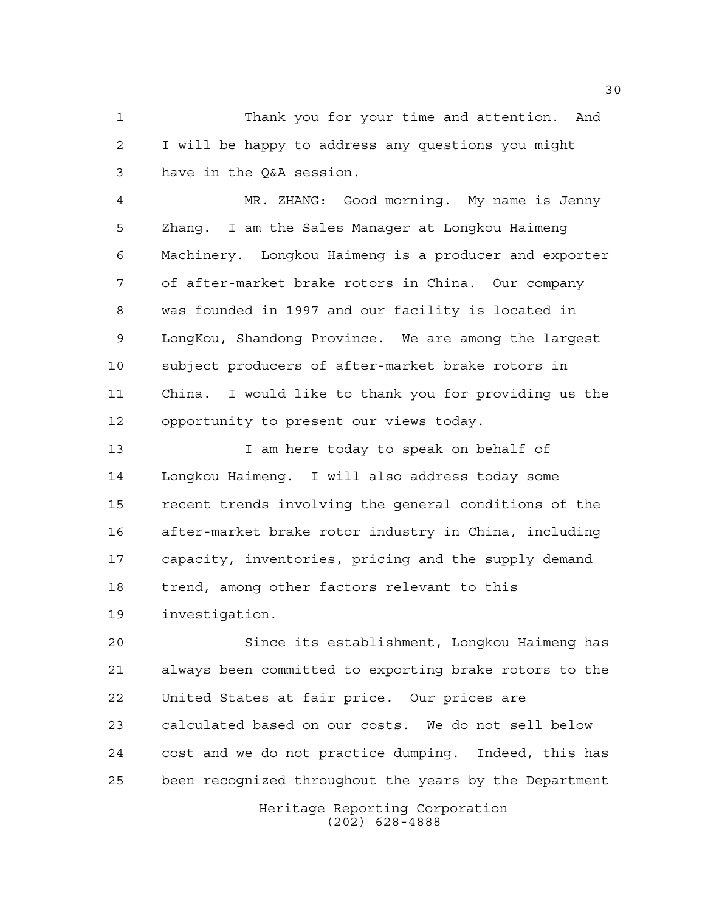Thank you for your time and attention. And I will be happy to address any questions you might have in the Q&A session.

MR. ZHANG: Good morning. My name is Jenny Zhang. I am the Sales Manager at Longkou Haimeng Machinery. Longkou Haimeng is a producer and exporter of after-market brake rotors in China. Our company was founded in 1997 and our facility is located in LongKou, Shandong Province. We are among the largest subject producers of after-market brake rotors in China. I would like to thank you for providing us the opportunity to present our views today.

I am here today to speak on behalf of Longkou Haimeng. I will also address today some recent trends involving the general conditions of the after-market brake rotor industry in China, including capacity, inventories, pricing and the supply demand trend, among other factors relevant to this investigation.

Since its establishment, Longkou Haimeng has always been committed to exporting brake rotors to the United States at fair price. Our prices are calculated based on our costs. We do not sell below cost and we do not practice dumping. Indeed, this has been recognized throughout the years by the Department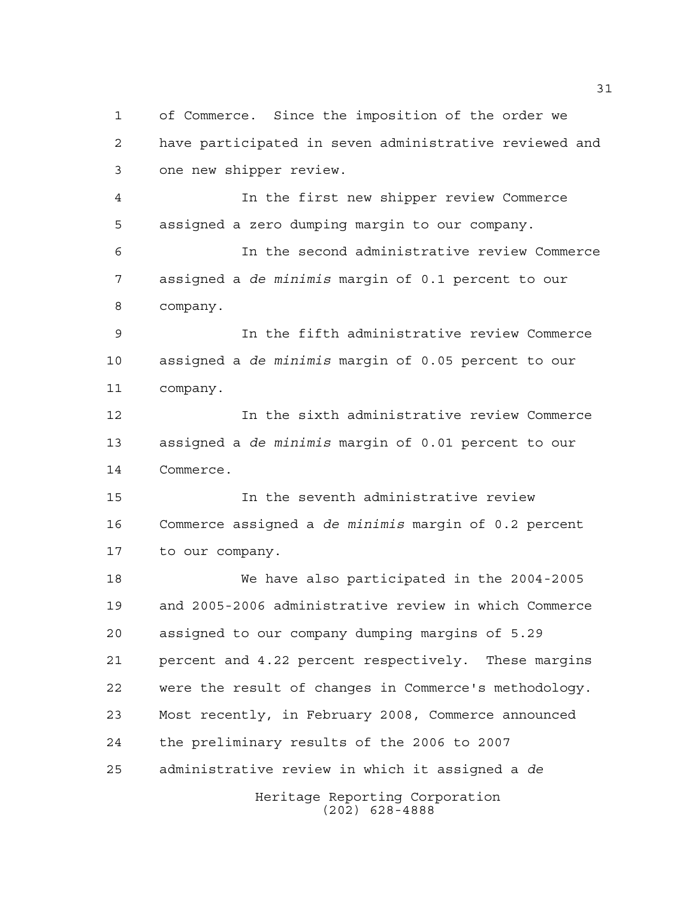of Commerce. Since the imposition of the order we have participated in seven administrative reviewed and one new shipper review.

In the first new shipper review Commerce assigned a zero dumping margin to our company.

In the second administrative review Commerce assigned a *de minimis* margin of 0.1 percent to our company.

In the fifth administrative review Commerce assigned a *de minimis* margin of 0.05 percent to our company.

In the sixth administrative review Commerce assigned a *de minimis* margin of 0.01 percent to our Commerce.

In the seventh administrative review Commerce assigned a *de minimis* margin of 0.2 percent to our company.

We have also participated in the 2004-2005 and 2005-2006 administrative review in which Commerce assigned to our company dumping margins of 5.29 percent and 4.22 percent respectively. These margins were the result of changes in Commerce's methodology. Most recently, in February 2008, Commerce announced the preliminary results of the 2006 to 2007 administrative review in which it assigned a *de*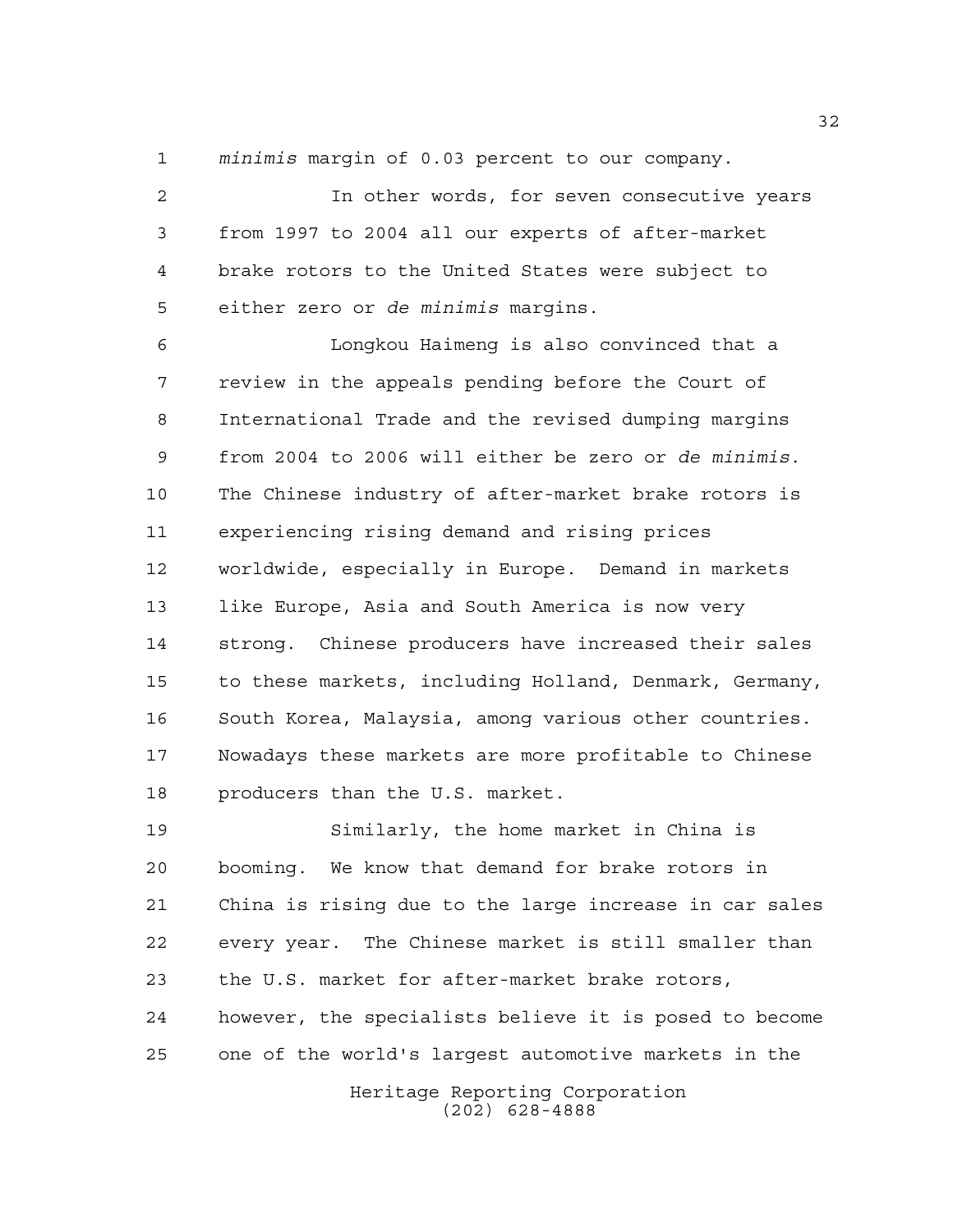*minimis* margin of 0.03 percent to our company.

In other words, for seven consecutive years from 1997 to 2004 all our experts of after-market brake rotors to the United States were subject to either zero or *de minimis* margins.

Longkou Haimeng is also convinced that a review in the appeals pending before the Court of International Trade and the revised dumping margins from 2004 to 2006 will either be zero or *de minimis*. The Chinese industry of after-market brake rotors is experiencing rising demand and rising prices worldwide, especially in Europe. Demand in markets like Europe, Asia and South America is now very strong. Chinese producers have increased their sales to these markets, including Holland, Denmark, Germany, South Korea, Malaysia, among various other countries. Nowadays these markets are more profitable to Chinese producers than the U.S. market.

Similarly, the home market in China is booming. We know that demand for brake rotors in China is rising due to the large increase in car sales every year. The Chinese market is still smaller than the U.S. market for after-market brake rotors, however, the specialists believe it is posed to become one of the world's largest automotive markets in the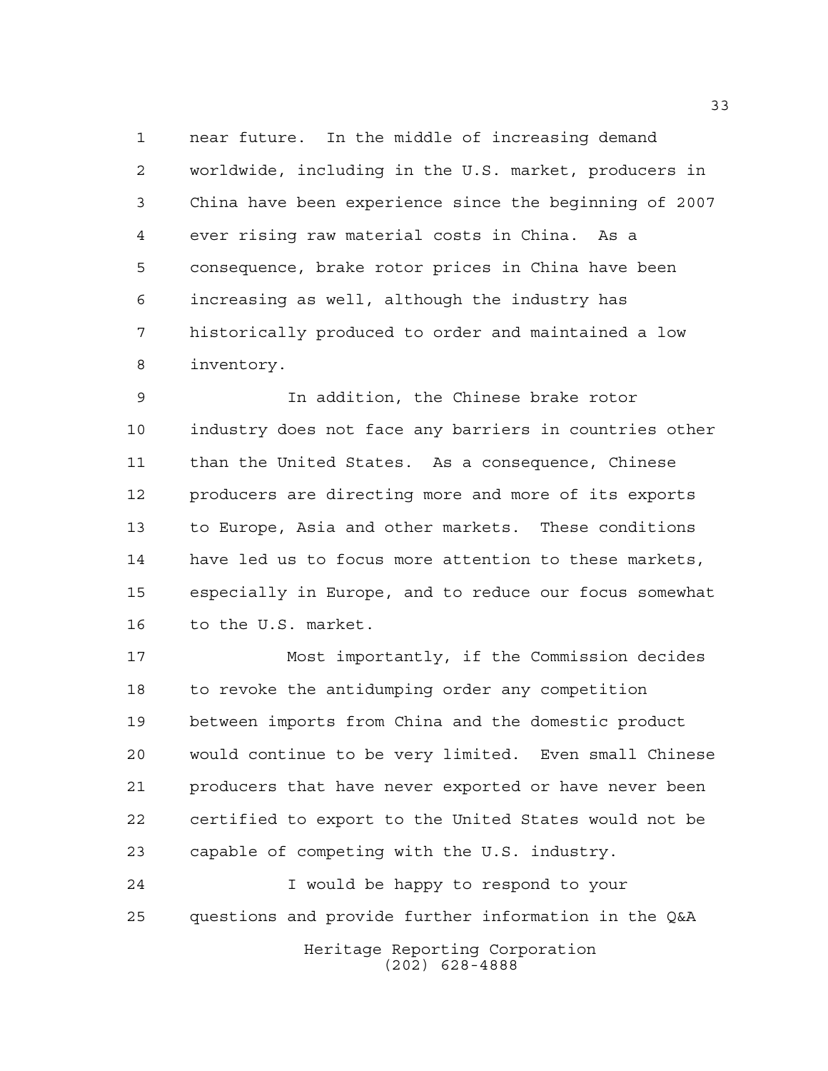near future. In the middle of increasing demand worldwide, including in the U.S. market, producers in China have been experience since the beginning of 2007 ever rising raw material costs in China. As a consequence, brake rotor prices in China have been increasing as well, although the industry has historically produced to order and maintained a low inventory.

In addition, the Chinese brake rotor industry does not face any barriers in countries other than the United States. As a consequence, Chinese producers are directing more and more of its exports to Europe, Asia and other markets. These conditions have led us to focus more attention to these markets, especially in Europe, and to reduce our focus somewhat to the U.S. market.

Most importantly, if the Commission decides to revoke the antidumping order any competition between imports from China and the domestic product would continue to be very limited. Even small Chinese producers that have never exported or have never been certified to export to the United States would not be capable of competing with the U.S. industry.

I would be happy to respond to your questions and provide further information in the Q&A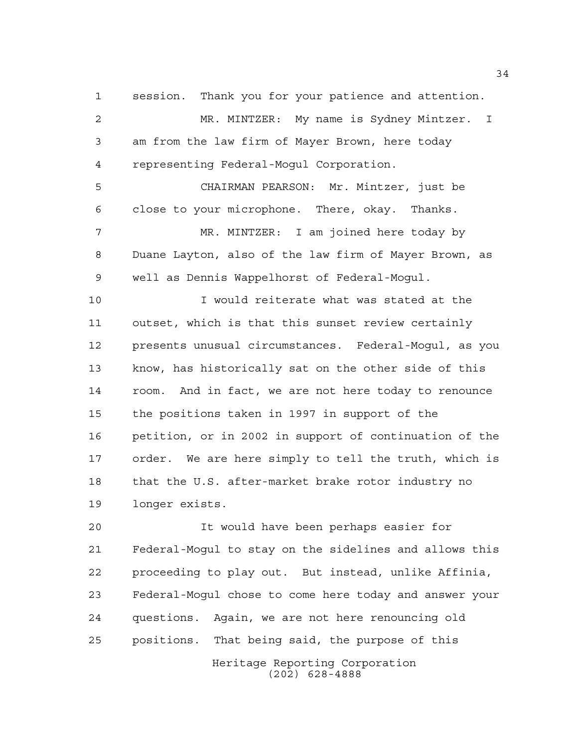session. Thank you for your patience and attention.

MR. MINTZER: My name is Sydney Mintzer. I am from the law firm of Mayer Brown, here today representing Federal-Mogul Corporation.

CHAIRMAN PEARSON: Mr. Mintzer, just be close to your microphone. There, okay. Thanks.

MR. MINTZER: I am joined here today by Duane Layton, also of the law firm of Mayer Brown, as well as Dennis Wappelhorst of Federal-Mogul.

I would reiterate what was stated at the outset, which is that this sunset review certainly presents unusual circumstances. Federal-Mogul, as you know, has historically sat on the other side of this room. And in fact, we are not here today to renounce the positions taken in 1997 in support of the petition, or in 2002 in support of continuation of the order. We are here simply to tell the truth, which is that the U.S. after-market brake rotor industry no longer exists.

It would have been perhaps easier for Federal-Mogul to stay on the sidelines and allows this proceeding to play out. But instead, unlike Affinia, Federal-Mogul chose to come here today and answer your questions. Again, we are not here renouncing old positions. That being said, the purpose of this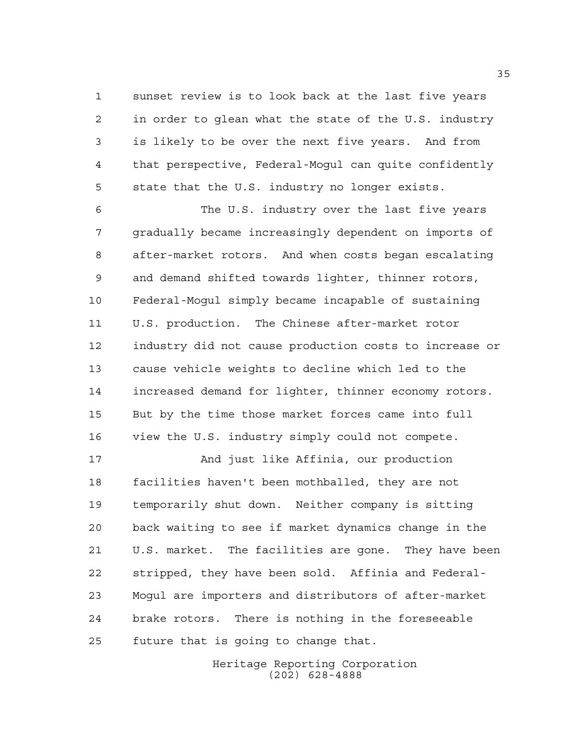sunset review is to look back at the last five years in order to glean what the state of the U.S. industry is likely to be over the next five years. And from that perspective, Federal-Mogul can quite confidently state that the U.S. industry no longer exists.

The U.S. industry over the last five years gradually became increasingly dependent on imports of after-market rotors. And when costs began escalating and demand shifted towards lighter, thinner rotors, Federal-Mogul simply became incapable of sustaining U.S. production. The Chinese after-market rotor industry did not cause production costs to increase or cause vehicle weights to decline which led to the increased demand for lighter, thinner economy rotors. But by the time those market forces came into full view the U.S. industry simply could not compete.

And just like Affinia, our production facilities haven't been mothballed, they are not temporarily shut down. Neither company is sitting back waiting to see if market dynamics change in the U.S. market. The facilities are gone. They have been stripped, they have been sold. Affinia and Federal-Mogul are importers and distributors of after-market brake rotors. There is nothing in the foreseeable future that is going to change that.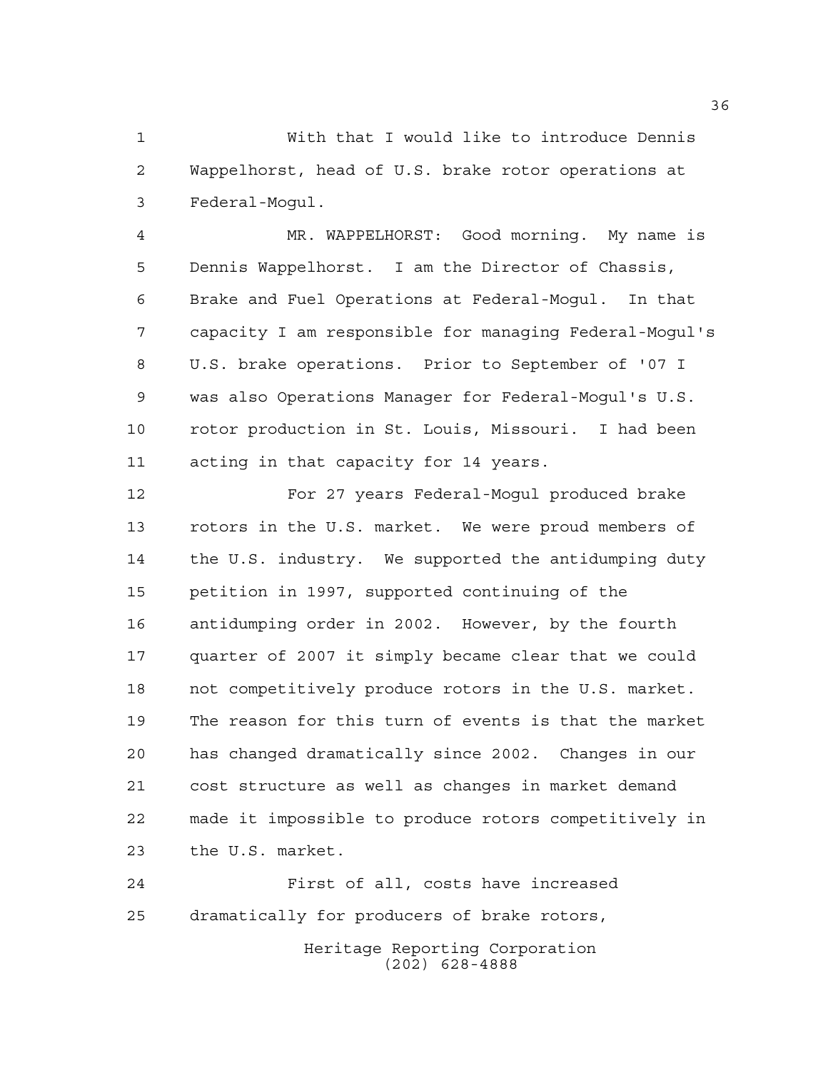With that I would like to introduce Dennis Wappelhorst, head of U.S. brake rotor operations at Federal-Mogul.

MR. WAPPELHORST: Good morning. My name is Dennis Wappelhorst. I am the Director of Chassis, Brake and Fuel Operations at Federal-Mogul. In that capacity I am responsible for managing Federal-Mogul's U.S. brake operations. Prior to September of '07 I was also Operations Manager for Federal-Mogul's U.S. rotor production in St. Louis, Missouri. I had been acting in that capacity for 14 years.

For 27 years Federal-Mogul produced brake rotors in the U.S. market. We were proud members of the U.S. industry. We supported the antidumping duty petition in 1997, supported continuing of the antidumping order in 2002. However, by the fourth quarter of 2007 it simply became clear that we could not competitively produce rotors in the U.S. market. The reason for this turn of events is that the market has changed dramatically since 2002. Changes in our cost structure as well as changes in market demand made it impossible to produce rotors competitively in the U.S. market.

First of all, costs have increased dramatically for producers of brake rotors,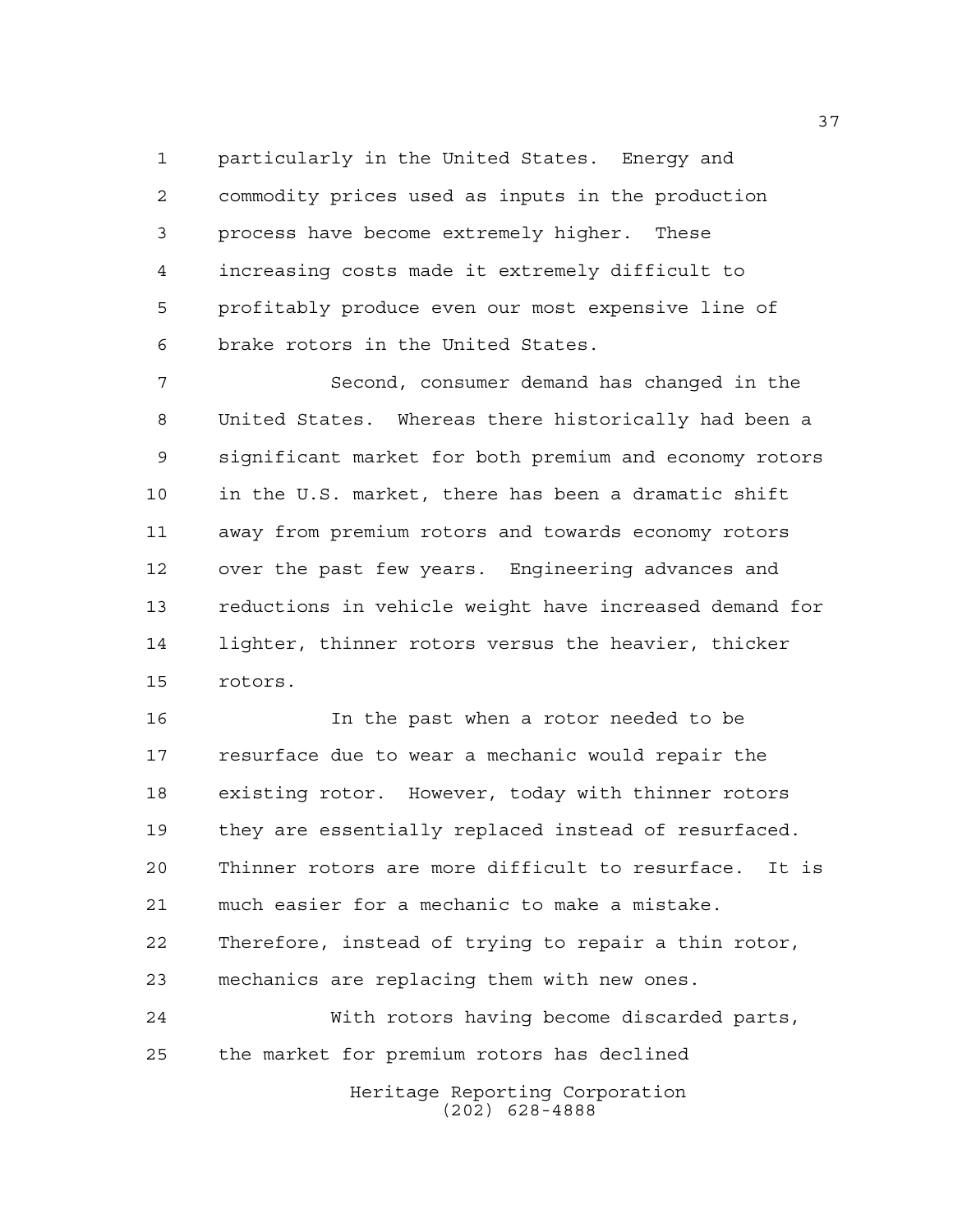particularly in the United States. Energy and commodity prices used as inputs in the production process have become extremely higher. These increasing costs made it extremely difficult to profitably produce even our most expensive line of brake rotors in the United States.

Second, consumer demand has changed in the United States. Whereas there historically had been a significant market for both premium and economy rotors in the U.S. market, there has been a dramatic shift away from premium rotors and towards economy rotors over the past few years. Engineering advances and reductions in vehicle weight have increased demand for lighter, thinner rotors versus the heavier, thicker rotors.

In the past when a rotor needed to be resurface due to wear a mechanic would repair the existing rotor. However, today with thinner rotors they are essentially replaced instead of resurfaced. Thinner rotors are more difficult to resurface. It is much easier for a mechanic to make a mistake. Therefore, instead of trying to repair a thin rotor, mechanics are replacing them with new ones.

With rotors having become discarded parts, the market for premium rotors has declined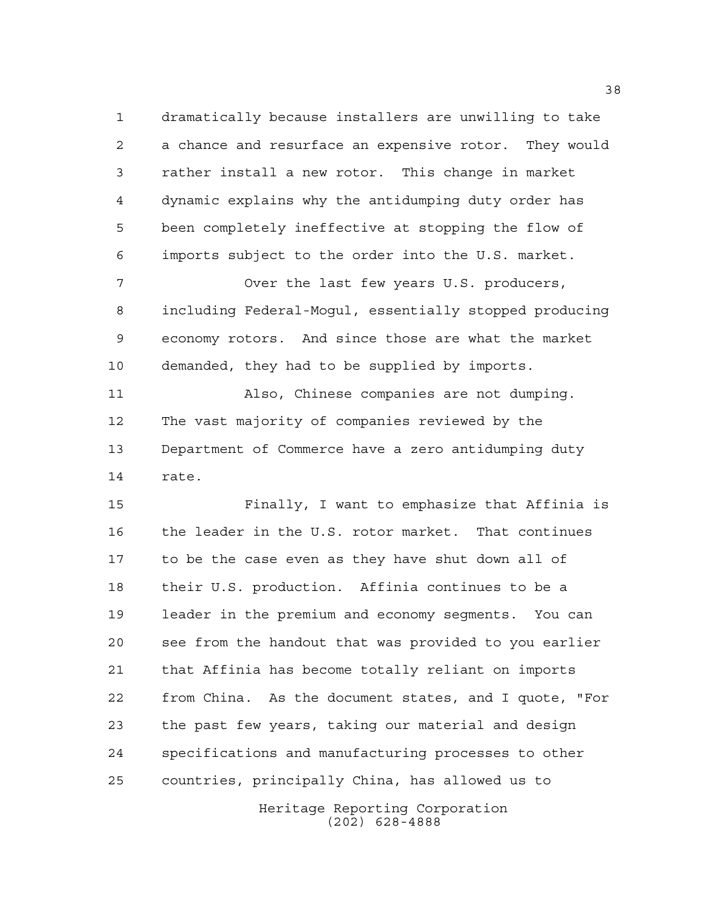dramatically because installers are unwilling to take a chance and resurface an expensive rotor. They would rather install a new rotor. This change in market dynamic explains why the antidumping duty order has been completely ineffective at stopping the flow of imports subject to the order into the U.S. market.

Over the last few years U.S. producers, including Federal-Mogul, essentially stopped producing economy rotors. And since those are what the market demanded, they had to be supplied by imports.

Also, Chinese companies are not dumping. The vast majority of companies reviewed by the Department of Commerce have a zero antidumping duty rate.

Finally, I want to emphasize that Affinia is the leader in the U.S. rotor market. That continues to be the case even as they have shut down all of their U.S. production. Affinia continues to be a leader in the premium and economy segments. You can see from the handout that was provided to you earlier that Affinia has become totally reliant on imports from China. As the document states, and I quote, "For the past few years, taking our material and design specifications and manufacturing processes to other countries, principally China, has allowed us to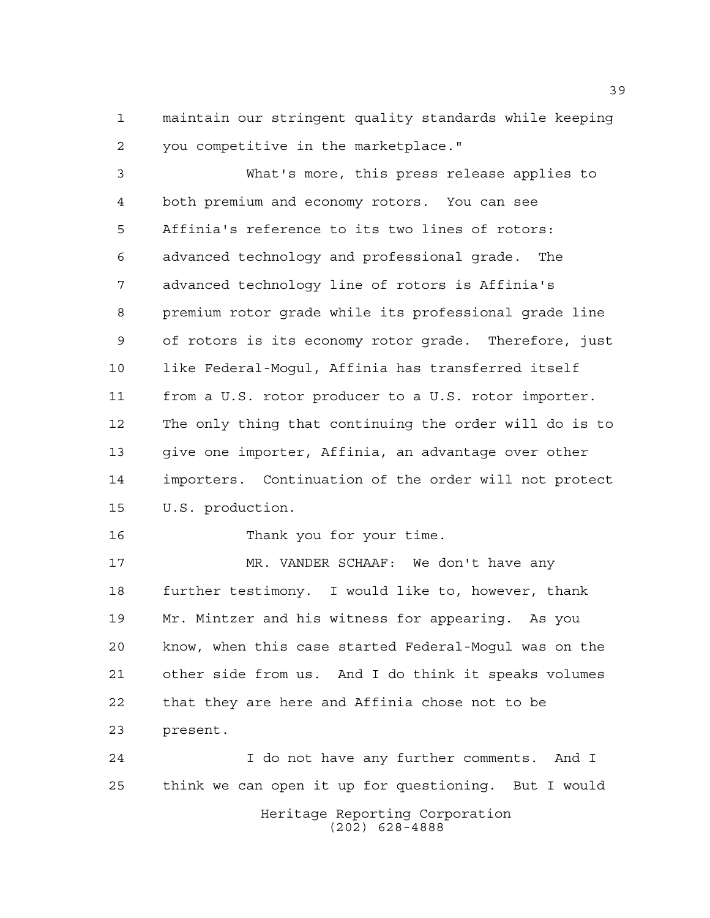maintain our stringent quality standards while keeping you competitive in the marketplace."

What's more, this press release applies to both premium and economy rotors. You can see Affinia's reference to its two lines of rotors: advanced technology and professional grade. The advanced technology line of rotors is Affinia's premium rotor grade while its professional grade line of rotors is its economy rotor grade. Therefore, just like Federal-Mogul, Affinia has transferred itself from a U.S. rotor producer to a U.S. rotor importer. The only thing that continuing the order will do is to give one importer, Affinia, an advantage over other importers. Continuation of the order will not protect U.S. production.

Thank you for your time.

MR. VANDER SCHAAF: We don't have any further testimony. I would like to, however, thank Mr. Mintzer and his witness for appearing. As you know, when this case started Federal-Mogul was on the other side from us. And I do think it speaks volumes that they are here and Affinia chose not to be present.

I do not have any further comments. And I think we can open it up for questioning. But I would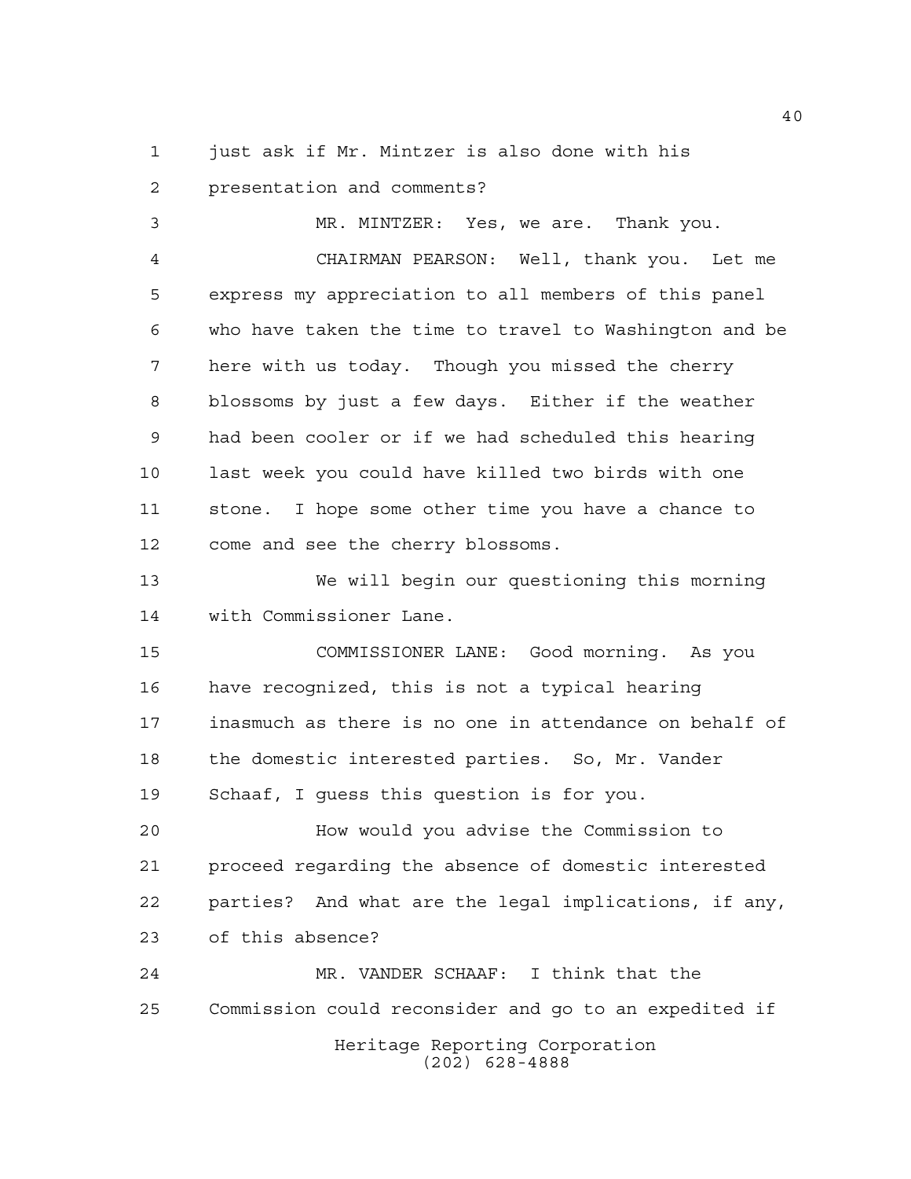just ask if Mr. Mintzer is also done with his presentation and comments?

MR. MINTZER: Yes, we are. Thank you.

CHAIRMAN PEARSON: Well, thank you. Let me express my appreciation to all members of this panel who have taken the time to travel to Washington and be here with us today. Though you missed the cherry blossoms by just a few days. Either if the weather had been cooler or if we had scheduled this hearing last week you could have killed two birds with one stone. I hope some other time you have a chance to come and see the cherry blossoms.

We will begin our questioning this morning with Commissioner Lane.

COMMISSIONER LANE: Good morning. As you have recognized, this is not a typical hearing inasmuch as there is no one in attendance on behalf of the domestic interested parties. So, Mr. Vander Schaaf, I guess this question is for you.

How would you advise the Commission to proceed regarding the absence of domestic interested parties? And what are the legal implications, if any, of this absence?

MR. VANDER SCHAAF: I think that the Commission could reconsider and go to an expedited if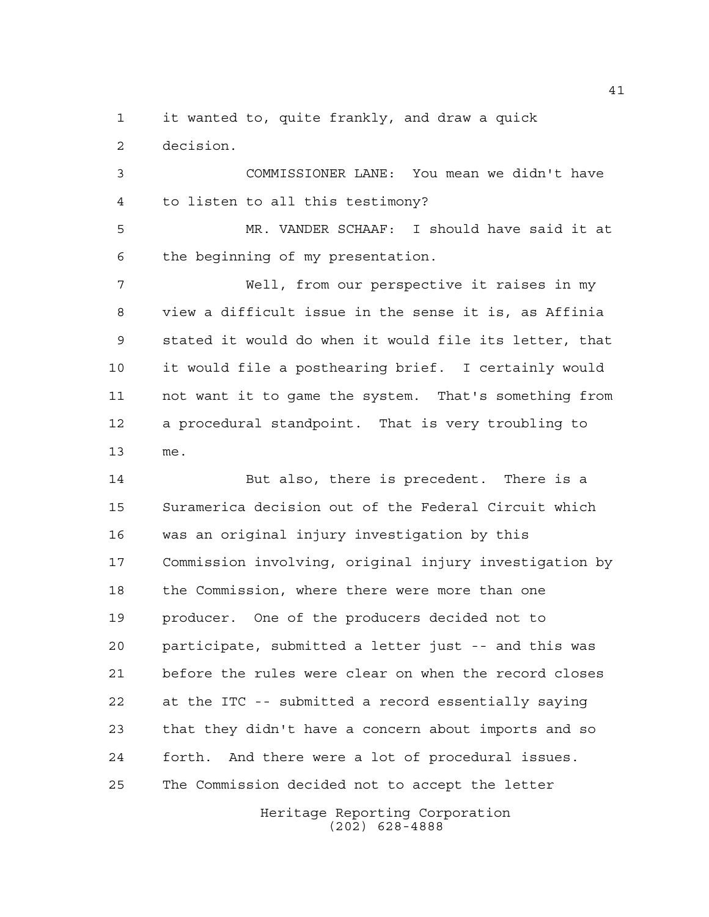it wanted to, quite frankly, and draw a quick decision.

COMMISSIONER LANE: You mean we didn't have to listen to all this testimony?

MR. VANDER SCHAAF: I should have said it at the beginning of my presentation.

Well, from our perspective it raises in my view a difficult issue in the sense it is, as Affinia stated it would do when it would file its letter, that it would file a posthearing brief. I certainly would not want it to game the system. That's something from a procedural standpoint. That is very troubling to me.

But also, there is precedent. There is a Suramerica decision out of the Federal Circuit which was an original injury investigation by this Commission involving, original injury investigation by the Commission, where there were more than one producer. One of the producers decided not to participate, submitted a letter just -- and this was before the rules were clear on when the record closes at the ITC -- submitted a record essentially saying that they didn't have a concern about imports and so forth. And there were a lot of procedural issues. The Commission decided not to accept the letter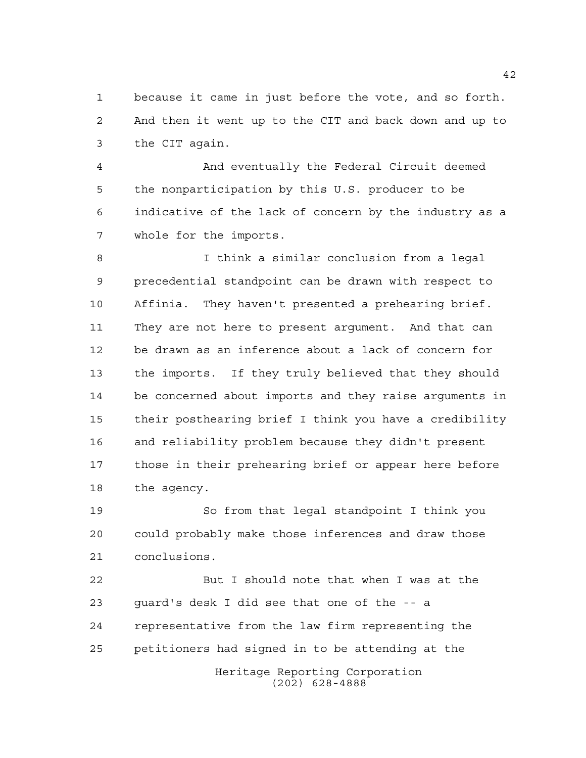because it came in just before the vote, and so forth. And then it went up to the CIT and back down and up to the CIT again.

And eventually the Federal Circuit deemed the nonparticipation by this U.S. producer to be indicative of the lack of concern by the industry as a whole for the imports.

I think a similar conclusion from a legal precedential standpoint can be drawn with respect to Affinia. They haven't presented a prehearing brief. They are not here to present argument. And that can be drawn as an inference about a lack of concern for the imports. If they truly believed that they should be concerned about imports and they raise arguments in their posthearing brief I think you have a credibility and reliability problem because they didn't present those in their prehearing brief or appear here before the agency.

So from that legal standpoint I think you could probably make those inferences and draw those conclusions.

But I should note that when I was at the guard's desk I did see that one of the -- a representative from the law firm representing the petitioners had signed in to be attending at the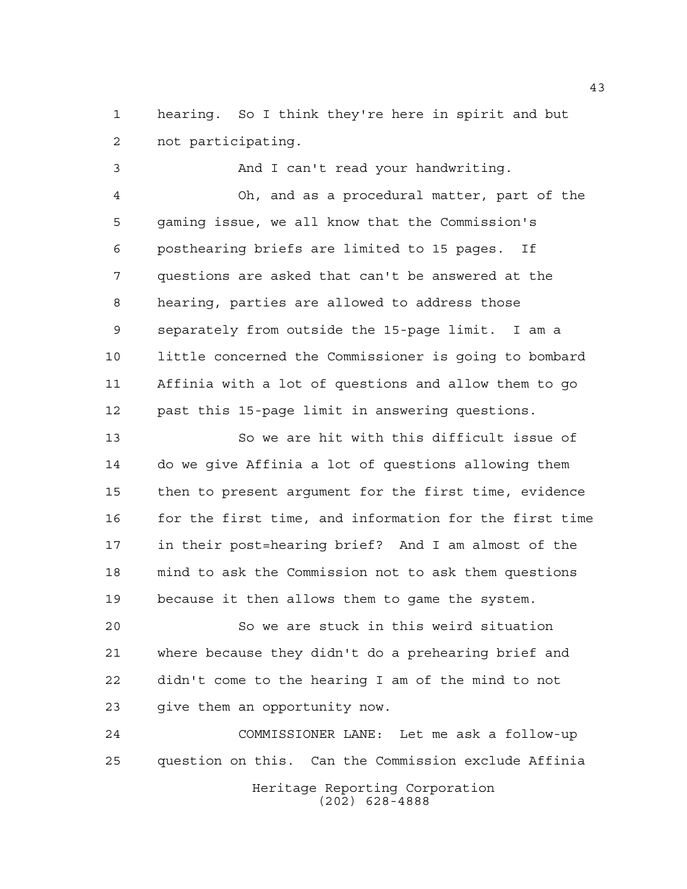hearing. So I think they're here in spirit and but not participating.

And I can't read your handwriting.

Oh, and as a procedural matter, part of the gaming issue, we all know that the Commission's posthearing briefs are limited to 15 pages. If questions are asked that can't be answered at the hearing, parties are allowed to address those separately from outside the 15-page limit. I am a little concerned the Commissioner is going to bombard Affinia with a lot of questions and allow them to go past this 15-page limit in answering questions.

So we are hit with this difficult issue of do we give Affinia a lot of questions allowing them then to present argument for the first time, evidence for the first time, and information for the first time in their post=hearing brief? And I am almost of the mind to ask the Commission not to ask them questions because it then allows them to game the system.

So we are stuck in this weird situation where because they didn't do a prehearing brief and didn't come to the hearing I am of the mind to not give them an opportunity now.

COMMISSIONER LANE: Let me ask a follow-up question on this. Can the Commission exclude Affinia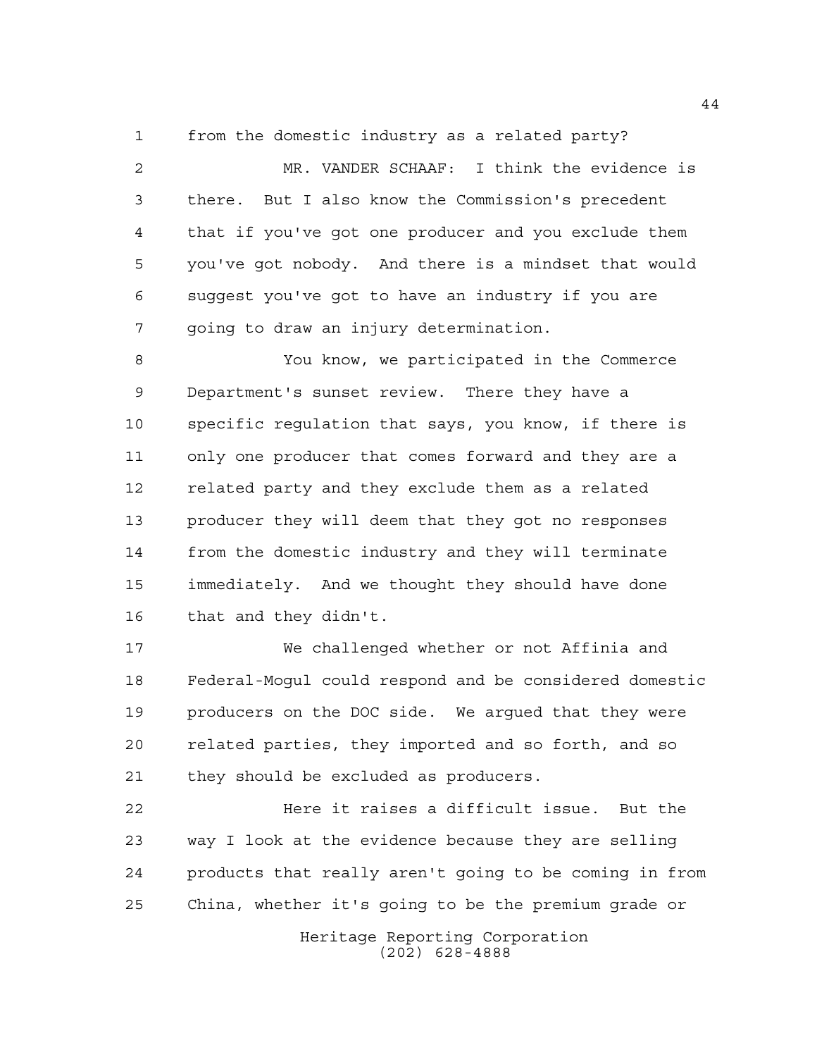from the domestic industry as a related party?

MR. VANDER SCHAAF: I think the evidence is there. But I also know the Commission's precedent that if you've got one producer and you exclude them you've got nobody. And there is a mindset that would suggest you've got to have an industry if you are going to draw an injury determination.

You know, we participated in the Commerce Department's sunset review. There they have a specific regulation that says, you know, if there is only one producer that comes forward and they are a related party and they exclude them as a related producer they will deem that they got no responses from the domestic industry and they will terminate immediately. And we thought they should have done that and they didn't.

We challenged whether or not Affinia and Federal-Mogul could respond and be considered domestic producers on the DOC side. We argued that they were related parties, they imported and so forth, and so they should be excluded as producers.

Here it raises a difficult issue. But the way I look at the evidence because they are selling products that really aren't going to be coming in from China, whether it's going to be the premium grade or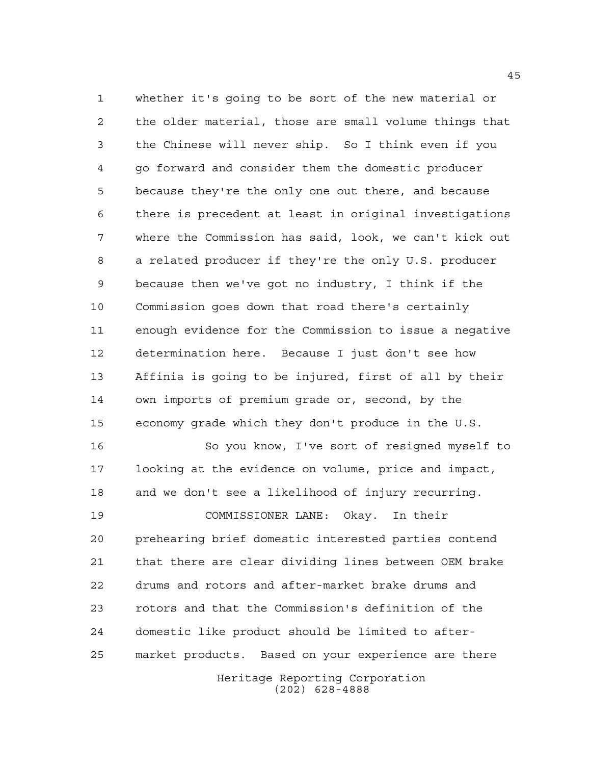whether it's going to be sort of the new material or the older material, those are small volume things that the Chinese will never ship. So I think even if you go forward and consider them the domestic producer because they're the only one out there, and because there is precedent at least in original investigations where the Commission has said, look, we can't kick out a related producer if they're the only U.S. producer because then we've got no industry, I think if the Commission goes down that road there's certainly enough evidence for the Commission to issue a negative determination here. Because I just don't see how Affinia is going to be injured, first of all by their own imports of premium grade or, second, by the economy grade which they don't produce in the U.S.

So you know, I've sort of resigned myself to looking at the evidence on volume, price and impact, and we don't see a likelihood of injury recurring.

COMMISSIONER LANE: Okay. In their prehearing brief domestic interested parties contend that there are clear dividing lines between OEM brake drums and rotors and after-market brake drums and rotors and that the Commission's definition of the domestic like product should be limited to after-market products. Based on your experience are there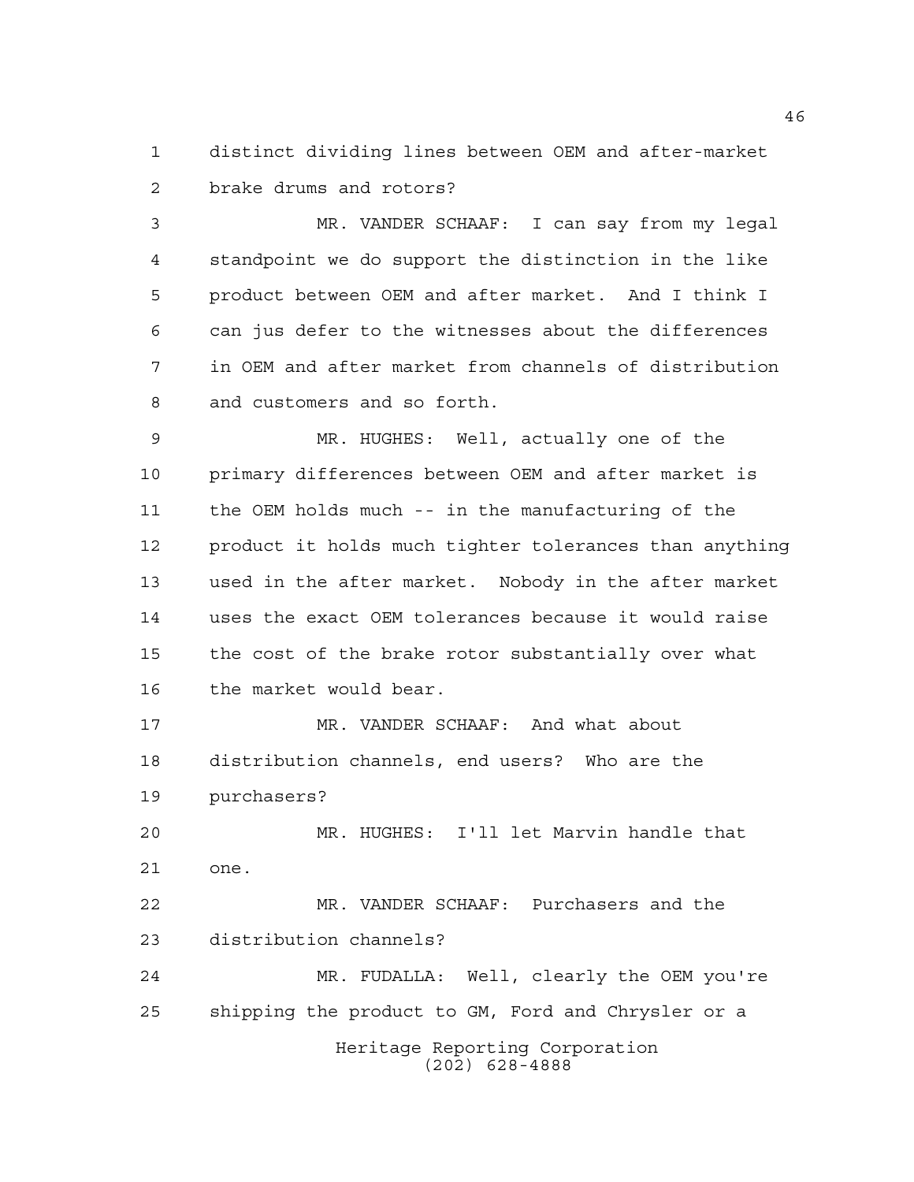distinct dividing lines between OEM and after-market brake drums and rotors?

MR. VANDER SCHAAF: I can say from my legal standpoint we do support the distinction in the like product between OEM and after market. And I think I can jus defer to the witnesses about the differences in OEM and after market from channels of distribution and customers and so forth.

MR. HUGHES: Well, actually one of the primary differences between OEM and after market is the OEM holds much -- in the manufacturing of the product it holds much tighter tolerances than anything used in the after market. Nobody in the after market uses the exact OEM tolerances because it would raise the cost of the brake rotor substantially over what the market would bear.

MR. VANDER SCHAAF: And what about distribution channels, end users? Who are the purchasers?

MR. HUGHES: I'll let Marvin handle that one.

MR. VANDER SCHAAF: Purchasers and the distribution channels?

MR. FUDALLA: Well, clearly the OEM you're shipping the product to GM, Ford and Chrysler or a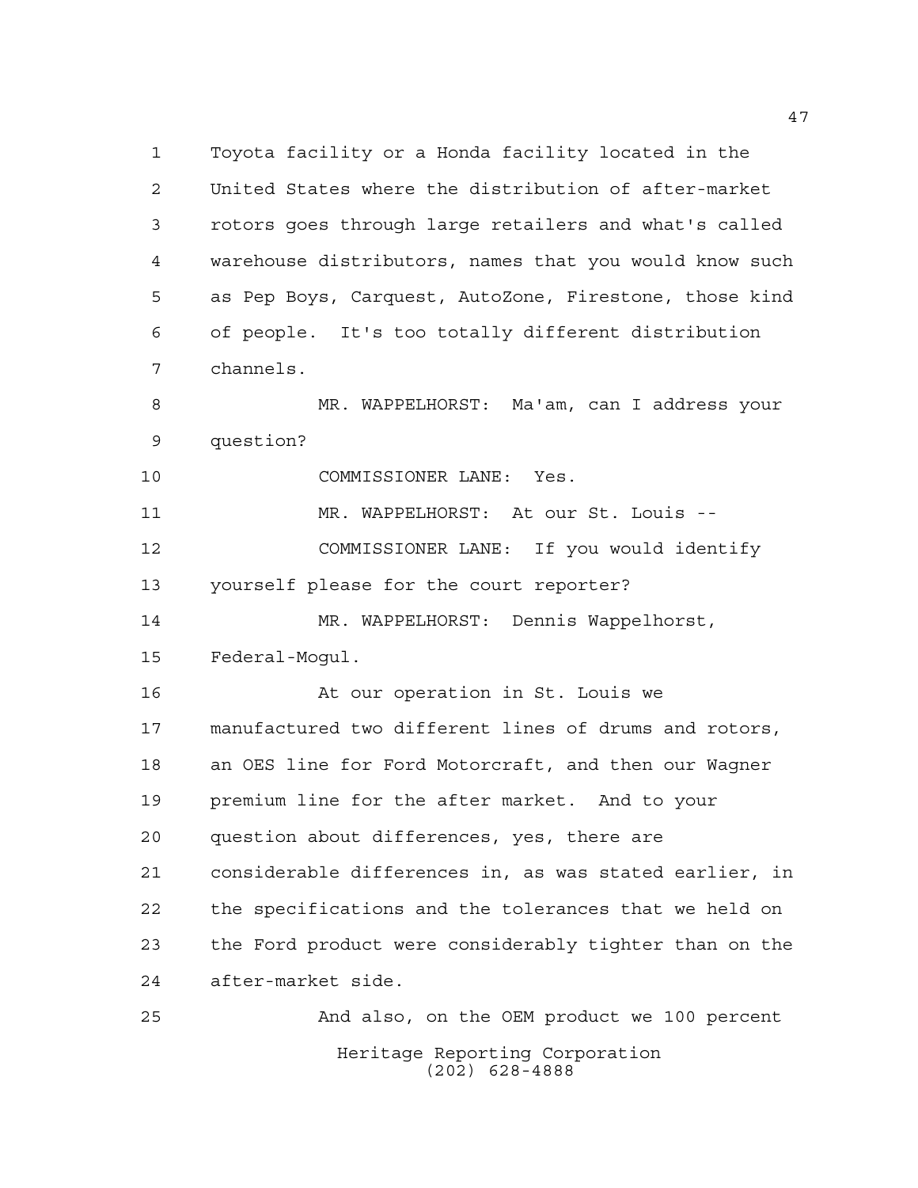Toyota facility or a Honda facility located in the United States where the distribution of after-market rotors goes through large retailers and what's called warehouse distributors, names that you would know such as Pep Boys, Carquest, AutoZone, Firestone, those kind of people. It's too totally different distribution channels.

MR. WAPPELHORST: Ma'am, can I address your question?

COMMISSIONER LANE: Yes.

MR. WAPPELHORST: At our St. Louis --

COMMISSIONER LANE: If you would identify yourself please for the court reporter?

MR. WAPPELHORST: Dennis Wappelhorst, Federal-Mogul.

At our operation in St. Louis we manufactured two different lines of drums and rotors, an OES line for Ford Motorcraft, and then our Wagner premium line for the after market. And to your question about differences, yes, there are considerable differences in, as was stated earlier, in the specifications and the tolerances that we held on the Ford product were considerably tighter than on the after-market side.

And also, on the OEM product we 100 percent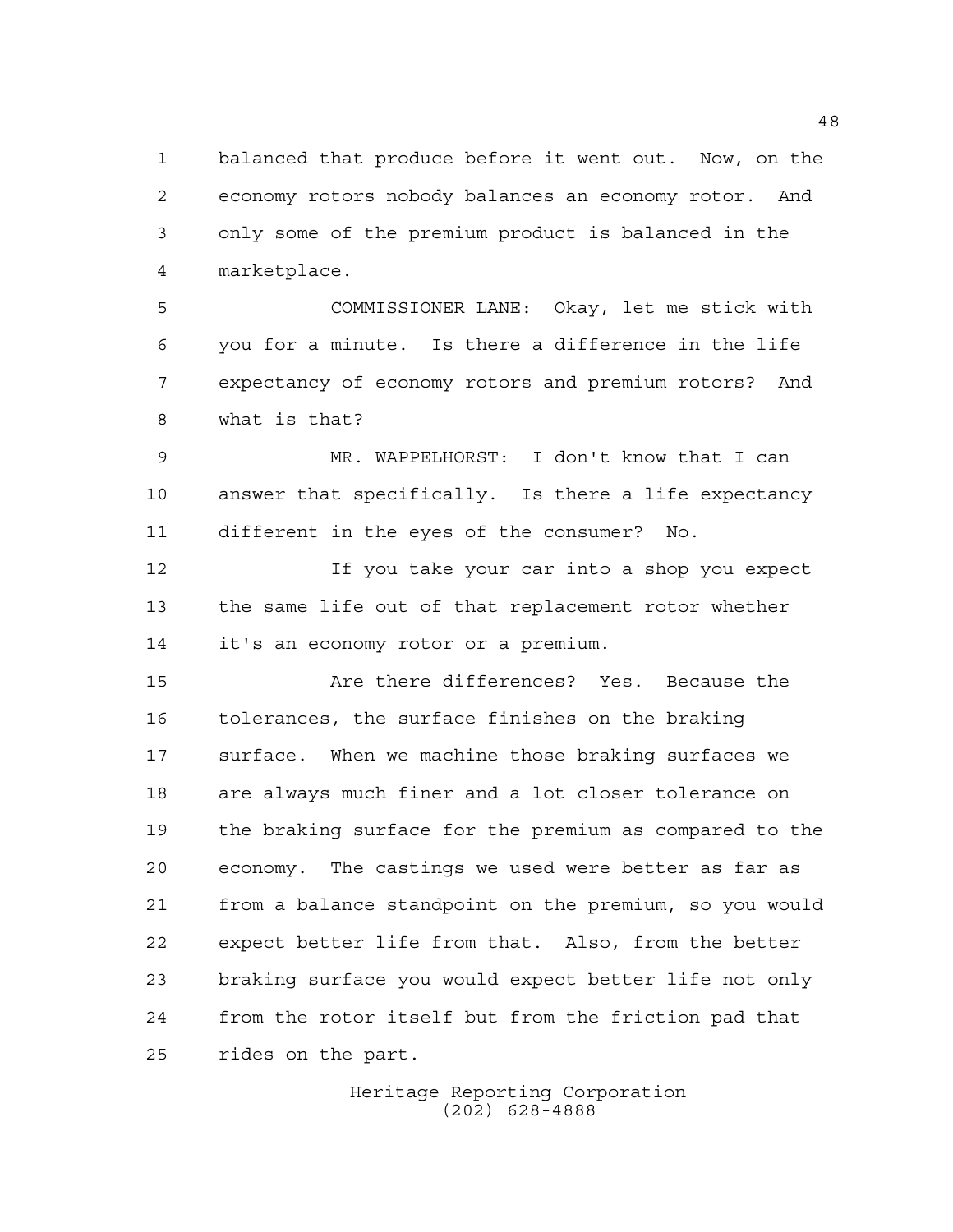balanced that produce before it went out. Now, on the economy rotors nobody balances an economy rotor. And only some of the premium product is balanced in the marketplace.

COMMISSIONER LANE: Okay, let me stick with you for a minute. Is there a difference in the life expectancy of economy rotors and premium rotors? And what is that?

MR. WAPPELHORST: I don't know that I can answer that specifically. Is there a life expectancy different in the eyes of the consumer? No.

If you take your car into a shop you expect the same life out of that replacement rotor whether it's an economy rotor or a premium.

Are there differences? Yes. Because the tolerances, the surface finishes on the braking surface. When we machine those braking surfaces we are always much finer and a lot closer tolerance on the braking surface for the premium as compared to the economy. The castings we used were better as far as from a balance standpoint on the premium, so you would expect better life from that. Also, from the better braking surface you would expect better life not only from the rotor itself but from the friction pad that rides on the part.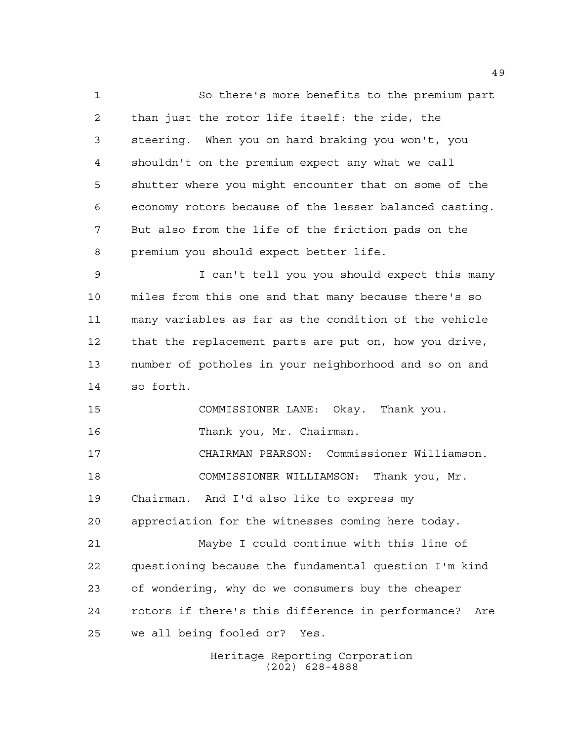So there's more benefits to the premium part than just the rotor life itself: the ride, the steering. When you on hard braking you won't, you shouldn't on the premium expect any what we call shutter where you might encounter that on some of the economy rotors because of the lesser balanced casting. But also from the life of the friction pads on the premium you should expect better life.

I can't tell you you should expect this many miles from this one and that many because there's so many variables as far as the condition of the vehicle that the replacement parts are put on, how you drive, number of potholes in your neighborhood and so on and so forth.

COMMISSIONER LANE: Okay. Thank you.

Thank you, Mr. Chairman.

CHAIRMAN PEARSON: Commissioner Williamson.

COMMISSIONER WILLIAMSON: Thank you, Mr. Chairman. And I'd also like to express my appreciation for the witnesses coming here today.

Maybe I could continue with this line of questioning because the fundamental question I'm kind of wondering, why do we consumers buy the cheaper rotors if there's this difference in performance? Are we all being fooled or? Yes.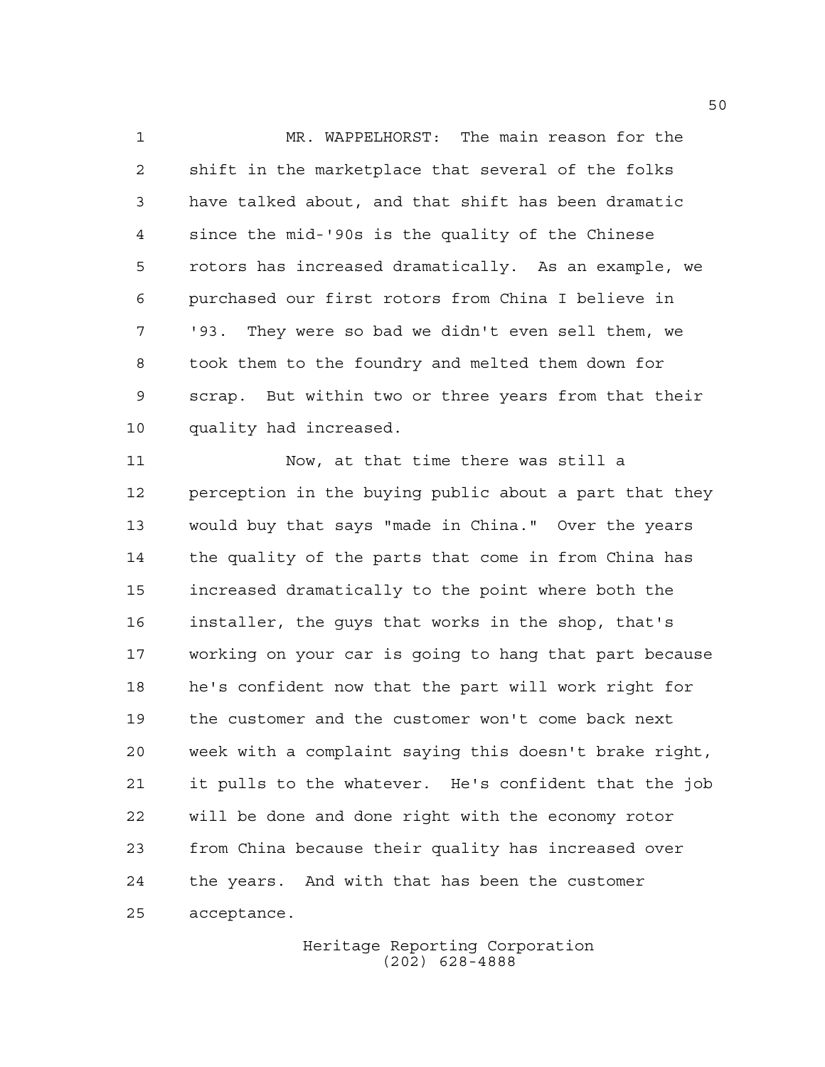MR. WAPPELHORST: The main reason for the shift in the marketplace that several of the folks have talked about, and that shift has been dramatic since the mid-'90s is the quality of the Chinese rotors has increased dramatically. As an example, we purchased our first rotors from China I believe in '93. They were so bad we didn't even sell them, we took them to the foundry and melted them down for scrap. But within two or three years from that their quality had increased.

Now, at that time there was still a perception in the buying public about a part that they would buy that says "made in China." Over the years the quality of the parts that come in from China has increased dramatically to the point where both the installer, the guys that works in the shop, that's working on your car is going to hang that part because he's confident now that the part will work right for the customer and the customer won't come back next week with a complaint saying this doesn't brake right, it pulls to the whatever. He's confident that the job will be done and done right with the economy rotor from China because their quality has increased over the years. And with that has been the customer acceptance.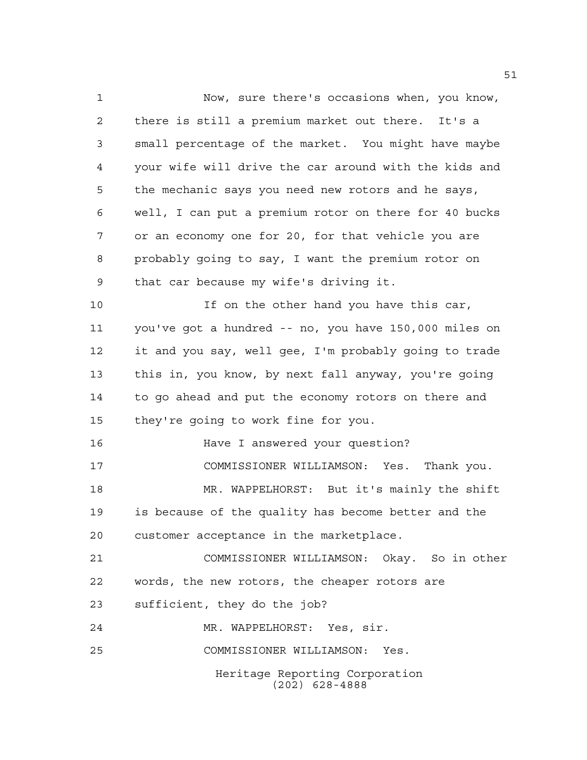Now, sure there's occasions when, you know, there is still a premium market out there. It's a small percentage of the market. You might have maybe your wife will drive the car around with the kids and the mechanic says you need new rotors and he says, well, I can put a premium rotor on there for 40 bucks or an economy one for 20, for that vehicle you are probably going to say, I want the premium rotor on that car because my wife's driving it.

If on the other hand you have this car, you've got a hundred -- no, you have 150,000 miles on it and you say, well gee, I'm probably going to trade this in, you know, by next fall anyway, you're going to go ahead and put the economy rotors on there and they're going to work fine for you.

Have I answered your question?

COMMISSIONER WILLIAMSON: Yes. Thank you.

MR. WAPPELHORST: But it's mainly the shift is because of the quality has become better and the customer acceptance in the marketplace.

COMMISSIONER WILLIAMSON: Okay. So in other words, the new rotors, the cheaper rotors are sufficient, they do the job?

MR. WAPPELHORST: Yes, sir.

COMMISSIONER WILLIAMSON: Yes.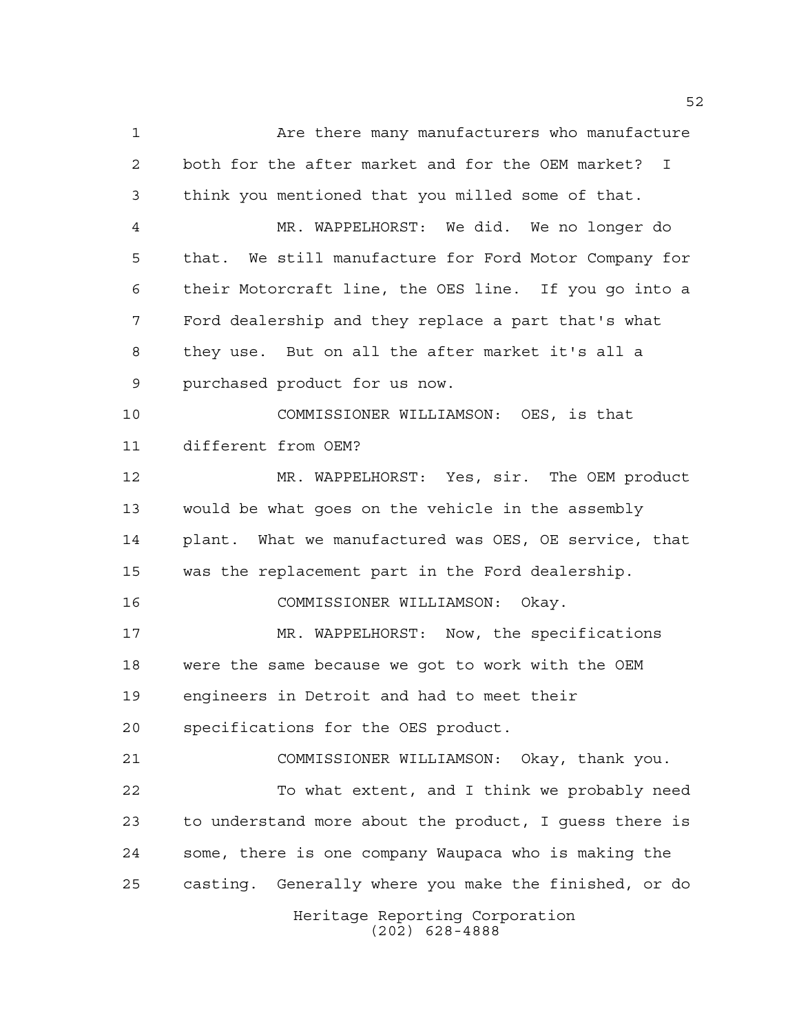Are there many manufacturers who manufacture both for the after market and for the OEM market? I think you mentioned that you milled some of that.

MR. WAPPELHORST: We did. We no longer do that. We still manufacture for Ford Motor Company for their Motorcraft line, the OES line. If you go into a Ford dealership and they replace a part that's what they use. But on all the after market it's all a purchased product for us now.

COMMISSIONER WILLIAMSON: OES, is that different from OEM?

MR. WAPPELHORST: Yes, sir. The OEM product would be what goes on the vehicle in the assembly plant. What we manufactured was OES, OE service, that was the replacement part in the Ford dealership.

COMMISSIONER WILLIAMSON: Okay.

MR. WAPPELHORST: Now, the specifications were the same because we got to work with the OEM engineers in Detroit and had to meet their specifications for the OES product.

COMMISSIONER WILLIAMSON: Okay, thank you.

To what extent, and I think we probably need to understand more about the product, I guess there is some, there is one company Waupaca who is making the casting. Generally where you make the finished, or do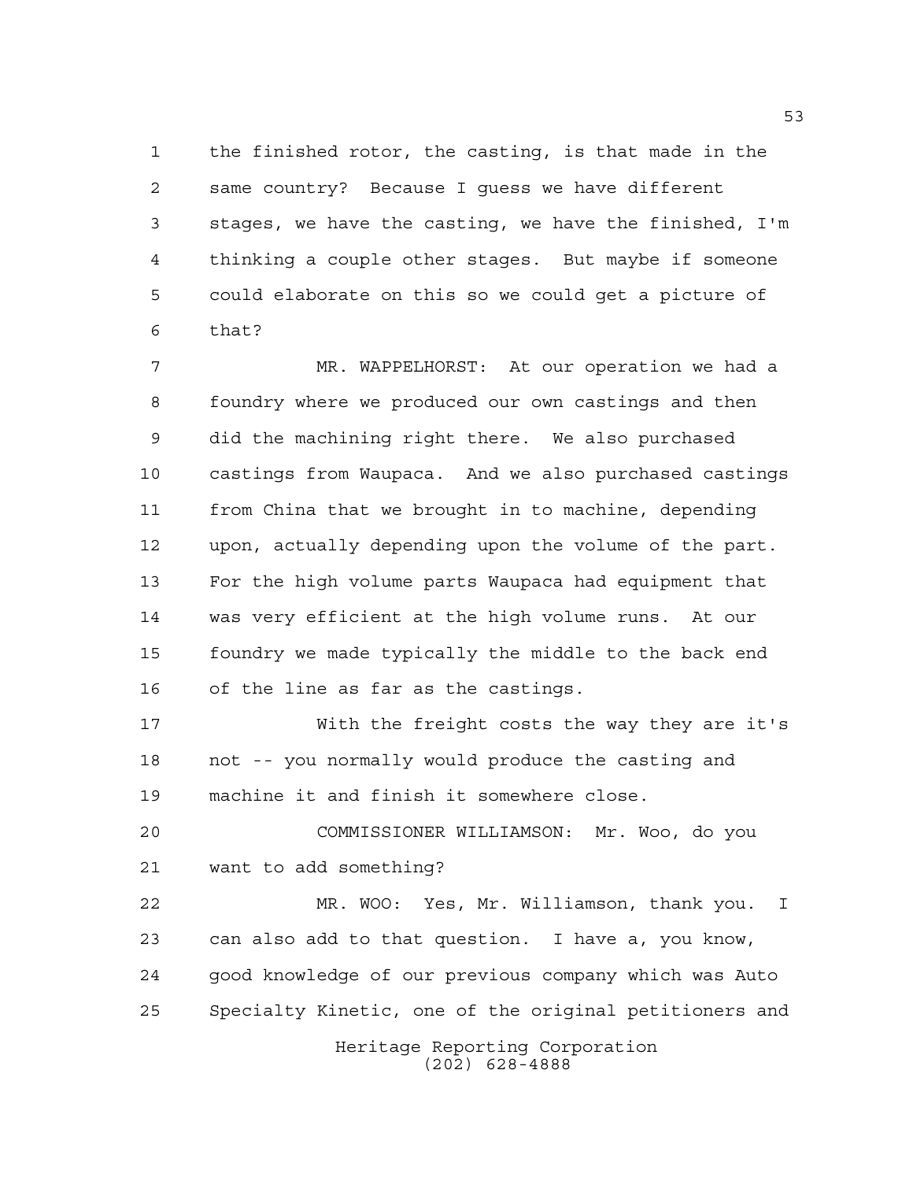the finished rotor, the casting, is that made in the same country? Because I guess we have different stages, we have the casting, we have the finished, I'm thinking a couple other stages. But maybe if someone could elaborate on this so we could get a picture of that?

MR. WAPPELHORST: At our operation we had a foundry where we produced our own castings and then did the machining right there. We also purchased castings from Waupaca. And we also purchased castings from China that we brought in to machine, depending upon, actually depending upon the volume of the part. For the high volume parts Waupaca had equipment that was very efficient at the high volume runs. At our foundry we made typically the middle to the back end of the line as far as the castings.

With the freight costs the way they are it's not -- you normally would produce the casting and machine it and finish it somewhere close.

COMMISSIONER WILLIAMSON: Mr. Woo, do you want to add something?

MR. WOO: Yes, Mr. Williamson, thank you. I can also add to that question. I have a, you know, good knowledge of our previous company which was Auto Specialty Kinetic, one of the original petitioners and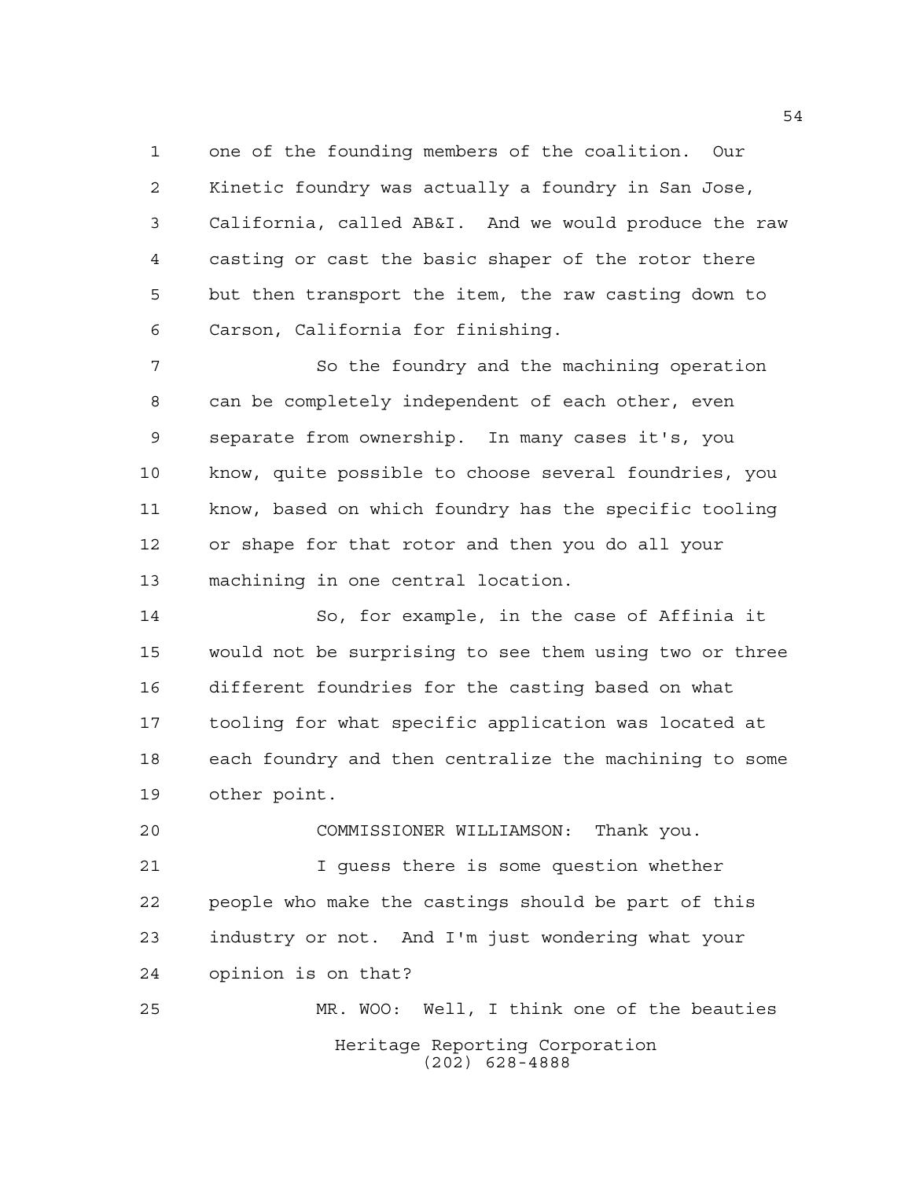one of the founding members of the coalition. Our Kinetic foundry was actually a foundry in San Jose, California, called AB&I. And we would produce the raw casting or cast the basic shaper of the rotor there but then transport the item, the raw casting down to Carson, California for finishing.

So the foundry and the machining operation can be completely independent of each other, even separate from ownership. In many cases it's, you know, quite possible to choose several foundries, you know, based on which foundry has the specific tooling or shape for that rotor and then you do all your machining in one central location.

So, for example, in the case of Affinia it would not be surprising to see them using two or three different foundries for the casting based on what tooling for what specific application was located at each foundry and then centralize the machining to some other point.

COMMISSIONER WILLIAMSON: Thank you.

I guess there is some question whether people who make the castings should be part of this industry or not. And I'm just wondering what your opinion is on that?

MR. WOO: Well, I think one of the beauties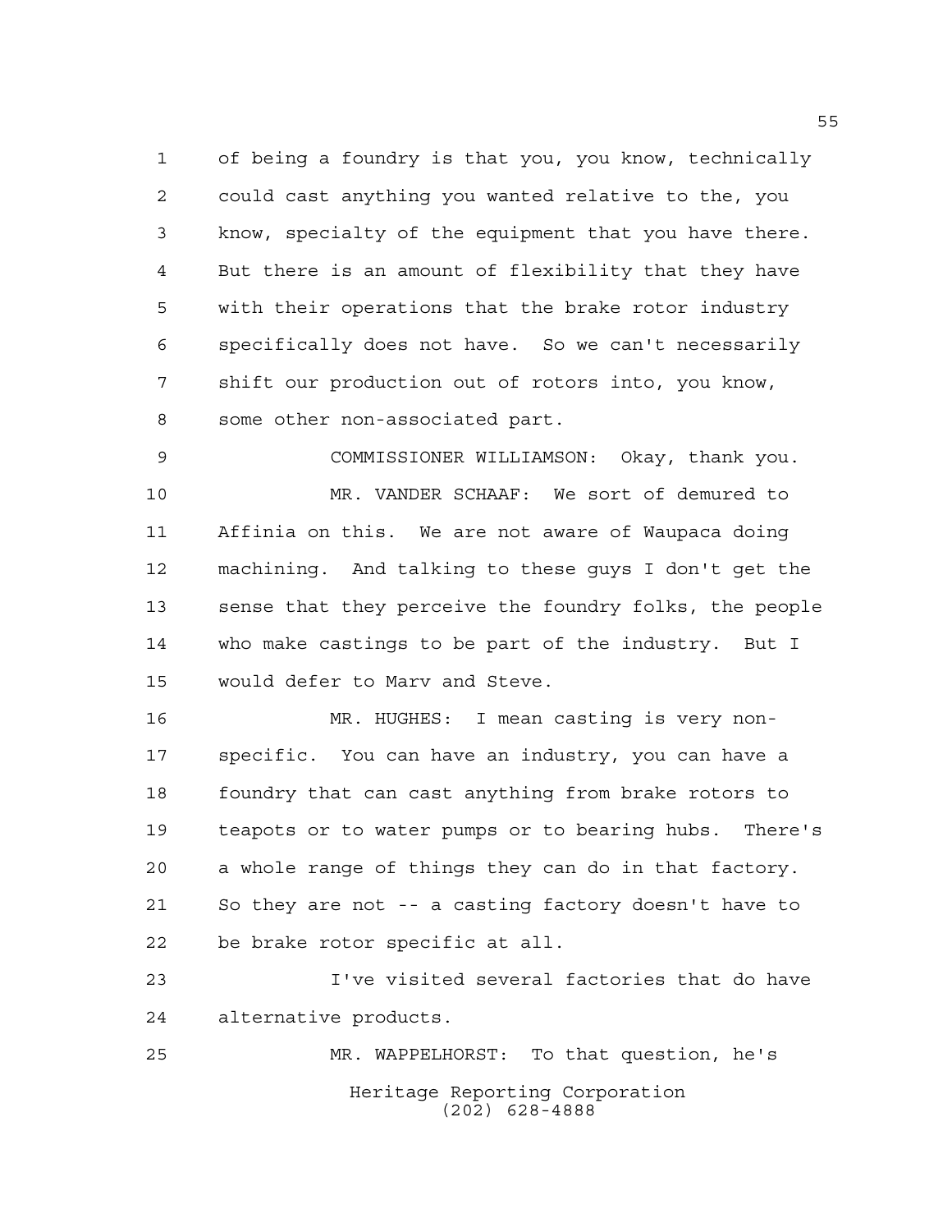of being a foundry is that you, you know, technically could cast anything you wanted relative to the, you know, specialty of the equipment that you have there. But there is an amount of flexibility that they have with their operations that the brake rotor industry specifically does not have. So we can't necessarily shift our production out of rotors into, you know, some other non-associated part.

COMMISSIONER WILLIAMSON: Okay, thank you.

MR. VANDER SCHAAF: We sort of demured to Affinia on this. We are not aware of Waupaca doing machining. And talking to these guys I don't get the sense that they perceive the foundry folks, the people who make castings to be part of the industry. But I would defer to Marv and Steve.

MR. HUGHES: I mean casting is very non-specific. You can have an industry, you can have a foundry that can cast anything from brake rotors to teapots or to water pumps or to bearing hubs. There's a whole range of things they can do in that factory. So they are not -- a casting factory doesn't have to be brake rotor specific at all.

I've visited several factories that do have alternative products.

MR. WAPPELHORST: To that question, he's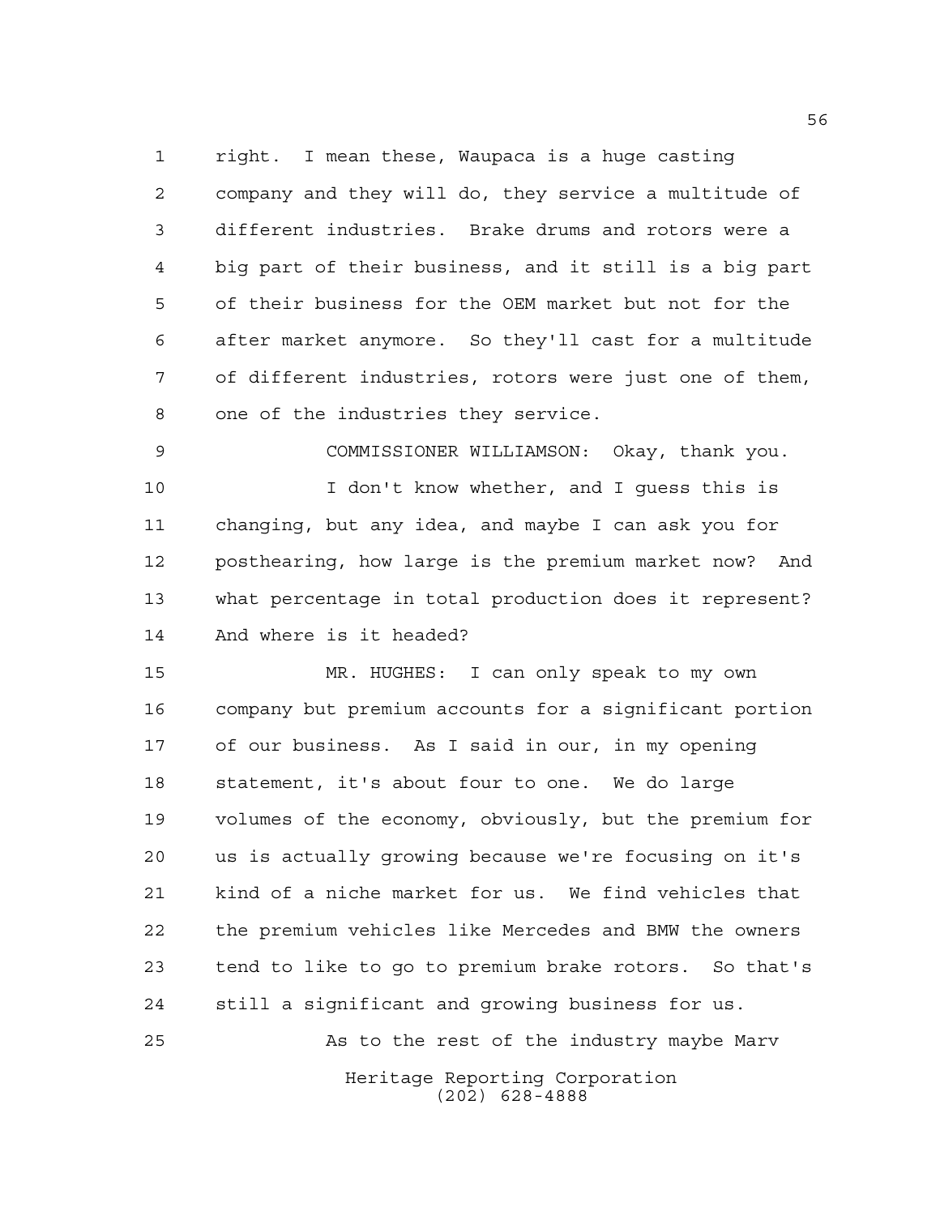right. I mean these, Waupaca is a huge casting company and they will do, they service a multitude of different industries. Brake drums and rotors were a big part of their business, and it still is a big part of their business for the OEM market but not for the after market anymore. So they'll cast for a multitude of different industries, rotors were just one of them, one of the industries they service.

COMMISSIONER WILLIAMSON: Okay, thank you.

I don't know whether, and I guess this is changing, but any idea, and maybe I can ask you for posthearing, how large is the premium market now? And what percentage in total production does it represent? And where is it headed?

MR. HUGHES: I can only speak to my own company but premium accounts for a significant portion of our business. As I said in our, in my opening statement, it's about four to one. We do large volumes of the economy, obviously, but the premium for us is actually growing because we're focusing on it's kind of a niche market for us. We find vehicles that the premium vehicles like Mercedes and BMW the owners tend to like to go to premium brake rotors. So that's still a significant and growing business for us.

As to the rest of the industry maybe Marv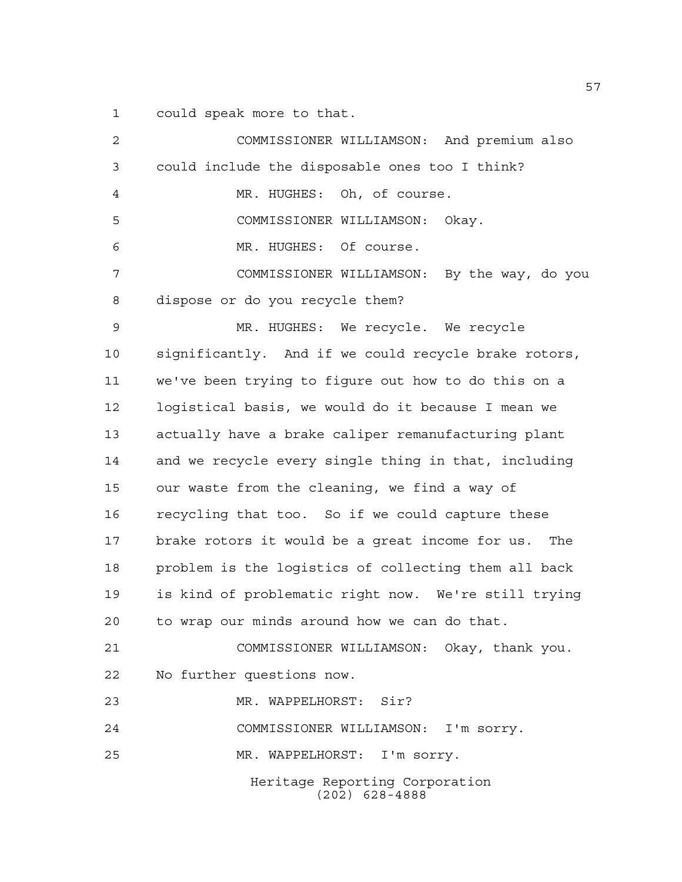could speak more to that.

COMMISSIONER WILLIAMSON: And premium also could include the disposable ones too I think?

MR. HUGHES: Oh, of course.

COMMISSIONER WILLIAMSON: Okay.

MR. HUGHES: Of course.

COMMISSIONER WILLIAMSON: By the way, do you dispose or do you recycle them?

MR. HUGHES: We recycle. We recycle significantly. And if we could recycle brake rotors, we've been trying to figure out how to do this on a logistical basis, we would do it because I mean we actually have a brake caliper remanufacturing plant and we recycle every single thing in that, including our waste from the cleaning, we find a way of recycling that too. So if we could capture these brake rotors it would be a great income for us. The problem is the logistics of collecting them all back is kind of problematic right now. We're still trying to wrap our minds around how we can do that.

COMMISSIONER WILLIAMSON: Okay, thank you. No further questions now.

MR. WAPPELHORST: Sir?

COMMISSIONER WILLIAMSON: I'm sorry.

MR. WAPPELHORST: I'm sorry.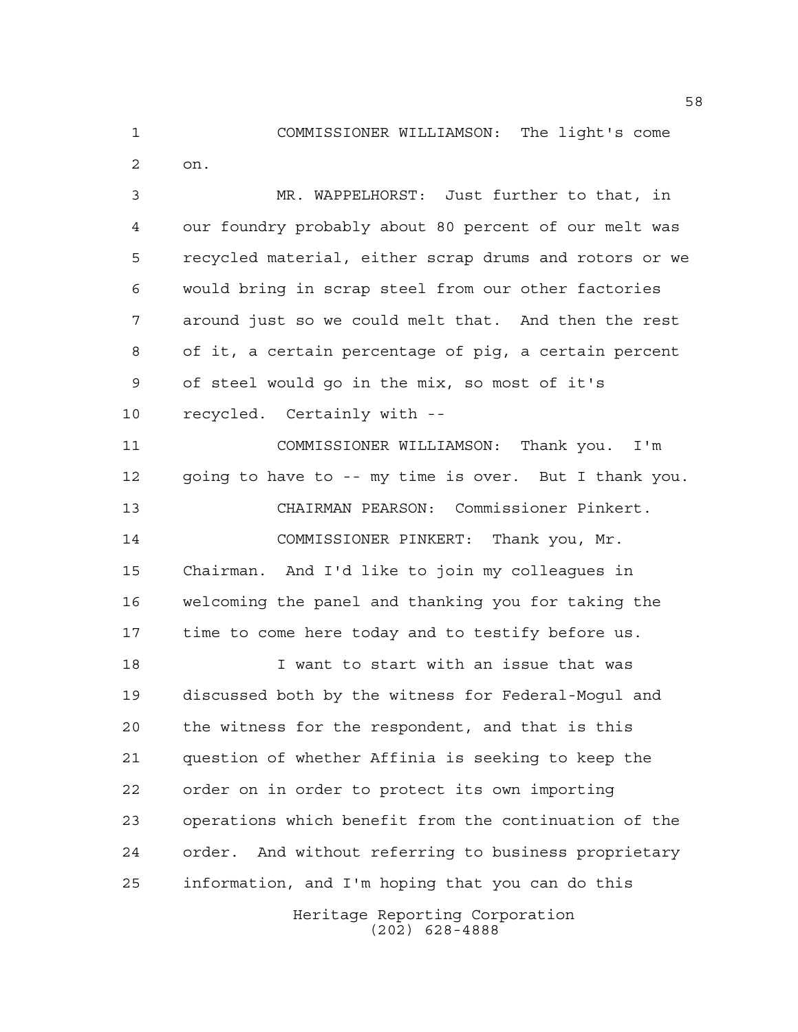COMMISSIONER WILLIAMSON: The light's come on.

MR. WAPPELHORST: Just further to that, in our foundry probably about 80 percent of our melt was recycled material, either scrap drums and rotors or we would bring in scrap steel from our other factories around just so we could melt that. And then the rest of it, a certain percentage of pig, a certain percent of steel would go in the mix, so most of it's recycled. Certainly with --

COMMISSIONER WILLIAMSON: Thank you. I'm going to have to -- my time is over. But I thank you.

CHAIRMAN PEARSON: Commissioner Pinkert.

COMMISSIONER PINKERT: Thank you, Mr. Chairman. And I'd like to join my colleagues in welcoming the panel and thanking you for taking the time to come here today and to testify before us.

I want to start with an issue that was discussed both by the witness for Federal-Mogul and the witness for the respondent, and that is this question of whether Affinia is seeking to keep the order on in order to protect its own importing operations which benefit from the continuation of the order. And without referring to business proprietary information, and I'm hoping that you can do this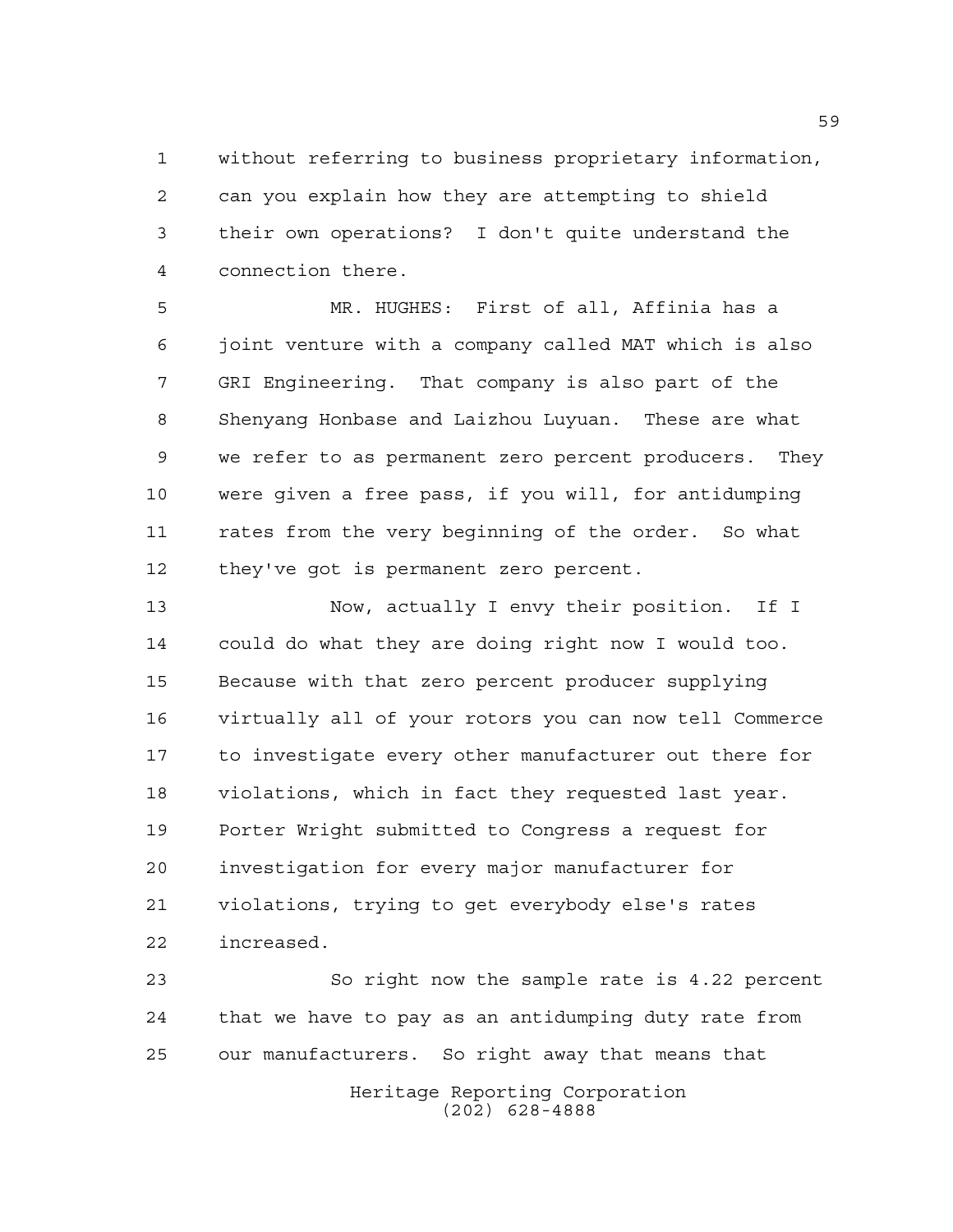without referring to business proprietary information, can you explain how they are attempting to shield their own operations? I don't quite understand the connection there.

MR. HUGHES: First of all, Affinia has a joint venture with a company called MAT which is also GRI Engineering. That company is also part of the Shenyang Honbase and Laizhou Luyuan. These are what we refer to as permanent zero percent producers. They were given a free pass, if you will, for antidumping rates from the very beginning of the order. So what they've got is permanent zero percent.

Now, actually I envy their position. If I could do what they are doing right now I would too. Because with that zero percent producer supplying virtually all of your rotors you can now tell Commerce to investigate every other manufacturer out there for violations, which in fact they requested last year. Porter Wright submitted to Congress a request for investigation for every major manufacturer for violations, trying to get everybody else's rates increased.

So right now the sample rate is 4.22 percent that we have to pay as an antidumping duty rate from our manufacturers. So right away that means that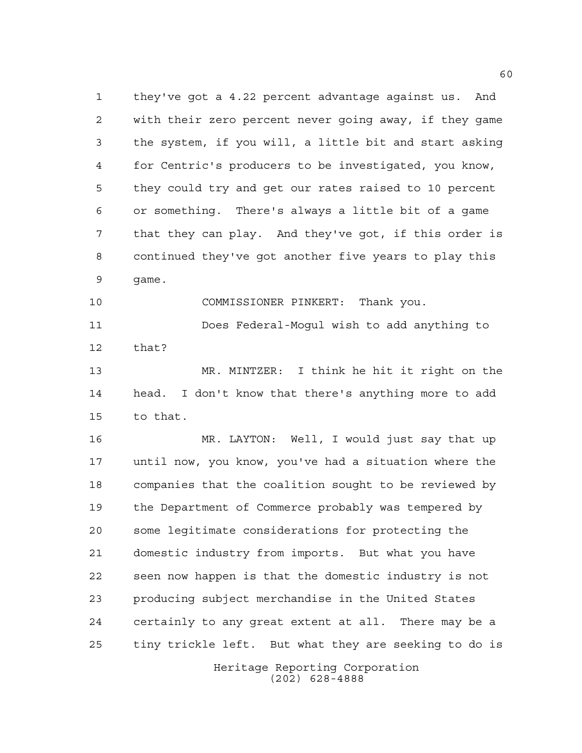they've got a 4.22 percent advantage against us. And with their zero percent never going away, if they game the system, if you will, a little bit and start asking for Centric's producers to be investigated, you know, they could try and get our rates raised to 10 percent or something. There's always a little bit of a game that they can play. And they've got, if this order is continued they've got another five years to play this game.

COMMISSIONER PINKERT: Thank you.

Does Federal-Mogul wish to add anything to that?

MR. MINTZER: I think he hit it right on the head. I don't know that there's anything more to add to that.

MR. LAYTON: Well, I would just say that up until now, you know, you've had a situation where the companies that the coalition sought to be reviewed by the Department of Commerce probably was tempered by some legitimate considerations for protecting the domestic industry from imports. But what you have seen now happen is that the domestic industry is not producing subject merchandise in the United States certainly to any great extent at all. There may be a tiny trickle left. But what they are seeking to do is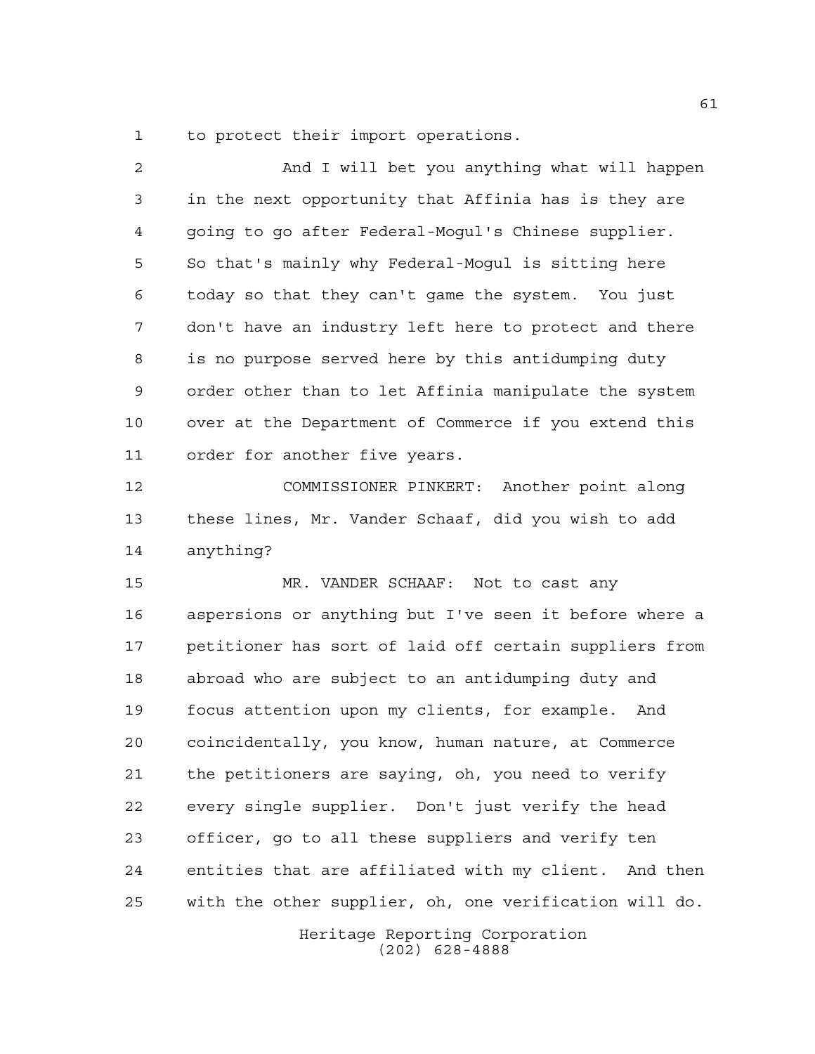to protect their import operations.

And I will bet you anything what will happen in the next opportunity that Affinia has is they are going to go after Federal-Mogul's Chinese supplier. So that's mainly why Federal-Mogul is sitting here today so that they can't game the system. You just don't have an industry left here to protect and there is no purpose served here by this antidumping duty order other than to let Affinia manipulate the system over at the Department of Commerce if you extend this order for another five years.

COMMISSIONER PINKERT: Another point along these lines, Mr. Vander Schaaf, did you wish to add anything?

MR. VANDER SCHAAF: Not to cast any aspersions or anything but I've seen it before where a petitioner has sort of laid off certain suppliers from abroad who are subject to an antidumping duty and focus attention upon my clients, for example. And coincidentally, you know, human nature, at Commerce the petitioners are saying, oh, you need to verify every single supplier. Don't just verify the head officer, go to all these suppliers and verify ten entities that are affiliated with my client. And then with the other supplier, oh, one verification will do.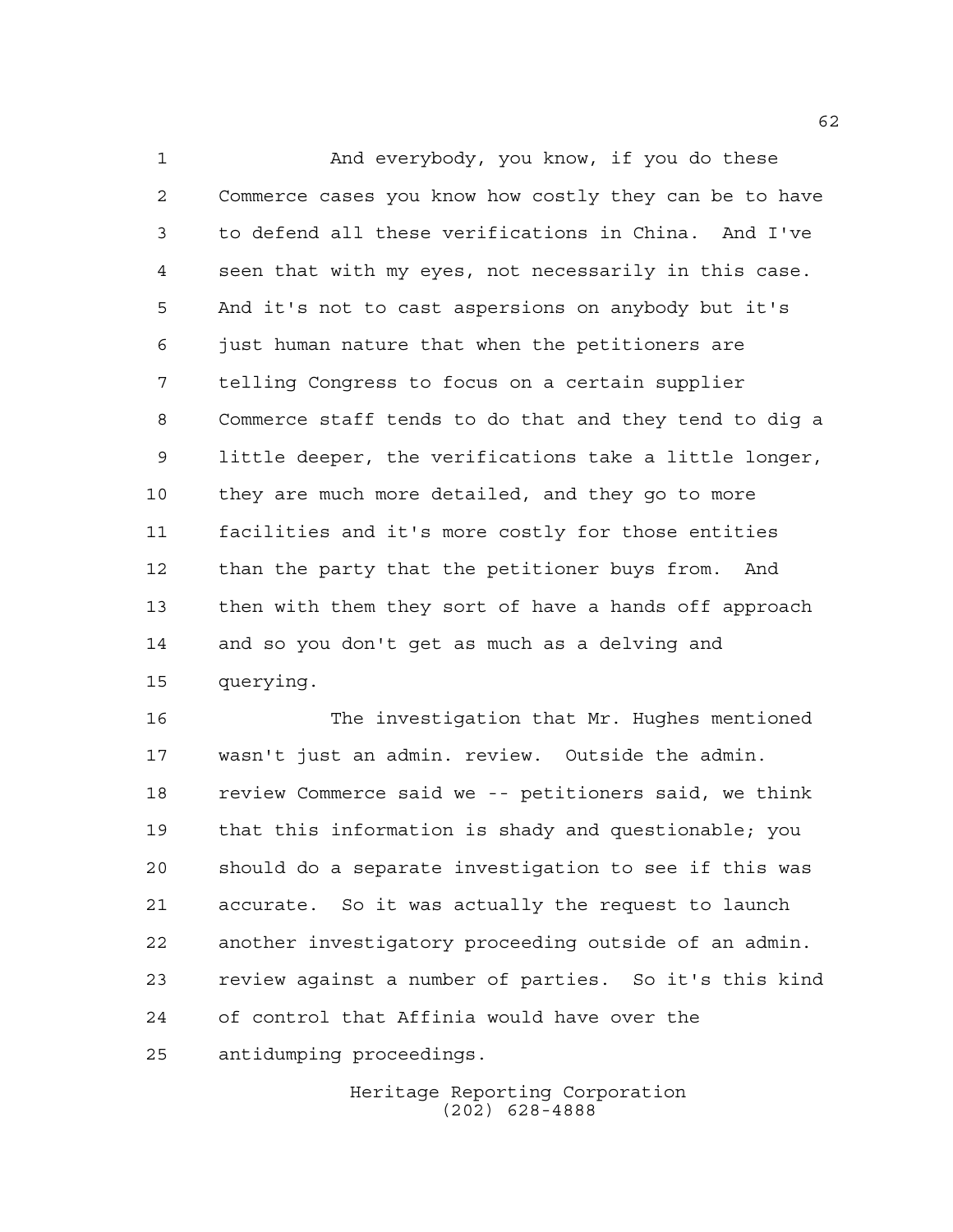And everybody, you know, if you do these Commerce cases you know how costly they can be to have to defend all these verifications in China. And I've seen that with my eyes, not necessarily in this case. And it's not to cast aspersions on anybody but it's just human nature that when the petitioners are telling Congress to focus on a certain supplier Commerce staff tends to do that and they tend to dig a little deeper, the verifications take a little longer, they are much more detailed, and they go to more facilities and it's more costly for those entities than the party that the petitioner buys from. And then with them they sort of have a hands off approach and so you don't get as much as a delving and querying.

The investigation that Mr. Hughes mentioned wasn't just an admin. review. Outside the admin. review Commerce said we -- petitioners said, we think that this information is shady and questionable; you should do a separate investigation to see if this was accurate. So it was actually the request to launch another investigatory proceeding outside of an admin. review against a number of parties. So it's this kind of control that Affinia would have over the antidumping proceedings.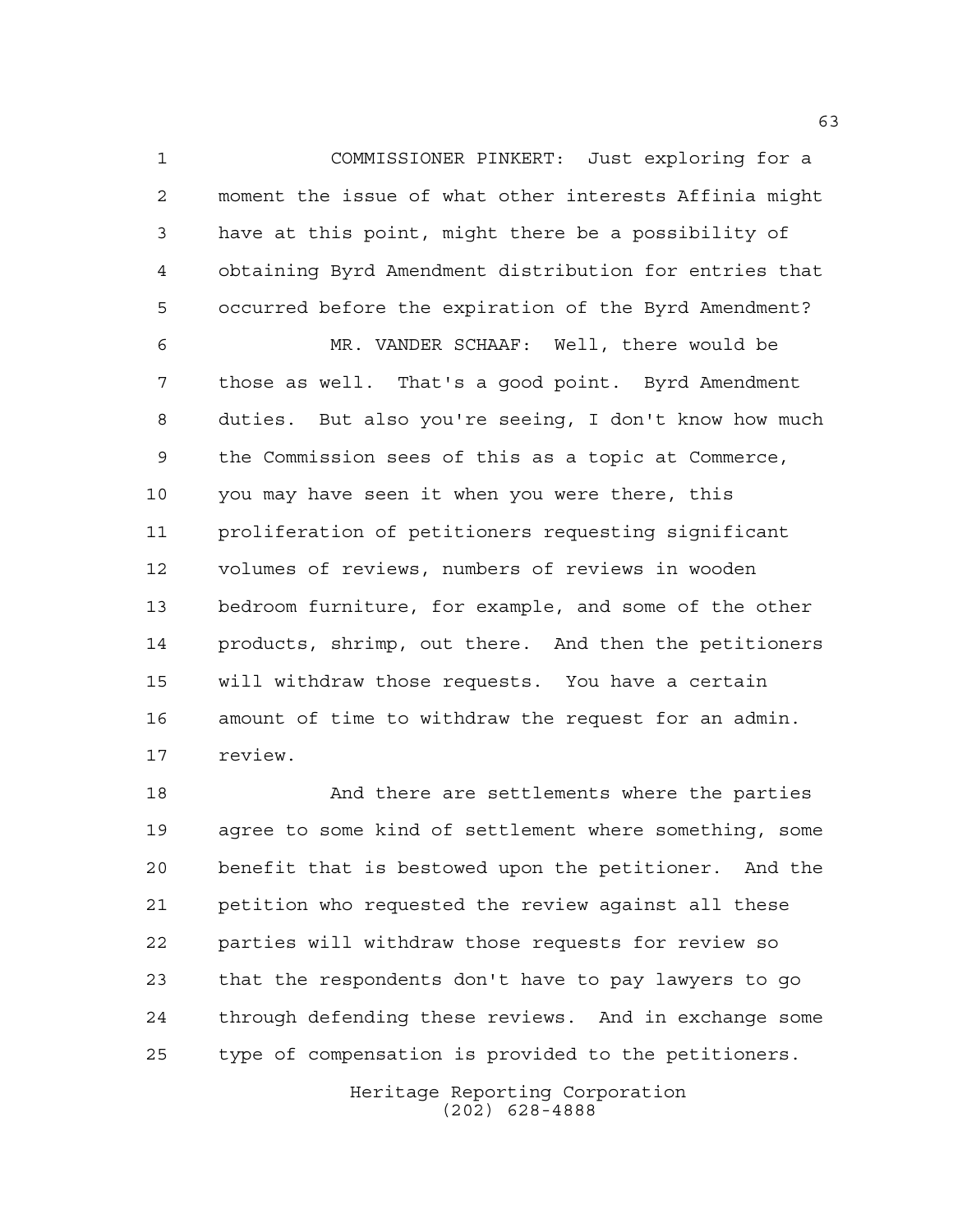COMMISSIONER PINKERT: Just exploring for a moment the issue of what other interests Affinia might have at this point, might there be a possibility of obtaining Byrd Amendment distribution for entries that occurred before the expiration of the Byrd Amendment?

MR. VANDER SCHAAF: Well, there would be those as well. That's a good point. Byrd Amendment duties. But also you're seeing, I don't know how much the Commission sees of this as a topic at Commerce, you may have seen it when you were there, this proliferation of petitioners requesting significant volumes of reviews, numbers of reviews in wooden bedroom furniture, for example, and some of the other products, shrimp, out there. And then the petitioners will withdraw those requests. You have a certain amount of time to withdraw the request for an admin. review.

And there are settlements where the parties agree to some kind of settlement where something, some benefit that is bestowed upon the petitioner. And the petition who requested the review against all these parties will withdraw those requests for review so that the respondents don't have to pay lawyers to go through defending these reviews. And in exchange some type of compensation is provided to the petitioners.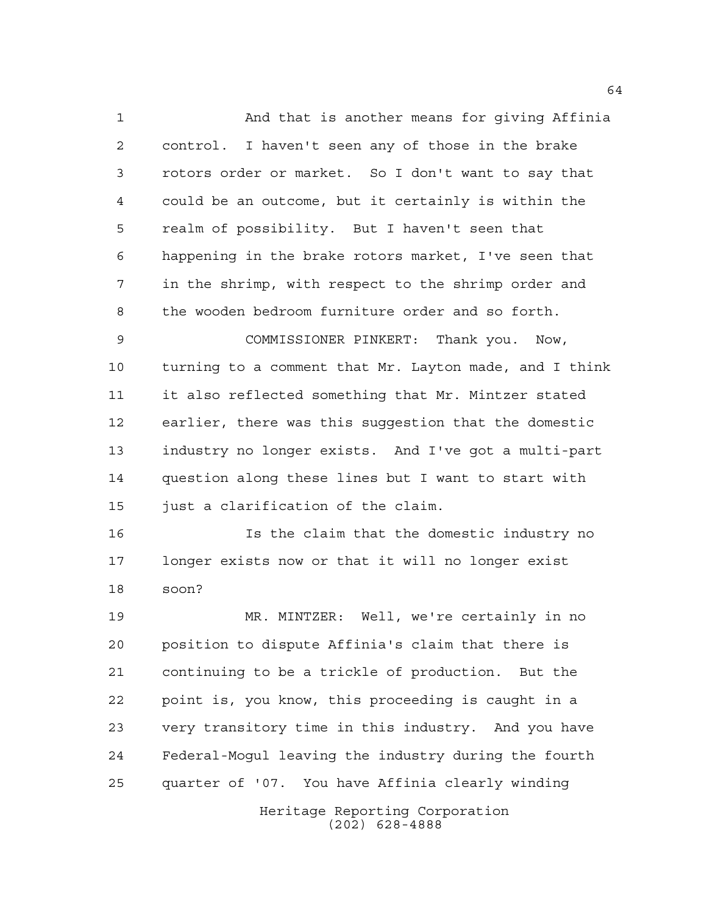And that is another means for giving Affinia control. I haven't seen any of those in the brake rotors order or market. So I don't want to say that could be an outcome, but it certainly is within the realm of possibility. But I haven't seen that happening in the brake rotors market, I've seen that in the shrimp, with respect to the shrimp order and the wooden bedroom furniture order and so forth.

COMMISSIONER PINKERT: Thank you. Now, turning to a comment that Mr. Layton made, and I think it also reflected something that Mr. Mintzer stated earlier, there was this suggestion that the domestic industry no longer exists. And I've got a multi-part question along these lines but I want to start with just a clarification of the claim.

Is the claim that the domestic industry no longer exists now or that it will no longer exist soon?

MR. MINTZER: Well, we're certainly in no position to dispute Affinia's claim that there is continuing to be a trickle of production. But the point is, you know, this proceeding is caught in a very transitory time in this industry. And you have Federal-Mogul leaving the industry during the fourth quarter of '07. You have Affinia clearly winding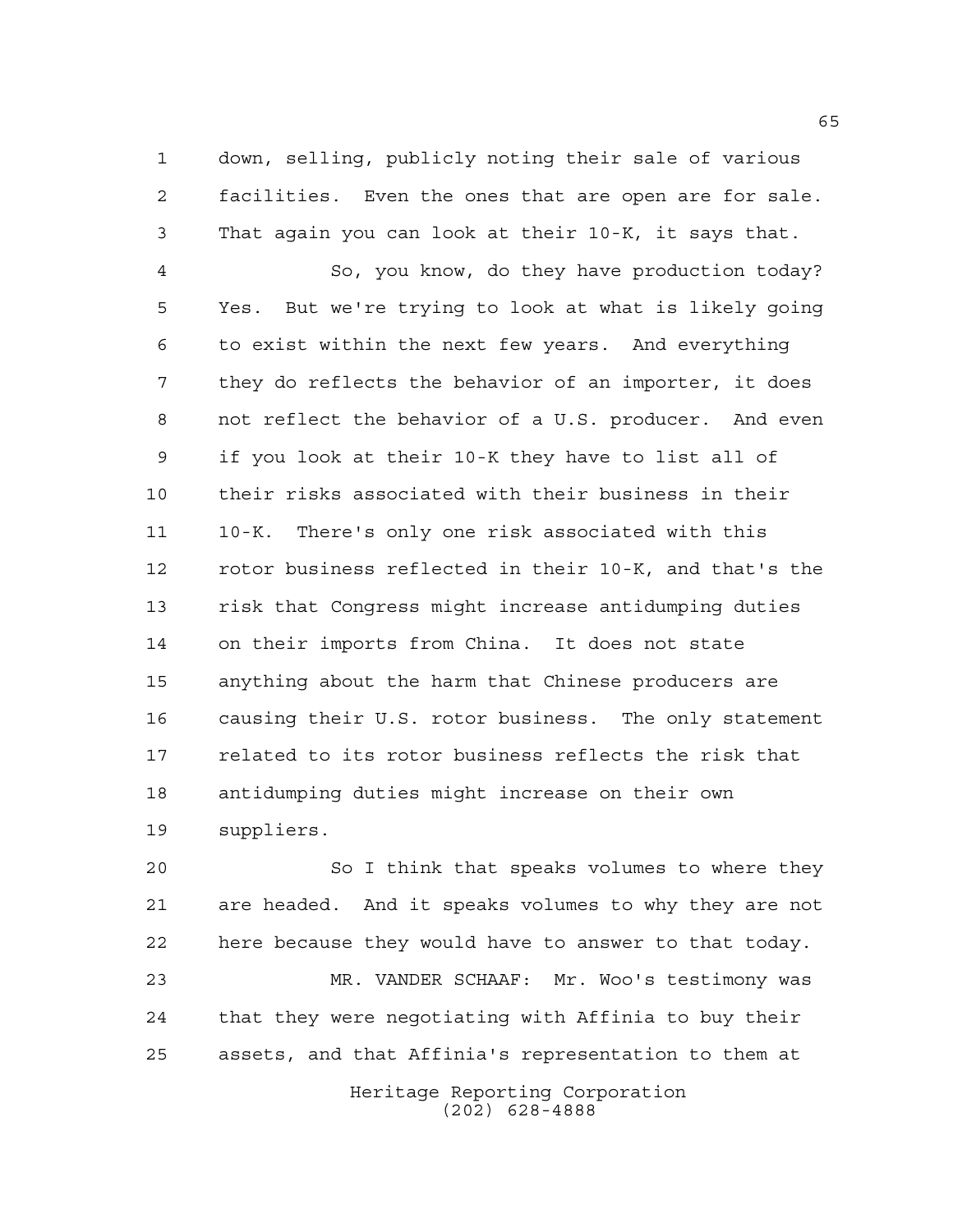down, selling, publicly noting their sale of various facilities. Even the ones that are open are for sale. That again you can look at their 10-K, it says that.

So, you know, do they have production today? Yes. But we're trying to look at what is likely going to exist within the next few years. And everything they do reflects the behavior of an importer, it does not reflect the behavior of a U.S. producer. And even if you look at their 10-K they have to list all of their risks associated with their business in their 10-K. There's only one risk associated with this rotor business reflected in their 10-K, and that's the risk that Congress might increase antidumping duties on their imports from China. It does not state anything about the harm that Chinese producers are causing their U.S. rotor business. The only statement related to its rotor business reflects the risk that antidumping duties might increase on their own suppliers.

So I think that speaks volumes to where they are headed. And it speaks volumes to why they are not here because they would have to answer to that today.

MR. VANDER SCHAAF: Mr. Woo's testimony was that they were negotiating with Affinia to buy their assets, and that Affinia's representation to them at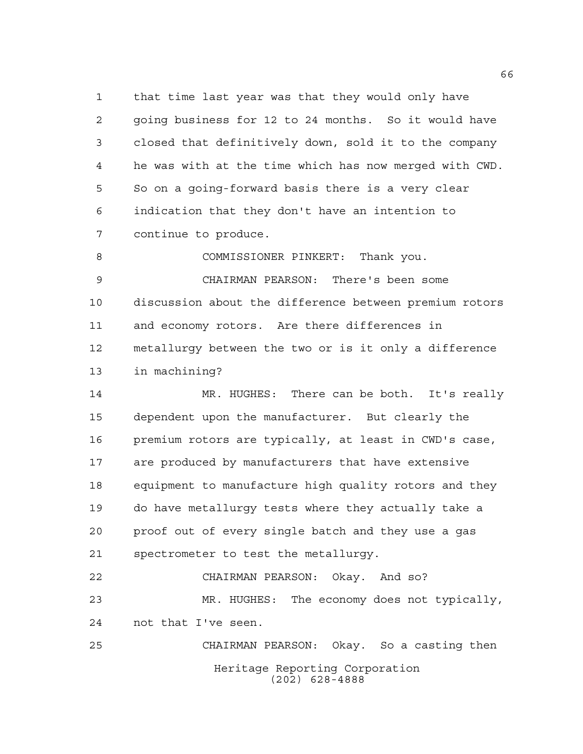that time last year was that they would only have going business for 12 to 24 months. So it would have closed that definitively down, sold it to the company he was with at the time which has now merged with CWD. So on a going-forward basis there is a very clear indication that they don't have an intention to continue to produce.

COMMISSIONER PINKERT: Thank you.

CHAIRMAN PEARSON: There's been some discussion about the difference between premium rotors and economy rotors. Are there differences in metallurgy between the two or is it only a difference in machining?

MR. HUGHES: There can be both. It's really dependent upon the manufacturer. But clearly the premium rotors are typically, at least in CWD's case, are produced by manufacturers that have extensive equipment to manufacture high quality rotors and they do have metallurgy tests where they actually take a proof out of every single batch and they use a gas spectrometer to test the metallurgy.

CHAIRMAN PEARSON: Okay. And so?

MR. HUGHES: The economy does not typically, not that I've seen.

CHAIRMAN PEARSON: Okay. So a casting then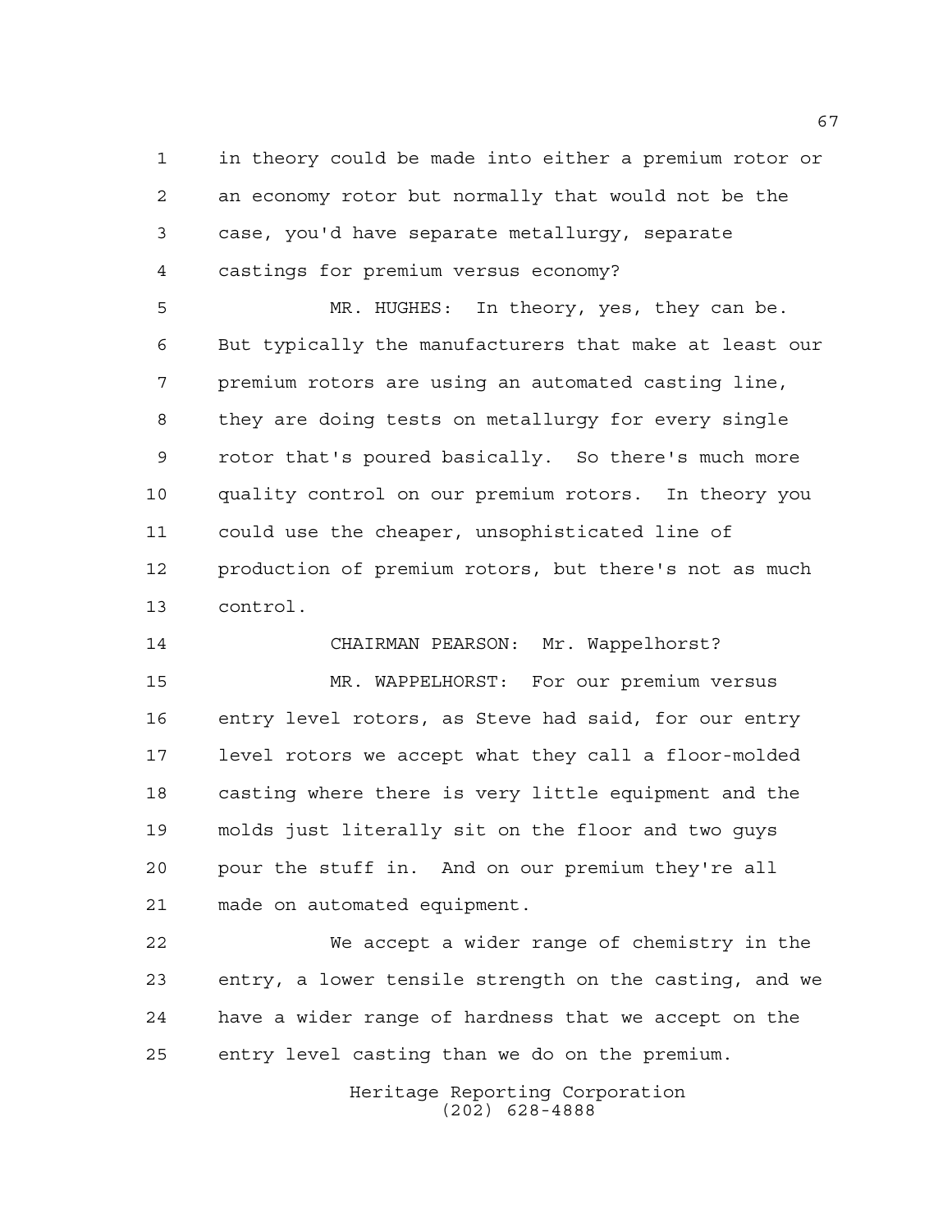in theory could be made into either a premium rotor or an economy rotor but normally that would not be the case, you'd have separate metallurgy, separate castings for premium versus economy?

MR. HUGHES: In theory, yes, they can be. But typically the manufacturers that make at least our premium rotors are using an automated casting line, they are doing tests on metallurgy for every single rotor that's poured basically. So there's much more quality control on our premium rotors. In theory you could use the cheaper, unsophisticated line of production of premium rotors, but there's not as much control.

CHAIRMAN PEARSON: Mr. Wappelhorst?

MR. WAPPELHORST: For our premium versus entry level rotors, as Steve had said, for our entry level rotors we accept what they call a floor-molded casting where there is very little equipment and the molds just literally sit on the floor and two guys pour the stuff in. And on our premium they're all made on automated equipment.

We accept a wider range of chemistry in the entry, a lower tensile strength on the casting, and we have a wider range of hardness that we accept on the entry level casting than we do on the premium.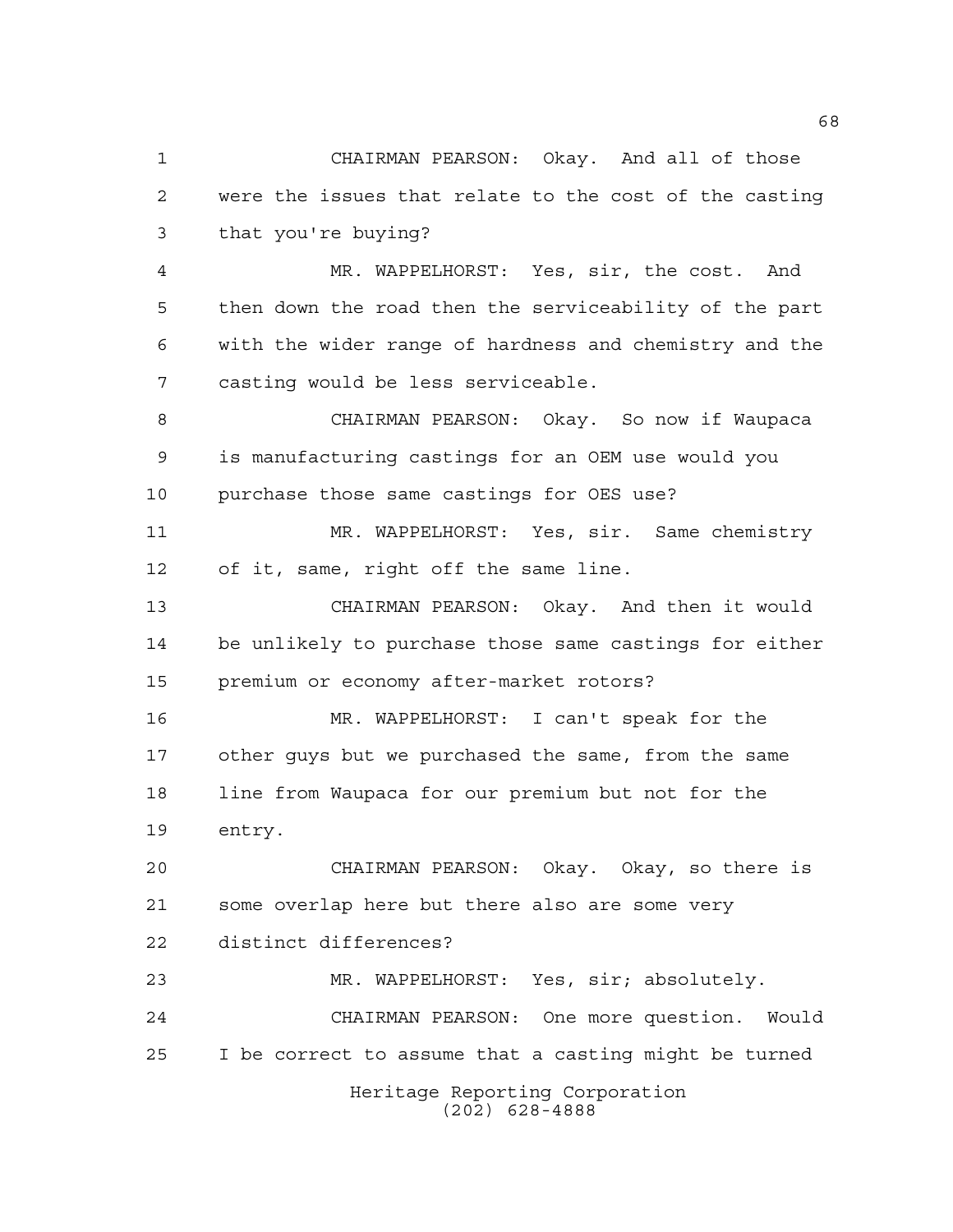CHAIRMAN PEARSON: Okay. And all of those were the issues that relate to the cost of the casting that you're buying?

MR. WAPPELHORST: Yes, sir, the cost. And then down the road then the serviceability of the part with the wider range of hardness and chemistry and the casting would be less serviceable.

CHAIRMAN PEARSON: Okay. So now if Waupaca is manufacturing castings for an OEM use would you purchase those same castings for OES use?

MR. WAPPELHORST: Yes, sir. Same chemistry of it, same, right off the same line.

CHAIRMAN PEARSON: Okay. And then it would be unlikely to purchase those same castings for either premium or economy after-market rotors?

MR. WAPPELHORST: I can't speak for the other guys but we purchased the same, from the same line from Waupaca for our premium but not for the entry.

CHAIRMAN PEARSON: Okay. Okay, so there is some overlap here but there also are some very distinct differences?

MR. WAPPELHORST: Yes, sir; absolutely.

CHAIRMAN PEARSON: One more question. Would I be correct to assume that a casting might be turned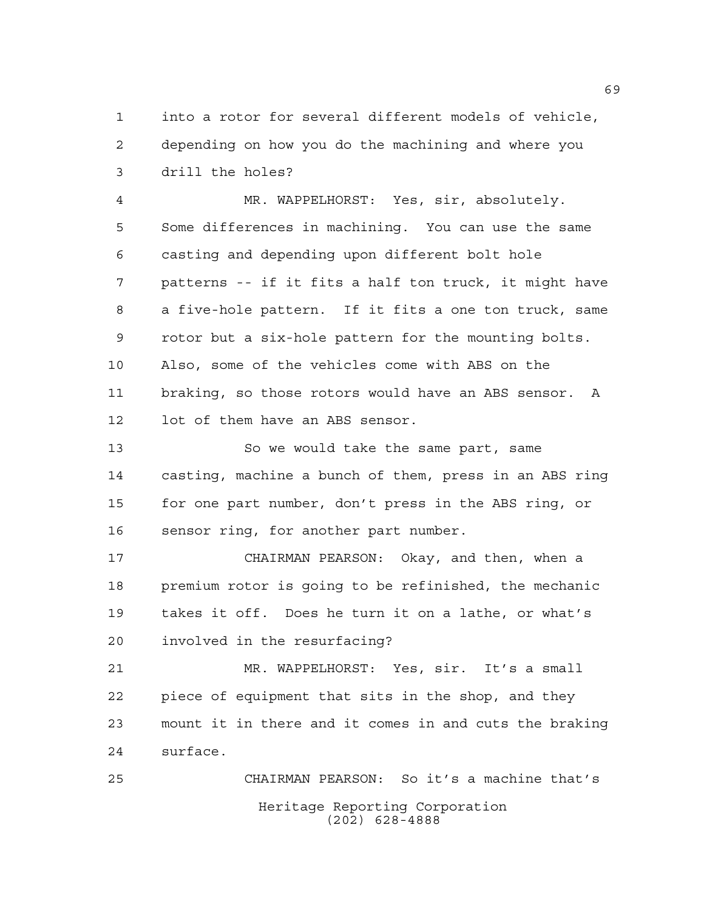into a rotor for several different models of vehicle, depending on how you do the machining and where you drill the holes?

MR. WAPPELHORST: Yes, sir, absolutely. Some differences in machining. You can use the same casting and depending upon different bolt hole patterns -- if it fits a half ton truck, it might have a five-hole pattern. If it fits a one ton truck, same rotor but a six-hole pattern for the mounting bolts. Also, some of the vehicles come with ABS on the braking, so those rotors would have an ABS sensor. A lot of them have an ABS sensor.

So we would take the same part, same casting, machine a bunch of them, press in an ABS ring for one part number, don't press in the ABS ring, or sensor ring, for another part number.

CHAIRMAN PEARSON: Okay, and then, when a premium rotor is going to be refinished, the mechanic takes it off. Does he turn it on a lathe, or what's involved in the resurfacing?

MR. WAPPELHORST: Yes, sir. It's a small piece of equipment that sits in the shop, and they mount it in there and it comes in and cuts the braking surface.

CHAIRMAN PEARSON: So it's a machine that's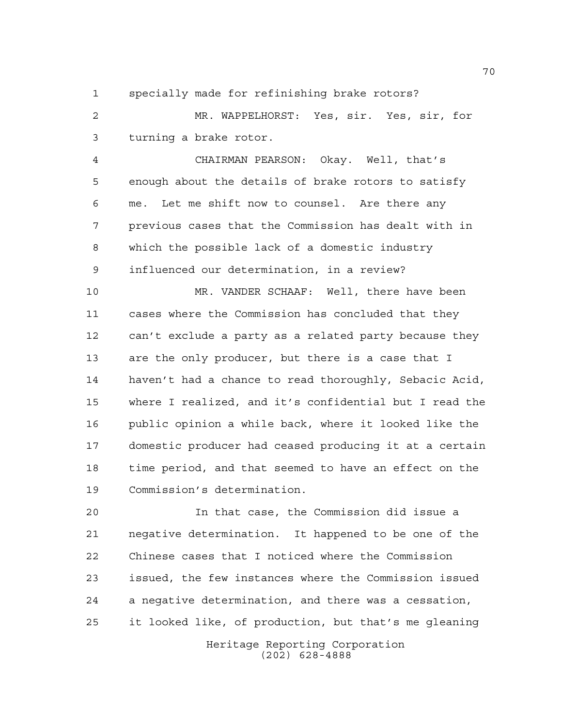specially made for refinishing brake rotors?

MR. WAPPELHORST: Yes, sir. Yes, sir, for turning a brake rotor.

CHAIRMAN PEARSON: Okay. Well, that's enough about the details of brake rotors to satisfy me. Let me shift now to counsel. Are there any previous cases that the Commission has dealt with in which the possible lack of a domestic industry influenced our determination, in a review?

MR. VANDER SCHAAF: Well, there have been cases where the Commission has concluded that they can't exclude a party as a related party because they are the only producer, but there is a case that I haven't had a chance to read thoroughly, Sebacic Acid, where I realized, and it's confidential but I read the public opinion a while back, where it looked like the domestic producer had ceased producing it at a certain time period, and that seemed to have an effect on the Commission's determination.

In that case, the Commission did issue a negative determination. It happened to be one of the Chinese cases that I noticed where the Commission issued, the few instances where the Commission issued a negative determination, and there was a cessation, it looked like, of production, but that's me gleaning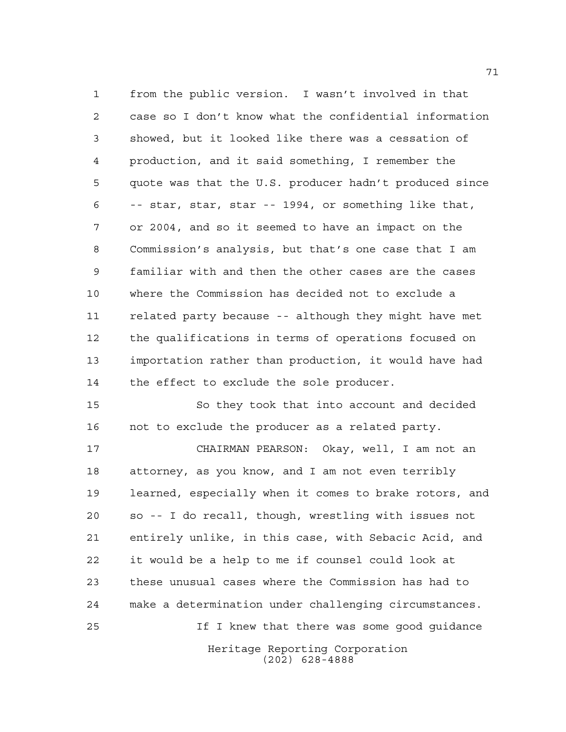from the public version. I wasn't involved in that case so I don't know what the confidential information showed, but it looked like there was a cessation of production, and it said something, I remember the quote was that the U.S. producer hadn't produced since -- star, star, star -- 1994, or something like that, or 2004, and so it seemed to have an impact on the Commission's analysis, but that's one case that I am familiar with and then the other cases are the cases where the Commission has decided not to exclude a related party because -- although they might have met the qualifications in terms of operations focused on importation rather than production, it would have had the effect to exclude the sole producer.

So they took that into account and decided not to exclude the producer as a related party.

CHAIRMAN PEARSON: Okay, well, I am not an attorney, as you know, and I am not even terribly learned, especially when it comes to brake rotors, and so -- I do recall, though, wrestling with issues not entirely unlike, in this case, with Sebacic Acid, and it would be a help to me if counsel could look at these unusual cases where the Commission has had to make a determination under challenging circumstances.

If I knew that there was some good guidance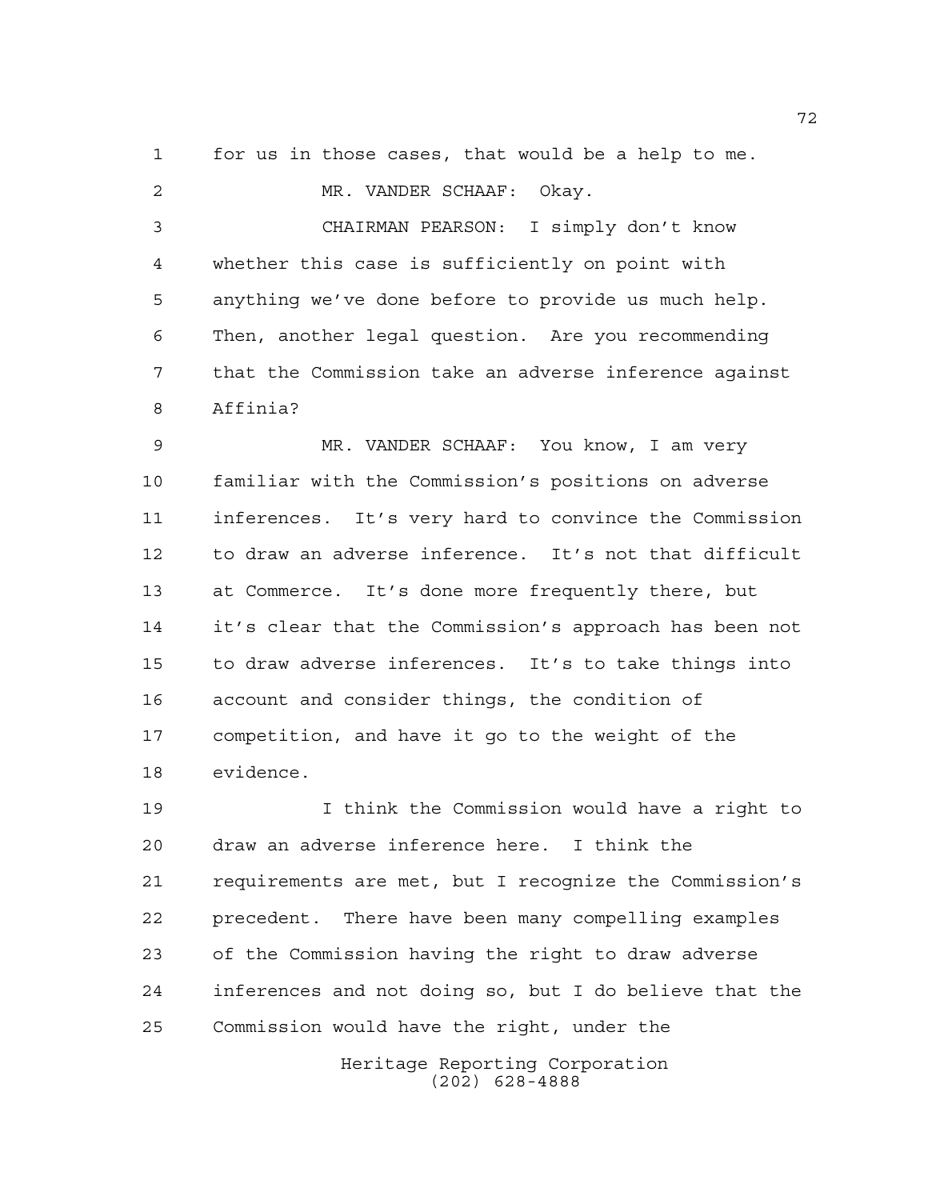for us in those cases, that would be a help to me.

MR. VANDER SCHAAF: Okay.

CHAIRMAN PEARSON: I simply don't know whether this case is sufficiently on point with anything we've done before to provide us much help. Then, another legal question. Are you recommending that the Commission take an adverse inference against Affinia?

MR. VANDER SCHAAF: You know, I am very familiar with the Commission's positions on adverse inferences. It's very hard to convince the Commission to draw an adverse inference. It's not that difficult at Commerce. It's done more frequently there, but it's clear that the Commission's approach has been not to draw adverse inferences. It's to take things into account and consider things, the condition of competition, and have it go to the weight of the evidence.

I think the Commission would have a right to draw an adverse inference here. I think the requirements are met, but I recognize the Commission's precedent. There have been many compelling examples of the Commission having the right to draw adverse inferences and not doing so, but I do believe that the Commission would have the right, under the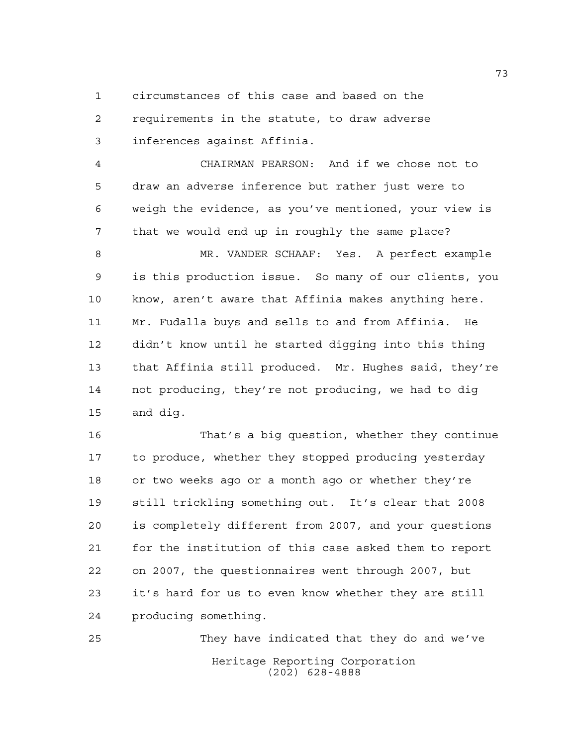circumstances of this case and based on the requirements in the statute, to draw adverse inferences against Affinia.

CHAIRMAN PEARSON: And if we chose not to draw an adverse inference but rather just were to weigh the evidence, as you've mentioned, your view is that we would end up in roughly the same place?

MR. VANDER SCHAAF: Yes. A perfect example is this production issue. So many of our clients, you know, aren't aware that Affinia makes anything here. Mr. Fudalla buys and sells to and from Affinia. He didn't know until he started digging into this thing that Affinia still produced. Mr. Hughes said, they're not producing, they're not producing, we had to dig and dig.

That's a big question, whether they continue to produce, whether they stopped producing yesterday or two weeks ago or a month ago or whether they're still trickling something out. It's clear that 2008 is completely different from 2007, and your questions for the institution of this case asked them to report on 2007, the questionnaires went through 2007, but it's hard for us to even know whether they are still producing something.

They have indicated that they do and we've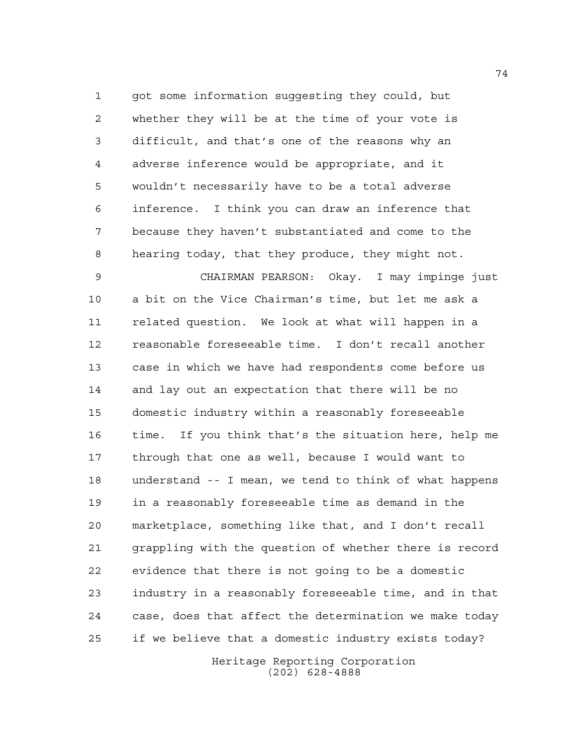got some information suggesting they could, but whether they will be at the time of your vote is difficult, and that's one of the reasons why an adverse inference would be appropriate, and it wouldn't necessarily have to be a total adverse inference. I think you can draw an inference that because they haven't substantiated and come to the hearing today, that they produce, they might not.

CHAIRMAN PEARSON: Okay. I may impinge just a bit on the Vice Chairman's time, but let me ask a related question. We look at what will happen in a reasonable foreseeable time. I don't recall another case in which we have had respondents come before us and lay out an expectation that there will be no domestic industry within a reasonably foreseeable time. If you think that's the situation here, help me through that one as well, because I would want to understand -- I mean, we tend to think of what happens in a reasonably foreseeable time as demand in the marketplace, something like that, and I don't recall grappling with the question of whether there is record evidence that there is not going to be a domestic industry in a reasonably foreseeable time, and in that case, does that affect the determination we make today if we believe that a domestic industry exists today?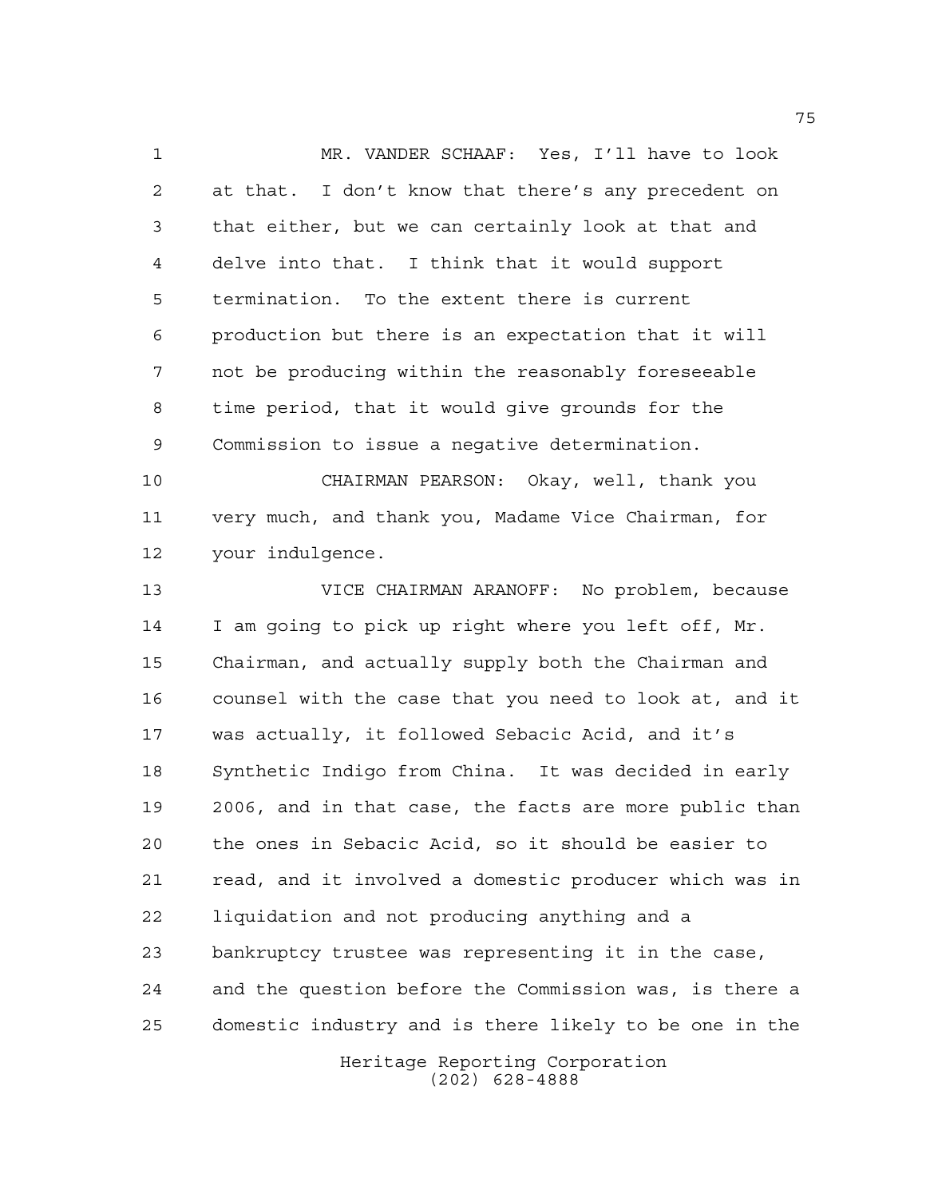MR. VANDER SCHAAF: Yes, I'll have to look at that. I don't know that there's any precedent on that either, but we can certainly look at that and delve into that. I think that it would support termination. To the extent there is current production but there is an expectation that it will not be producing within the reasonably foreseeable time period, that it would give grounds for the Commission to issue a negative determination.

CHAIRMAN PEARSON: Okay, well, thank you very much, and thank you, Madame Vice Chairman, for your indulgence.

VICE CHAIRMAN ARANOFF: No problem, because I am going to pick up right where you left off, Mr. Chairman, and actually supply both the Chairman and counsel with the case that you need to look at, and it was actually, it followed Sebacic Acid, and it's Synthetic Indigo from China. It was decided in early 2006, and in that case, the facts are more public than the ones in Sebacic Acid, so it should be easier to read, and it involved a domestic producer which was in liquidation and not producing anything and a bankruptcy trustee was representing it in the case, and the question before the Commission was, is there a domestic industry and is there likely to be one in the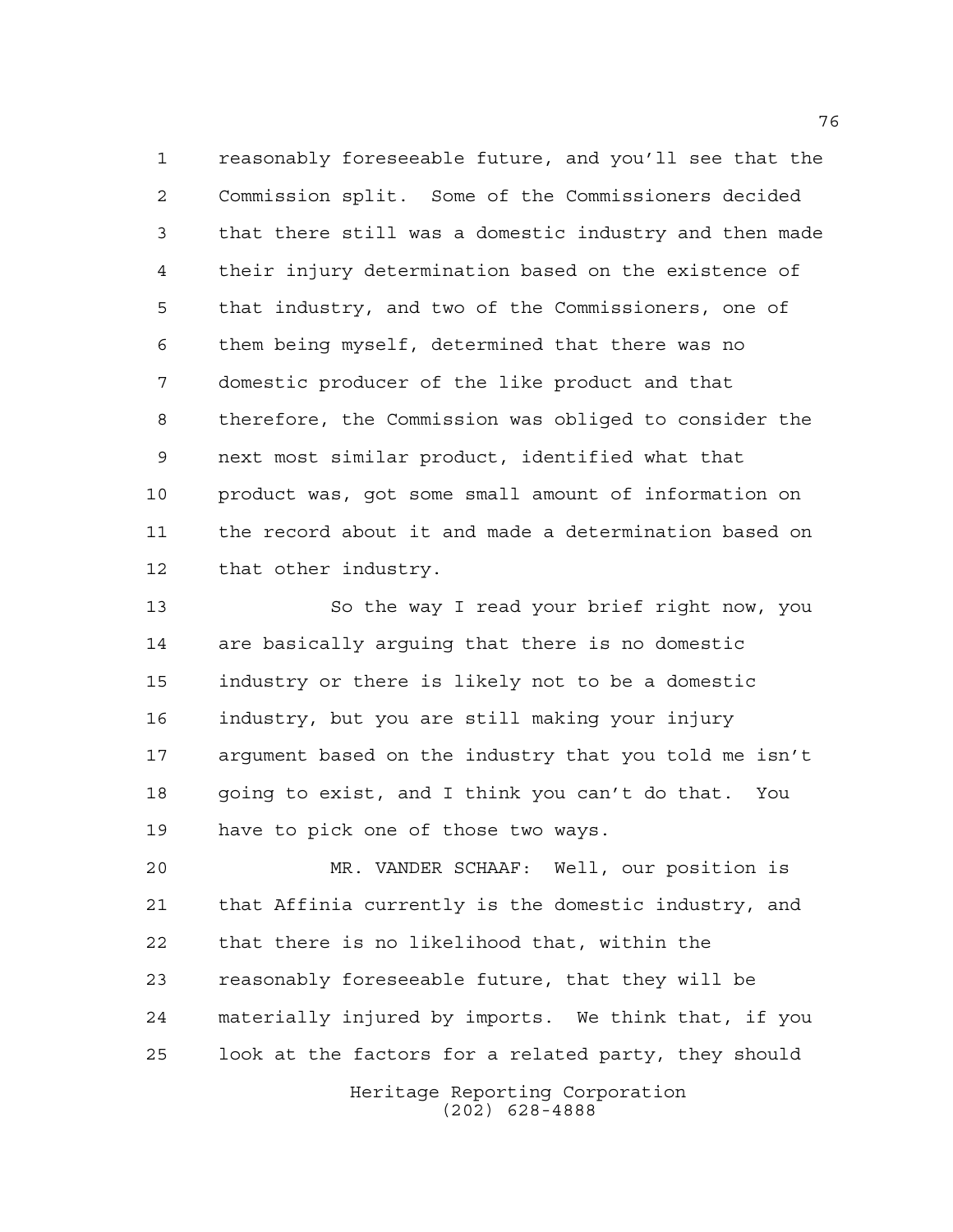reasonably foreseeable future, and you'll see that the Commission split. Some of the Commissioners decided that there still was a domestic industry and then made their injury determination based on the existence of that industry, and two of the Commissioners, one of them being myself, determined that there was no domestic producer of the like product and that therefore, the Commission was obliged to consider the next most similar product, identified what that product was, got some small amount of information on the record about it and made a determination based on that other industry.

So the way I read your brief right now, you are basically arguing that there is no domestic industry or there is likely not to be a domestic industry, but you are still making your injury argument based on the industry that you told me isn't going to exist, and I think you can't do that. You have to pick one of those two ways.

MR. VANDER SCHAAF: Well, our position is that Affinia currently is the domestic industry, and that there is no likelihood that, within the reasonably foreseeable future, that they will be materially injured by imports. We think that, if you look at the factors for a related party, they should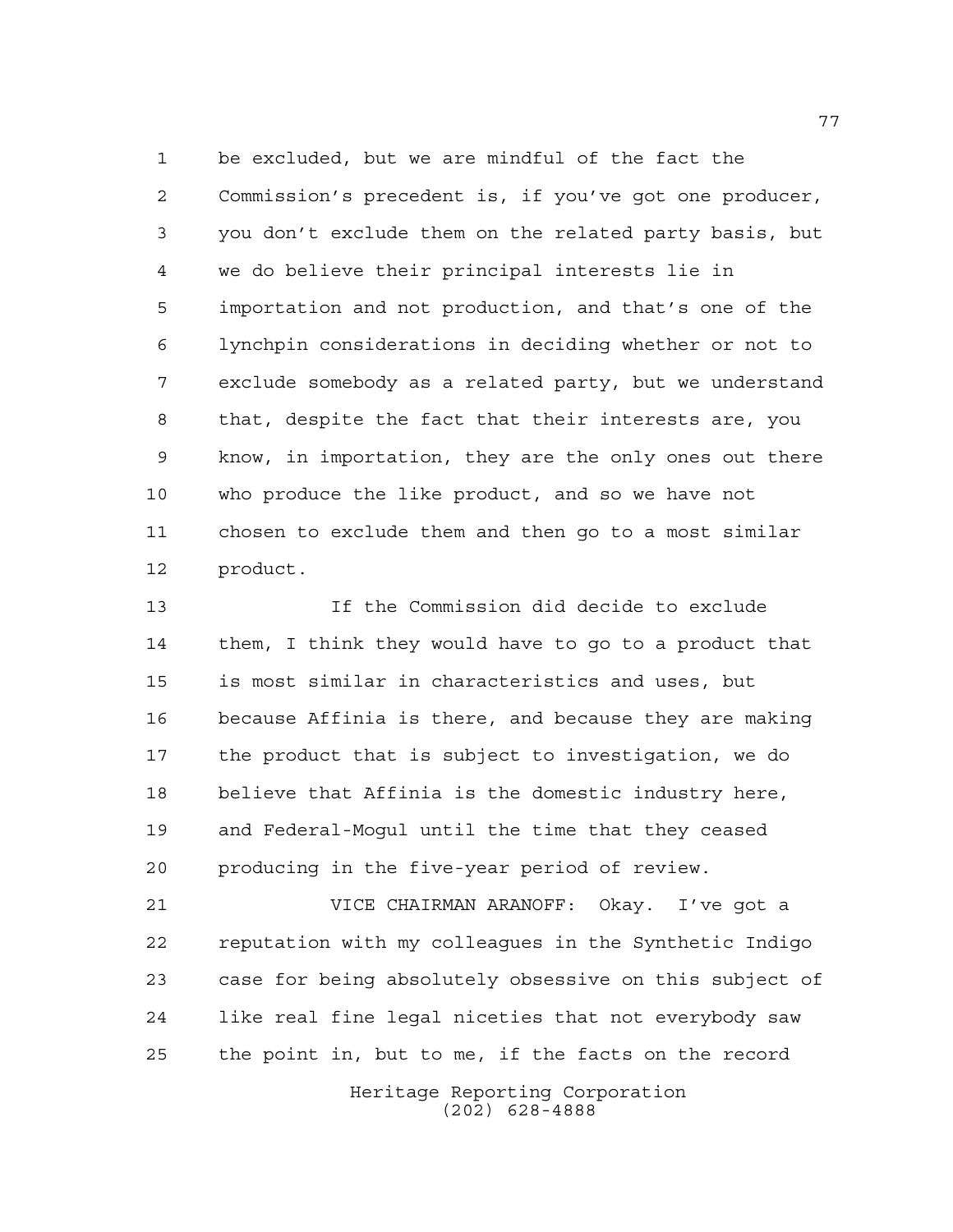be excluded, but we are mindful of the fact the Commission's precedent is, if you've got one producer, you don't exclude them on the related party basis, but we do believe their principal interests lie in importation and not production, and that's one of the lynchpin considerations in deciding whether or not to exclude somebody as a related party, but we understand that, despite the fact that their interests are, you know, in importation, they are the only ones out there who produce the like product, and so we have not chosen to exclude them and then go to a most similar product.

If the Commission did decide to exclude them, I think they would have to go to a product that is most similar in characteristics and uses, but because Affinia is there, and because they are making the product that is subject to investigation, we do believe that Affinia is the domestic industry here, and Federal-Mogul until the time that they ceased producing in the five-year period of review.

VICE CHAIRMAN ARANOFF: Okay. I've got a reputation with my colleagues in the Synthetic Indigo case for being absolutely obsessive on this subject of like real fine legal niceties that not everybody saw the point in, but to me, if the facts on the record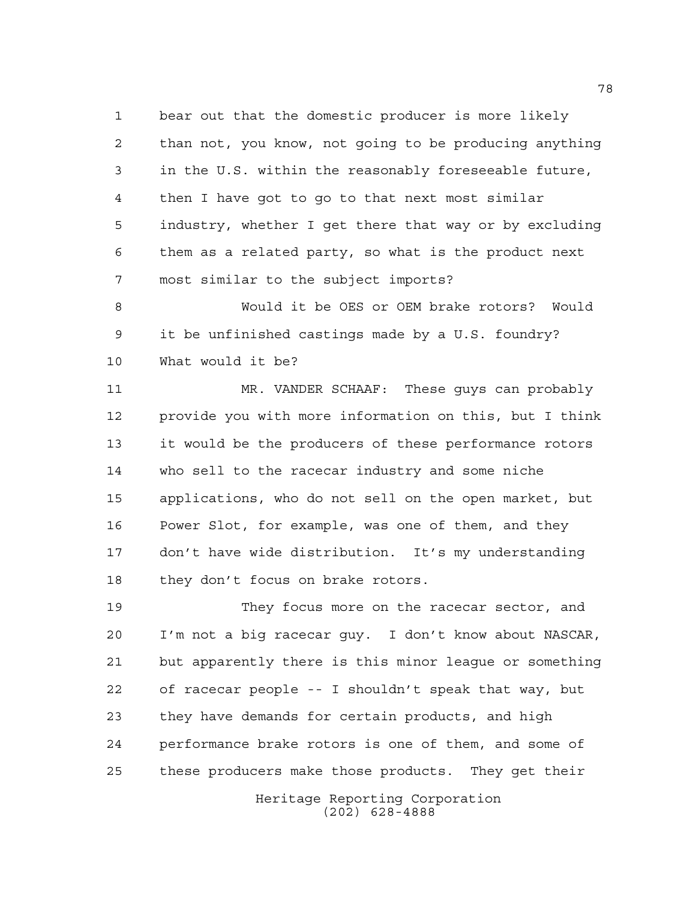bear out that the domestic producer is more likely than not, you know, not going to be producing anything in the U.S. within the reasonably foreseeable future, then I have got to go to that next most similar industry, whether I get there that way or by excluding them as a related party, so what is the product next most similar to the subject imports?

Would it be OES or OEM brake rotors? Would it be unfinished castings made by a U.S. foundry? What would it be?

MR. VANDER SCHAAF: These guys can probably provide you with more information on this, but I think it would be the producers of these performance rotors who sell to the racecar industry and some niche applications, who do not sell on the open market, but Power Slot, for example, was one of them, and they don't have wide distribution. It's my understanding they don't focus on brake rotors.

They focus more on the racecar sector, and I'm not a big racecar guy. I don't know about NASCAR, but apparently there is this minor league or something of racecar people -- I shouldn't speak that way, but they have demands for certain products, and high performance brake rotors is one of them, and some of these producers make those products. They get their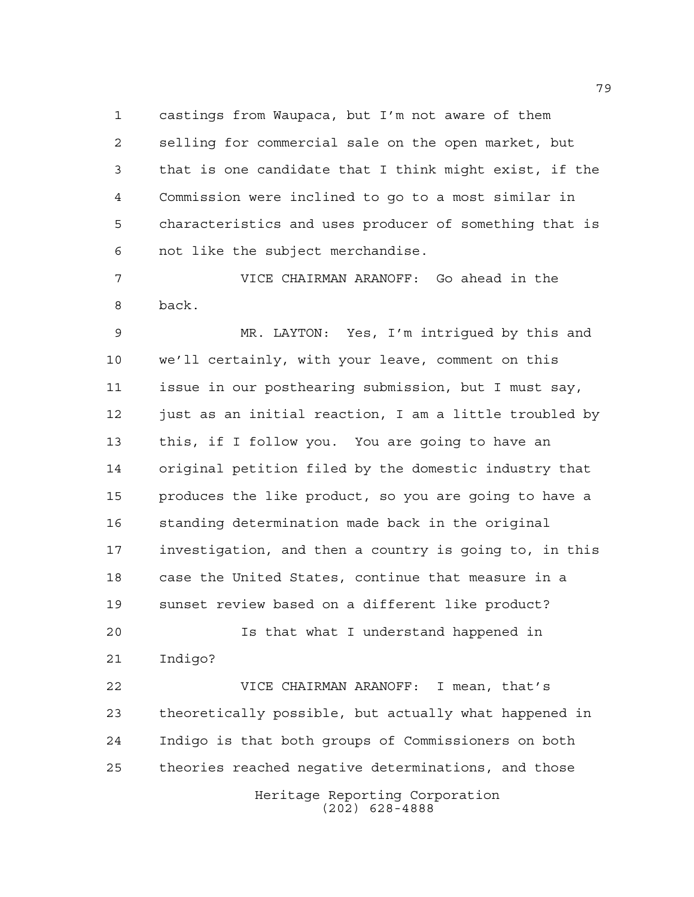castings from Waupaca, but I'm not aware of them selling for commercial sale on the open market, but that is one candidate that I think might exist, if the Commission were inclined to go to a most similar in characteristics and uses producer of something that is not like the subject merchandise.

VICE CHAIRMAN ARANOFF: Go ahead in the back.

MR. LAYTON: Yes, I'm intrigued by this and we'll certainly, with your leave, comment on this issue in our posthearing submission, but I must say, just as an initial reaction, I am a little troubled by this, if I follow you. You are going to have an original petition filed by the domestic industry that produces the like product, so you are going to have a standing determination made back in the original investigation, and then a country is going to, in this case the United States, continue that measure in a sunset review based on a different like product?

Is that what I understand happened in Indigo?

VICE CHAIRMAN ARANOFF: I mean, that's theoretically possible, but actually what happened in Indigo is that both groups of Commissioners on both theories reached negative determinations, and those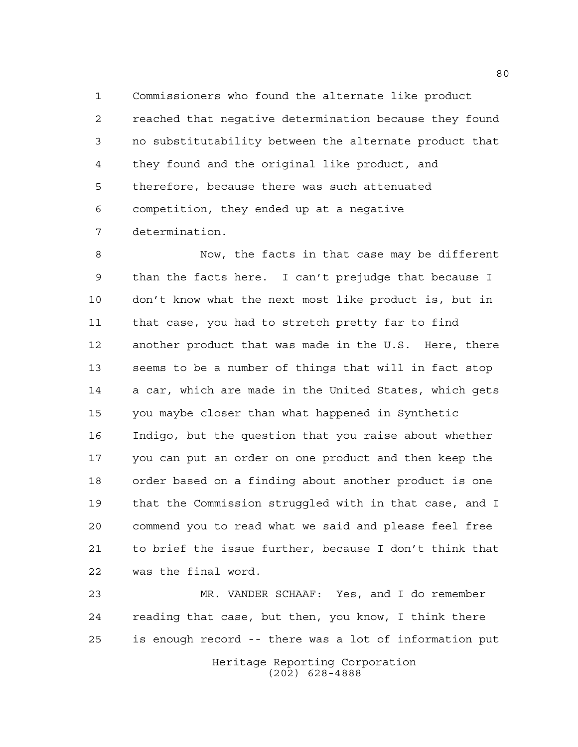Commissioners who found the alternate like product reached that negative determination because they found no substitutability between the alternate product that they found and the original like product, and therefore, because there was such attenuated competition, they ended up at a negative determination.

Now, the facts in that case may be different than the facts here. I can't prejudge that because I don't know what the next most like product is, but in that case, you had to stretch pretty far to find another product that was made in the U.S. Here, there seems to be a number of things that will in fact stop a car, which are made in the United States, which gets you maybe closer than what happened in Synthetic Indigo, but the question that you raise about whether you can put an order on one product and then keep the order based on a finding about another product is one that the Commission struggled with in that case, and I commend you to read what we said and please feel free to brief the issue further, because I don't think that was the final word.

MR. VANDER SCHAAF: Yes, and I do remember reading that case, but then, you know, I think there is enough record -- there was a lot of information put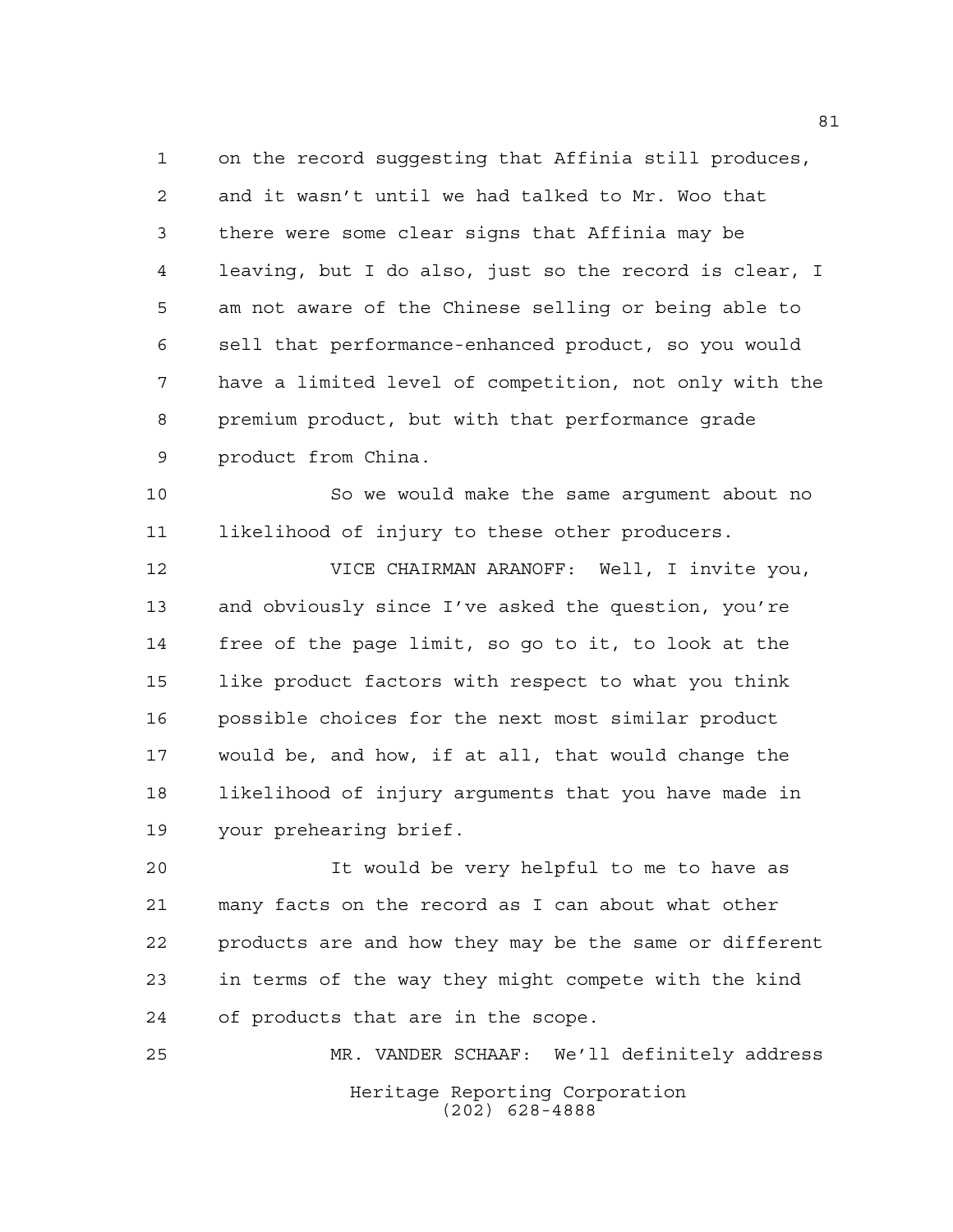on the record suggesting that Affinia still produces, and it wasn't until we had talked to Mr. Woo that there were some clear signs that Affinia may be leaving, but I do also, just so the record is clear, I am not aware of the Chinese selling or being able to sell that performance-enhanced product, so you would have a limited level of competition, not only with the premium product, but with that performance grade product from China.

So we would make the same argument about no likelihood of injury to these other producers.

VICE CHAIRMAN ARANOFF: Well, I invite you, and obviously since I've asked the question, you're free of the page limit, so go to it, to look at the like product factors with respect to what you think possible choices for the next most similar product would be, and how, if at all, that would change the likelihood of injury arguments that you have made in your prehearing brief.

It would be very helpful to me to have as many facts on the record as I can about what other products are and how they may be the same or different in terms of the way they might compete with the kind of products that are in the scope.

MR. VANDER SCHAAF: We'll definitely address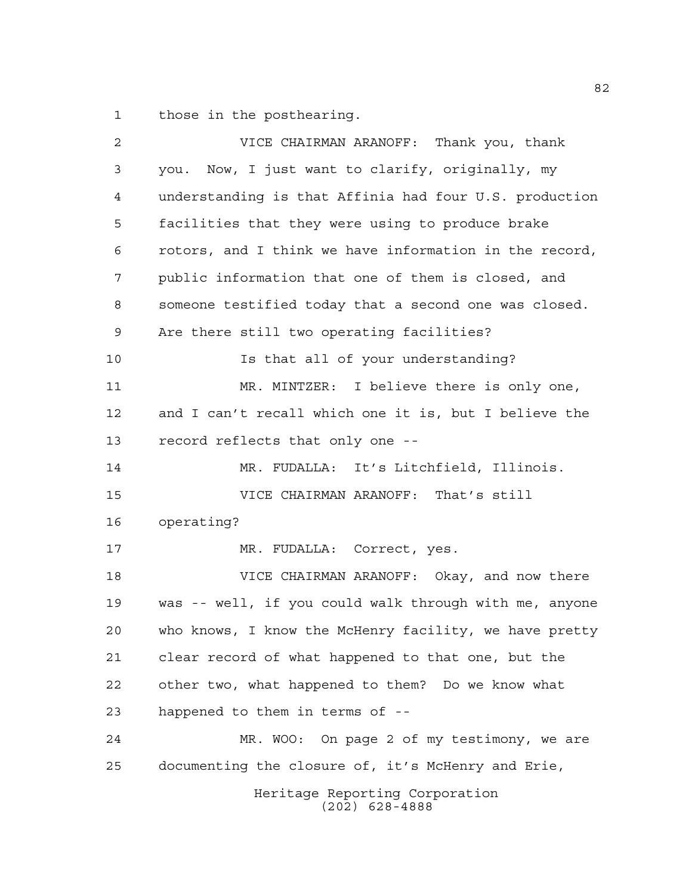those in the posthearing.

VICE CHAIRMAN ARANOFF: Thank you, thank you. Now, I just want to clarify, originally, my understanding is that Affinia had four U.S. production facilities that they were using to produce brake rotors, and I think we have information in the record, public information that one of them is closed, and someone testified today that a second one was closed. Are there still two operating facilities?

Is that all of your understanding?

MR. MINTZER: I believe there is only one, and I can't recall which one it is, but I believe the record reflects that only one --

MR. FUDALLA: It's Litchfield, Illinois.

VICE CHAIRMAN ARANOFF: That's still operating?

MR. FUDALLA: Correct, yes.

VICE CHAIRMAN ARANOFF: Okay, and now there was -- well, if you could walk through with me, anyone who knows, I know the McHenry facility, we have pretty clear record of what happened to that one, but the other two, what happened to them? Do we know what happened to them in terms of --

MR. WOO: On page 2 of my testimony, we are documenting the closure of, it's McHenry and Erie,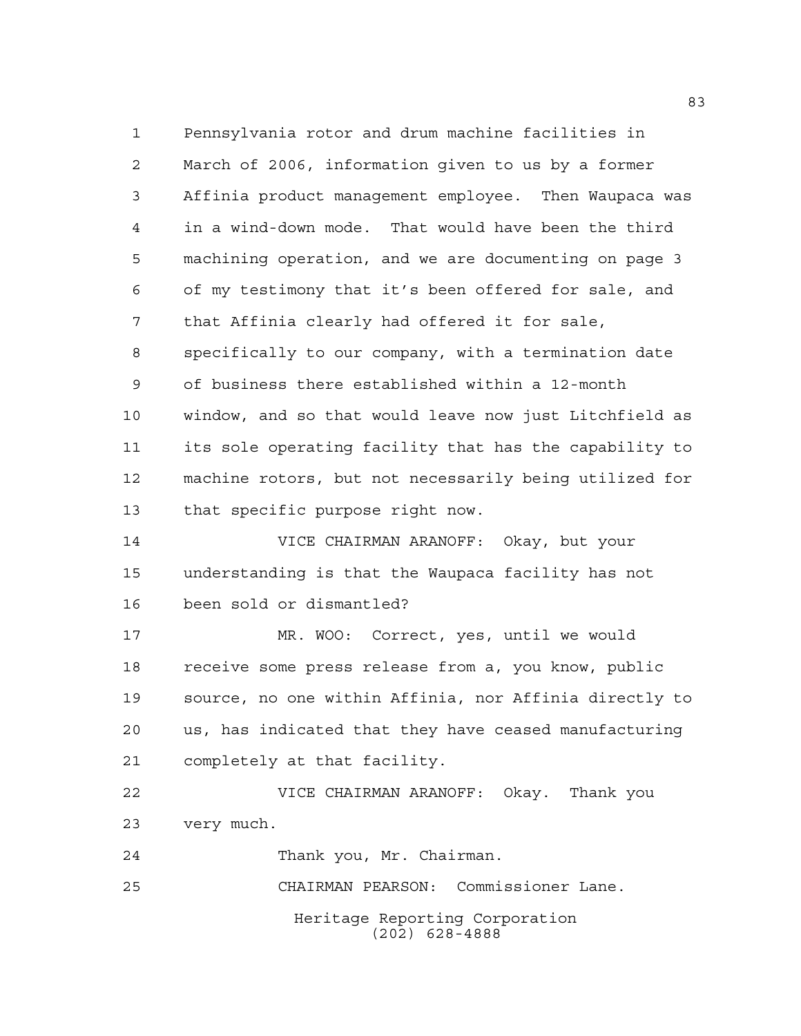Pennsylvania rotor and drum machine facilities in March of 2006, information given to us by a former Affinia product management employee. Then Waupaca was in a wind-down mode. That would have been the third machining operation, and we are documenting on page 3 of my testimony that it's been offered for sale, and that Affinia clearly had offered it for sale, specifically to our company, with a termination date of business there established within a 12-month window, and so that would leave now just Litchfield as its sole operating facility that has the capability to machine rotors, but not necessarily being utilized for that specific purpose right now.

VICE CHAIRMAN ARANOFF: Okay, but your understanding is that the Waupaca facility has not been sold or dismantled?

MR. WOO: Correct, yes, until we would receive some press release from a, you know, public source, no one within Affinia, nor Affinia directly to us, has indicated that they have ceased manufacturing completely at that facility.

VICE CHAIRMAN ARANOFF: Okay. Thank you very much.

Thank you, Mr. Chairman.

CHAIRMAN PEARSON: Commissioner Lane.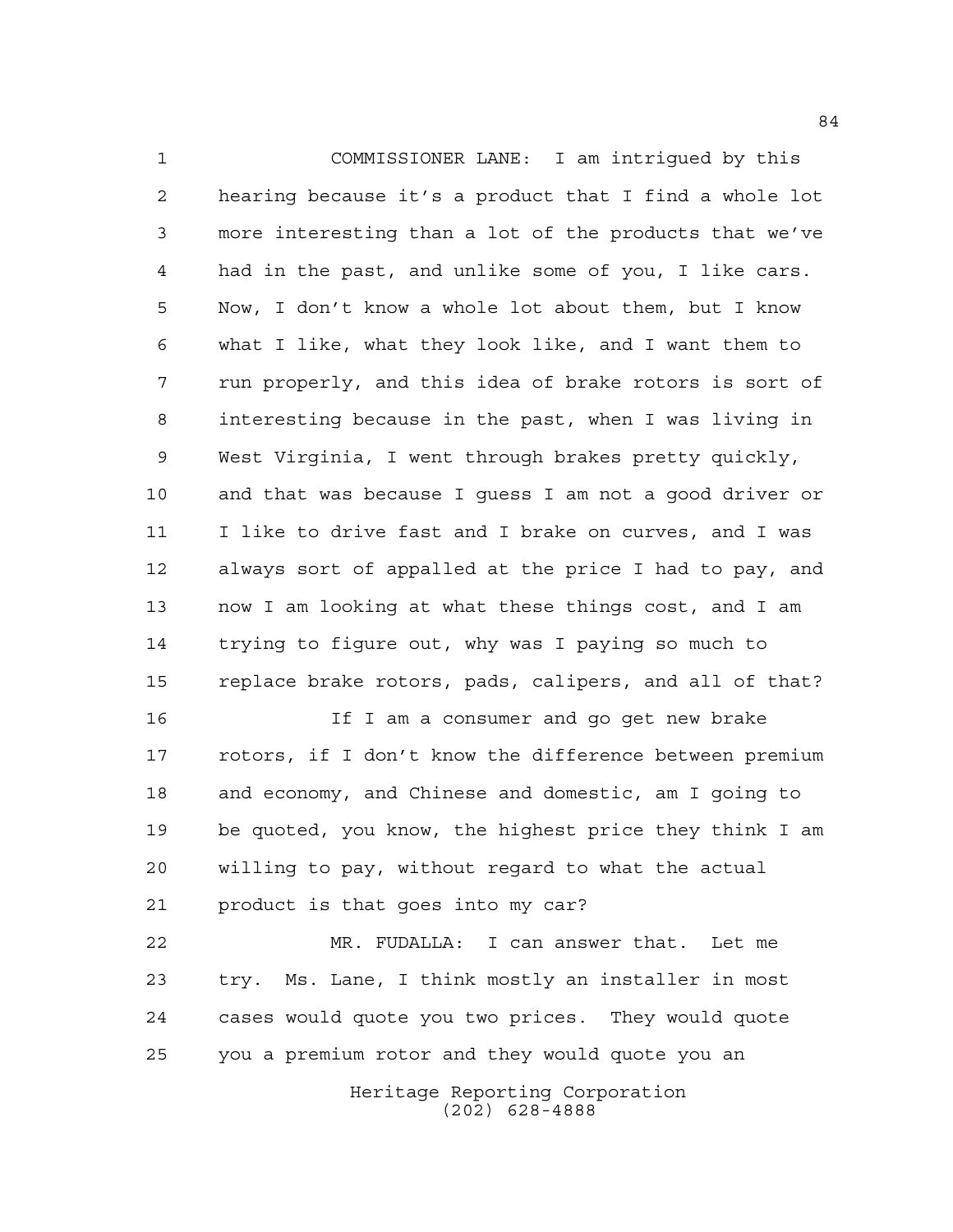COMMISSIONER LANE: I am intrigued by this hearing because it's a product that I find a whole lot more interesting than a lot of the products that we've had in the past, and unlike some of you, I like cars. Now, I don't know a whole lot about them, but I know what I like, what they look like, and I want them to run properly, and this idea of brake rotors is sort of interesting because in the past, when I was living in West Virginia, I went through brakes pretty quickly, and that was because I guess I am not a good driver or I like to drive fast and I brake on curves, and I was always sort of appalled at the price I had to pay, and now I am looking at what these things cost, and I am trying to figure out, why was I paying so much to replace brake rotors, pads, calipers, and all of that?

If I am a consumer and go get new brake rotors, if I don't know the difference between premium and economy, and Chinese and domestic, am I going to be quoted, you know, the highest price they think I am willing to pay, without regard to what the actual product is that goes into my car?

MR. FUDALLA: I can answer that. Let me try. Ms. Lane, I think mostly an installer in most cases would quote you two prices. They would quote you a premium rotor and they would quote you an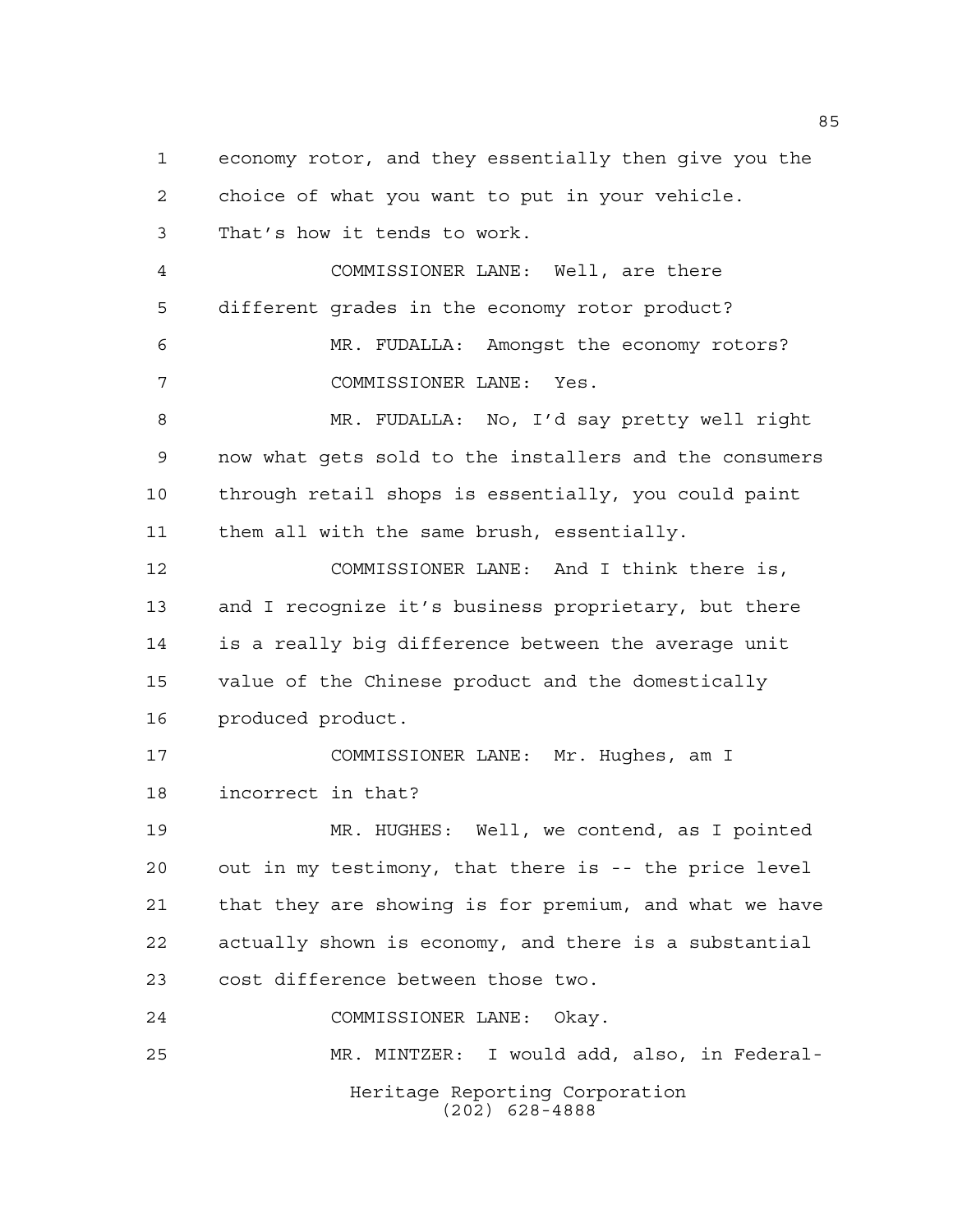economy rotor, and they essentially then give you the choice of what you want to put in your vehicle. That's how it tends to work.

COMMISSIONER LANE: Well, are there different grades in the economy rotor product?

MR. FUDALLA: Amongst the economy rotors?

COMMISSIONER LANE: Yes.

MR. FUDALLA: No, I'd say pretty well right now what gets sold to the installers and the consumers through retail shops is essentially, you could paint them all with the same brush, essentially.

COMMISSIONER LANE: And I think there is, and I recognize it's business proprietary, but there is a really big difference between the average unit value of the Chinese product and the domestically produced product.

COMMISSIONER LANE: Mr. Hughes, am I incorrect in that?

MR. HUGHES: Well, we contend, as I pointed out in my testimony, that there is -- the price level that they are showing is for premium, and what we have actually shown is economy, and there is a substantial cost difference between those two.

COMMISSIONER LANE: Okay.

MR. MINTZER: I would add, also, in Federal-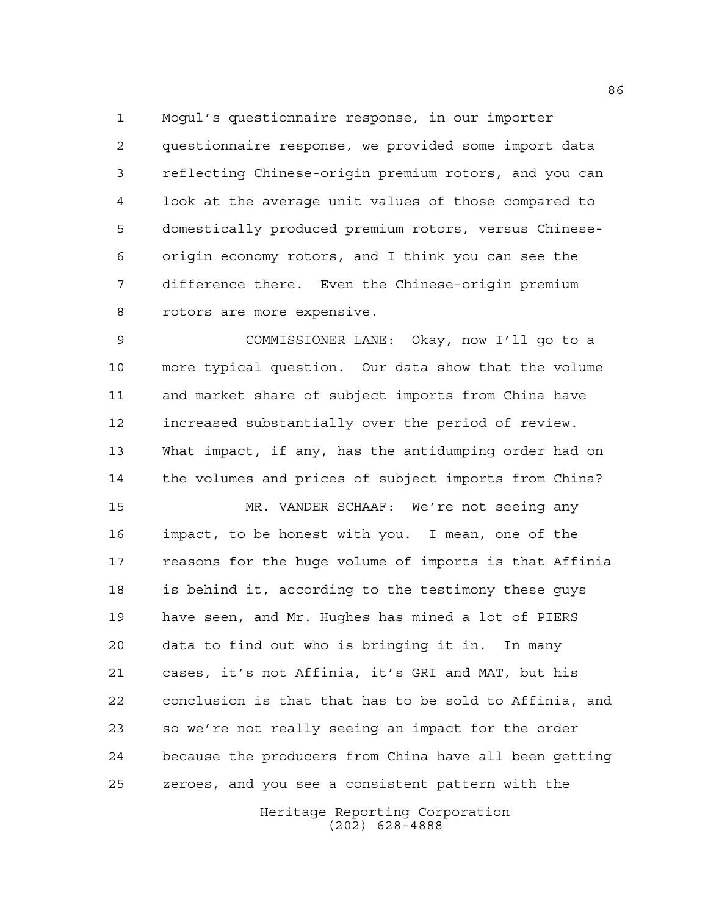Mogul's questionnaire response, in our importer questionnaire response, we provided some import data reflecting Chinese-origin premium rotors, and you can look at the average unit values of those compared to domestically produced premium rotors, versus Chinese-origin economy rotors, and I think you can see the difference there. Even the Chinese-origin premium rotors are more expensive.

COMMISSIONER LANE: Okay, now I'll go to a more typical question. Our data show that the volume and market share of subject imports from China have increased substantially over the period of review. What impact, if any, has the antidumping order had on the volumes and prices of subject imports from China?

MR. VANDER SCHAAF: We're not seeing any impact, to be honest with you. I mean, one of the reasons for the huge volume of imports is that Affinia is behind it, according to the testimony these guys have seen, and Mr. Hughes has mined a lot of PIERS data to find out who is bringing it in. In many cases, it's not Affinia, it's GRI and MAT, but his conclusion is that that has to be sold to Affinia, and so we're not really seeing an impact for the order because the producers from China have all been getting zeroes, and you see a consistent pattern with the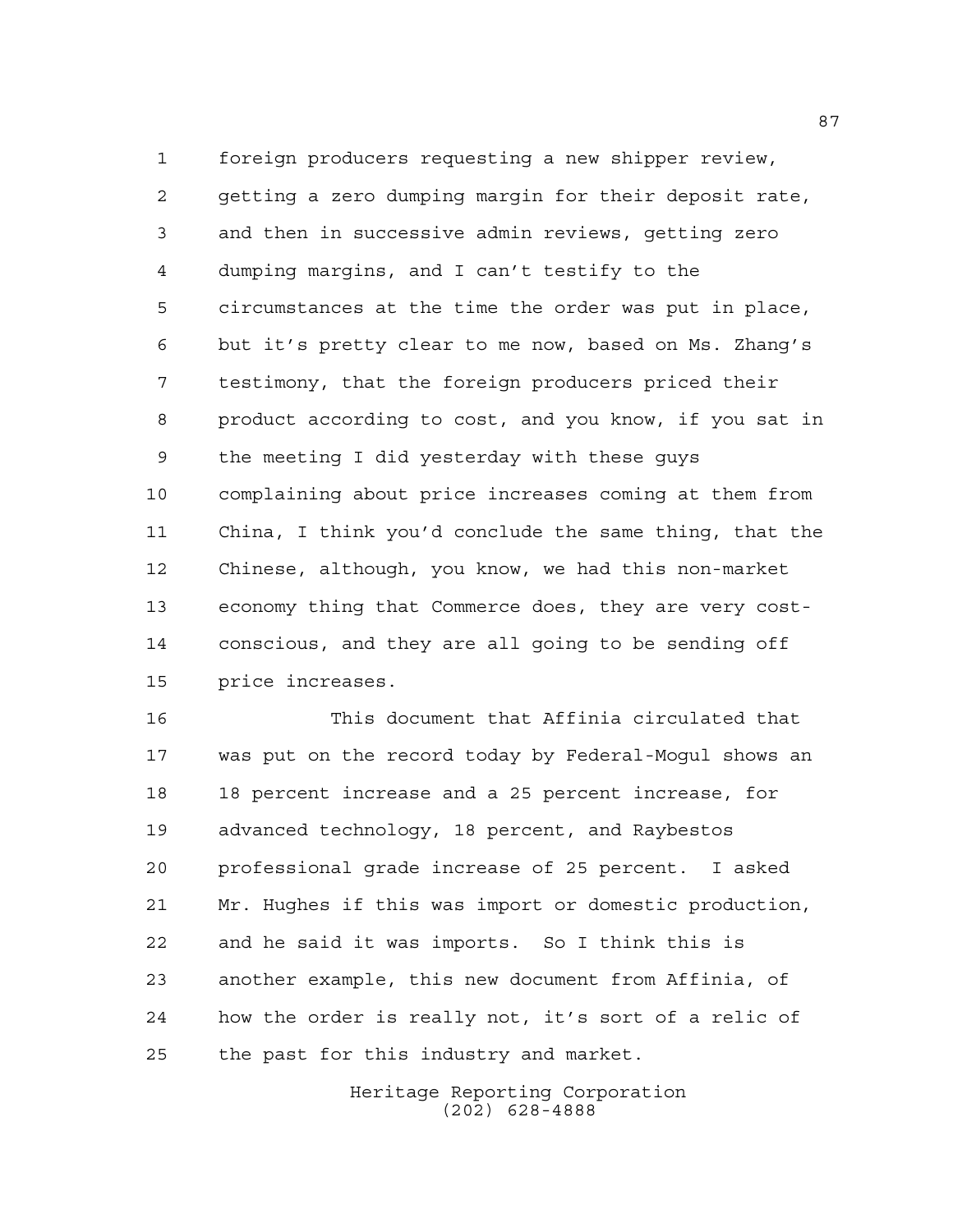foreign producers requesting a new shipper review, getting a zero dumping margin for their deposit rate, and then in successive admin reviews, getting zero dumping margins, and I can't testify to the circumstances at the time the order was put in place, but it's pretty clear to me now, based on Ms. Zhang's testimony, that the foreign producers priced their product according to cost, and you know, if you sat in the meeting I did yesterday with these guys complaining about price increases coming at them from China, I think you'd conclude the same thing, that the Chinese, although, you know, we had this non-market economy thing that Commerce does, they are very cost-conscious, and they are all going to be sending off price increases.

This document that Affinia circulated that was put on the record today by Federal-Mogul shows an 18 percent increase and a 25 percent increase, for advanced technology, 18 percent, and Raybestos professional grade increase of 25 percent. I asked Mr. Hughes if this was import or domestic production, and he said it was imports. So I think this is another example, this new document from Affinia, of how the order is really not, it's sort of a relic of the past for this industry and market.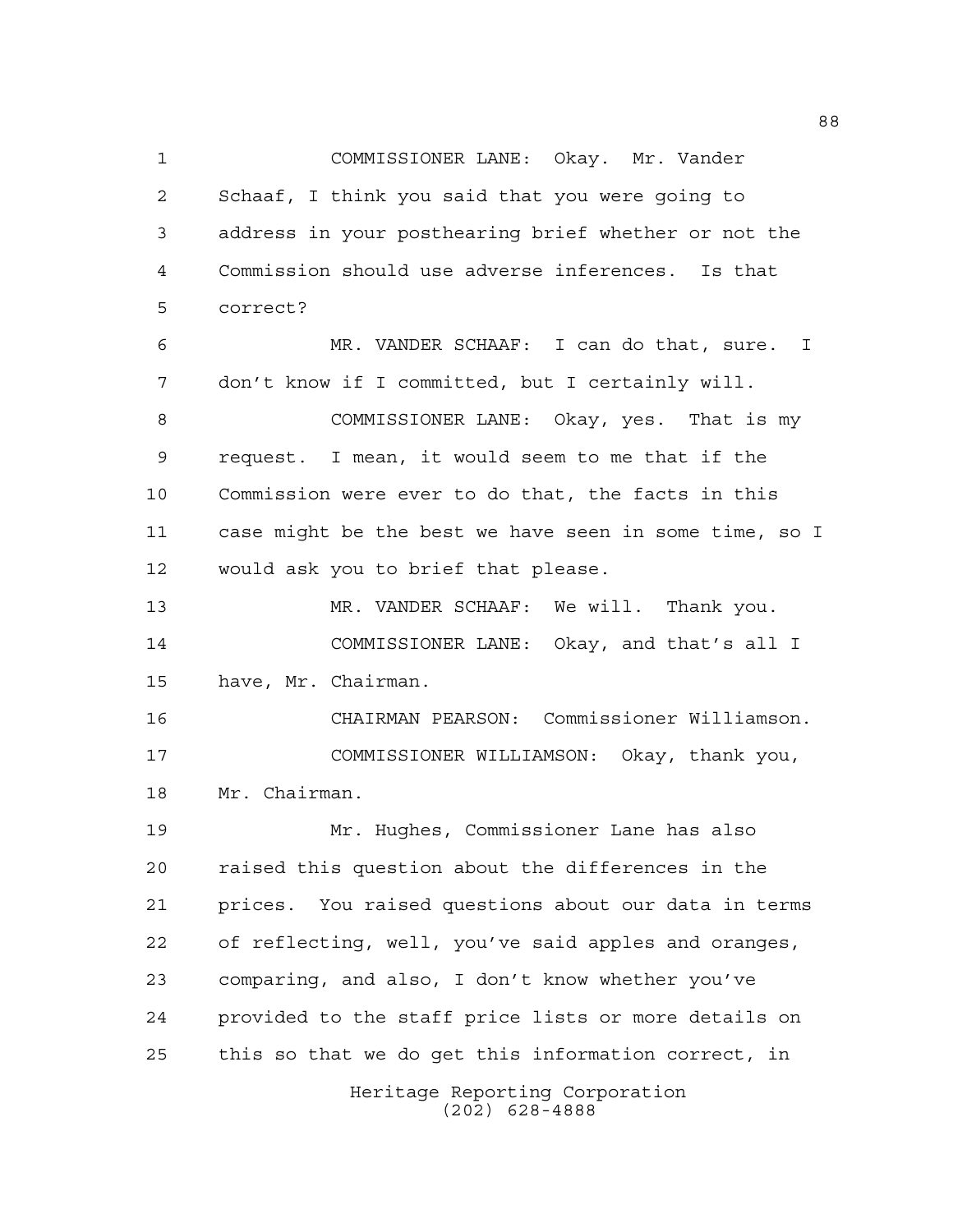COMMISSIONER LANE: Okay. Mr. Vander Schaaf, I think you said that you were going to address in your posthearing brief whether or not the Commission should use adverse inferences. Is that correct?

MR. VANDER SCHAAF: I can do that, sure. I don't know if I committed, but I certainly will.

COMMISSIONER LANE: Okay, yes. That is my request. I mean, it would seem to me that if the Commission were ever to do that, the facts in this case might be the best we have seen in some time, so I would ask you to brief that please.

MR. VANDER SCHAAF: We will. Thank you.

COMMISSIONER LANE: Okay, and that's all I have, Mr. Chairman.

CHAIRMAN PEARSON: Commissioner Williamson.

COMMISSIONER WILLIAMSON: Okay, thank you, Mr. Chairman.

Mr. Hughes, Commissioner Lane has also raised this question about the differences in the prices. You raised questions about our data in terms of reflecting, well, you've said apples and oranges, comparing, and also, I don't know whether you've provided to the staff price lists or more details on this so that we do get this information correct, in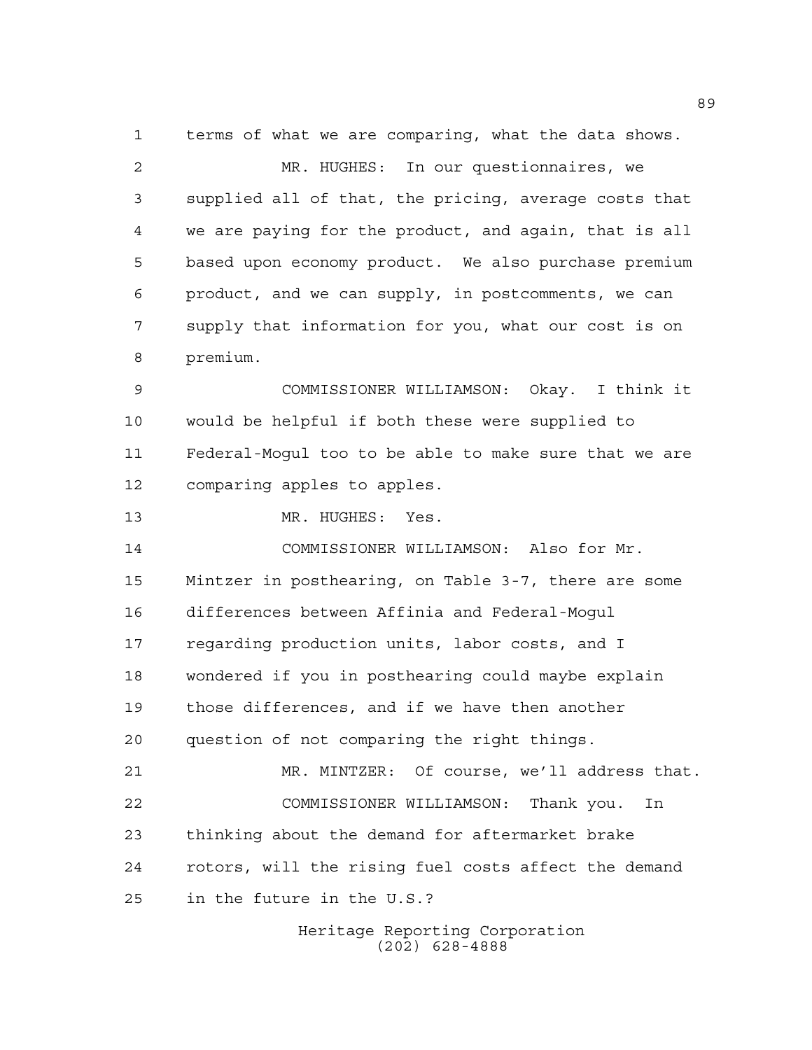terms of what we are comparing, what the data shows.

MR. HUGHES: In our questionnaires, we supplied all of that, the pricing, average costs that we are paying for the product, and again, that is all based upon economy product. We also purchase premium product, and we can supply, in postcomments, we can supply that information for you, what our cost is on premium.

COMMISSIONER WILLIAMSON: Okay. I think it would be helpful if both these were supplied to Federal-Mogul too to be able to make sure that we are comparing apples to apples.

MR. HUGHES: Yes.

COMMISSIONER WILLIAMSON: Also for Mr. Mintzer in posthearing, on Table 3-7, there are some differences between Affinia and Federal-Mogul regarding production units, labor costs, and I wondered if you in posthearing could maybe explain those differences, and if we have then another question of not comparing the right things.

MR. MINTZER: Of course, we'll address that.

COMMISSIONER WILLIAMSON: Thank you. In thinking about the demand for aftermarket brake rotors, will the rising fuel costs affect the demand in the future in the U.S.?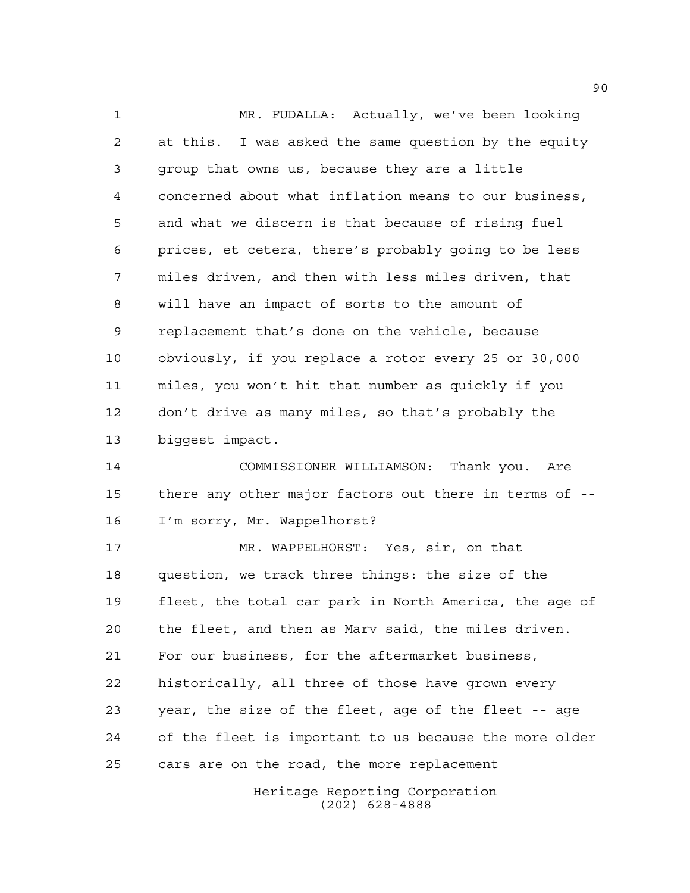MR. FUDALLA: Actually, we've been looking at this. I was asked the same question by the equity group that owns us, because they are a little concerned about what inflation means to our business, and what we discern is that because of rising fuel prices, et cetera, there's probably going to be less miles driven, and then with less miles driven, that will have an impact of sorts to the amount of replacement that's done on the vehicle, because obviously, if you replace a rotor every 25 or 30,000 miles, you won't hit that number as quickly if you don't drive as many miles, so that's probably the biggest impact.

COMMISSIONER WILLIAMSON: Thank you. Are there any other major factors out there in terms of -- I'm sorry, Mr. Wappelhorst?

MR. WAPPELHORST: Yes, sir, on that question, we track three things: the size of the fleet, the total car park in North America, the age of the fleet, and then as Marv said, the miles driven. For our business, for the aftermarket business, historically, all three of those have grown every year, the size of the fleet, age of the fleet -- age of the fleet is important to us because the more older cars are on the road, the more replacement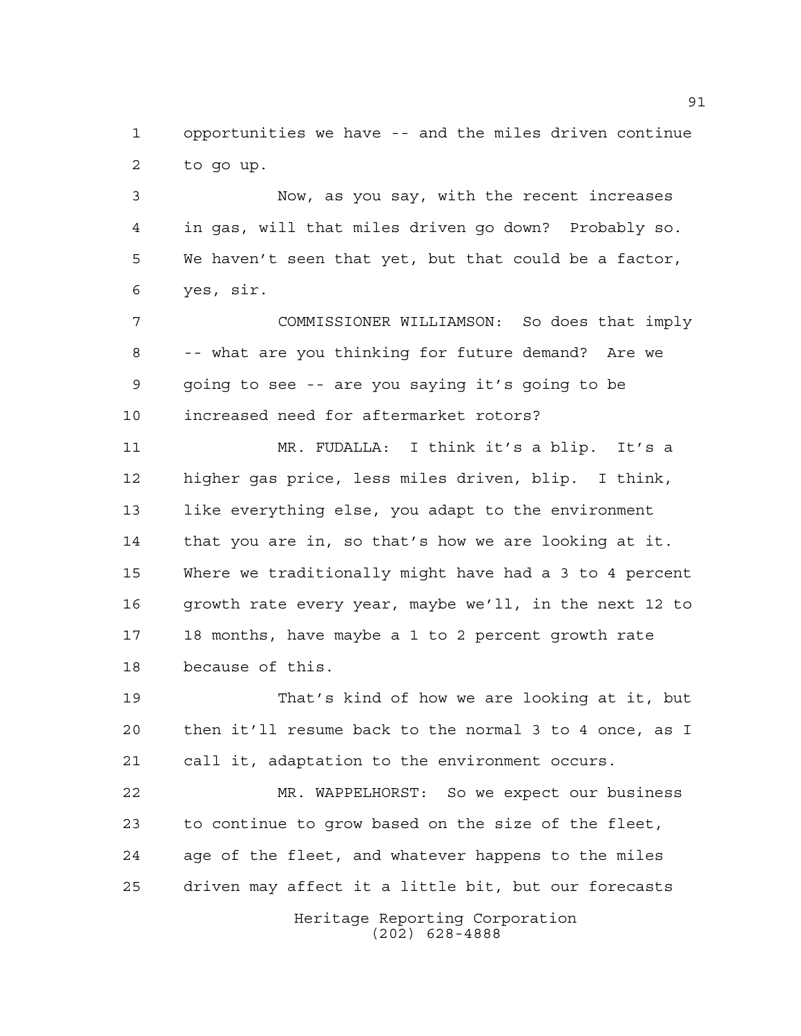opportunities we have -- and the miles driven continue to go up.

Now, as you say, with the recent increases in gas, will that miles driven go down? Probably so. We haven't seen that yet, but that could be a factor, yes, sir.

COMMISSIONER WILLIAMSON: So does that imply -- what are you thinking for future demand? Are we going to see -- are you saying it's going to be increased need for aftermarket rotors?

MR. FUDALLA: I think it's a blip. It's a higher gas price, less miles driven, blip. I think, like everything else, you adapt to the environment that you are in, so that's how we are looking at it. Where we traditionally might have had a 3 to 4 percent growth rate every year, maybe we'll, in the next 12 to 18 months, have maybe a 1 to 2 percent growth rate because of this.

That's kind of how we are looking at it, but then it'll resume back to the normal 3 to 4 once, as I call it, adaptation to the environment occurs.

MR. WAPPELHORST: So we expect our business to continue to grow based on the size of the fleet, age of the fleet, and whatever happens to the miles driven may affect it a little bit, but our forecasts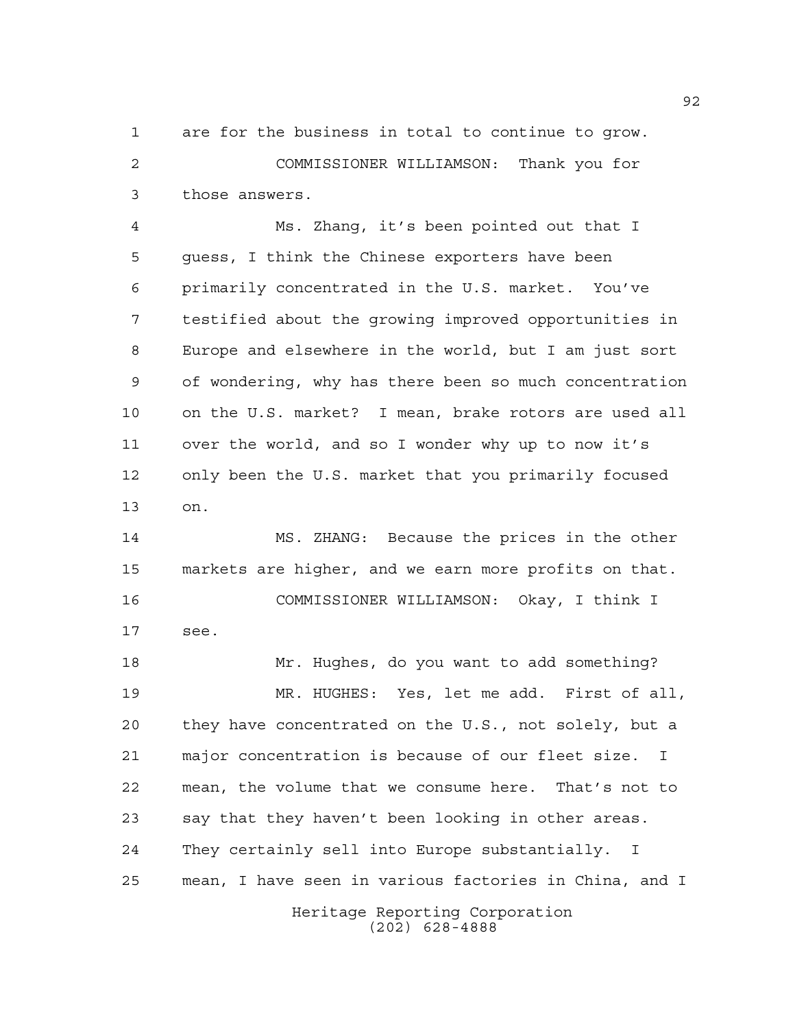are for the business in total to continue to grow.

COMMISSIONER WILLIAMSON: Thank you for those answers.

Ms. Zhang, it's been pointed out that I guess, I think the Chinese exporters have been primarily concentrated in the U.S. market. You've testified about the growing improved opportunities in Europe and elsewhere in the world, but I am just sort of wondering, why has there been so much concentration on the U.S. market? I mean, brake rotors are used all over the world, and so I wonder why up to now it's only been the U.S. market that you primarily focused on.

MS. ZHANG: Because the prices in the other markets are higher, and we earn more profits on that.

COMMISSIONER WILLIAMSON: Okay, I think I see.

Mr. Hughes, do you want to add something?

MR. HUGHES: Yes, let me add. First of all, they have concentrated on the U.S., not solely, but a major concentration is because of our fleet size. I mean, the volume that we consume here. That's not to say that they haven't been looking in other areas. They certainly sell into Europe substantially. I mean, I have seen in various factories in China, and I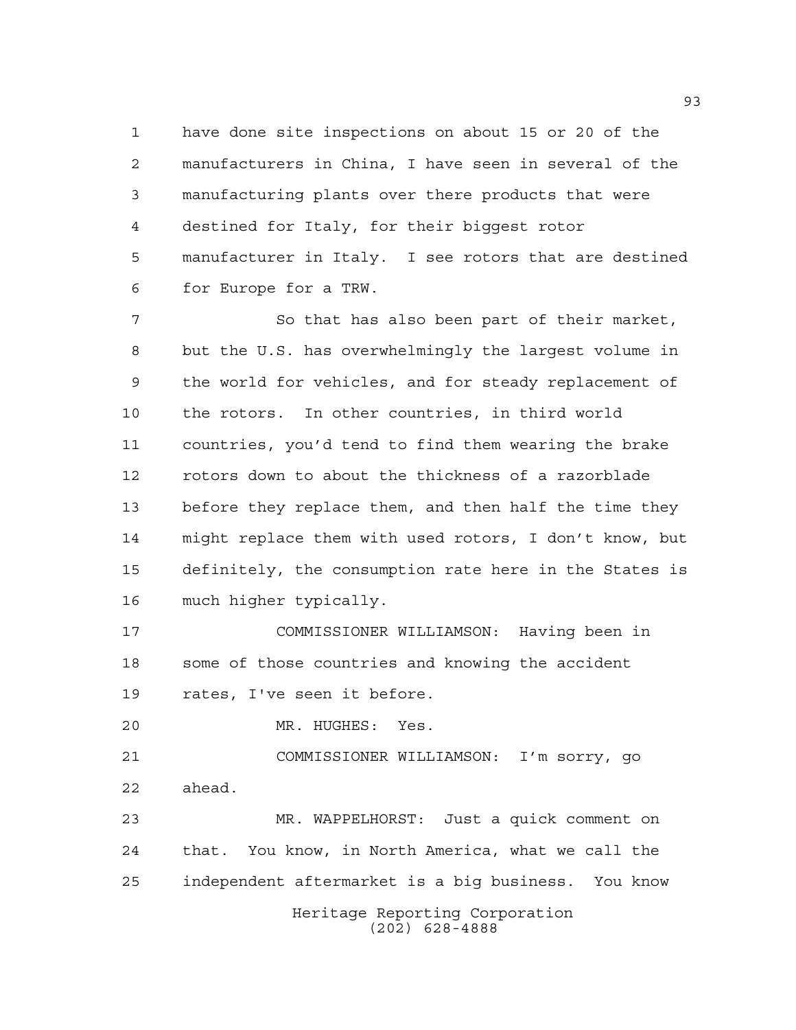have done site inspections on about 15 or 20 of the manufacturers in China, I have seen in several of the manufacturing plants over there products that were destined for Italy, for their biggest rotor manufacturer in Italy. I see rotors that are destined for Europe for a TRW.

So that has also been part of their market, but the U.S. has overwhelmingly the largest volume in the world for vehicles, and for steady replacement of the rotors. In other countries, in third world countries, you'd tend to find them wearing the brake rotors down to about the thickness of a razorblade before they replace them, and then half the time they might replace them with used rotors, I don't know, but definitely, the consumption rate here in the States is much higher typically.

COMMISSIONER WILLIAMSON: Having been in some of those countries and knowing the accident rates, I've seen it before.

MR. HUGHES: Yes.

COMMISSIONER WILLIAMSON: I'm sorry, go ahead.

MR. WAPPELHORST: Just a quick comment on that. You know, in North America, what we call the independent aftermarket is a big business. You know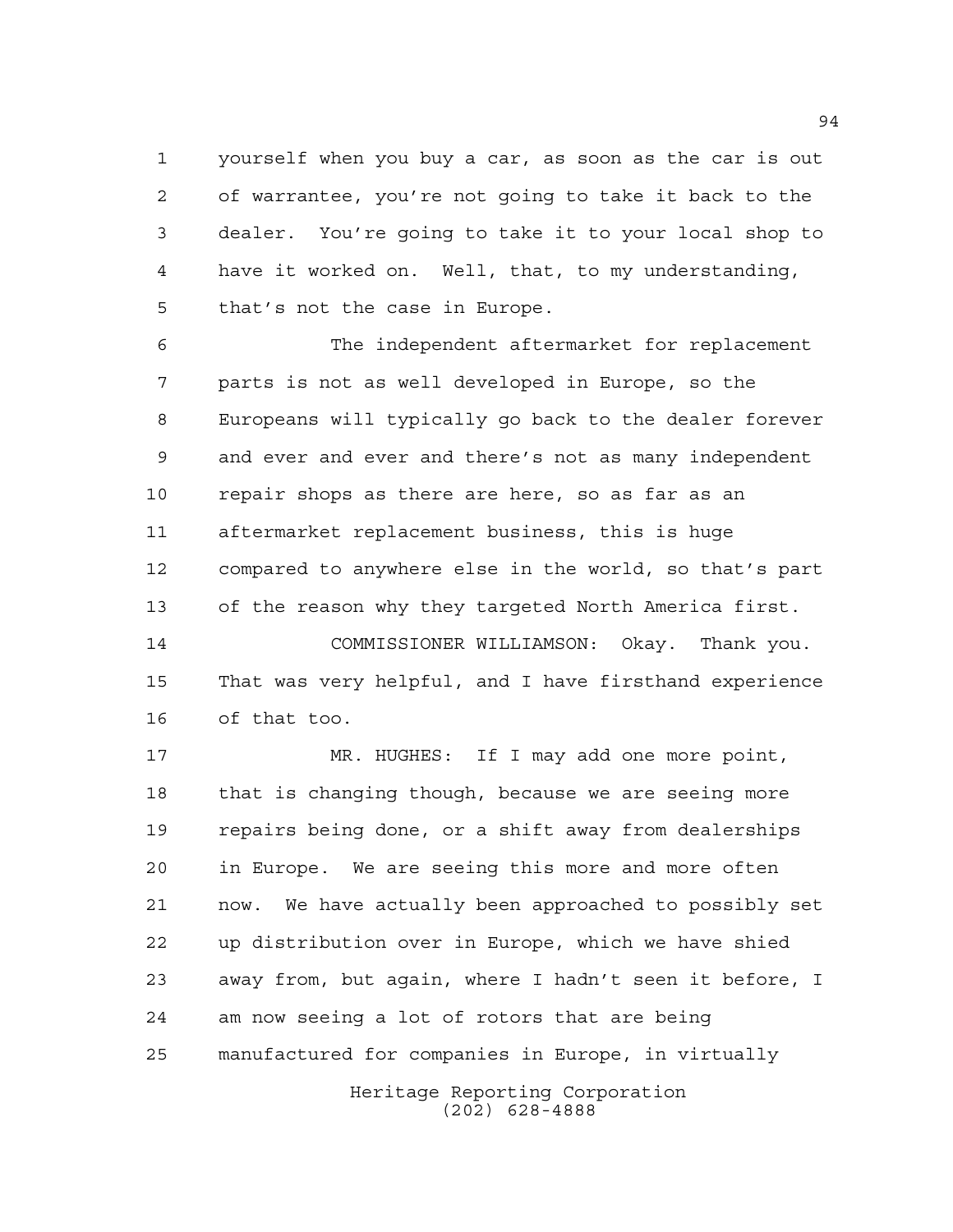yourself when you buy a car, as soon as the car is out of warrantee, you're not going to take it back to the dealer. You're going to take it to your local shop to have it worked on. Well, that, to my understanding, that's not the case in Europe.

The independent aftermarket for replacement parts is not as well developed in Europe, so the Europeans will typically go back to the dealer forever and ever and ever and there's not as many independent repair shops as there are here, so as far as an aftermarket replacement business, this is huge compared to anywhere else in the world, so that's part of the reason why they targeted North America first.

COMMISSIONER WILLIAMSON: Okay. Thank you. That was very helpful, and I have firsthand experience of that too.

MR. HUGHES: If I may add one more point, that is changing though, because we are seeing more repairs being done, or a shift away from dealerships in Europe. We are seeing this more and more often now. We have actually been approached to possibly set up distribution over in Europe, which we have shied away from, but again, where I hadn't seen it before, I am now seeing a lot of rotors that are being manufactured for companies in Europe, in virtually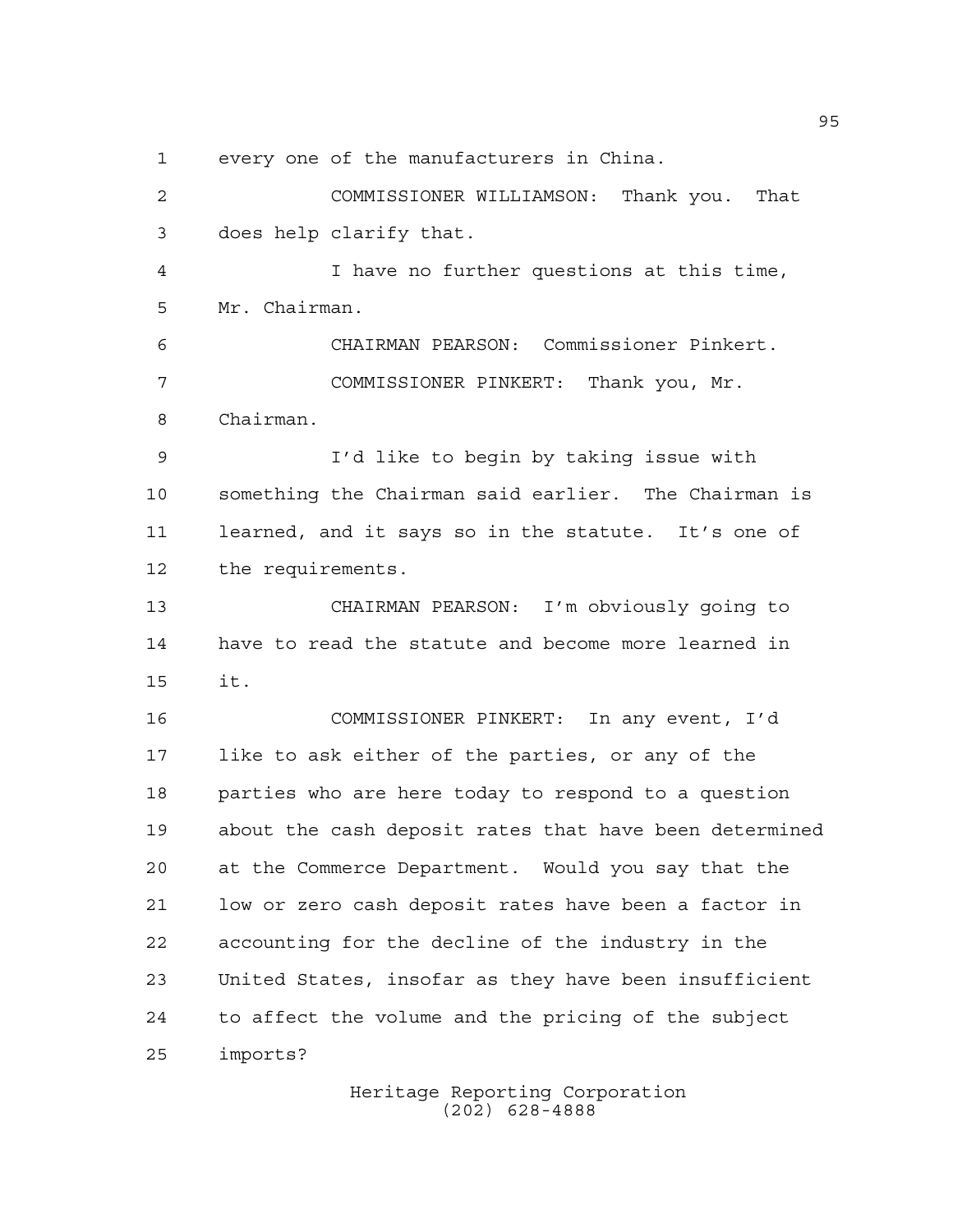every one of the manufacturers in China.

COMMISSIONER WILLIAMSON: Thank you. That does help clarify that.

I have no further questions at this time, Mr. Chairman.

CHAIRMAN PEARSON: Commissioner Pinkert.

COMMISSIONER PINKERT: Thank you, Mr. Chairman.

I'd like to begin by taking issue with something the Chairman said earlier. The Chairman is learned, and it says so in the statute. It's one of the requirements.

CHAIRMAN PEARSON: I'm obviously going to have to read the statute and become more learned in it.

COMMISSIONER PINKERT: In any event, I'd like to ask either of the parties, or any of the parties who are here today to respond to a question about the cash deposit rates that have been determined at the Commerce Department. Would you say that the low or zero cash deposit rates have been a factor in accounting for the decline of the industry in the United States, insofar as they have been insufficient to affect the volume and the pricing of the subject imports?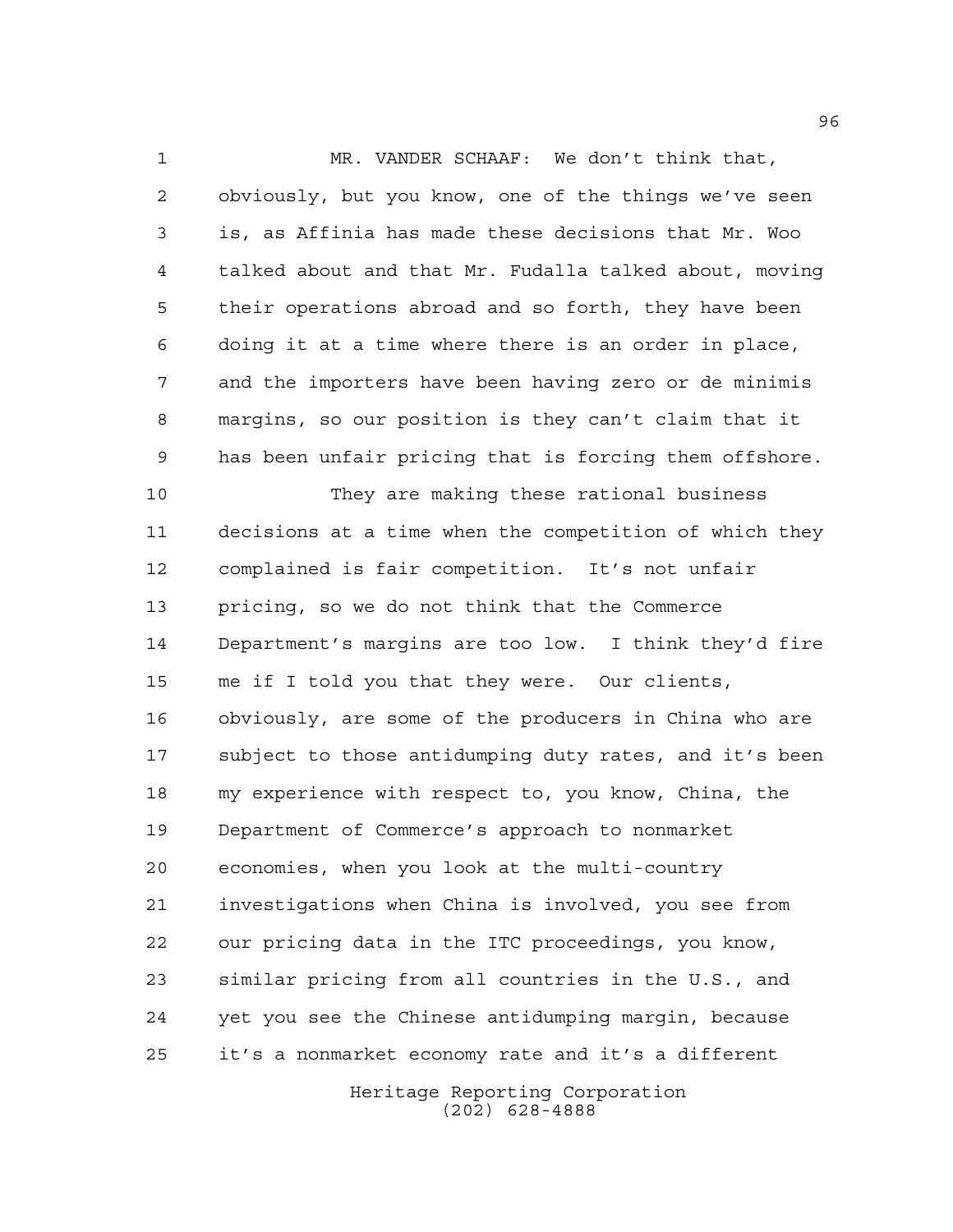MR. VANDER SCHAAF: We don't think that, obviously, but you know, one of the things we've seen is, as Affinia has made these decisions that Mr. Woo talked about and that Mr. Fudalla talked about, moving their operations abroad and so forth, they have been doing it at a time where there is an order in place, and the importers have been having zero or de minimis margins, so our position is they can't claim that it has been unfair pricing that is forcing them offshore.

They are making these rational business decisions at a time when the competition of which they complained is fair competition. It's not unfair pricing, so we do not think that the Commerce Department's margins are too low. I think they'd fire me if I told you that they were. Our clients, obviously, are some of the producers in China who are subject to those antidumping duty rates, and it's been my experience with respect to, you know, China, the Department of Commerce's approach to nonmarket economies, when you look at the multi-country investigations when China is involved, you see from our pricing data in the ITC proceedings, you know, similar pricing from all countries in the U.S., and yet you see the Chinese antidumping margin, because it's a nonmarket economy rate and it's a different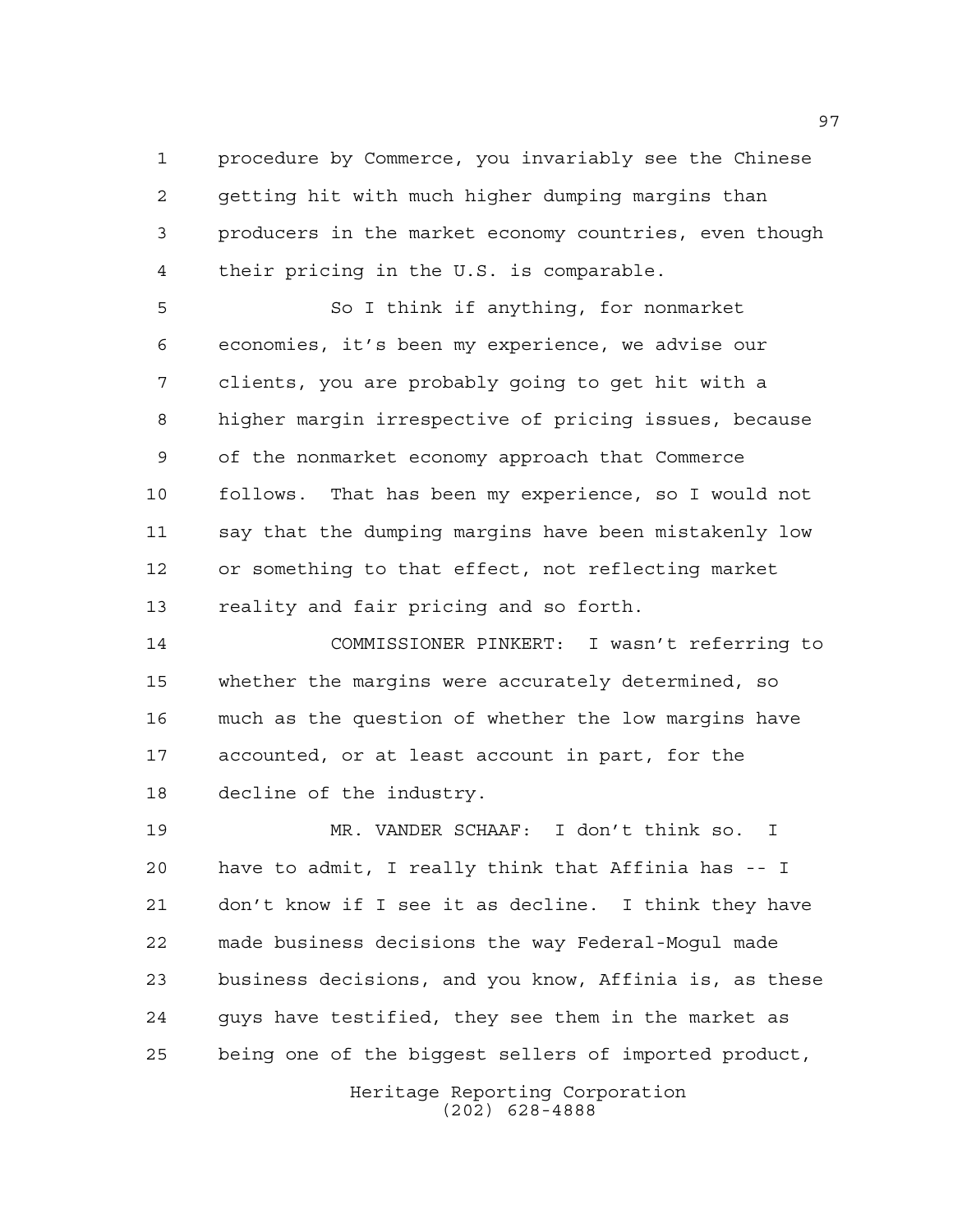procedure by Commerce, you invariably see the Chinese getting hit with much higher dumping margins than producers in the market economy countries, even though their pricing in the U.S. is comparable.

So I think if anything, for nonmarket economies, it's been my experience, we advise our clients, you are probably going to get hit with a higher margin irrespective of pricing issues, because of the nonmarket economy approach that Commerce follows. That has been my experience, so I would not say that the dumping margins have been mistakenly low or something to that effect, not reflecting market reality and fair pricing and so forth.

COMMISSIONER PINKERT: I wasn't referring to whether the margins were accurately determined, so much as the question of whether the low margins have accounted, or at least account in part, for the decline of the industry.

MR. VANDER SCHAAF: I don't think so. I have to admit, I really think that Affinia has -- I don't know if I see it as decline. I think they have made business decisions the way Federal-Mogul made business decisions, and you know, Affinia is, as these guys have testified, they see them in the market as being one of the biggest sellers of imported product,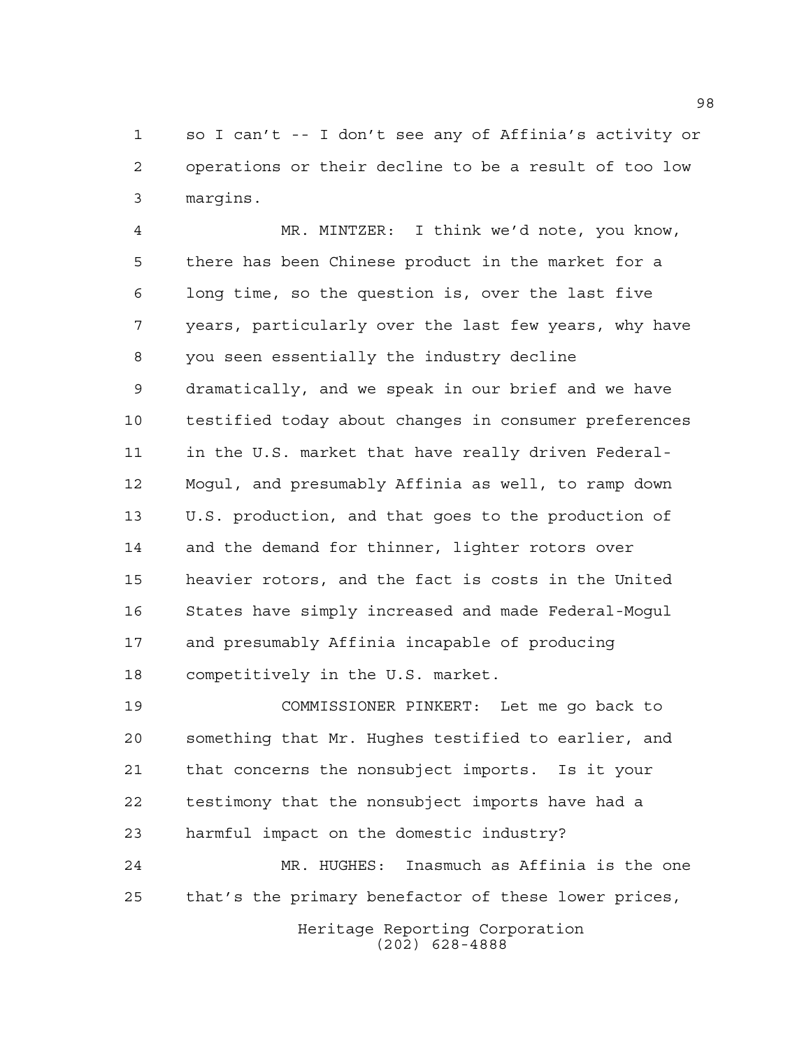so I can't -- I don't see any of Affinia's activity or operations or their decline to be a result of too low margins.

MR. MINTZER: I think we'd note, you know, there has been Chinese product in the market for a long time, so the question is, over the last five years, particularly over the last few years, why have you seen essentially the industry decline dramatically, and we speak in our brief and we have testified today about changes in consumer preferences in the U.S. market that have really driven Federal-Mogul, and presumably Affinia as well, to ramp down U.S. production, and that goes to the production of and the demand for thinner, lighter rotors over heavier rotors, and the fact is costs in the United States have simply increased and made Federal-Mogul and presumably Affinia incapable of producing competitively in the U.S. market.

COMMISSIONER PINKERT: Let me go back to something that Mr. Hughes testified to earlier, and that concerns the nonsubject imports. Is it your testimony that the nonsubject imports have had a harmful impact on the domestic industry?

MR. HUGHES: Inasmuch as Affinia is the one that's the primary benefactor of these lower prices,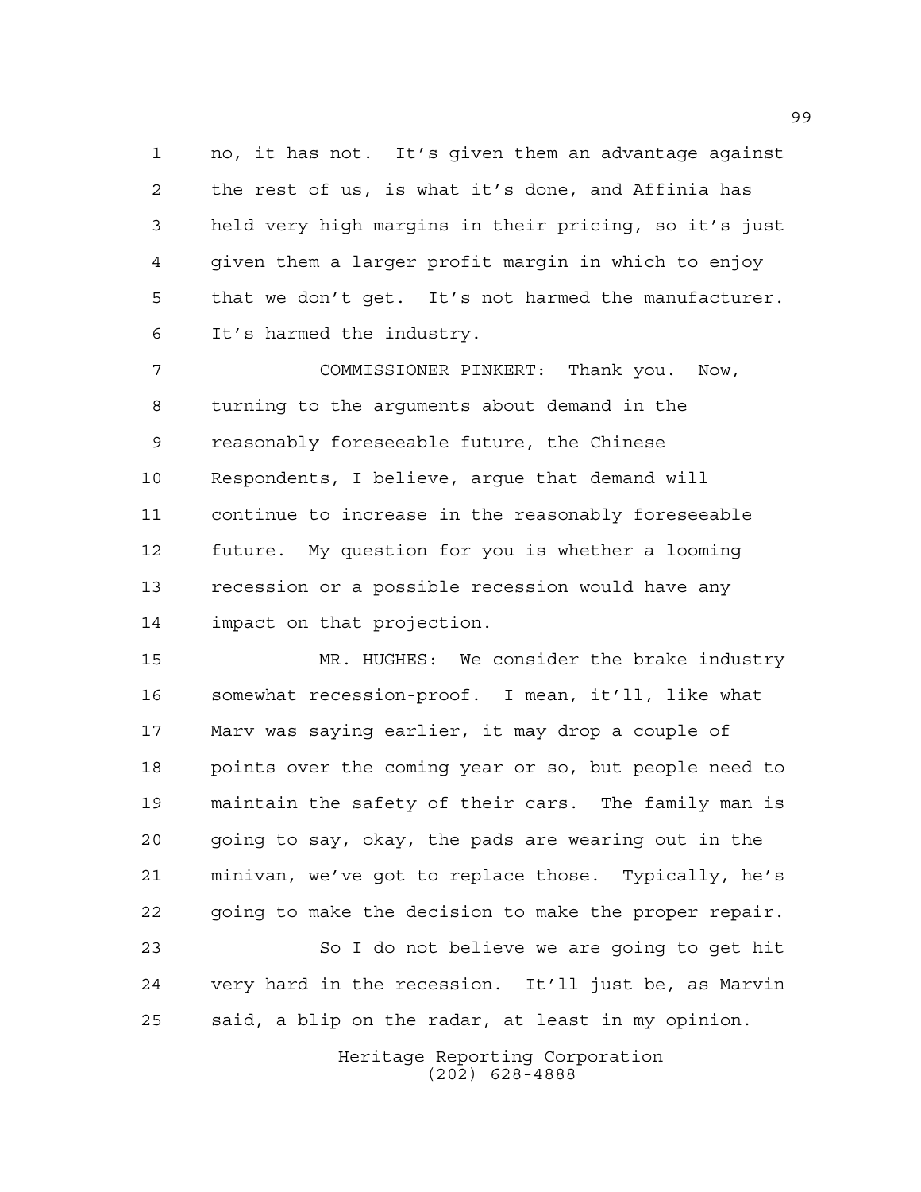no, it has not. It's given them an advantage against the rest of us, is what it's done, and Affinia has held very high margins in their pricing, so it's just given them a larger profit margin in which to enjoy that we don't get. It's not harmed the manufacturer. It's harmed the industry.

COMMISSIONER PINKERT: Thank you. Now, turning to the arguments about demand in the reasonably foreseeable future, the Chinese Respondents, I believe, argue that demand will continue to increase in the reasonably foreseeable future. My question for you is whether a looming recession or a possible recession would have any impact on that projection.

MR. HUGHES: We consider the brake industry somewhat recession-proof. I mean, it'll, like what Marv was saying earlier, it may drop a couple of points over the coming year or so, but people need to maintain the safety of their cars. The family man is going to say, okay, the pads are wearing out in the minivan, we've got to replace those. Typically, he's going to make the decision to make the proper repair.

So I do not believe we are going to get hit very hard in the recession. It'll just be, as Marvin said, a blip on the radar, at least in my opinion.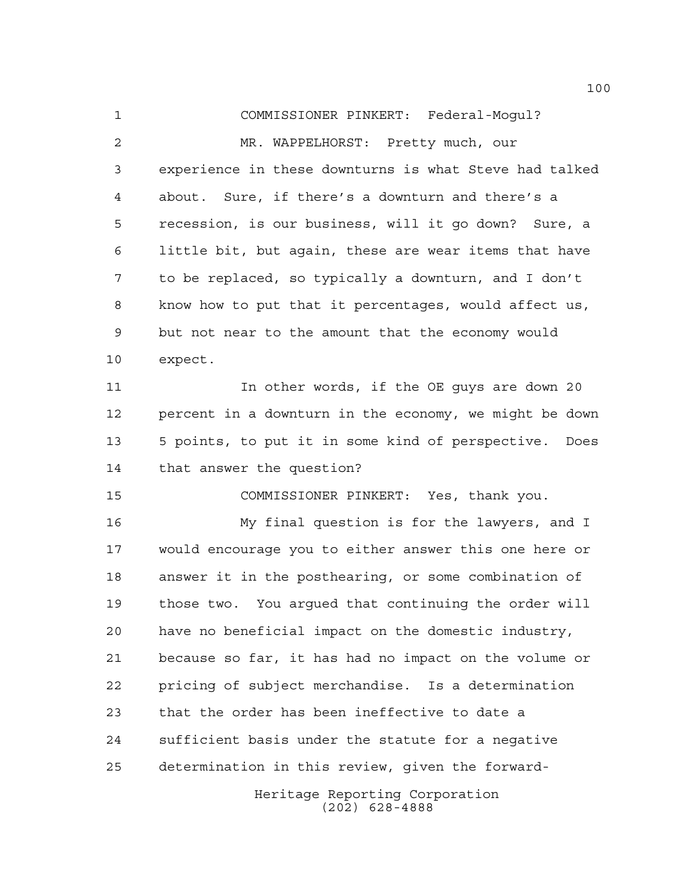COMMISSIONER PINKERT: Federal-Mogul?

MR. WAPPELHORST: Pretty much, our experience in these downturns is what Steve had talked about. Sure, if there's a downturn and there's a recession, is our business, will it go down? Sure, a little bit, but again, these are wear items that have to be replaced, so typically a downturn, and I don't know how to put that it percentages, would affect us, but not near to the amount that the economy would expect.

In other words, if the OE guys are down 20 percent in a downturn in the economy, we might be down 5 points, to put it in some kind of perspective. Does that answer the question?

COMMISSIONER PINKERT: Yes, thank you.

My final question is for the lawyers, and I would encourage you to either answer this one here or answer it in the posthearing, or some combination of those two. You argued that continuing the order will have no beneficial impact on the domestic industry, because so far, it has had no impact on the volume or pricing of subject merchandise. Is a determination that the order has been ineffective to date a sufficient basis under the statute for a negative determination in this review, given the forward-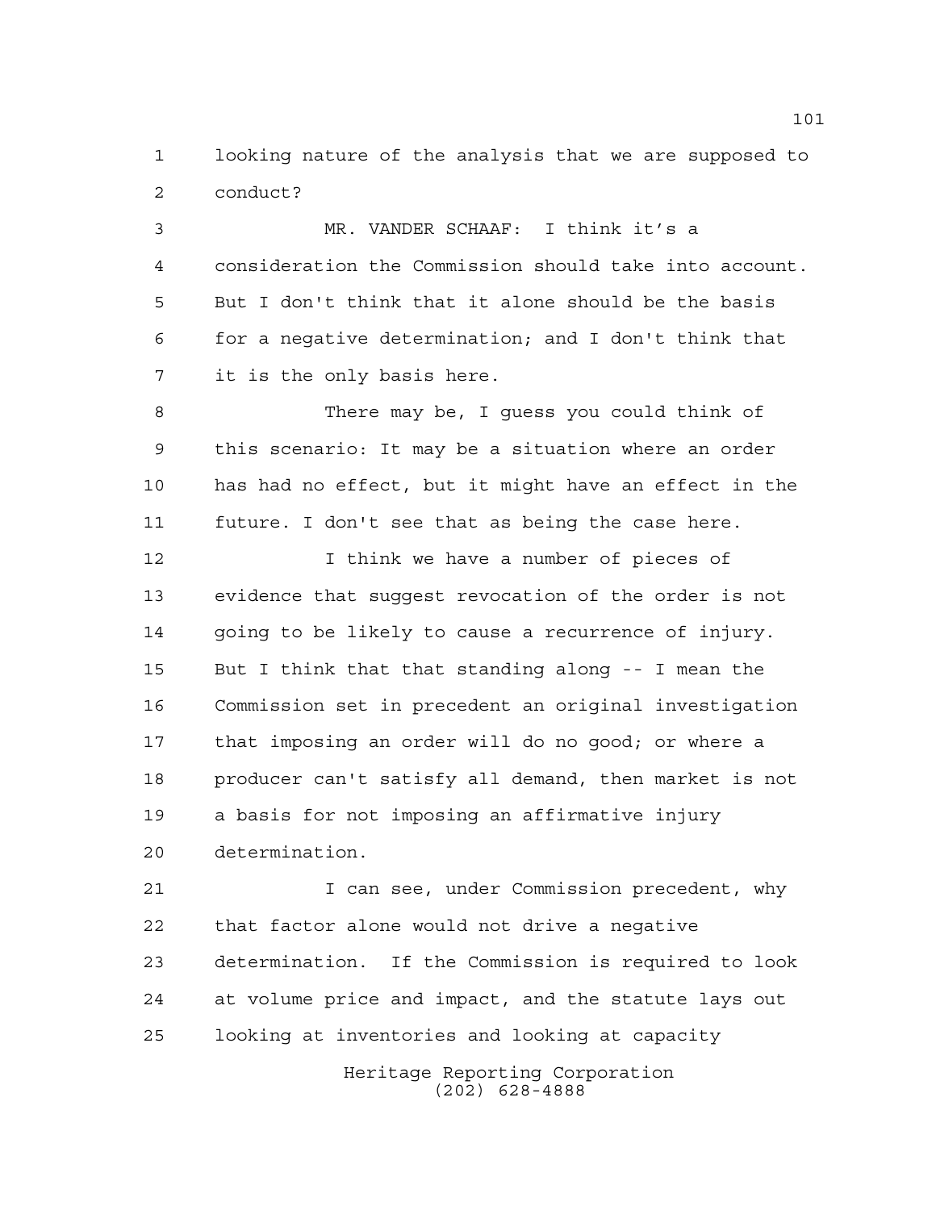looking nature of the analysis that we are supposed to conduct?

MR. VANDER SCHAAF: I think it's a consideration the Commission should take into account. But I don't think that it alone should be the basis for a negative determination; and I don't think that it is the only basis here.

There may be, I guess you could think of this scenario: It may be a situation where an order has had no effect, but it might have an effect in the future. I don't see that as being the case here.

I think we have a number of pieces of evidence that suggest revocation of the order is not going to be likely to cause a recurrence of injury. But I think that that standing along -- I mean the Commission set in precedent an original investigation that imposing an order will do no good; or where a producer can't satisfy all demand, then market is not a basis for not imposing an affirmative injury determination.

I can see, under Commission precedent, why that factor alone would not drive a negative determination. If the Commission is required to look at volume price and impact, and the statute lays out looking at inventories and looking at capacity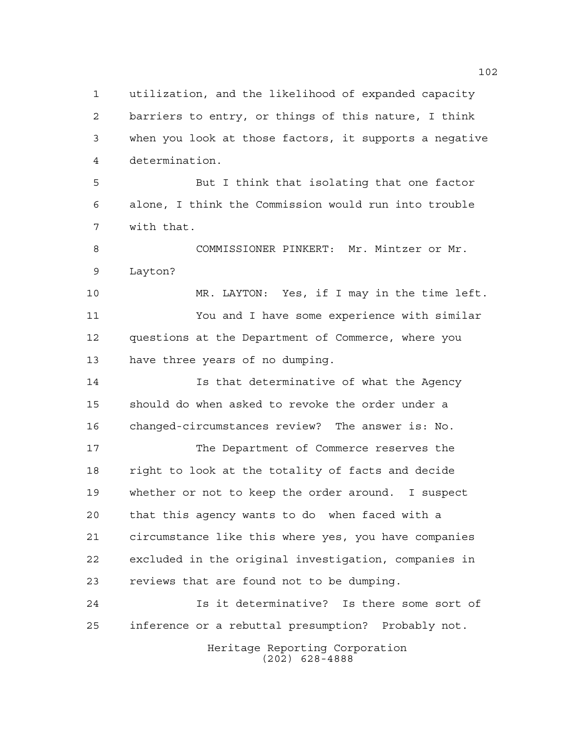utilization, and the likelihood of expanded capacity barriers to entry, or things of this nature, I think when you look at those factors, it supports a negative determination.

But I think that isolating that one factor alone, I think the Commission would run into trouble with that.

COMMISSIONER PINKERT: Mr. Mintzer or Mr. Layton?

MR. LAYTON: Yes, if I may in the time left.

You and I have some experience with similar questions at the Department of Commerce, where you have three years of no dumping.

Is that determinative of what the Agency should do when asked to revoke the order under a changed-circumstances review? The answer is: No.

The Department of Commerce reserves the right to look at the totality of facts and decide whether or not to keep the order around. I suspect that this agency wants to do when faced with a circumstance like this where yes, you have companies excluded in the original investigation, companies in reviews that are found not to be dumping.

Is it determinative? Is there some sort of inference or a rebuttal presumption? Probably not.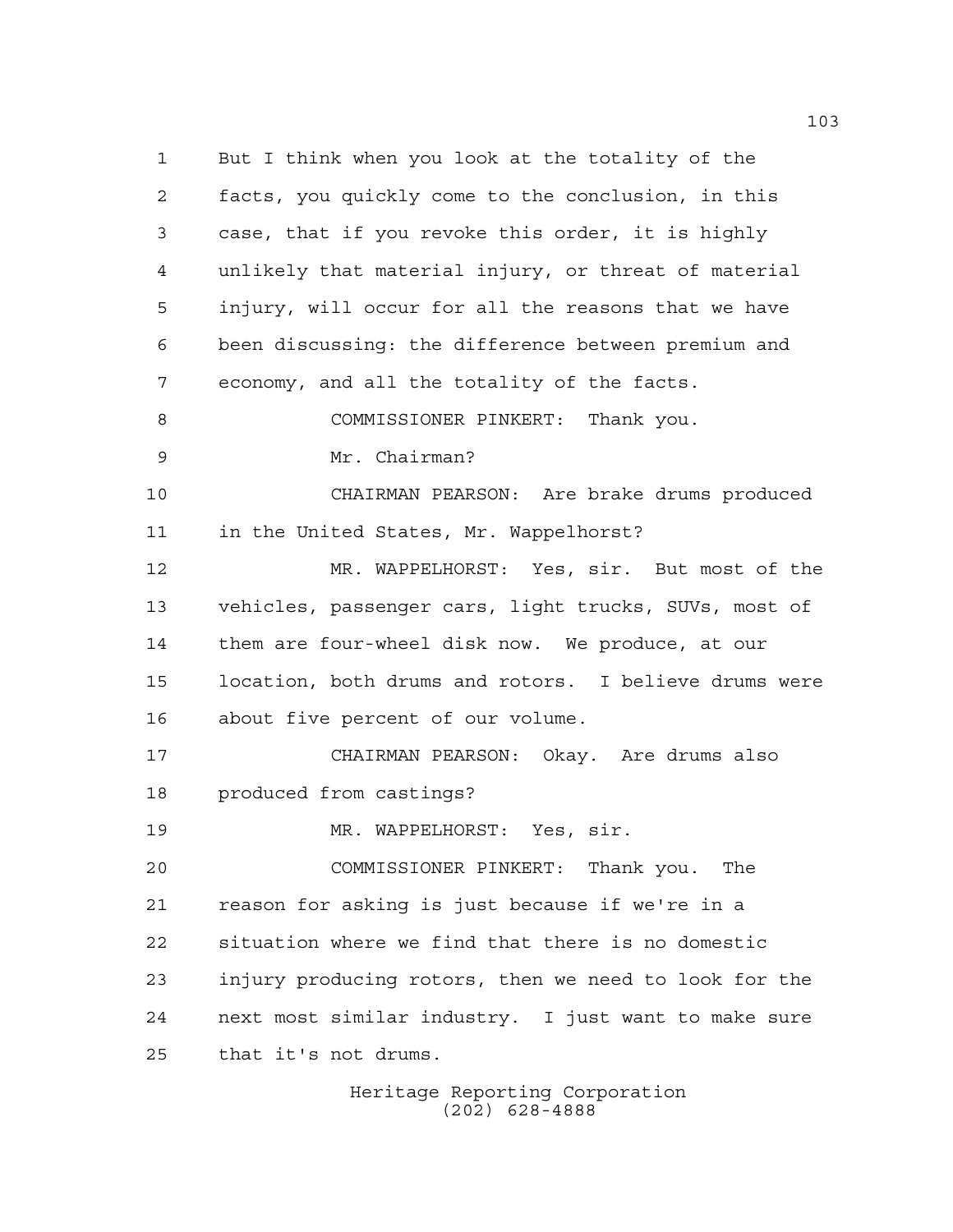But I think when you look at the totality of the facts, you quickly come to the conclusion, in this case, that if you revoke this order, it is highly unlikely that material injury, or threat of material injury, will occur for all the reasons that we have been discussing: the difference between premium and economy, and all the totality of the facts.

COMMISSIONER PINKERT: Thank you.

Mr. Chairman?

CHAIRMAN PEARSON: Are brake drums produced in the United States, Mr. Wappelhorst?

MR. WAPPELHORST: Yes, sir. But most of the vehicles, passenger cars, light trucks, SUVs, most of them are four-wheel disk now. We produce, at our location, both drums and rotors. I believe drums were about five percent of our volume.

CHAIRMAN PEARSON: Okay. Are drums also produced from castings?

MR. WAPPELHORST: Yes, sir.

COMMISSIONER PINKERT: Thank you. The reason for asking is just because if we're in a situation where we find that there is no domestic injury producing rotors, then we need to look for the next most similar industry. I just want to make sure that it's not drums.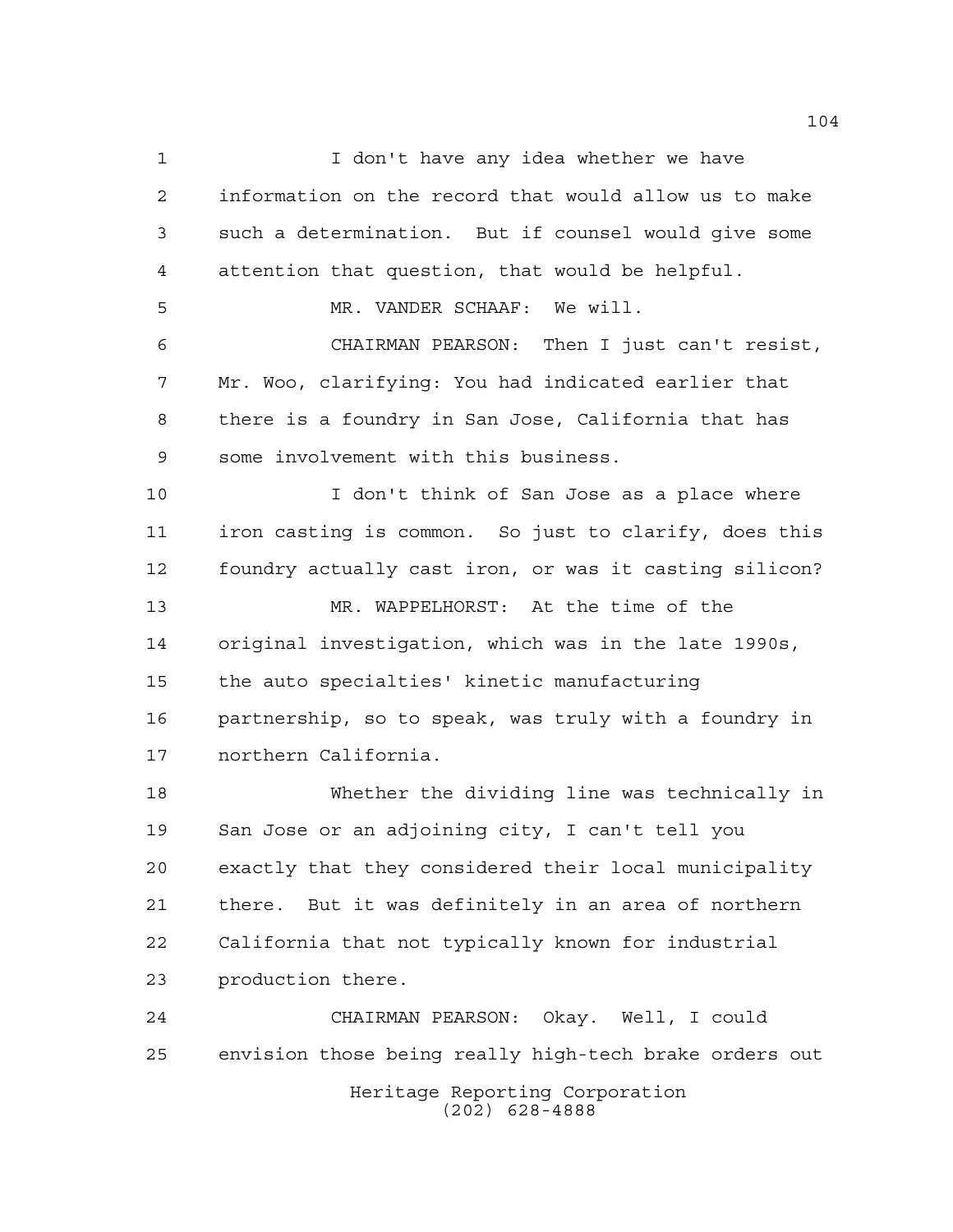I don't have any idea whether we have information on the record that would allow us to make such a determination. But if counsel would give some attention that question, that would be helpful.

MR. VANDER SCHAAF: We will.

CHAIRMAN PEARSON: Then I just can't resist, Mr. Woo, clarifying: You had indicated earlier that there is a foundry in San Jose, California that has some involvement with this business.

I don't think of San Jose as a place where iron casting is common. So just to clarify, does this foundry actually cast iron, or was it casting silicon?

MR. WAPPELHORST: At the time of the original investigation, which was in the late 1990s, the auto specialties' kinetic manufacturing partnership, so to speak, was truly with a foundry in northern California.

Whether the dividing line was technically in San Jose or an adjoining city, I can't tell you exactly that they considered their local municipality there. But it was definitely in an area of northern California that not typically known for industrial production there.

CHAIRMAN PEARSON: Okay. Well, I could envision those being really high-tech brake orders out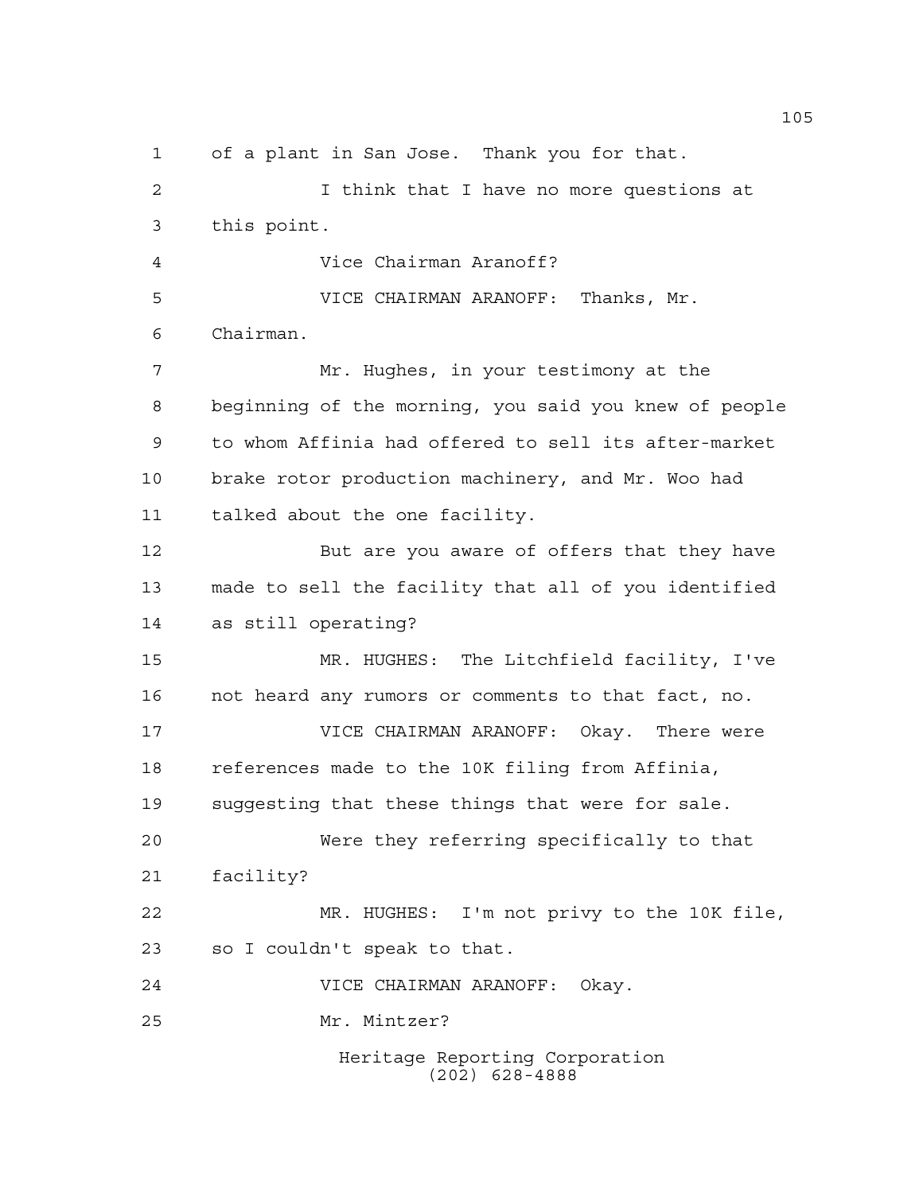of a plant in San Jose. Thank you for that.

I think that I have no more questions at this point.

Vice Chairman Aranoff?

VICE CHAIRMAN ARANOFF: Thanks, Mr. Chairman.

Mr. Hughes, in your testimony at the beginning of the morning, you said you knew of people to whom Affinia had offered to sell its after-market brake rotor production machinery, and Mr. Woo had talked about the one facility.

But are you aware of offers that they have made to sell the facility that all of you identified as still operating?

MR. HUGHES: The Litchfield facility, I've not heard any rumors or comments to that fact, no.

VICE CHAIRMAN ARANOFF: Okay. There were references made to the 10K filing from Affinia, suggesting that these things that were for sale.

Were they referring specifically to that facility?

MR. HUGHES: I'm not privy to the 10K file, so I couldn't speak to that.

VICE CHAIRMAN ARANOFF: Okay.

Mr. Mintzer?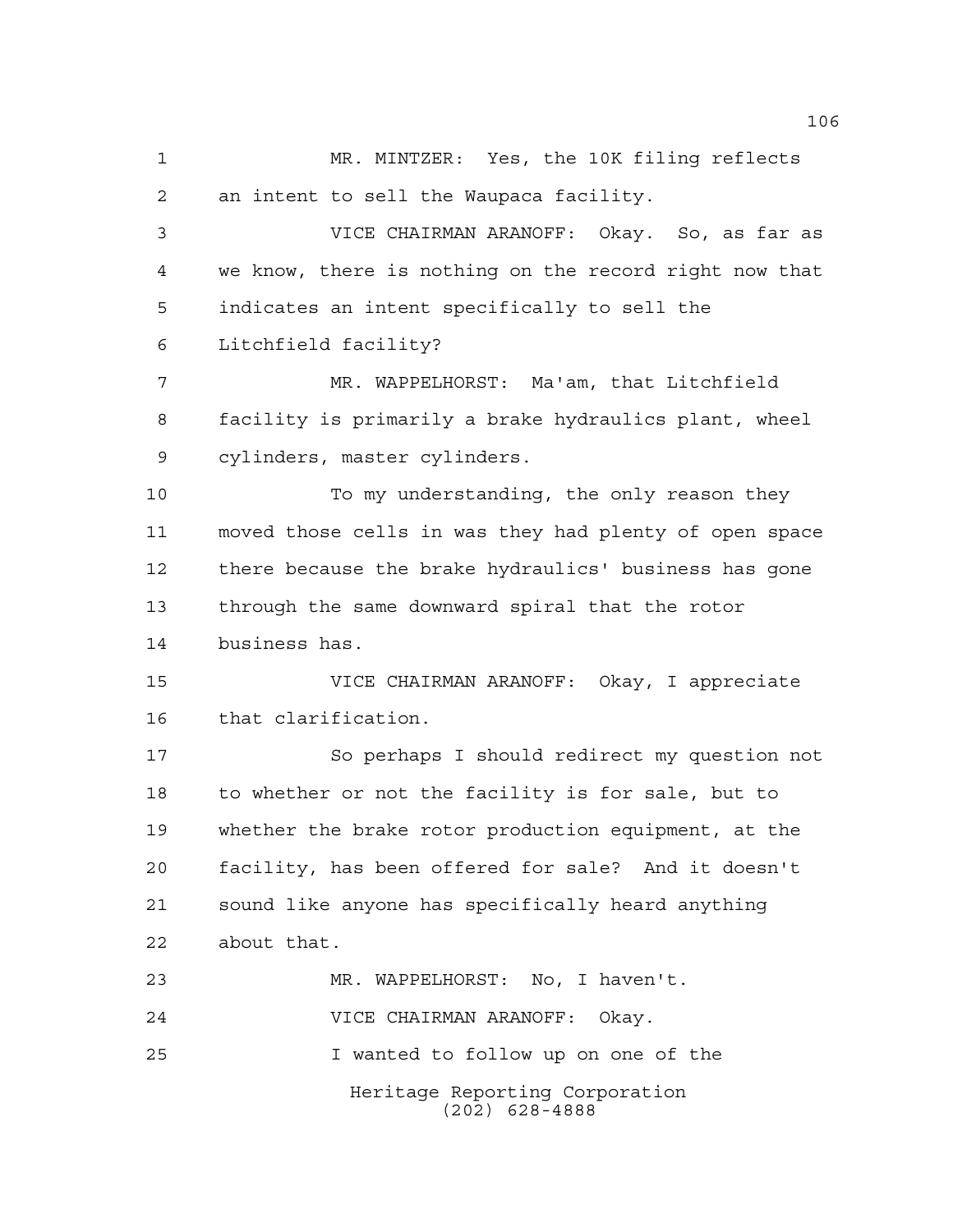MR. MINTZER: Yes, the 10K filing reflects an intent to sell the Waupaca facility.

VICE CHAIRMAN ARANOFF: Okay. So, as far as we know, there is nothing on the record right now that indicates an intent specifically to sell the Litchfield facility?

MR. WAPPELHORST: Ma'am, that Litchfield facility is primarily a brake hydraulics plant, wheel cylinders, master cylinders.

To my understanding, the only reason they moved those cells in was they had plenty of open space there because the brake hydraulics' business has gone through the same downward spiral that the rotor business has.

VICE CHAIRMAN ARANOFF: Okay, I appreciate that clarification.

So perhaps I should redirect my question not to whether or not the facility is for sale, but to whether the brake rotor production equipment, at the facility, has been offered for sale? And it doesn't sound like anyone has specifically heard anything about that.

MR. WAPPELHORST: No, I haven't.

VICE CHAIRMAN ARANOFF: Okay.

I wanted to follow up on one of the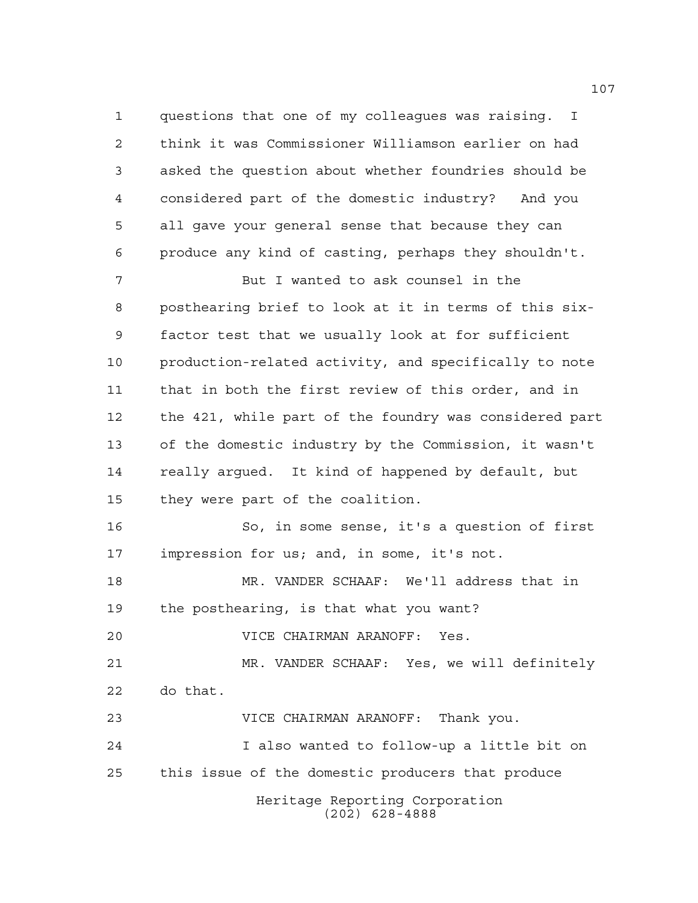questions that one of my colleagues was raising. I think it was Commissioner Williamson earlier on had asked the question about whether foundries should be considered part of the domestic industry? And you all gave your general sense that because they can produce any kind of casting, perhaps they shouldn't.

But I wanted to ask counsel in the posthearing brief to look at it in terms of this six-factor test that we usually look at for sufficient production-related activity, and specifically to note that in both the first review of this order, and in the 421, while part of the foundry was considered part of the domestic industry by the Commission, it wasn't really argued. It kind of happened by default, but they were part of the coalition.

So, in some sense, it's a question of first impression for us; and, in some, it's not.

MR. VANDER SCHAAF: We'll address that in the posthearing, is that what you want?

VICE CHAIRMAN ARANOFF: Yes.

MR. VANDER SCHAAF: Yes, we will definitely do that.

VICE CHAIRMAN ARANOFF: Thank you.

I also wanted to follow-up a little bit on this issue of the domestic producers that produce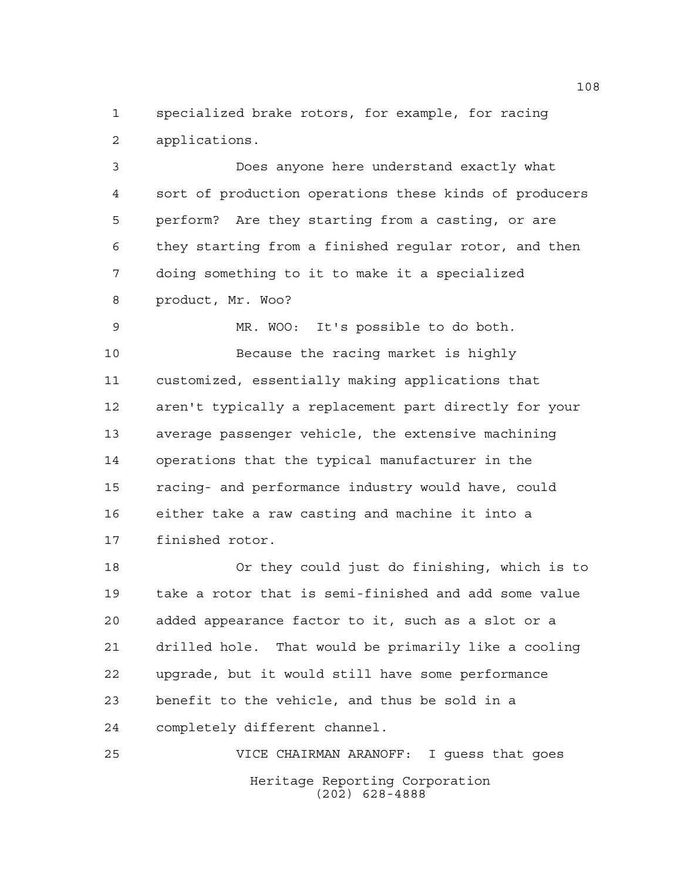specialized brake rotors, for example, for racing applications.

Does anyone here understand exactly what sort of production operations these kinds of producers perform? Are they starting from a casting, or are they starting from a finished regular rotor, and then doing something to it to make it a specialized product, Mr. Woo?

MR. WOO: It's possible to do both.

Because the racing market is highly customized, essentially making applications that aren't typically a replacement part directly for your average passenger vehicle, the extensive machining operations that the typical manufacturer in the racing- and performance industry would have, could either take a raw casting and machine it into a finished rotor.

Or they could just do finishing, which is to take a rotor that is semi-finished and add some value added appearance factor to it, such as a slot or a drilled hole. That would be primarily like a cooling upgrade, but it would still have some performance benefit to the vehicle, and thus be sold in a completely different channel.

VICE CHAIRMAN ARANOFF: I guess that goes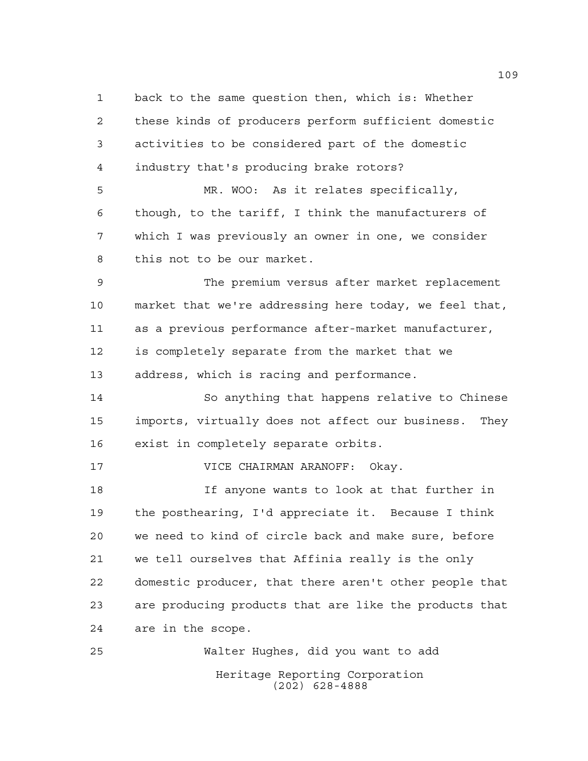back to the same question then, which is: Whether these kinds of producers perform sufficient domestic activities to be considered part of the domestic industry that's producing brake rotors?

MR. WOO: As it relates specifically, though, to the tariff, I think the manufacturers of which I was previously an owner in one, we consider this not to be our market.

The premium versus after market replacement market that we're addressing here today, we feel that, as a previous performance after-market manufacturer, is completely separate from the market that we address, which is racing and performance.

So anything that happens relative to Chinese imports, virtually does not affect our business. They exist in completely separate orbits.

VICE CHAIRMAN ARANOFF: Okay.

If anyone wants to look at that further in the posthearing, I'd appreciate it. Because I think we need to kind of circle back and make sure, before we tell ourselves that Affinia really is the only domestic producer, that there aren't other people that are producing products that are like the products that are in the scope.

Walter Hughes, did you want to add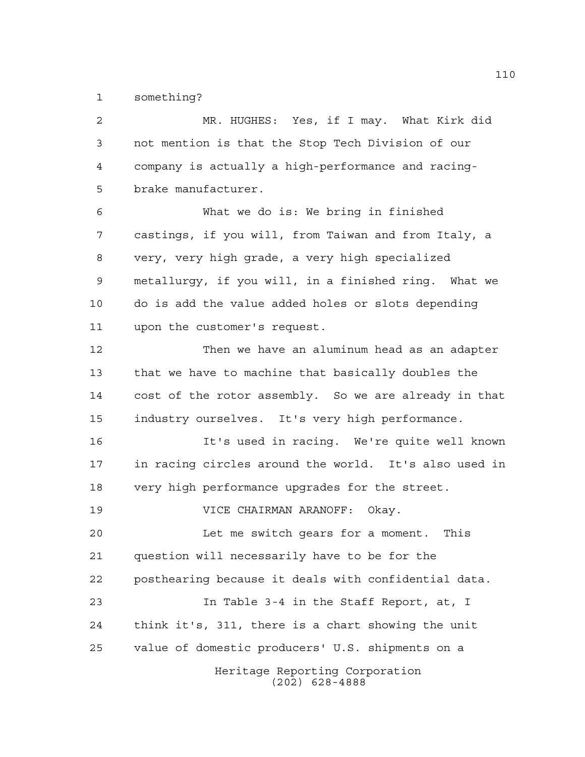something?

MR. HUGHES: Yes, if I may. What Kirk did not mention is that the Stop Tech Division of our company is actually a high-performance and racing-brake manufacturer.

What we do is: We bring in finished castings, if you will, from Taiwan and from Italy, a very, very high grade, a very high specialized metallurgy, if you will, in a finished ring. What we do is add the value added holes or slots depending upon the customer's request.

Then we have an aluminum head as an adapter that we have to machine that basically doubles the cost of the rotor assembly. So we are already in that industry ourselves. It's very high performance.

It's used in racing. We're quite well known in racing circles around the world. It's also used in very high performance upgrades for the street.

VICE CHAIRMAN ARANOFF: Okay.

Let me switch gears for a moment. This question will necessarily have to be for the posthearing because it deals with confidential data.

In Table 3-4 in the Staff Report, at, I think it's, 311, there is a chart showing the unit value of domestic producers' U.S. shipments on a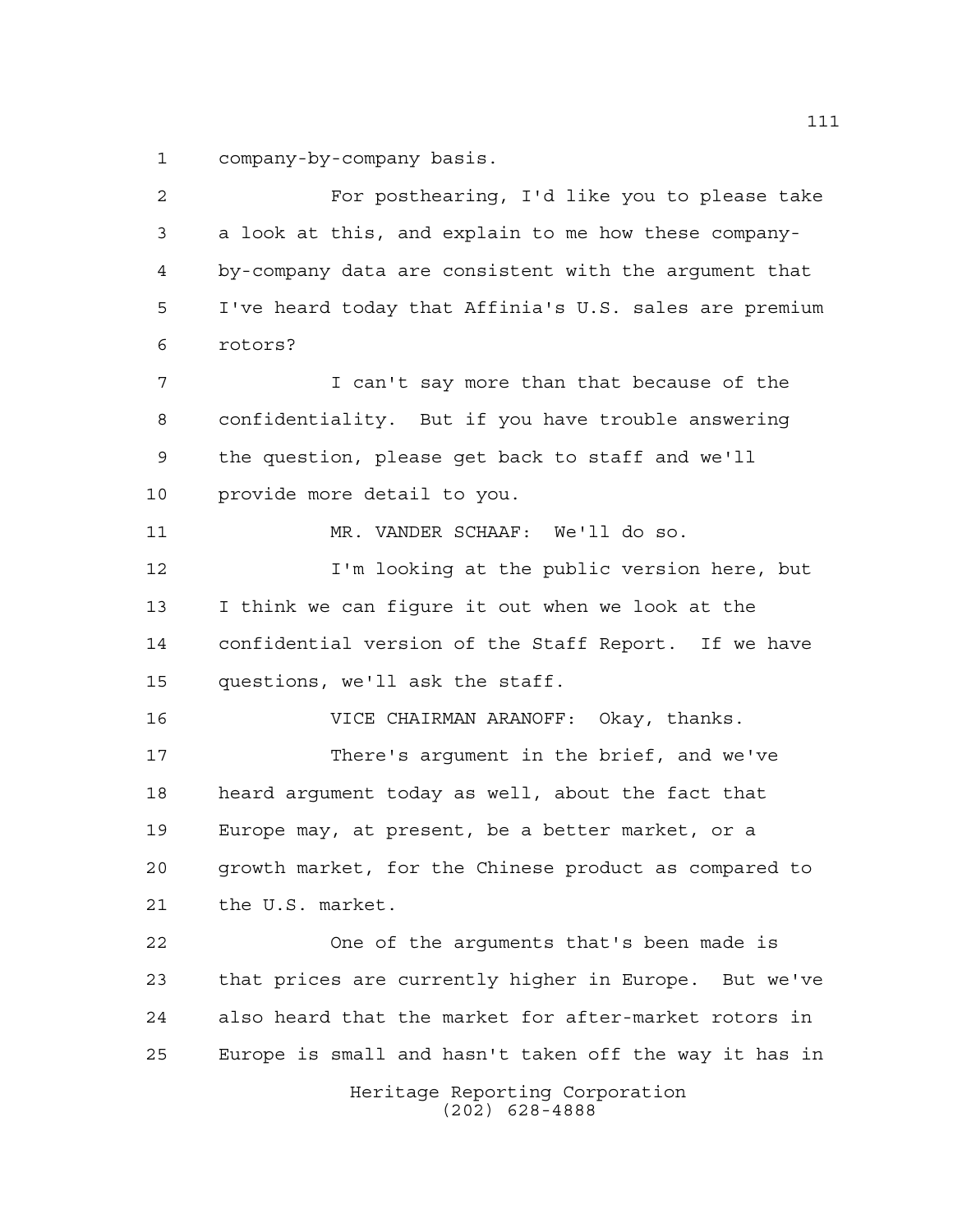company-by-company basis.

For posthearing, I'd like you to please take a look at this, and explain to me how these company-by-company data are consistent with the argument that I've heard today that Affinia's U.S. sales are premium rotors?

I can't say more than that because of the confidentiality. But if you have trouble answering the question, please get back to staff and we'll provide more detail to you.

MR. VANDER SCHAAF: We'll do so.

I'm looking at the public version here, but I think we can figure it out when we look at the confidential version of the Staff Report. If we have questions, we'll ask the staff.

VICE CHAIRMAN ARANOFF: Okay, thanks.

There's argument in the brief, and we've heard argument today as well, about the fact that Europe may, at present, be a better market, or a growth market, for the Chinese product as compared to the U.S. market.

One of the arguments that's been made is that prices are currently higher in Europe. But we've also heard that the market for after-market rotors in Europe is small and hasn't taken off the way it has in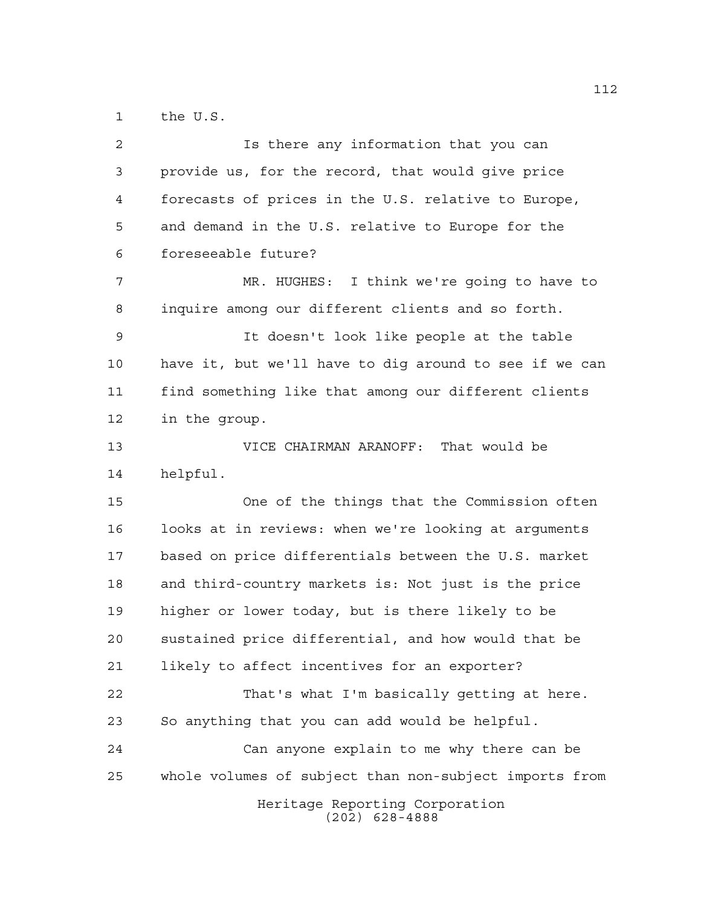the U.S.

Is there any information that you can provide us, for the record, that would give price forecasts of prices in the U.S. relative to Europe, and demand in the U.S. relative to Europe for the foreseeable future?

MR. HUGHES: I think we're going to have to inquire among our different clients and so forth.

It doesn't look like people at the table have it, but we'll have to dig around to see if we can find something like that among our different clients in the group.

VICE CHAIRMAN ARANOFF: That would be helpful.

One of the things that the Commission often looks at in reviews: when we're looking at arguments based on price differentials between the U.S. market and third-country markets is: Not just is the price higher or lower today, but is there likely to be sustained price differential, and how would that be likely to affect incentives for an exporter?

That's what I'm basically getting at here. So anything that you can add would be helpful.

Can anyone explain to me why there can be whole volumes of subject than non-subject imports from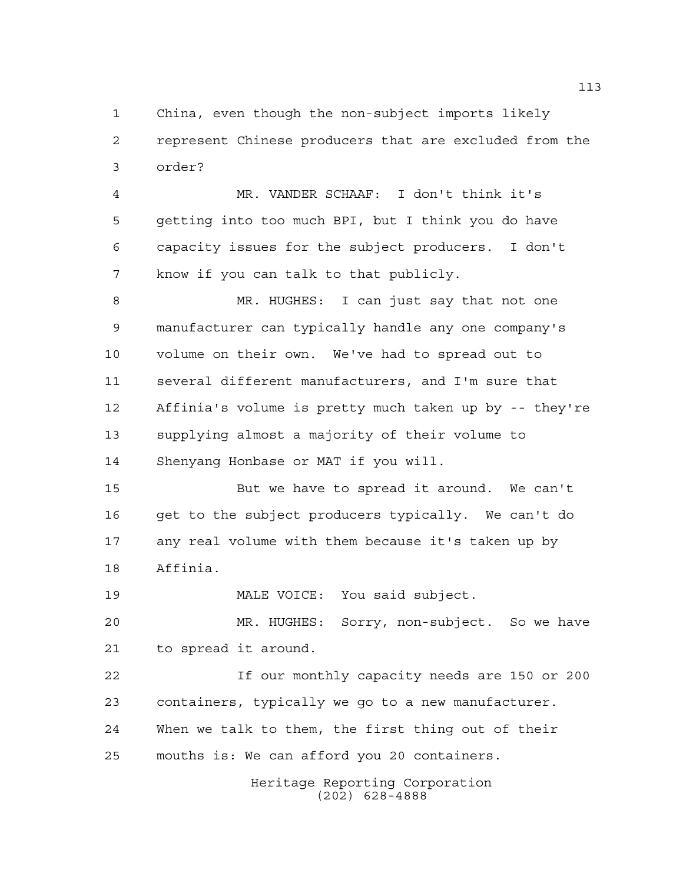China, even though the non-subject imports likely represent Chinese producers that are excluded from the order?

MR. VANDER SCHAAF: I don't think it's getting into too much BPI, but I think you do have capacity issues for the subject producers. I don't know if you can talk to that publicly.

MR. HUGHES: I can just say that not one manufacturer can typically handle any one company's volume on their own. We've had to spread out to several different manufacturers, and I'm sure that Affinia's volume is pretty much taken up by -- they're supplying almost a majority of their volume to Shenyang Honbase or MAT if you will.

But we have to spread it around. We can't get to the subject producers typically. We can't do any real volume with them because it's taken up by Affinia.

MALE VOICE: You said subject.

MR. HUGHES: Sorry, non-subject. So we have to spread it around.

If our monthly capacity needs are 150 or 200 containers, typically we go to a new manufacturer. When we talk to them, the first thing out of their mouths is: We can afford you 20 containers.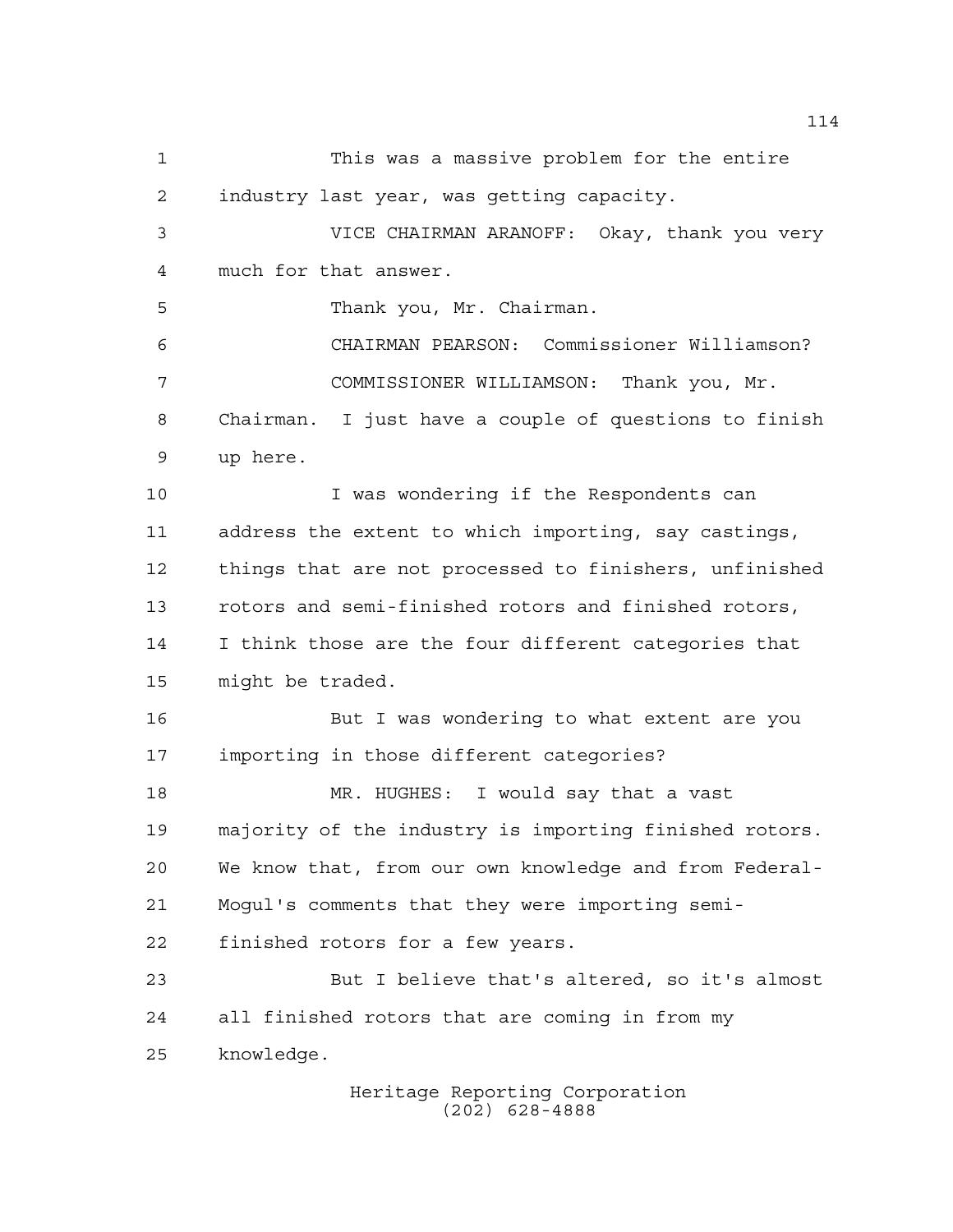This was a massive problem for the entire industry last year, was getting capacity.

VICE CHAIRMAN ARANOFF: Okay, thank you very much for that answer.

Thank you, Mr. Chairman.

CHAIRMAN PEARSON: Commissioner Williamson?

COMMISSIONER WILLIAMSON: Thank you, Mr. Chairman. I just have a couple of questions to finish up here.

I was wondering if the Respondents can address the extent to which importing, say castings, things that are not processed to finishers, unfinished rotors and semi-finished rotors and finished rotors, I think those are the four different categories that might be traded.

But I was wondering to what extent are you importing in those different categories?

MR. HUGHES: I would say that a vast majority of the industry is importing finished rotors. We know that, from our own knowledge and from Federal-Mogul's comments that they were importing semi-finished rotors for a few years.

But I believe that's altered, so it's almost all finished rotors that are coming in from my knowledge.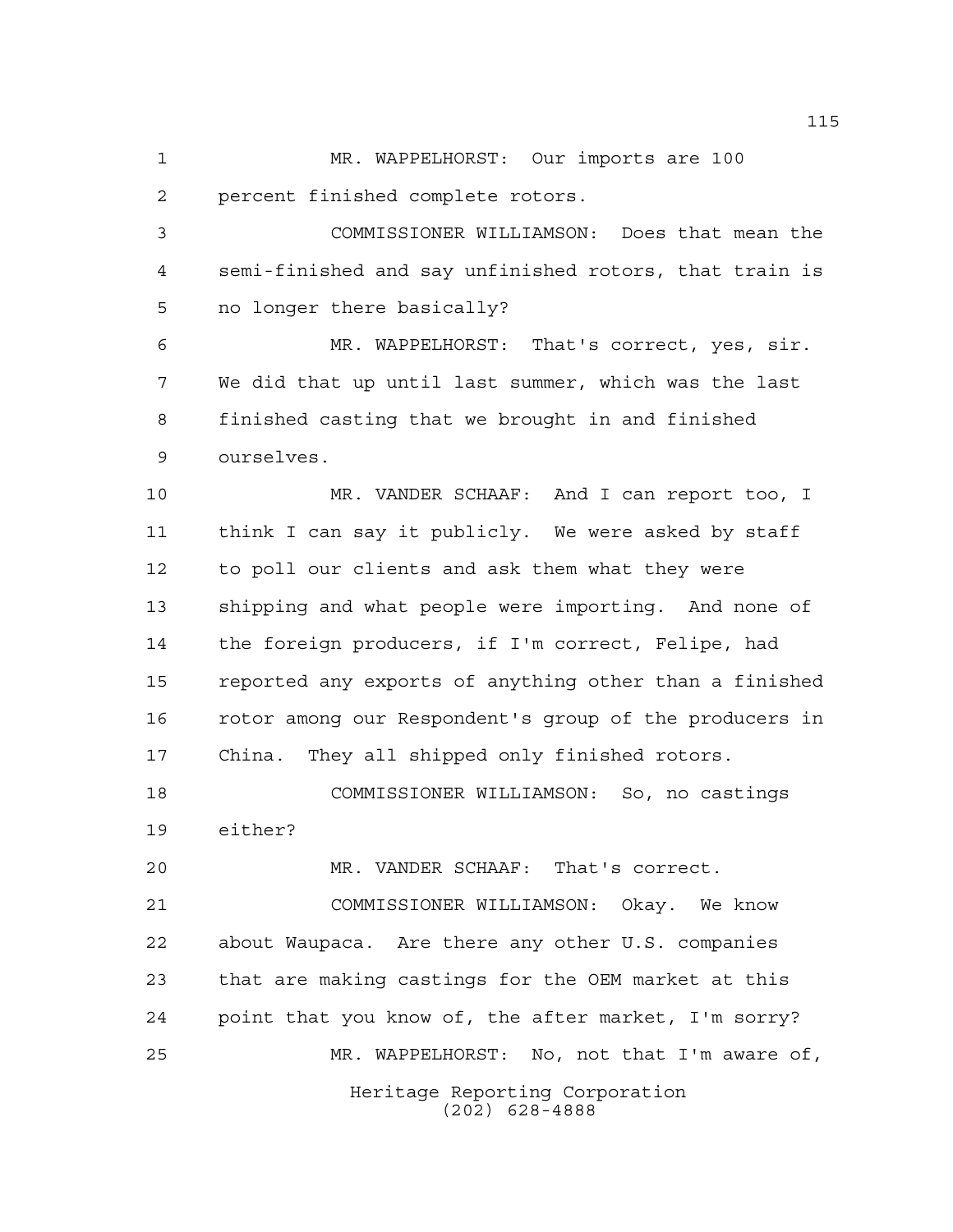MR. WAPPELHORST: Our imports are 100 percent finished complete rotors.

COMMISSIONER WILLIAMSON: Does that mean the semi-finished and say unfinished rotors, that train is no longer there basically?

MR. WAPPELHORST: That's correct, yes, sir. We did that up until last summer, which was the last finished casting that we brought in and finished ourselves.

MR. VANDER SCHAAF: And I can report too, I think I can say it publicly. We were asked by staff to poll our clients and ask them what they were shipping and what people were importing. And none of the foreign producers, if I'm correct, Felipe, had reported any exports of anything other than a finished rotor among our Respondent's group of the producers in China. They all shipped only finished rotors.

COMMISSIONER WILLIAMSON: So, no castings either?

MR. VANDER SCHAAF: That's correct.

COMMISSIONER WILLIAMSON: Okay. We know about Waupaca. Are there any other U.S. companies that are making castings for the OEM market at this point that you know of, the after market, I'm sorry?

MR. WAPPELHORST: No, not that I'm aware of,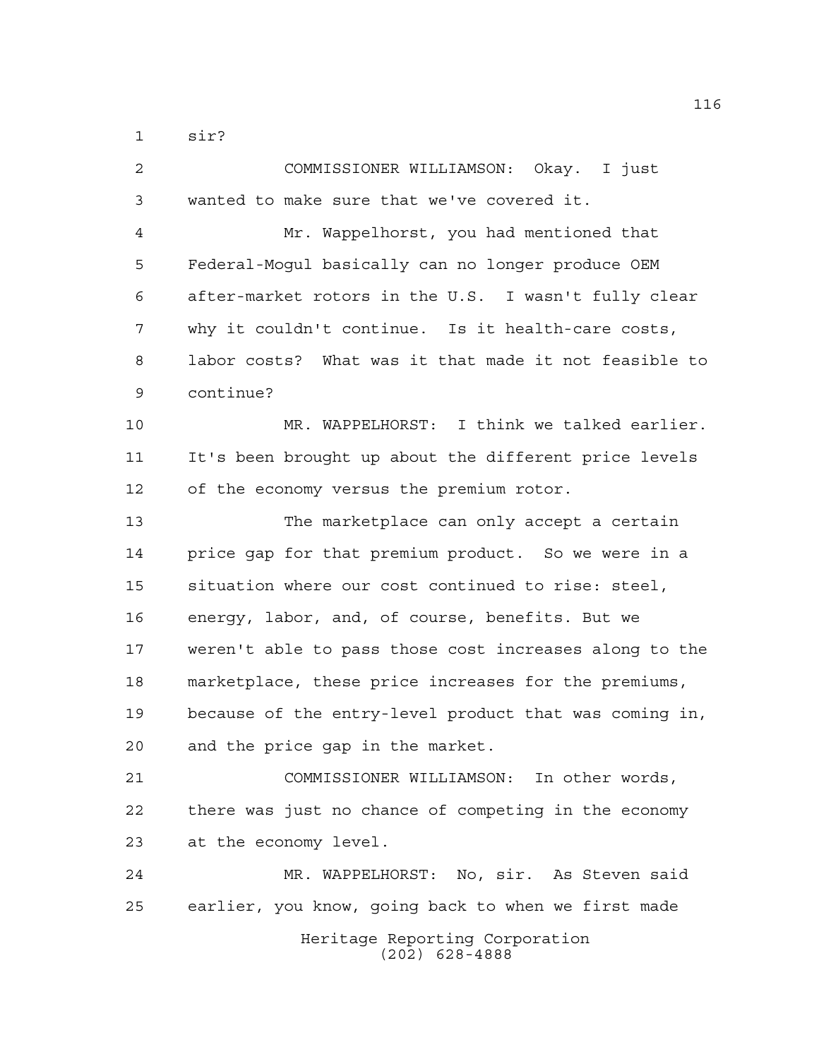sir?

COMMISSIONER WILLIAMSON: Okay. I just wanted to make sure that we've covered it.

Mr. Wappelhorst, you had mentioned that Federal-Mogul basically can no longer produce OEM after-market rotors in the U.S. I wasn't fully clear why it couldn't continue. Is it health-care costs, labor costs? What was it that made it not feasible to continue?

MR. WAPPELHORST: I think we talked earlier. It's been brought up about the different price levels of the economy versus the premium rotor.

The marketplace can only accept a certain price gap for that premium product. So we were in a situation where our cost continued to rise: steel, energy, labor, and, of course, benefits. But we weren't able to pass those cost increases along to the marketplace, these price increases for the premiums, because of the entry-level product that was coming in, and the price gap in the market.

COMMISSIONER WILLIAMSON: In other words, there was just no chance of competing in the economy at the economy level.

MR. WAPPELHORST: No, sir. As Steven said earlier, you know, going back to when we first made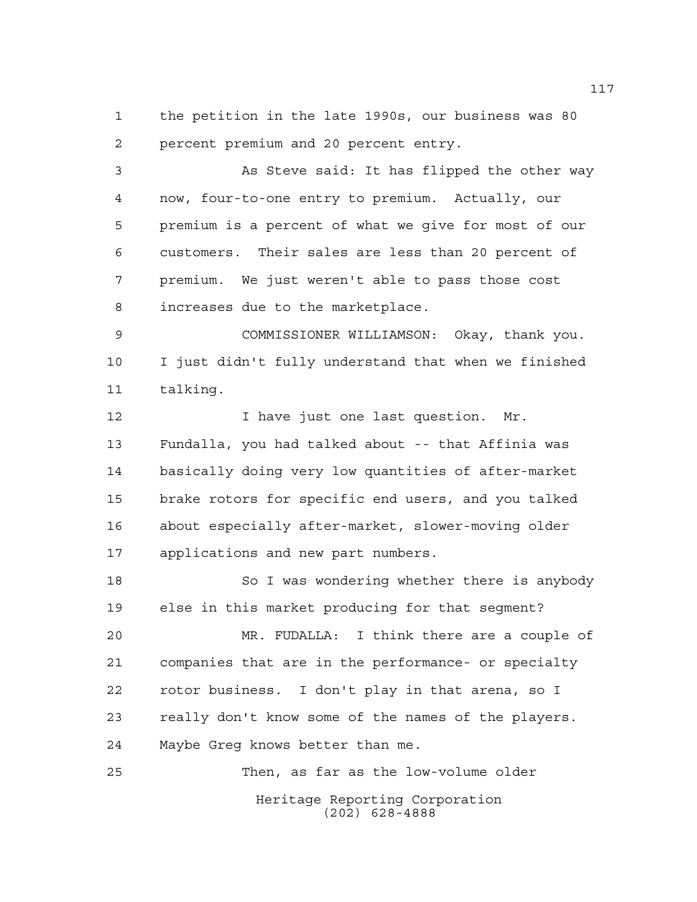the petition in the late 1990s, our business was 80 percent premium and 20 percent entry.

As Steve said: It has flipped the other way now, four-to-one entry to premium. Actually, our premium is a percent of what we give for most of our customers. Their sales are less than 20 percent of premium. We just weren't able to pass those cost increases due to the marketplace.

COMMISSIONER WILLIAMSON: Okay, thank you. I just didn't fully understand that when we finished talking.

I have just one last question. Mr. Fundalla, you had talked about -- that Affinia was basically doing very low quantities of after-market brake rotors for specific end users, and you talked about especially after-market, slower-moving older applications and new part numbers.

So I was wondering whether there is anybody else in this market producing for that segment?

MR. FUDALLA: I think there are a couple of companies that are in the performance- or specialty rotor business. I don't play in that arena, so I really don't know some of the names of the players. Maybe Greg knows better than me.

Then, as far as the low-volume older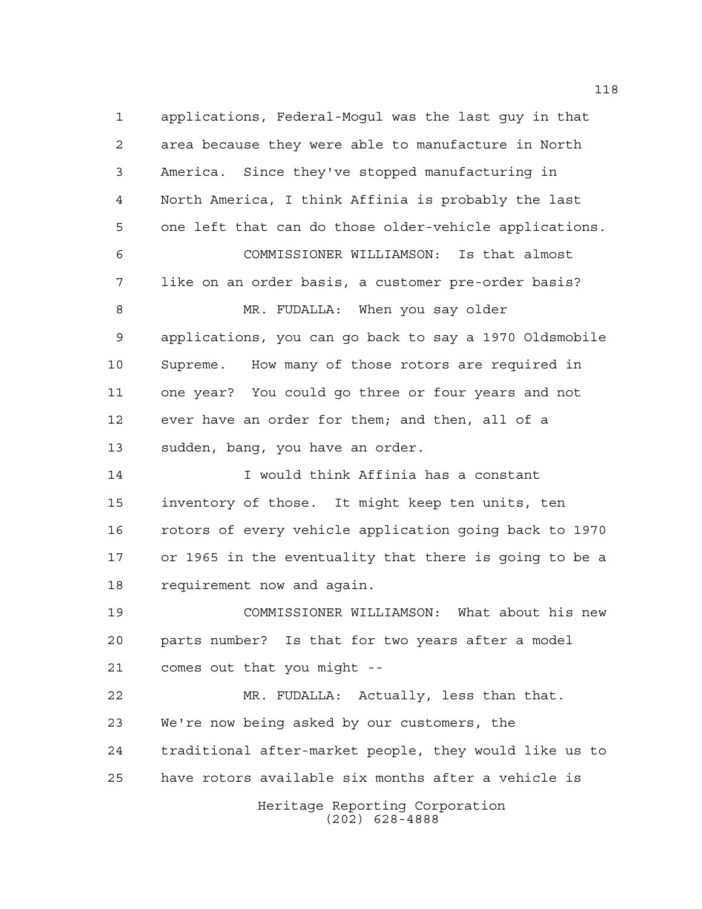applications, Federal-Mogul was the last guy in that area because they were able to manufacture in North America. Since they've stopped manufacturing in North America, I think Affinia is probably the last one left that can do those older-vehicle applications.

COMMISSIONER WILLIAMSON: Is that almost like on an order basis, a customer pre-order basis?

MR. FUDALLA: When you say older applications, you can go back to say a 1970 Oldsmobile Supreme. How many of those rotors are required in one year? You could go three or four years and not ever have an order for them; and then, all of a sudden, bang, you have an order.

I would think Affinia has a constant inventory of those. It might keep ten units, ten rotors of every vehicle application going back to 1970 or 1965 in the eventuality that there is going to be a requirement now and again.

COMMISSIONER WILLIAMSON: What about his new parts number? Is that for two years after a model comes out that you might --

MR. FUDALLA: Actually, less than that. We're now being asked by our customers, the traditional after-market people, they would like us to have rotors available six months after a vehicle is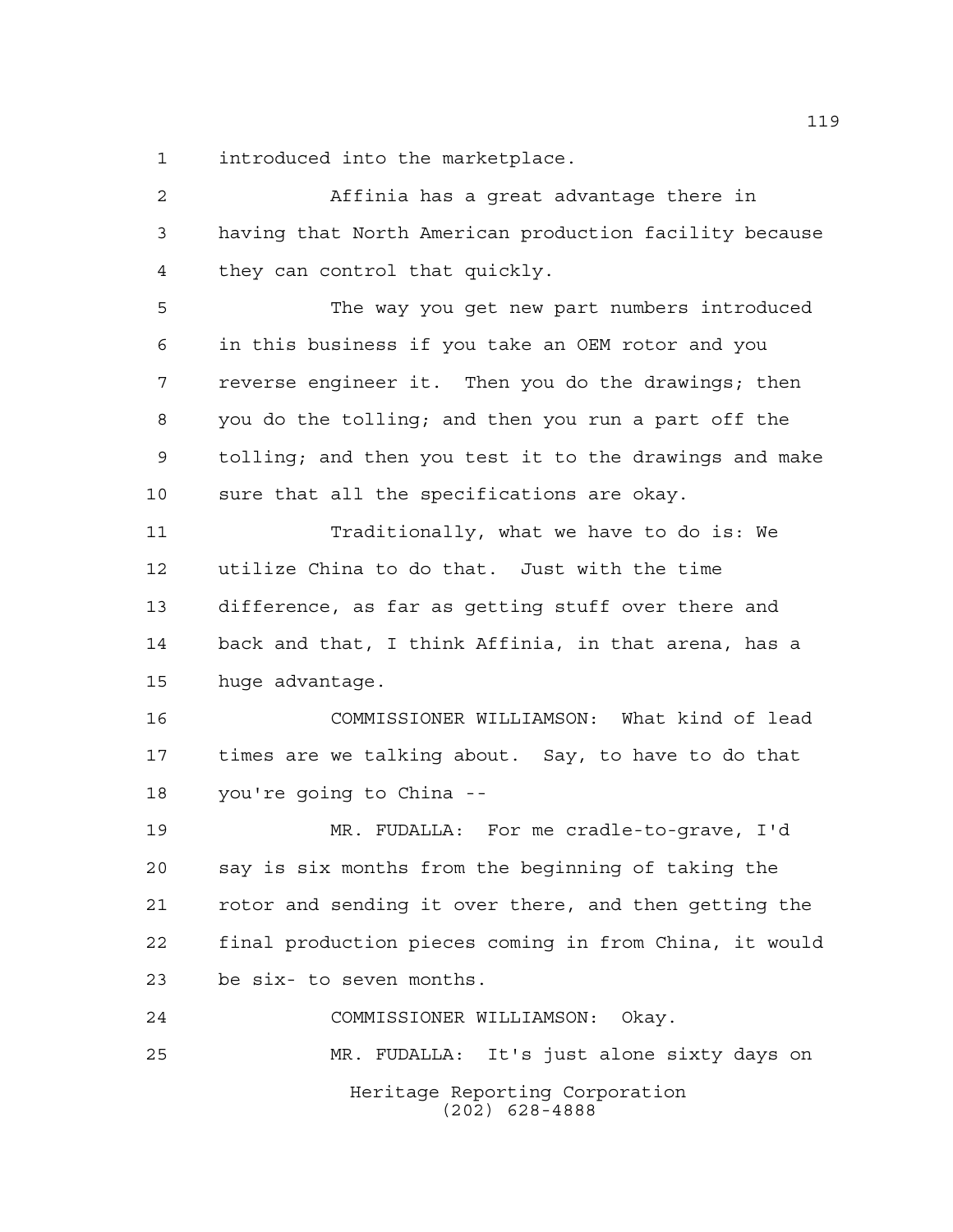introduced into the marketplace.

Affinia has a great advantage there in having that North American production facility because they can control that quickly.

The way you get new part numbers introduced in this business if you take an OEM rotor and you reverse engineer it. Then you do the drawings; then you do the tolling; and then you run a part off the tolling; and then you test it to the drawings and make sure that all the specifications are okay.

Traditionally, what we have to do is: We utilize China to do that. Just with the time difference, as far as getting stuff over there and back and that, I think Affinia, in that arena, has a huge advantage.

COMMISSIONER WILLIAMSON: What kind of lead times are we talking about. Say, to have to do that you're going to China --

MR. FUDALLA: For me cradle-to-grave, I'd say is six months from the beginning of taking the rotor and sending it over there, and then getting the final production pieces coming in from China, it would be six- to seven months.

COMMISSIONER WILLIAMSON: Okay.

MR. FUDALLA: It's just alone sixty days on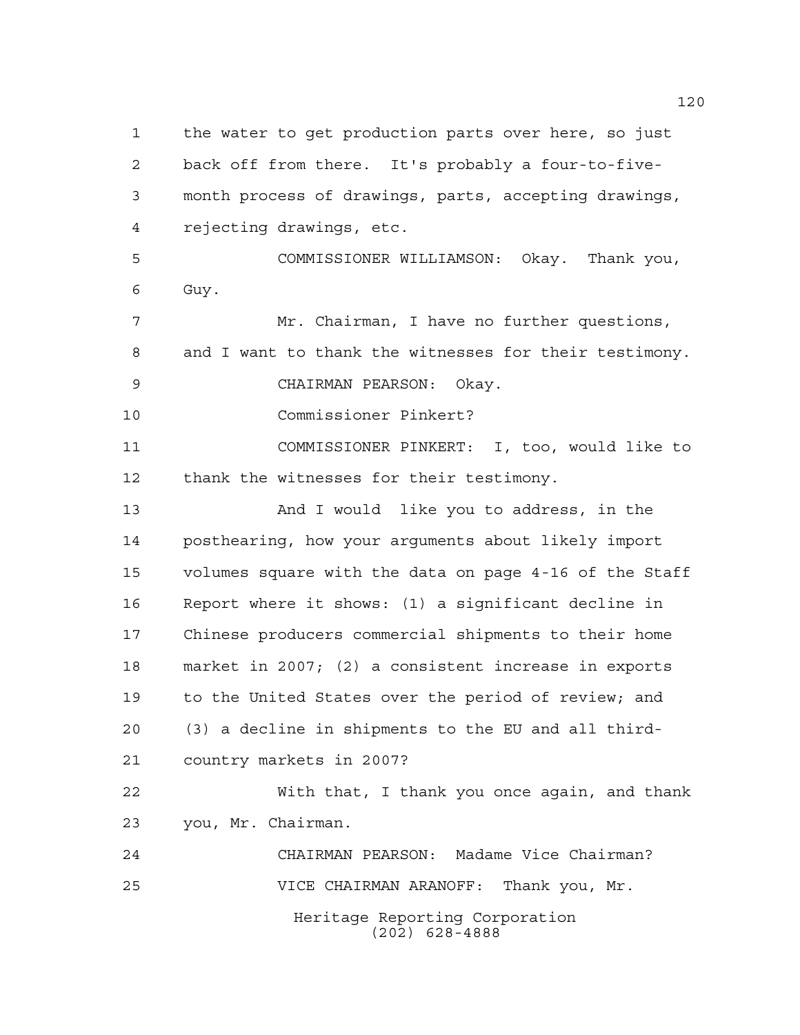the water to get production parts over here, so just back off from there. It's probably a four-to-five-month process of drawings, parts, accepting drawings, rejecting drawings, etc.

COMMISSIONER WILLIAMSON: Okay. Thank you, Guy.

Mr. Chairman, I have no further questions, and I want to thank the witnesses for their testimony.

CHAIRMAN PEARSON: Okay.

Commissioner Pinkert?

COMMISSIONER PINKERT: I, too, would like to thank the witnesses for their testimony.

And I would like you to address, in the posthearing, how your arguments about likely import volumes square with the data on page 4-16 of the Staff Report where it shows: (1) a significant decline in Chinese producers commercial shipments to their home market in 2007; (2) a consistent increase in exports to the United States over the period of review; and (3) a decline in shipments to the EU and all third-country markets in 2007?

With that, I thank you once again, and thank you, Mr. Chairman.

CHAIRMAN PEARSON: Madame Vice Chairman?

VICE CHAIRMAN ARANOFF: Thank you, Mr.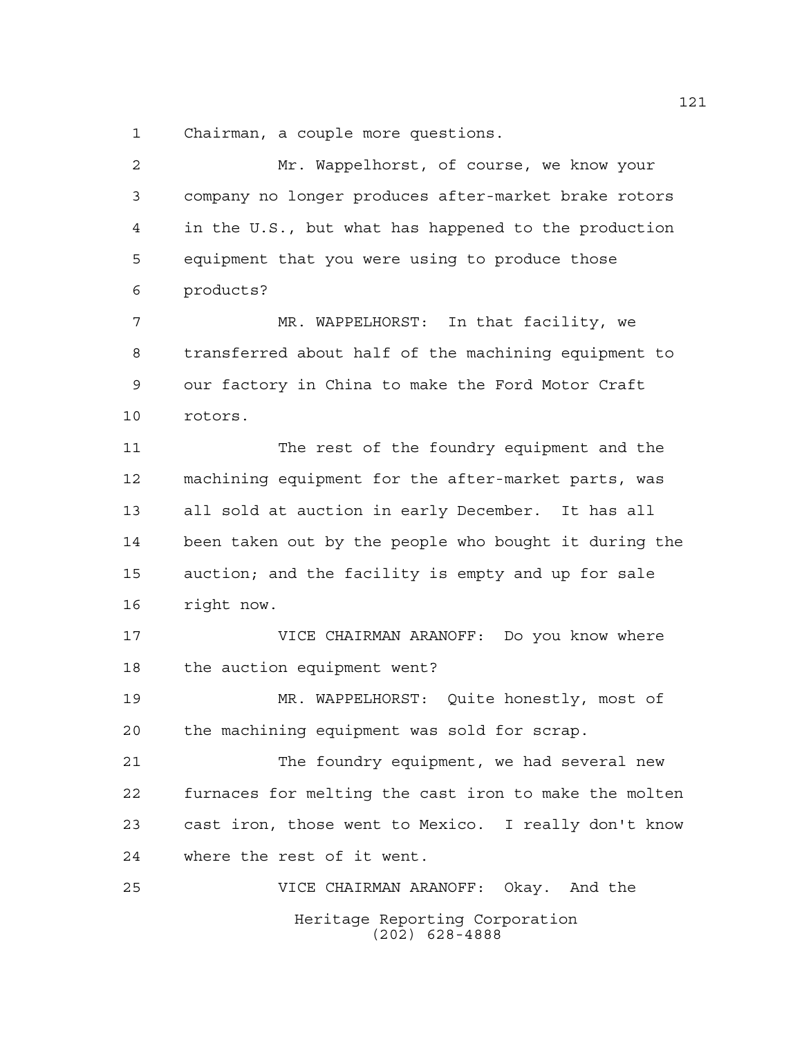Chairman, a couple more questions.

Mr. Wappelhorst, of course, we know your company no longer produces after-market brake rotors in the U.S., but what has happened to the production equipment that you were using to produce those products?

MR. WAPPELHORST: In that facility, we transferred about half of the machining equipment to our factory in China to make the Ford Motor Craft rotors.

The rest of the foundry equipment and the machining equipment for the after-market parts, was all sold at auction in early December. It has all been taken out by the people who bought it during the auction; and the facility is empty and up for sale right now.

VICE CHAIRMAN ARANOFF: Do you know where the auction equipment went?

MR. WAPPELHORST: Quite honestly, most of the machining equipment was sold for scrap.

The foundry equipment, we had several new furnaces for melting the cast iron to make the molten cast iron, those went to Mexico. I really don't know where the rest of it went.

VICE CHAIRMAN ARANOFF: Okay. And the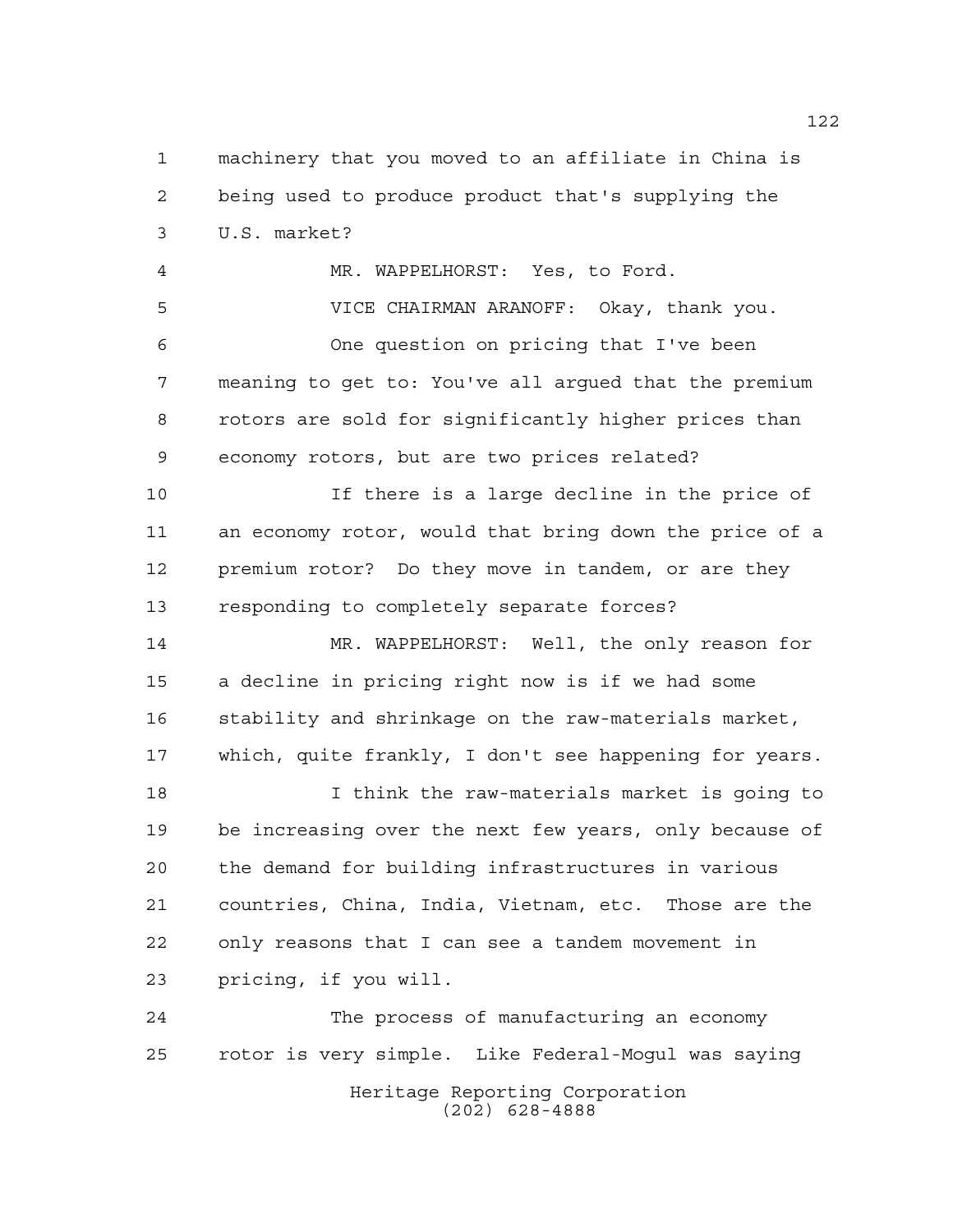machinery that you moved to an affiliate in China is being used to produce product that's supplying the U.S. market?

MR. WAPPELHORST: Yes, to Ford.

VICE CHAIRMAN ARANOFF: Okay, thank you.

One question on pricing that I've been meaning to get to: You've all argued that the premium rotors are sold for significantly higher prices than economy rotors, but are two prices related?

If there is a large decline in the price of an economy rotor, would that bring down the price of a premium rotor? Do they move in tandem, or are they responding to completely separate forces?

MR. WAPPELHORST: Well, the only reason for a decline in pricing right now is if we had some stability and shrinkage on the raw-materials market, which, quite frankly, I don't see happening for years.

I think the raw-materials market is going to be increasing over the next few years, only because of the demand for building infrastructures in various countries, China, India, Vietnam, etc. Those are the only reasons that I can see a tandem movement in pricing, if you will.

The process of manufacturing an economy rotor is very simple. Like Federal-Mogul was saying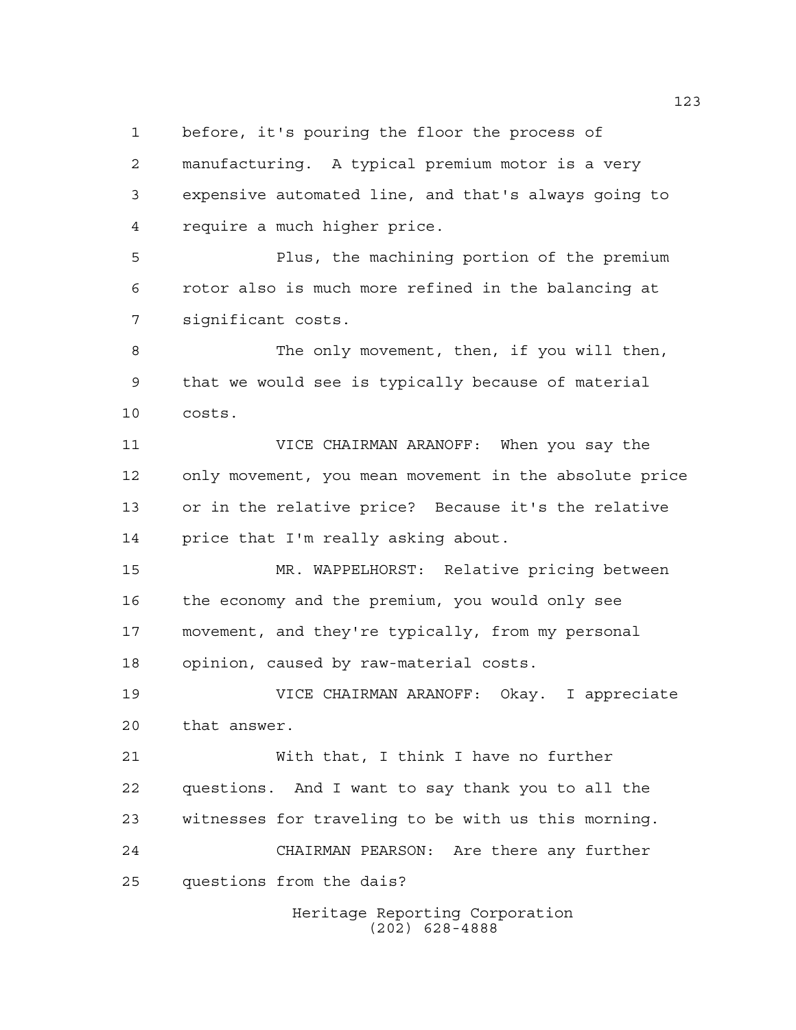before, it's pouring the floor the process of manufacturing. A typical premium motor is a very expensive automated line, and that's always going to require a much higher price.

Plus, the machining portion of the premium rotor also is much more refined in the balancing at significant costs.

The only movement, then, if you will then, that we would see is typically because of material costs.

VICE CHAIRMAN ARANOFF: When you say the only movement, you mean movement in the absolute price or in the relative price? Because it's the relative price that I'm really asking about.

MR. WAPPELHORST: Relative pricing between the economy and the premium, you would only see movement, and they're typically, from my personal opinion, caused by raw-material costs.

VICE CHAIRMAN ARANOFF: Okay. I appreciate that answer.

With that, I think I have no further questions. And I want to say thank you to all the witnesses for traveling to be with us this morning.

CHAIRMAN PEARSON: Are there any further questions from the dais?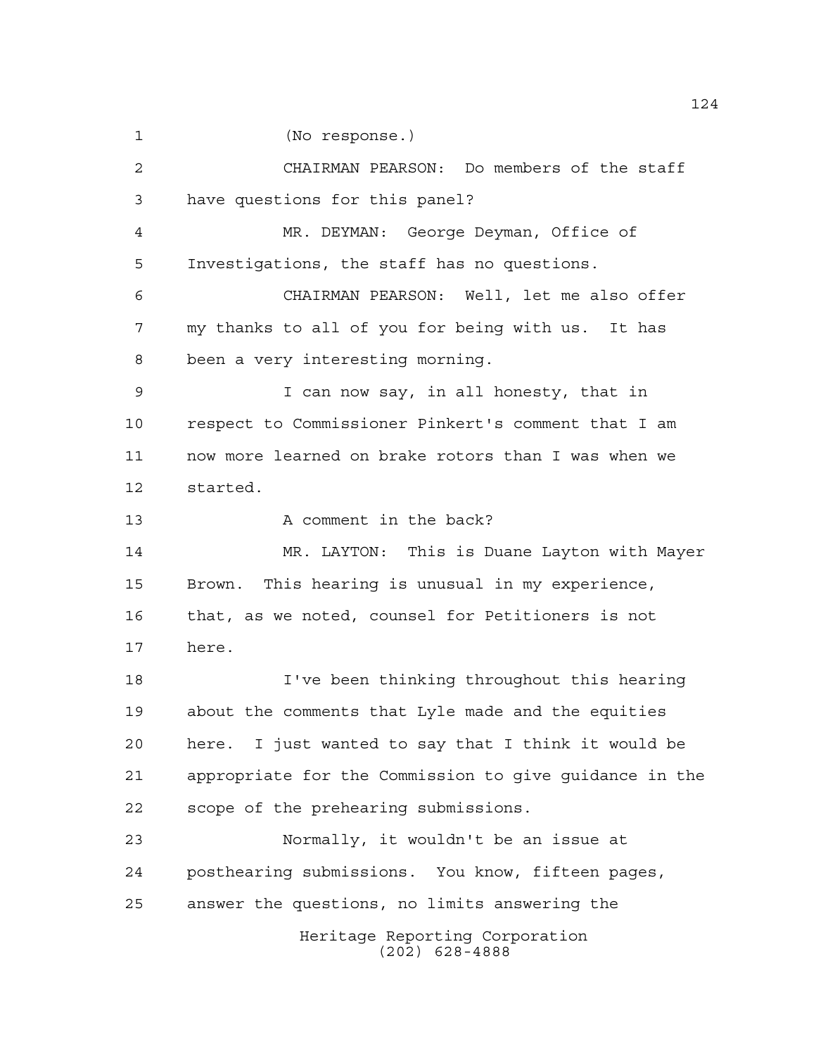(No response.)

CHAIRMAN PEARSON: Do members of the staff have questions for this panel?

MR. DEYMAN: George Deyman, Office of Investigations, the staff has no questions.

CHAIRMAN PEARSON: Well, let me also offer my thanks to all of you for being with us. It has been a very interesting morning.

I can now say, in all honesty, that in respect to Commissioner Pinkert's comment that I am now more learned on brake rotors than I was when we started.

A comment in the back?

MR. LAYTON: This is Duane Layton with Mayer Brown. This hearing is unusual in my experience, that, as we noted, counsel for Petitioners is not here.

I've been thinking throughout this hearing about the comments that Lyle made and the equities here. I just wanted to say that I think it would be appropriate for the Commission to give guidance in the scope of the prehearing submissions.

Normally, it wouldn't be an issue at posthearing submissions. You know, fifteen pages, answer the questions, no limits answering the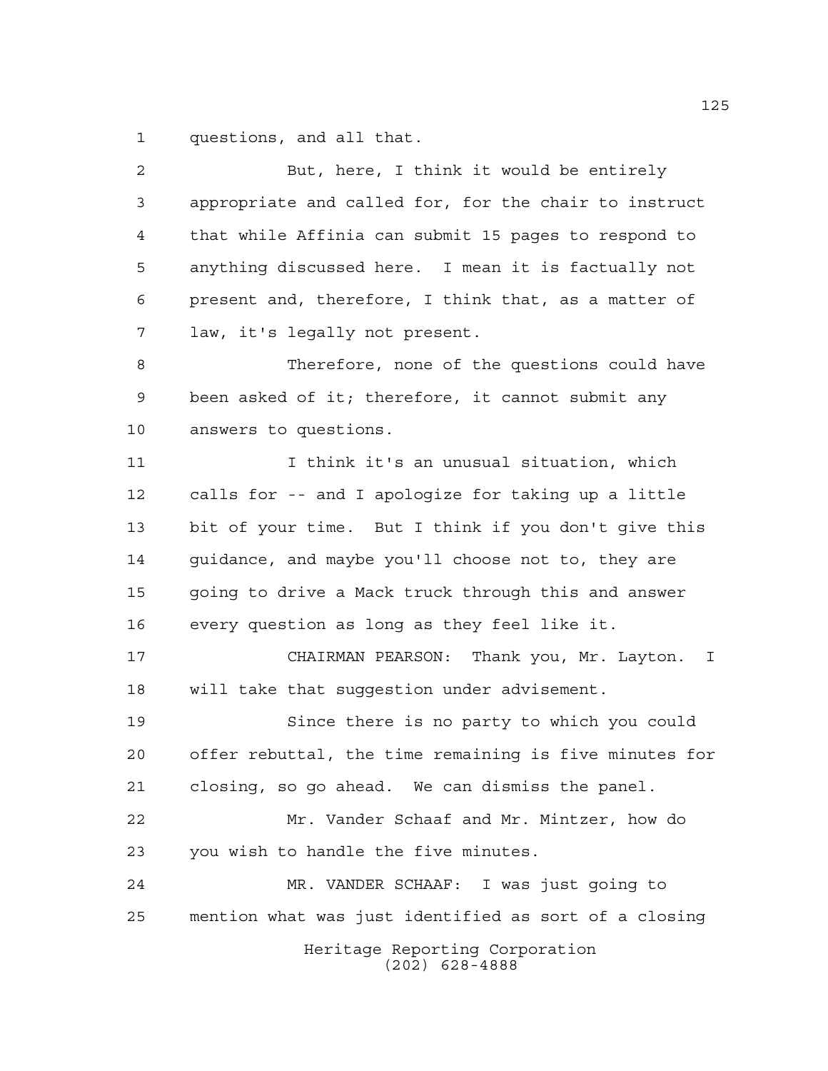questions, and all that.

But, here, I think it would be entirely appropriate and called for, for the chair to instruct that while Affinia can submit 15 pages to respond to anything discussed here. I mean it is factually not present and, therefore, I think that, as a matter of law, it's legally not present.

Therefore, none of the questions could have been asked of it; therefore, it cannot submit any answers to questions.

I think it's an unusual situation, which calls for -- and I apologize for taking up a little bit of your time. But I think if you don't give this guidance, and maybe you'll choose not to, they are going to drive a Mack truck through this and answer every question as long as they feel like it.

CHAIRMAN PEARSON: Thank you, Mr. Layton. I will take that suggestion under advisement.

Since there is no party to which you could offer rebuttal, the time remaining is five minutes for closing, so go ahead. We can dismiss the panel.

Mr. Vander Schaaf and Mr. Mintzer, how do you wish to handle the five minutes.

MR. VANDER SCHAAF: I was just going to mention what was just identified as sort of a closing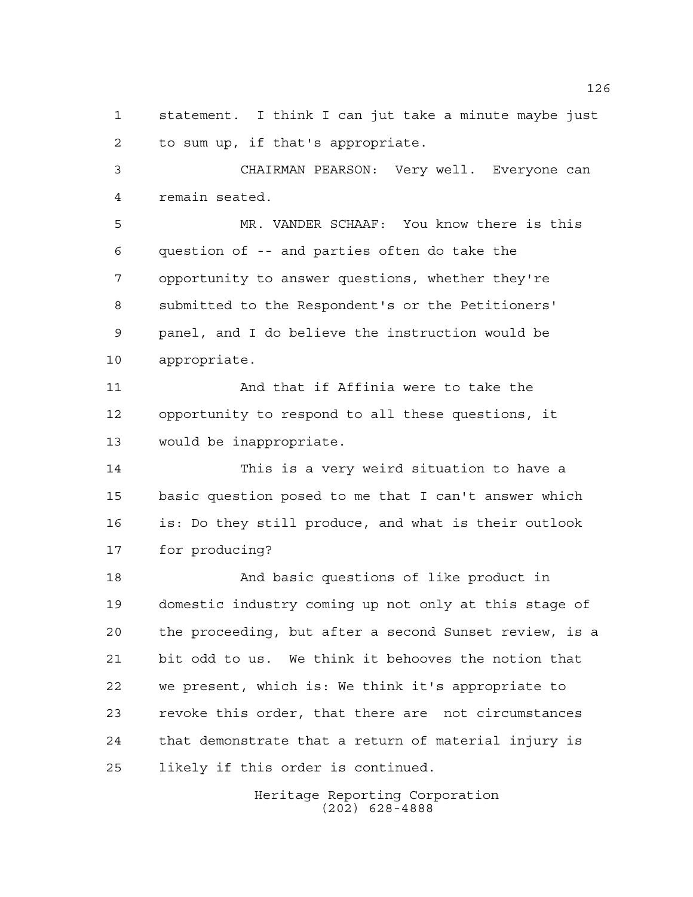statement. I think I can jut take a minute maybe just to sum up, if that's appropriate.

CHAIRMAN PEARSON: Very well. Everyone can remain seated.

MR. VANDER SCHAAF: You know there is this question of -- and parties often do take the opportunity to answer questions, whether they're submitted to the Respondent's or the Petitioners' panel, and I do believe the instruction would be appropriate.

And that if Affinia were to take the opportunity to respond to all these questions, it would be inappropriate.

This is a very weird situation to have a basic question posed to me that I can't answer which is: Do they still produce, and what is their outlook for producing?

And basic questions of like product in domestic industry coming up not only at this stage of the proceeding, but after a second Sunset review, is a bit odd to us. We think it behooves the notion that we present, which is: We think it's appropriate to revoke this order, that there are not circumstances that demonstrate that a return of material injury is likely if this order is continued.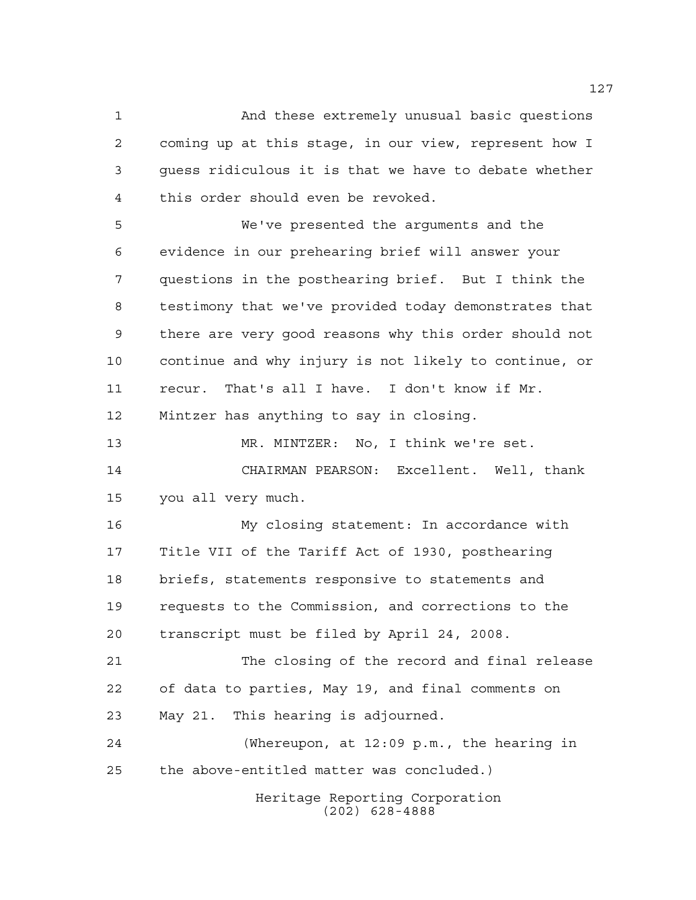And these extremely unusual basic questions coming up at this stage, in our view, represent how I guess ridiculous it is that we have to debate whether this order should even be revoked.

We've presented the arguments and the evidence in our prehearing brief will answer your questions in the posthearing brief. But I think the testimony that we've provided today demonstrates that there are very good reasons why this order should not continue and why injury is not likely to continue, or recur. That's all I have. I don't know if Mr. Mintzer has anything to say in closing.

MR. MINTZER: No, I think we're set.

CHAIRMAN PEARSON: Excellent. Well, thank you all very much.

My closing statement: In accordance with Title VII of the Tariff Act of 1930, posthearing briefs, statements responsive to statements and requests to the Commission, and corrections to the transcript must be filed by April 24, 2008.

The closing of the record and final release of data to parties, May 19, and final comments on May 21. This hearing is adjourned.

(Whereupon, at 12:09 p.m., the hearing in the above-entitled matter was concluded.)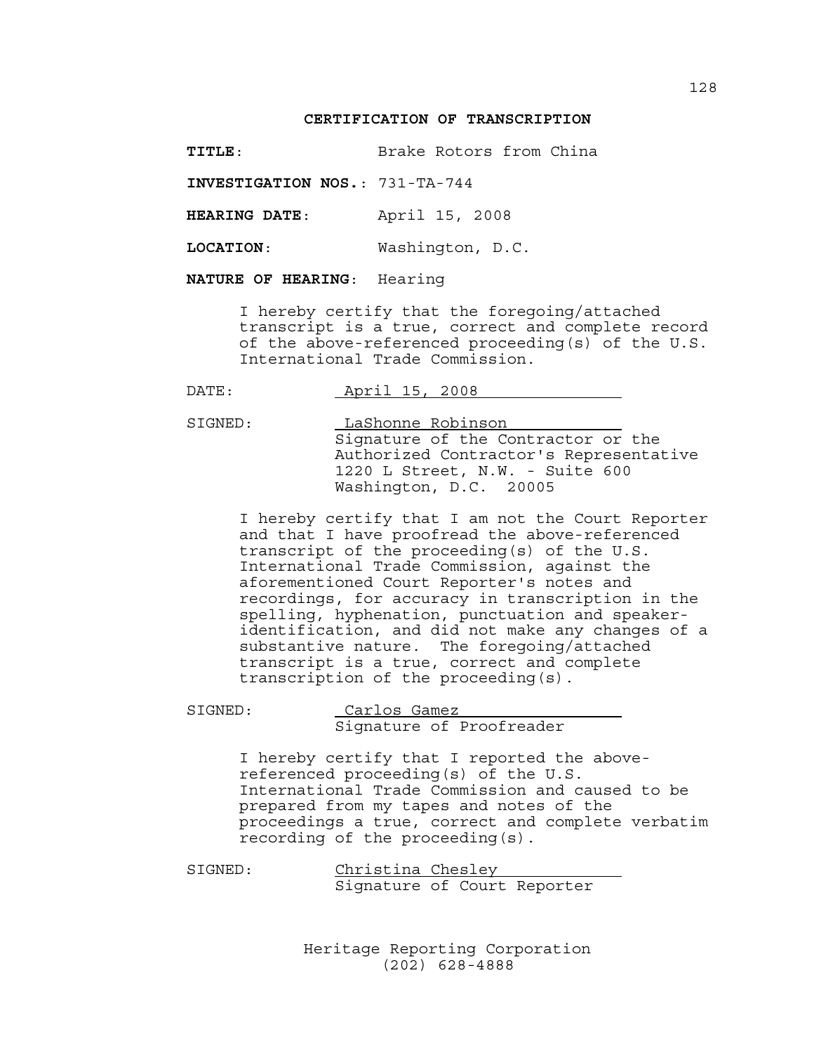## CERTIFICATION OF TRANSCRIPTION

**TITLE**: Brake Rotors from China

**INVESTIGATION NOS.**: 731-TA-744

**HEARING DATE**: April 15, 2008

**LOCATION**: Washington, D.C.

**NATURE OF HEARING**: Hearing

I hereby certify that the foregoing/attached transcript is a true, correct and complete record of the above-referenced proceeding(s) of the U.S. International Trade Commission.

DATE: April 15, 2008

SIGNED: LaShonne Robinson
Signature of the Contractor or the Authorized Contractor's Representative
1220 L Street, N.W. - Suite 600
Washington, D.C. 20005

I hereby certify that I am not the Court Reporter and that I have proofread the above-referenced transcript of the proceeding(s) of the U.S. International Trade Commission, against the aforementioned Court Reporter's notes and recordings, for accuracy in transcription in the spelling, hyphenation, punctuation and speaker-identification, and did not make any changes of a substantive nature. The foregoing/attached transcript is a true, correct and complete transcription of the proceeding(s).

SIGNED: Carlos Gamez
Signature of Proofreader

I hereby certify that I reported the above-referenced proceeding(s) of the U.S. International Trade Commission and caused to be prepared from my tapes and notes of the proceedings a true, correct and complete verbatim recording of the proceeding(s).

SIGNED: Christina Chesley
Signature of Court Reporter